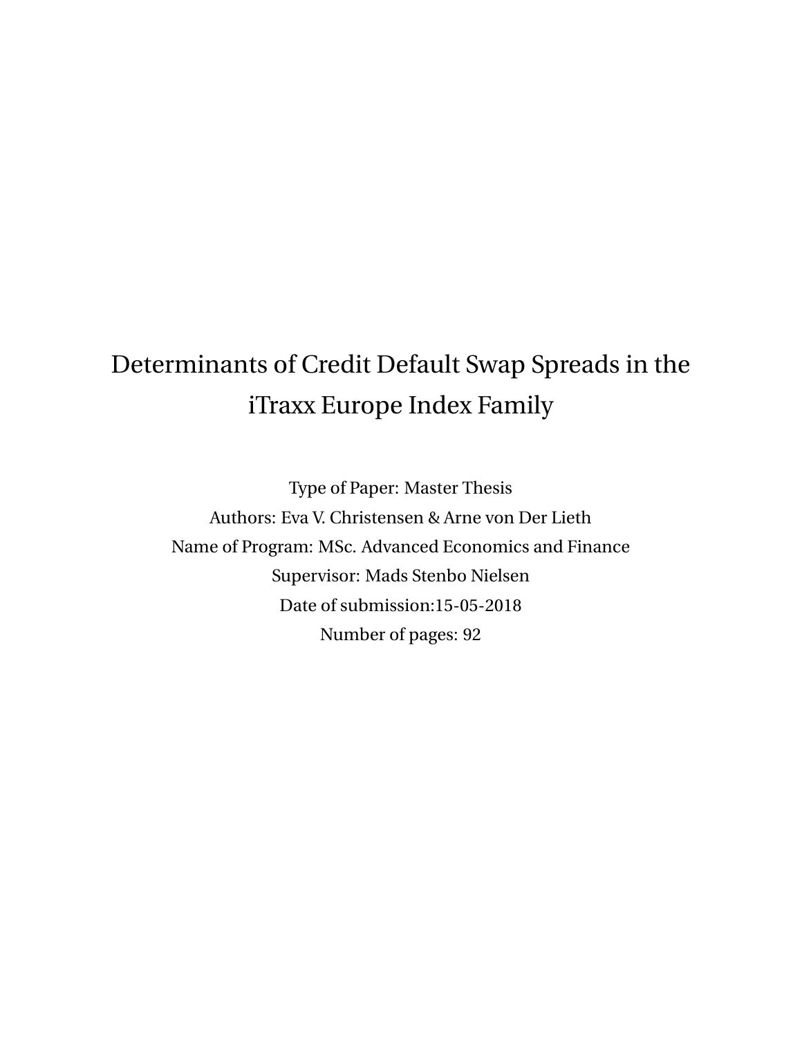# Determinants of Credit Default Swap Spreads in the iTraxx Europe Index Family

Type of Paper: Master Thesis

Authors: Eva V. Christensen & Arne von Der Lieth

Name of Program: MSc. Advanced Economics and Finance

Supervisor: Mads Stenbo Nielsen

Date of submission:15-05-2018

Number of pages: 92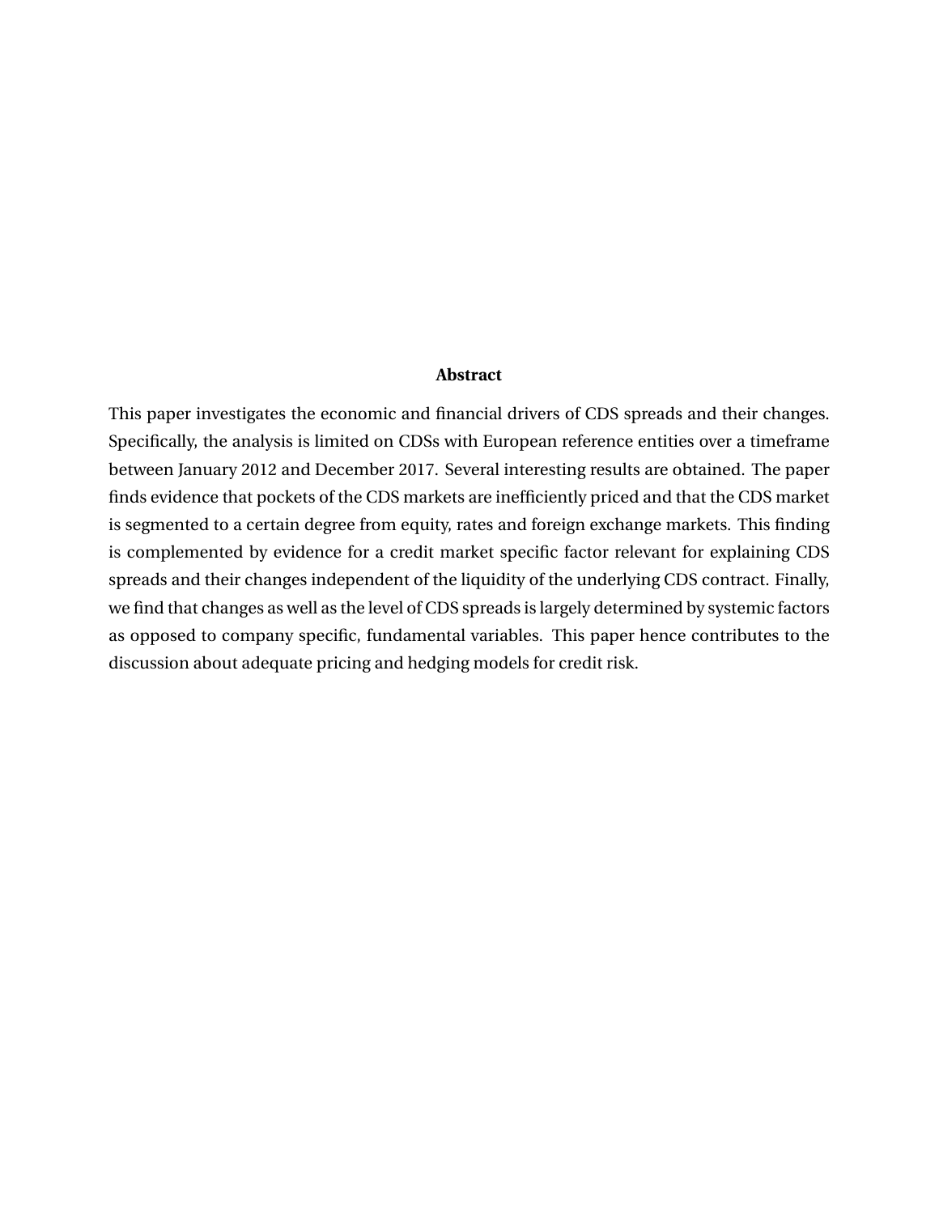## Abstract

This paper investigates the economic and financial drivers of CDS spreads and their changes. Specifically, the analysis is limited on CDSs with European reference entities over a timeframe between January 2012 and December 2017. Several interesting results are obtained. The paper finds evidence that pockets of the CDS markets are inefficiently priced and that the CDS market is segmented to a certain degree from equity, rates and foreign exchange markets. This finding is complemented by evidence for a credit market specific factor relevant for explaining CDS spreads and their changes independent of the liquidity of the underlying CDS contract. Finally, we find that changes as well as the level of CDS spreads is largely determined by systemic factors as opposed to company specific, fundamental variables. This paper hence contributes to the discussion about adequate pricing and hedging models for credit risk.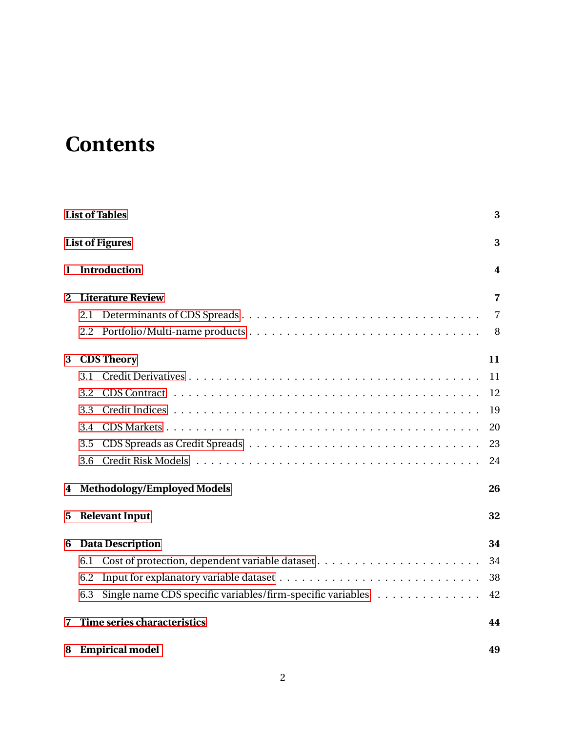# Contents

**List of Tables** **3**

**List of Figures** **3**

**1 Introduction** **4**

**2 Literature Review** **7**

- 2.1 Determinants of CDS Spreads . . . 7
- 2.2 Portfolio/Multi-name products . . . 8

**3 CDS Theory** **11**

- 3.1 Credit Derivatives . . . 11
- 3.2 CDS Contract . . . 12
- 3.3 Credit Indices . . . 19
- 3.4 CDS Markets . . . 20
- 3.5 CDS Spreads as Credit Spreads . . . 23
- 3.6 Credit Risk Models . . . 24

**4 Methodology/Employed Models** **26**

**5 Relevant Input** **32**

**6 Data Description** **34**

- 6.1 Cost of protection, dependent variable dataset . . . 34
- 6.2 Input for explanatory variable dataset . . . 38
- 6.3 Single name CDS specific variables/firm-specific variables . . . 42

**7 Time series characteristics** **44**

**8 Empirical model** **49**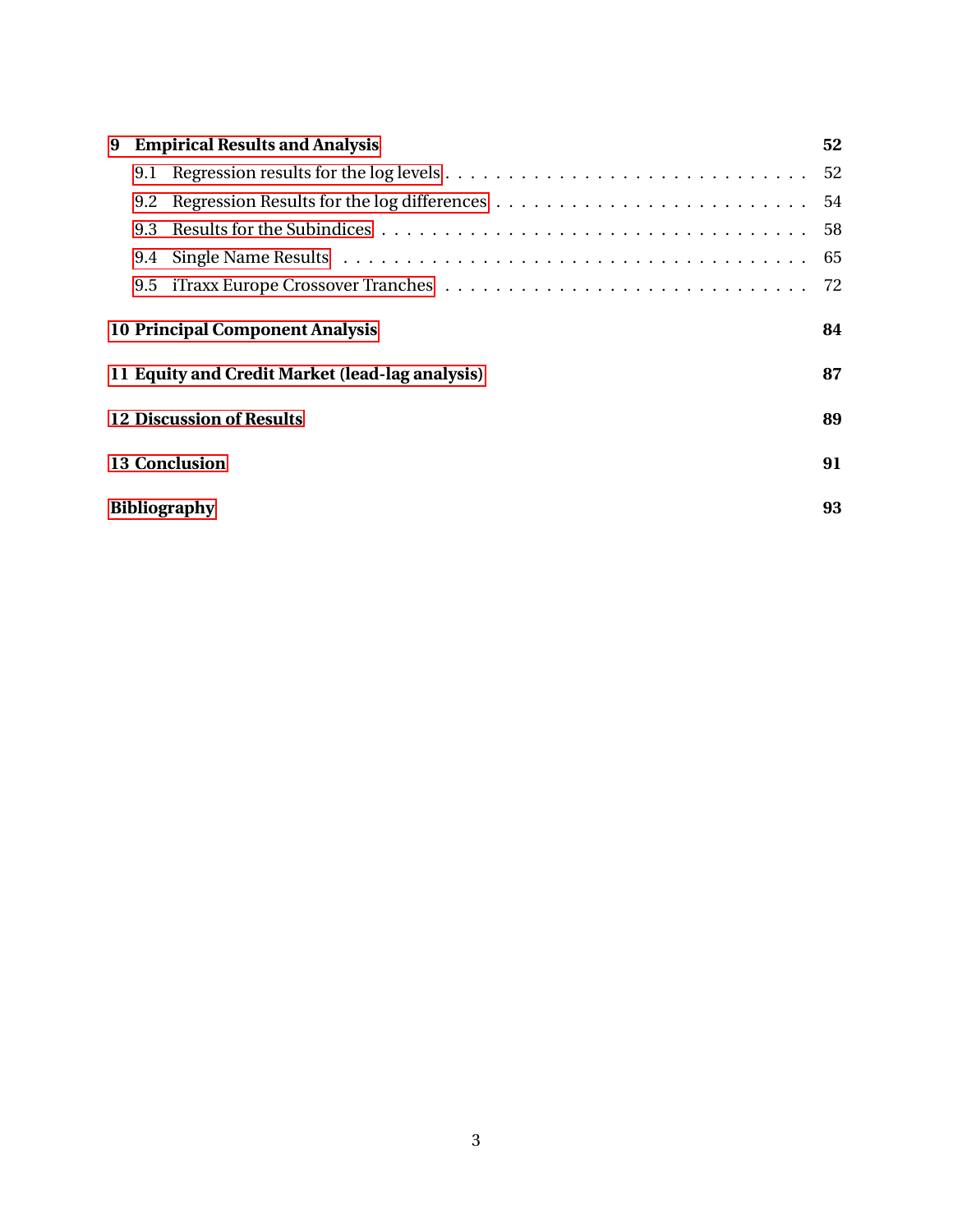**9 Empirical Results and Analysis** **52**

- 9.1 Regression results for the log levels . . . . . . . . . . 52
- 9.2 Regression Results for the log differences . . . . . . . . . . 54
- 9.3 Results for the Subindices . . . . . . . . . . 58
- 9.4 Single Name Results . . . . . . . . . . 65
- 9.5 iTraxx Europe Crossover Tranches . . . . . . . . . . 72

**10 Principal Component Analysis** **84**

**11 Equity and Credit Market (lead-lag analysis)** **87**

**12 Discussion of Results** **89**

**13 Conclusion** **91**

**Bibliography** **93**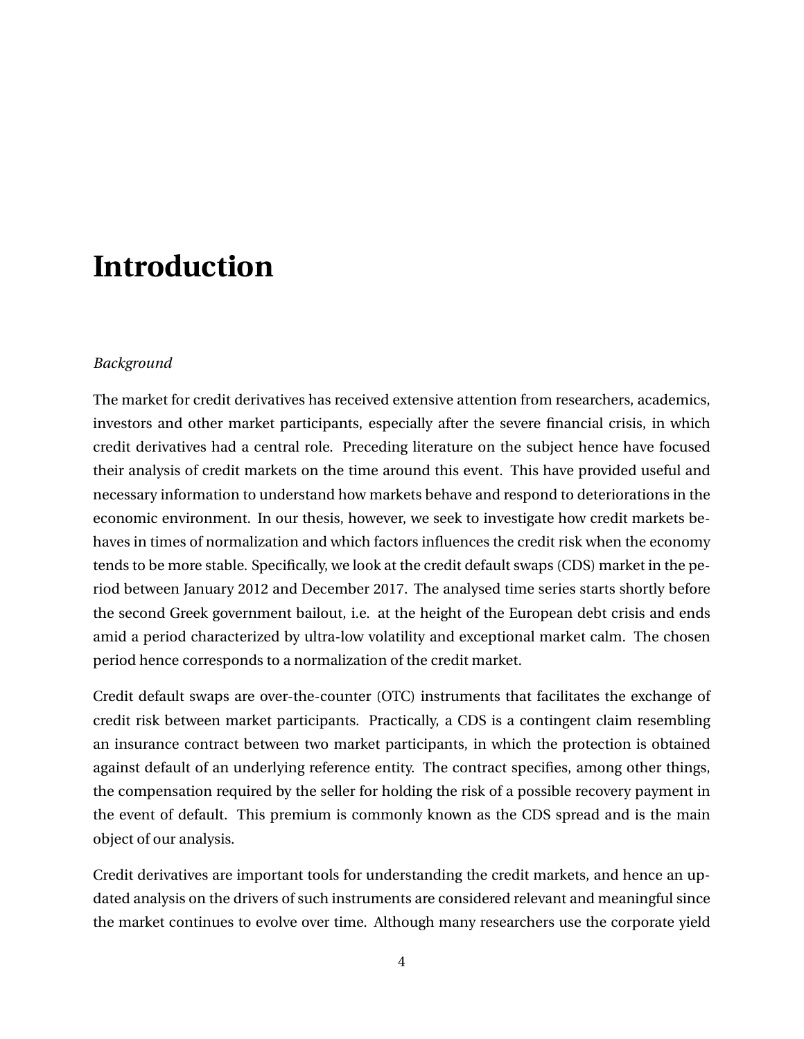# Introduction

*Background*

The market for credit derivatives has received extensive attention from researchers, academics, investors and other market participants, especially after the severe financial crisis, in which credit derivatives had a central role. Preceding literature on the subject hence have focused their analysis of credit markets on the time around this event. This have provided useful and necessary information to understand how markets behave and respond to deteriorations in the economic environment. In our thesis, however, we seek to investigate how credit markets behaves in times of normalization and which factors influences the credit risk when the economy tends to be more stable. Specifically, we look at the credit default swaps (CDS) market in the period between January 2012 and December 2017. The analysed time series starts shortly before the second Greek government bailout, i.e. at the height of the European debt crisis and ends amid a period characterized by ultra-low volatility and exceptional market calm. The chosen period hence corresponds to a normalization of the credit market.

Credit default swaps are over-the-counter (OTC) instruments that facilitates the exchange of credit risk between market participants. Practically, a CDS is a contingent claim resembling an insurance contract between two market participants, in which the protection is obtained against default of an underlying reference entity. The contract specifies, among other things, the compensation required by the seller for holding the risk of a possible recovery payment in the event of default. This premium is commonly known as the CDS spread and is the main object of our analysis.

Credit derivatives are important tools for understanding the credit markets, and hence an updated analysis on the drivers of such instruments are considered relevant and meaningful since the market continues to evolve over time. Although many researchers use the corporate yield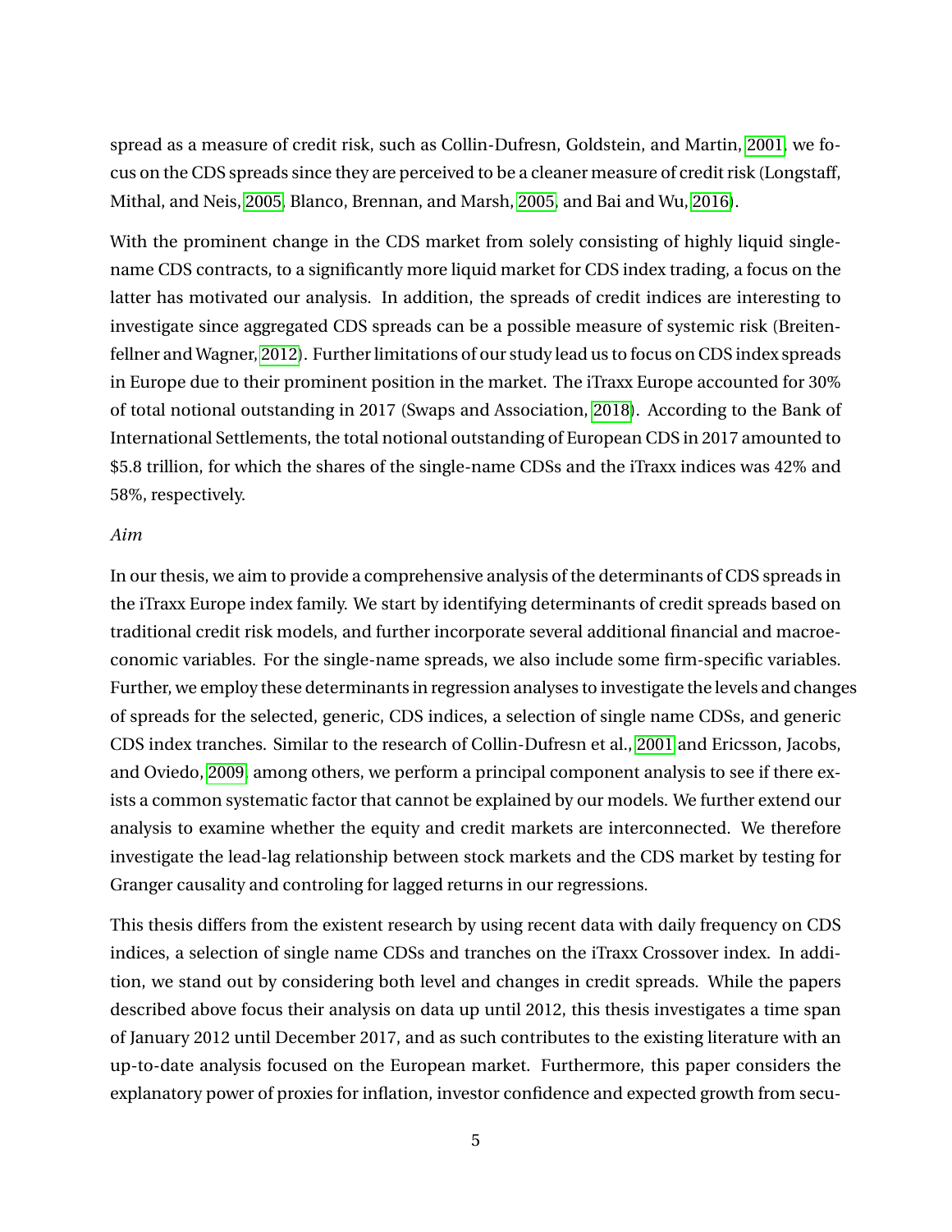spread as a measure of credit risk, such as Collin-Dufresn, Goldstein, and Martin, 2001, we focus on the CDS spreads since they are perceived to be a cleaner measure of credit risk (Longstaff, Mithal, and Neis, 2005, Blanco, Brennan, and Marsh, 2005, and Bai and Wu, 2016).

With the prominent change in the CDS market from solely consisting of highly liquid single-name CDS contracts, to a significantly more liquid market for CDS index trading, a focus on the latter has motivated our analysis. In addition, the spreads of credit indices are interesting to investigate since aggregated CDS spreads can be a possible measure of systemic risk (Breitenfellner and Wagner, 2012). Further limitations of our study lead us to focus on CDS index spreads in Europe due to their prominent position in the market. The iTraxx Europe accounted for 30% of total notional outstanding in 2017 (Swaps and Association, 2018). According to the Bank of International Settlements, the total notional outstanding of European CDS in 2017 amounted to $5.8 trillion, for which the shares of the single-name CDSs and the iTraxx indices was 42% and 58%, respectively.

*Aim*

In our thesis, we aim to provide a comprehensive analysis of the determinants of CDS spreads in the iTraxx Europe index family. We start by identifying determinants of credit spreads based on traditional credit risk models, and further incorporate several additional financial and macroeconomic variables. For the single-name spreads, we also include some firm-specific variables. Further, we employ these determinants in regression analyses to investigate the levels and changes of spreads for the selected, generic, CDS indices, a selection of single name CDSs, and generic CDS index tranches. Similar to the research of Collin-Dufresn et al., 2001 and Ericsson, Jacobs, and Oviedo, 2009 among others, we perform a principal component analysis to see if there exists a common systematic factor that cannot be explained by our models. We further extend our analysis to examine whether the equity and credit markets are interconnected. We therefore investigate the lead-lag relationship between stock markets and the CDS market by testing for Granger causality and controling for lagged returns in our regressions.

This thesis differs from the existent research by using recent data with daily frequency on CDS indices, a selection of single name CDSs and tranches on the iTraxx Crossover index. In addition, we stand out by considering both level and changes in credit spreads. While the papers described above focus their analysis on data up until 2012, this thesis investigates a time span of January 2012 until December 2017, and as such contributes to the existing literature with an up-to-date analysis focused on the European market. Furthermore, this paper considers the explanatory power of proxies for inflation, investor confidence and expected growth from secu-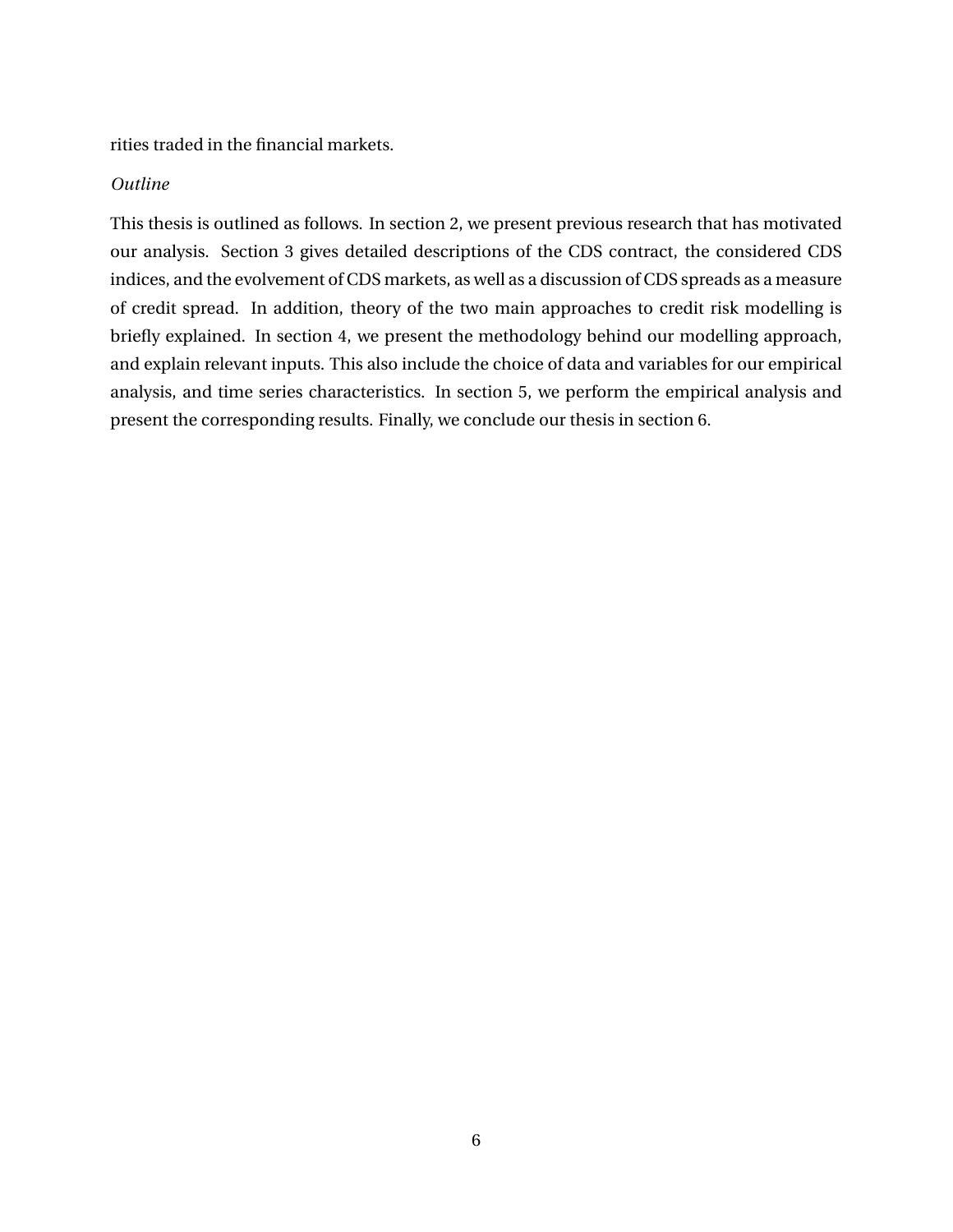rities traded in the financial markets.

*Outline*

This thesis is outlined as follows. In section 2, we present previous research that has motivated our analysis. Section 3 gives detailed descriptions of the CDS contract, the considered CDS indices, and the evolvement of CDS markets, as well as a discussion of CDS spreads as a measure of credit spread. In addition, theory of the two main approaches to credit risk modelling is briefly explained. In section 4, we present the methodology behind our modelling approach, and explain relevant inputs. This also include the choice of data and variables for our empirical analysis, and time series characteristics. In section 5, we perform the empirical analysis and present the corresponding results. Finally, we conclude our thesis in section 6.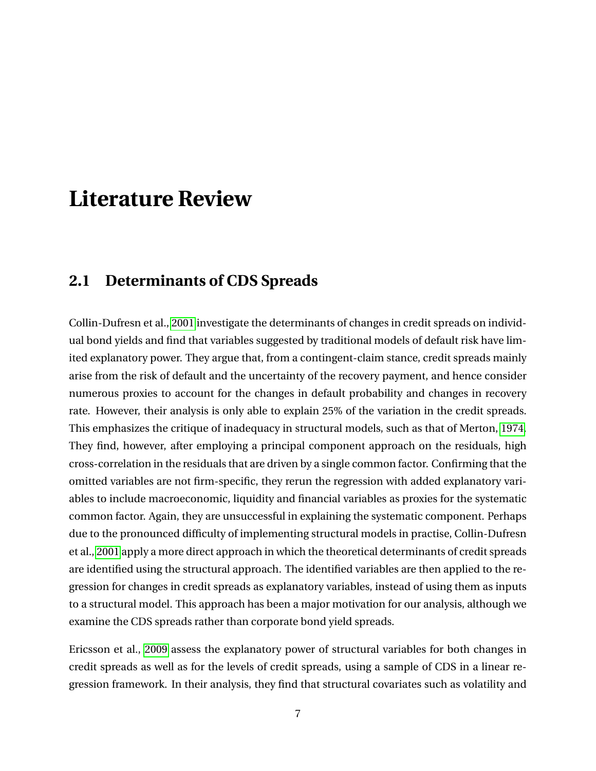# Literature Review

## 2.1 Determinants of CDS Spreads

Collin-Dufresn et al., 2001 investigate the determinants of changes in credit spreads on individual bond yields and find that variables suggested by traditional models of default risk have limited explanatory power. They argue that, from a contingent-claim stance, credit spreads mainly arise from the risk of default and the uncertainty of the recovery payment, and hence consider numerous proxies to account for the changes in default probability and changes in recovery rate. However, their analysis is only able to explain 25% of the variation in the credit spreads. This emphasizes the critique of inadequacy in structural models, such as that of Merton, 1974. They find, however, after employing a principal component approach on the residuals, high cross-correlation in the residuals that are driven by a single common factor. Confirming that the omitted variables are not firm-specific, they rerun the regression with added explanatory variables to include macroeconomic, liquidity and financial variables as proxies for the systematic common factor. Again, they are unsuccessful in explaining the systematic component. Perhaps due to the pronounced difficulty of implementing structural models in practise, Collin-Dufresn et al., 2001 apply a more direct approach in which the theoretical determinants of credit spreads are identified using the structural approach. The identified variables are then applied to the regression for changes in credit spreads as explanatory variables, instead of using them as inputs to a structural model. This approach has been a major motivation for our analysis, although we examine the CDS spreads rather than corporate bond yield spreads.

Ericsson et al., 2009 assess the explanatory power of structural variables for both changes in credit spreads as well as for the levels of credit spreads, using a sample of CDS in a linear regression framework. In their analysis, they find that structural covariates such as volatility and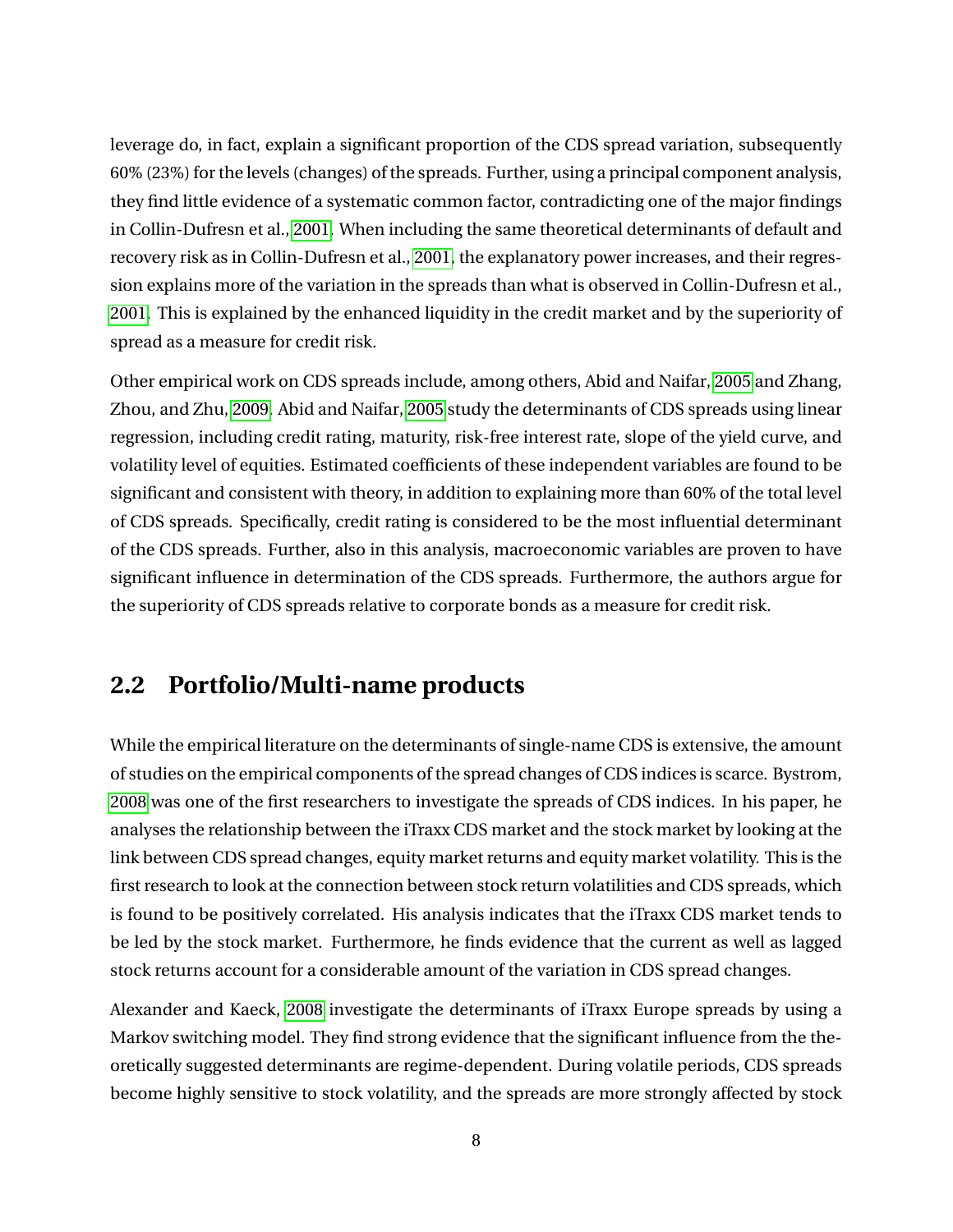leverage do, in fact, explain a significant proportion of the CDS spread variation, subsequently 60% (23%) for the levels (changes) of the spreads. Further, using a principal component analysis, they find little evidence of a systematic common factor, contradicting one of the major findings in Collin-Dufresn et al., 2001. When including the same theoretical determinants of default and recovery risk as in Collin-Dufresn et al., 2001, the explanatory power increases, and their regression explains more of the variation in the spreads than what is observed in Collin-Dufresn et al., 2001. This is explained by the enhanced liquidity in the credit market and by the superiority of spread as a measure for credit risk.

Other empirical work on CDS spreads include, among others, Abid and Naifar, 2005 and Zhang, Zhou, and Zhu, 2009. Abid and Naifar, 2005 study the determinants of CDS spreads using linear regression, including credit rating, maturity, risk-free interest rate, slope of the yield curve, and volatility level of equities. Estimated coefficients of these independent variables are found to be significant and consistent with theory, in addition to explaining more than 60% of the total level of CDS spreads. Specifically, credit rating is considered to be the most influential determinant of the CDS spreads. Further, also in this analysis, macroeconomic variables are proven to have significant influence in determination of the CDS spreads. Furthermore, the authors argue for the superiority of CDS spreads relative to corporate bonds as a measure for credit risk.

## 2.2 Portfolio/Multi-name products

While the empirical literature on the determinants of single-name CDS is extensive, the amount of studies on the empirical components of the spread changes of CDS indices is scarce. Bystrom, 2008 was one of the first researchers to investigate the spreads of CDS indices. In his paper, he analyses the relationship between the iTraxx CDS market and the stock market by looking at the link between CDS spread changes, equity market returns and equity market volatility. This is the first research to look at the connection between stock return volatilities and CDS spreads, which is found to be positively correlated. His analysis indicates that the iTraxx CDS market tends to be led by the stock market. Furthermore, he finds evidence that the current as well as lagged stock returns account for a considerable amount of the variation in CDS spread changes.

Alexander and Kaeck, 2008 investigate the determinants of iTraxx Europe spreads by using a Markov switching model. They find strong evidence that the significant influence from the theoretically suggested determinants are regime-dependent. During volatile periods, CDS spreads become highly sensitive to stock volatility, and the spreads are more strongly affected by stock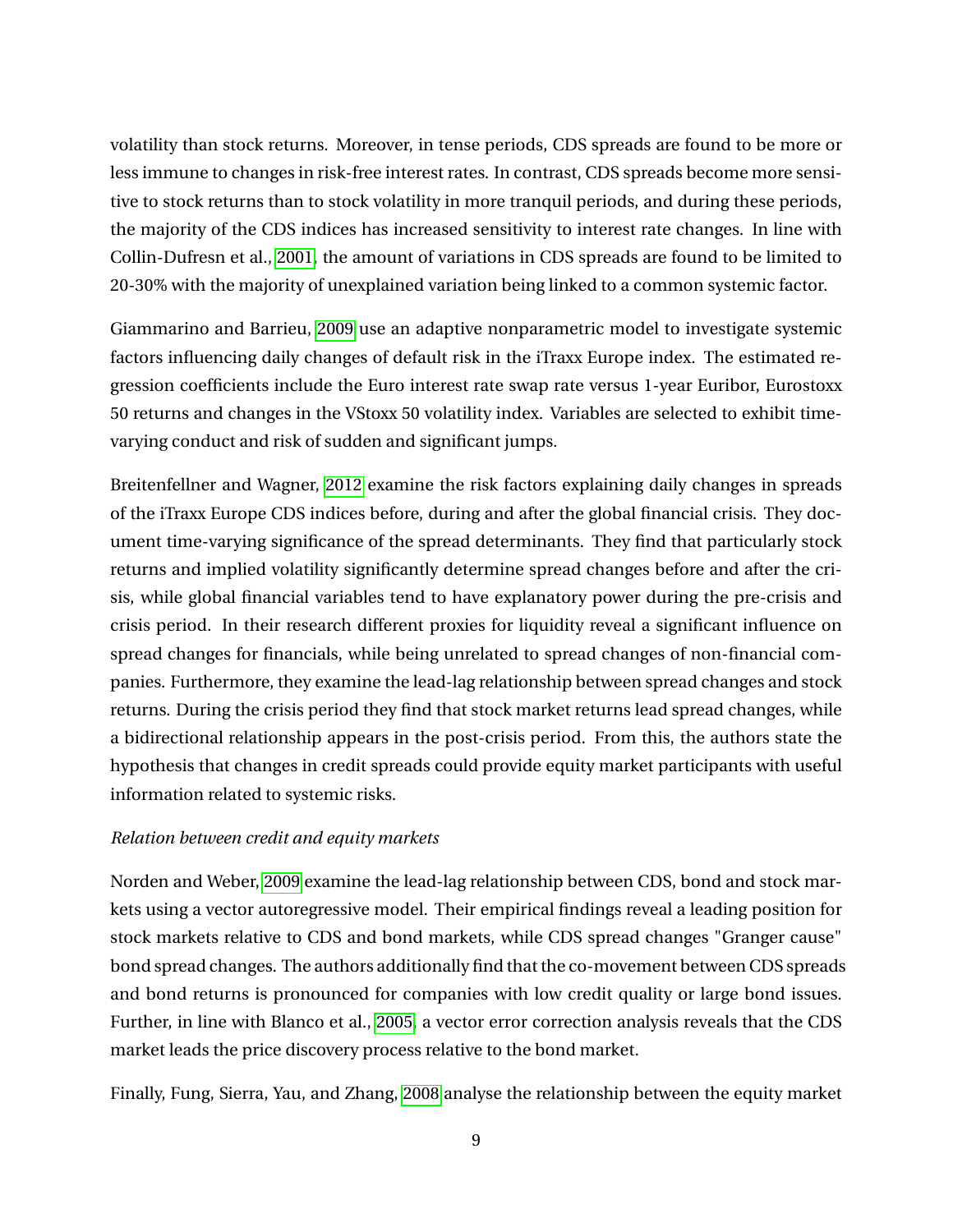volatility than stock returns. Moreover, in tense periods, CDS spreads are found to be more or less immune to changes in risk-free interest rates. In contrast, CDS spreads become more sensitive to stock returns than to stock volatility in more tranquil periods, and during these periods, the majority of the CDS indices has increased sensitivity to interest rate changes. In line with Collin-Dufresn et al., 2001, the amount of variations in CDS spreads are found to be limited to 20-30% with the majority of unexplained variation being linked to a common systemic factor.

Giammarino and Barrieu, 2009 use an adaptive nonparametric model to investigate systemic factors influencing daily changes of default risk in the iTraxx Europe index. The estimated regression coefficients include the Euro interest rate swap rate versus 1-year Euribor, Eurostoxx 50 returns and changes in the VStoxx 50 volatility index. Variables are selected to exhibit time-varying conduct and risk of sudden and significant jumps.

Breitenfellner and Wagner, 2012 examine the risk factors explaining daily changes in spreads of the iTraxx Europe CDS indices before, during and after the global financial crisis. They document time-varying significance of the spread determinants. They find that particularly stock returns and implied volatility significantly determine spread changes before and after the crisis, while global financial variables tend to have explanatory power during the pre-crisis and crisis period. In their research different proxies for liquidity reveal a significant influence on spread changes for financials, while being unrelated to spread changes of non-financial companies. Furthermore, they examine the lead-lag relationship between spread changes and stock returns. During the crisis period they find that stock market returns lead spread changes, while a bidirectional relationship appears in the post-crisis period. From this, the authors state the hypothesis that changes in credit spreads could provide equity market participants with useful information related to systemic risks.

*Relation between credit and equity markets*

Norden and Weber, 2009 examine the lead-lag relationship between CDS, bond and stock markets using a vector autoregressive model. Their empirical findings reveal a leading position for stock markets relative to CDS and bond markets, while CDS spread changes "Granger cause" bond spread changes. The authors additionally find that the co-movement between CDS spreads and bond returns is pronounced for companies with low credit quality or large bond issues. Further, in line with Blanco et al., 2005, a vector error correction analysis reveals that the CDS market leads the price discovery process relative to the bond market.

Finally, Fung, Sierra, Yau, and Zhang, 2008 analyse the relationship between the equity market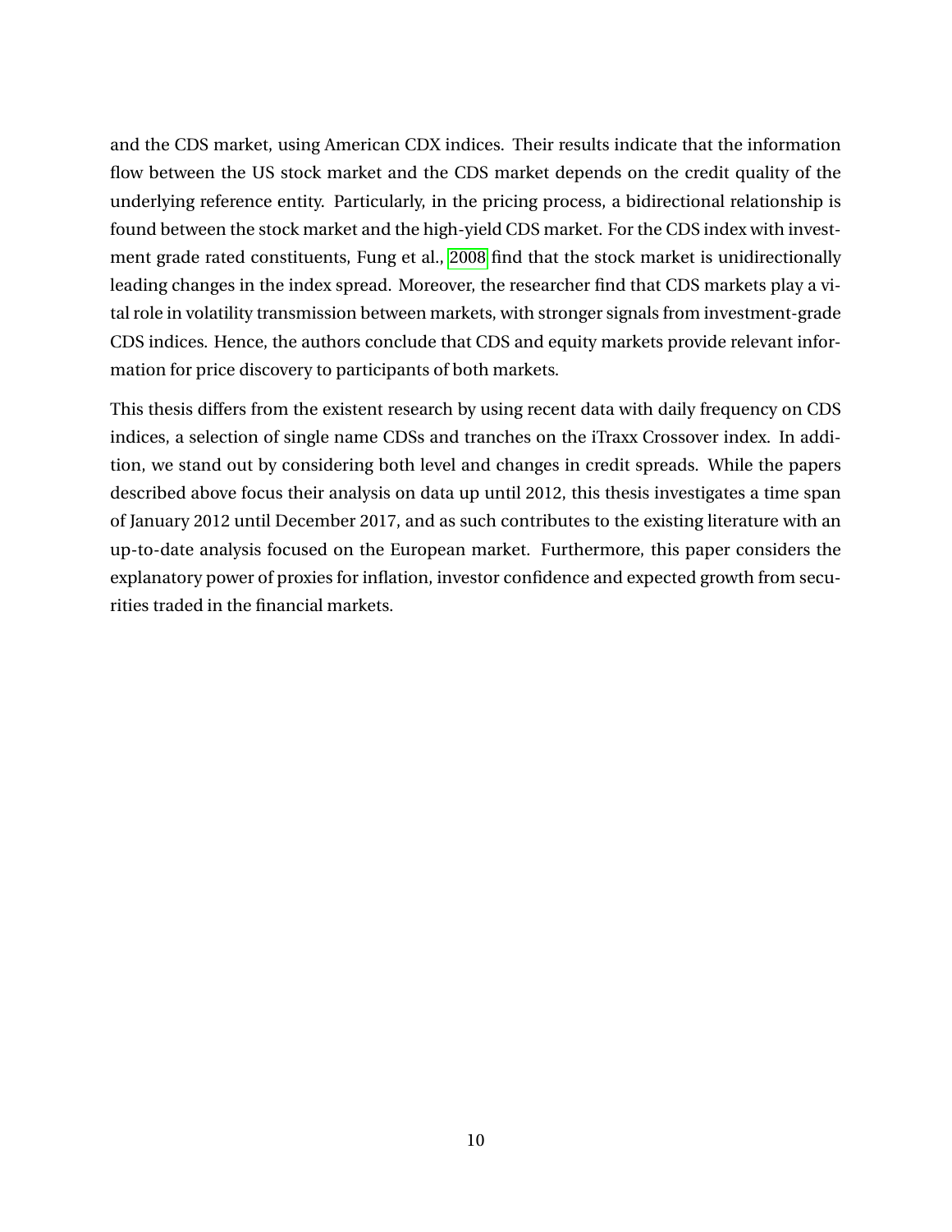and the CDS market, using American CDX indices. Their results indicate that the information flow between the US stock market and the CDS market depends on the credit quality of the underlying reference entity. Particularly, in the pricing process, a bidirectional relationship is found between the stock market and the high-yield CDS market. For the CDS index with investment grade rated constituents, Fung et al., 2008 find that the stock market is unidirectionally leading changes in the index spread. Moreover, the researcher find that CDS markets play a vital role in volatility transmission between markets, with stronger signals from investment-grade CDS indices. Hence, the authors conclude that CDS and equity markets provide relevant information for price discovery to participants of both markets.

This thesis differs from the existent research by using recent data with daily frequency on CDS indices, a selection of single name CDSs and tranches on the iTraxx Crossover index. In addition, we stand out by considering both level and changes in credit spreads. While the papers described above focus their analysis on data up until 2012, this thesis investigates a time span of January 2012 until December 2017, and as such contributes to the existing literature with an up-to-date analysis focused on the European market. Furthermore, this paper considers the explanatory power of proxies for inflation, investor confidence and expected growth from securities traded in the financial markets.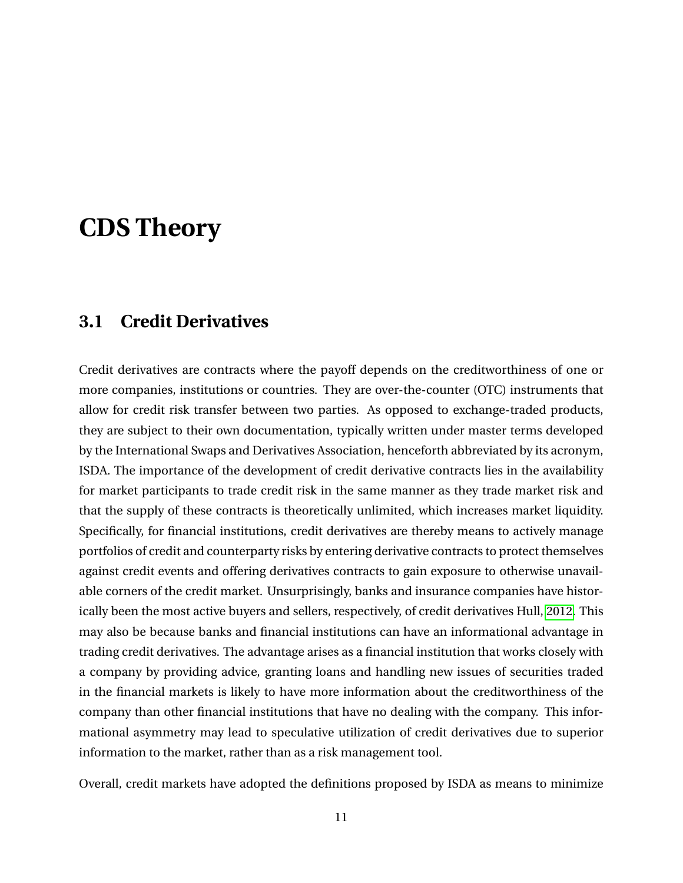# CDS Theory

## 3.1 Credit Derivatives

Credit derivatives are contracts where the payoff depends on the creditworthiness of one or more companies, institutions or countries. They are over-the-counter (OTC) instruments that allow for credit risk transfer between two parties. As opposed to exchange-traded products, they are subject to their own documentation, typically written under master terms developed by the International Swaps and Derivatives Association, henceforth abbreviated by its acronym, ISDA. The importance of the development of credit derivative contracts lies in the availability for market participants to trade credit risk in the same manner as they trade market risk and that the supply of these contracts is theoretically unlimited, which increases market liquidity. Specifically, for financial institutions, credit derivatives are thereby means to actively manage portfolios of credit and counterparty risks by entering derivative contracts to protect themselves against credit events and offering derivatives contracts to gain exposure to otherwise unavailable corners of the credit market. Unsurprisingly, banks and insurance companies have historically been the most active buyers and sellers, respectively, of credit derivatives Hull, 2012. This may also be because banks and financial institutions can have an informational advantage in trading credit derivatives. The advantage arises as a financial institution that works closely with a company by providing advice, granting loans and handling new issues of securities traded in the financial markets is likely to have more information about the creditworthiness of the company than other financial institutions that have no dealing with the company. This informational asymmetry may lead to speculative utilization of credit derivatives due to superior information to the market, rather than as a risk management tool.

Overall, credit markets have adopted the definitions proposed by ISDA as means to minimize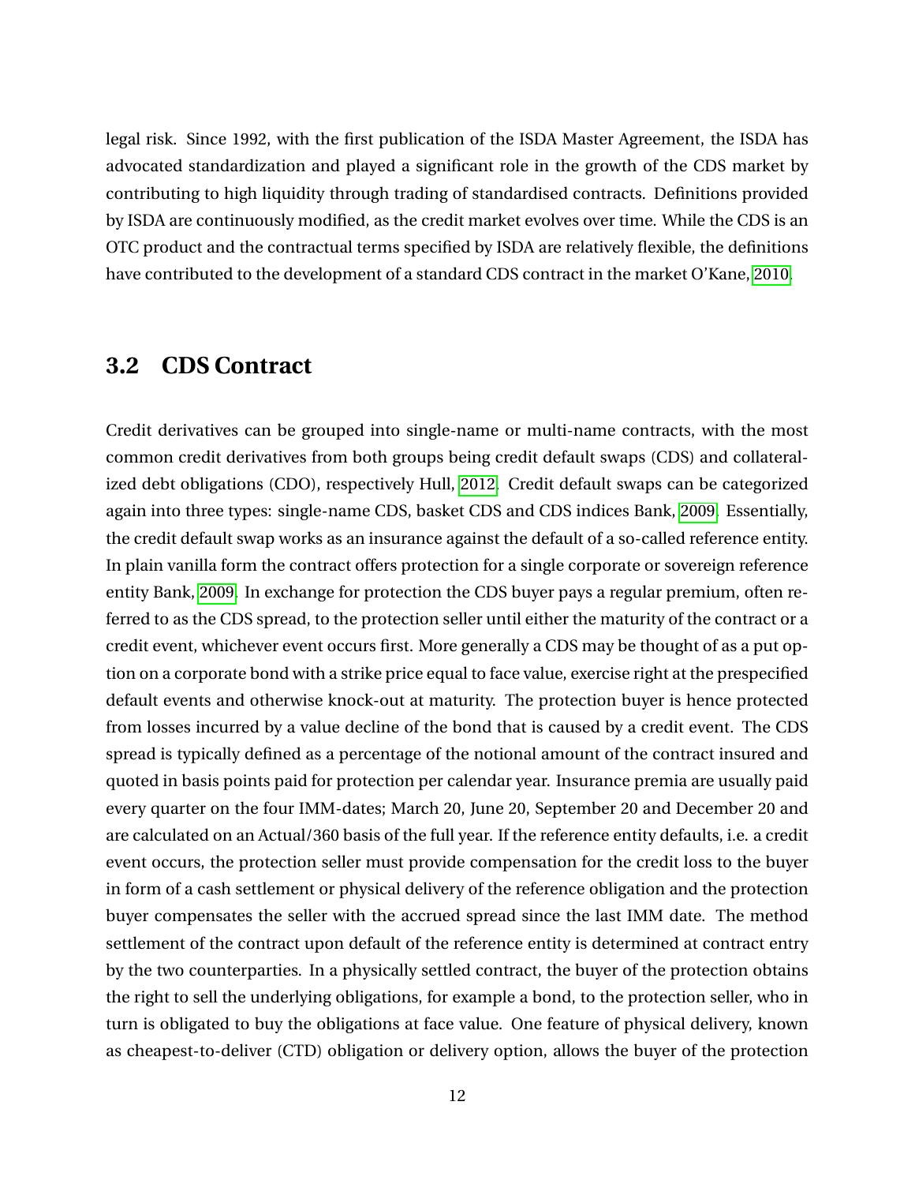legal risk. Since 1992, with the first publication of the ISDA Master Agreement, the ISDA has advocated standardization and played a significant role in the growth of the CDS market by contributing to high liquidity through trading of standardised contracts. Definitions provided by ISDA are continuously modified, as the credit market evolves over time. While the CDS is an OTC product and the contractual terms specified by ISDA are relatively flexible, the definitions have contributed to the development of a standard CDS contract in the market O'Kane, 2010.

## 3.2 CDS Contract

Credit derivatives can be grouped into single-name or multi-name contracts, with the most common credit derivatives from both groups being credit default swaps (CDS) and collateralized debt obligations (CDO), respectively Hull, 2012. Credit default swaps can be categorized again into three types: single-name CDS, basket CDS and CDS indices Bank, 2009. Essentially, the credit default swap works as an insurance against the default of a so-called reference entity. In plain vanilla form the contract offers protection for a single corporate or sovereign reference entity Bank, 2009. In exchange for protection the CDS buyer pays a regular premium, often referred to as the CDS spread, to the protection seller until either the maturity of the contract or a credit event, whichever event occurs first. More generally a CDS may be thought of as a put option on a corporate bond with a strike price equal to face value, exercise right at the prespecified default events and otherwise knock-out at maturity. The protection buyer is hence protected from losses incurred by a value decline of the bond that is caused by a credit event. The CDS spread is typically defined as a percentage of the notional amount of the contract insured and quoted in basis points paid for protection per calendar year. Insurance premia are usually paid every quarter on the four IMM-dates; March 20, June 20, September 20 and December 20 and are calculated on an Actual/360 basis of the full year. If the reference entity defaults, i.e. a credit event occurs, the protection seller must provide compensation for the credit loss to the buyer in form of a cash settlement or physical delivery of the reference obligation and the protection buyer compensates the seller with the accrued spread since the last IMM date. The method settlement of the contract upon default of the reference entity is determined at contract entry by the two counterparties. In a physically settled contract, the buyer of the protection obtains the right to sell the underlying obligations, for example a bond, to the protection seller, who in turn is obligated to buy the obligations at face value. One feature of physical delivery, known as cheapest-to-deliver (CTD) obligation or delivery option, allows the buyer of the protection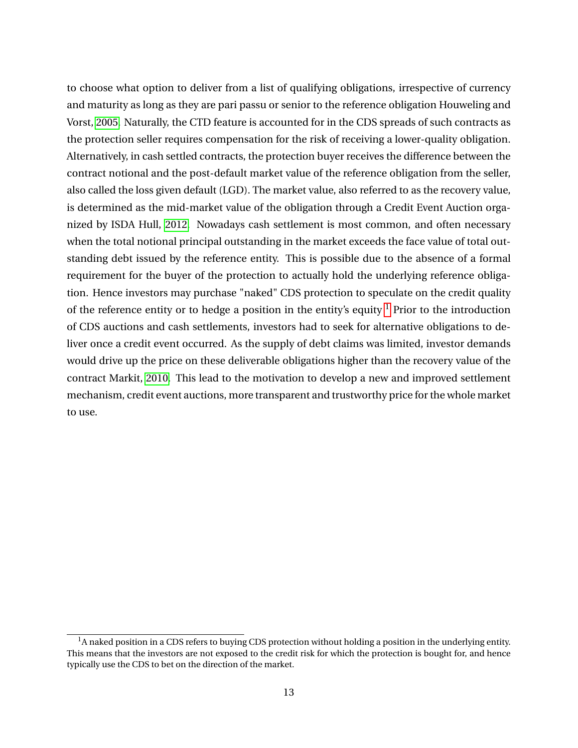to choose what option to deliver from a list of qualifying obligations, irrespective of currency and maturity as long as they are pari passu or senior to the reference obligation Houweling and Vorst, 2005. Naturally, the CTD feature is accounted for in the CDS spreads of such contracts as the protection seller requires compensation for the risk of receiving a lower-quality obligation. Alternatively, in cash settled contracts, the protection buyer receives the difference between the contract notional and the post-default market value of the reference obligation from the seller, also called the loss given default (LGD). The market value, also referred to as the recovery value, is determined as the mid-market value of the obligation through a Credit Event Auction organized by ISDA Hull, 2012. Nowadays cash settlement is most common, and often necessary when the total notional principal outstanding in the market exceeds the face value of total outstanding debt issued by the reference entity. This is possible due to the absence of a formal requirement for the buyer of the protection to actually hold the underlying reference obligation. Hence investors may purchase "naked" CDS protection to speculate on the credit quality of the reference entity or to hedge a position in the entity's equity.[1] Prior to the introduction of CDS auctions and cash settlements, investors had to seek for alternative obligations to deliver once a credit event occurred. As the supply of debt claims was limited, investor demands would drive up the price on these deliverable obligations higher than the recovery value of the contract Markit, 2010. This lead to the motivation to develop a new and improved settlement mechanism, credit event auctions, more transparent and trustworthy price for the whole market to use.

[1] A naked position in a CDS refers to buying CDS protection without holding a position in the underlying entity. This means that the investors are not exposed to the credit risk for which the protection is bought for, and hence typically use the CDS to bet on the direction of the market.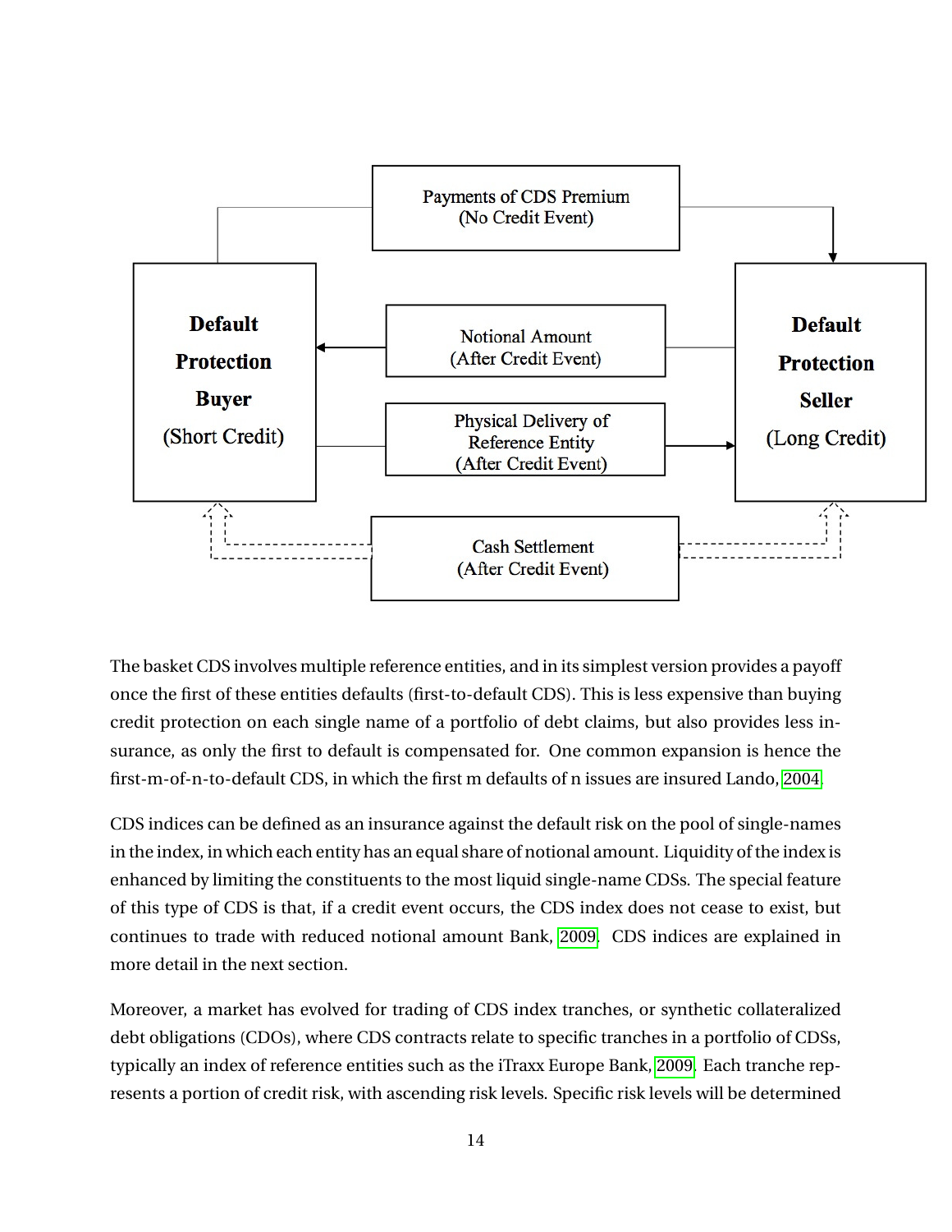The basket CDS involves multiple reference entities, and in its simplest version provides a payoff once the first of these entities defaults (first-to-default CDS). This is less expensive than buying credit protection on each single name of a portfolio of debt claims, but also provides less insurance, as only the first to default is compensated for. One common expansion is hence the first-m-of-n-to-default CDS, in which the first m defaults of n issues are insured Lando, 2004.

CDS indices can be defined as an insurance against the default risk on the pool of single-names in the index, in which each entity has an equal share of notional amount. Liquidity of the index is enhanced by limiting the constituents to the most liquid single-name CDSs. The special feature of this type of CDS is that, if a credit event occurs, the CDS index does not cease to exist, but continues to trade with reduced notional amount Bank, 2009. CDS indices are explained in more detail in the next section.

Moreover, a market has evolved for trading of CDS index tranches, or synthetic collateralized debt obligations (CDOs), where CDS contracts relate to specific tranches in a portfolio of CDSs, typically an index of reference entities such as the iTraxx Europe Bank, 2009. Each tranche represents a portion of credit risk, with ascending risk levels. Specific risk levels will be determined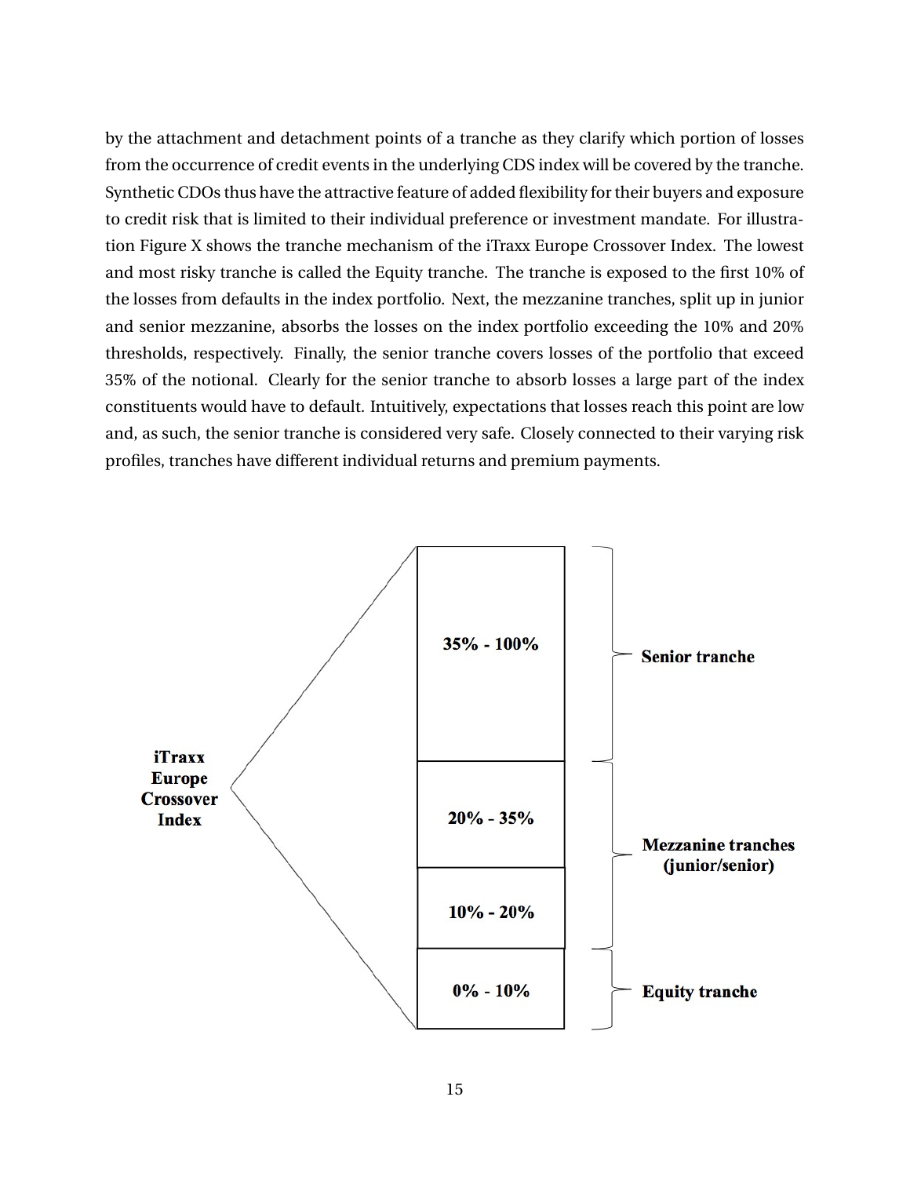by the attachment and detachment points of a tranche as they clarify which portion of losses from the occurrence of credit events in the underlying CDS index will be covered by the tranche. Synthetic CDOs thus have the attractive feature of added flexibility for their buyers and exposure to credit risk that is limited to their individual preference or investment mandate. For illustration Figure X shows the tranche mechanism of the iTraxx Europe Crossover Index. The lowest and most risky tranche is called the Equity tranche. The tranche is exposed to the first 10% of the losses from defaults in the index portfolio. Next, the mezzanine tranches, split up in junior and senior mezzanine, absorbs the losses on the index portfolio exceeding the 10% and 20% thresholds, respectively. Finally, the senior tranche covers losses of the portfolio that exceed 35% of the notional. Clearly for the senior tranche to absorb losses a large part of the index constituents would have to default. Intuitively, expectations that losses reach this point are low and, as such, the senior tranche is considered very safe. Closely connected to their varying risk profiles, tranches have different individual returns and premium payments.

| iTraxx Europe Crossover Index | Tranche | |
|---|---|---|
| | 35% - 100% | Senior tranche |
| | 20% - 35% | Mezzanine tranches (junior/senior) |
| | 10% - 20% | |
| | 0% - 10% | Equity tranche |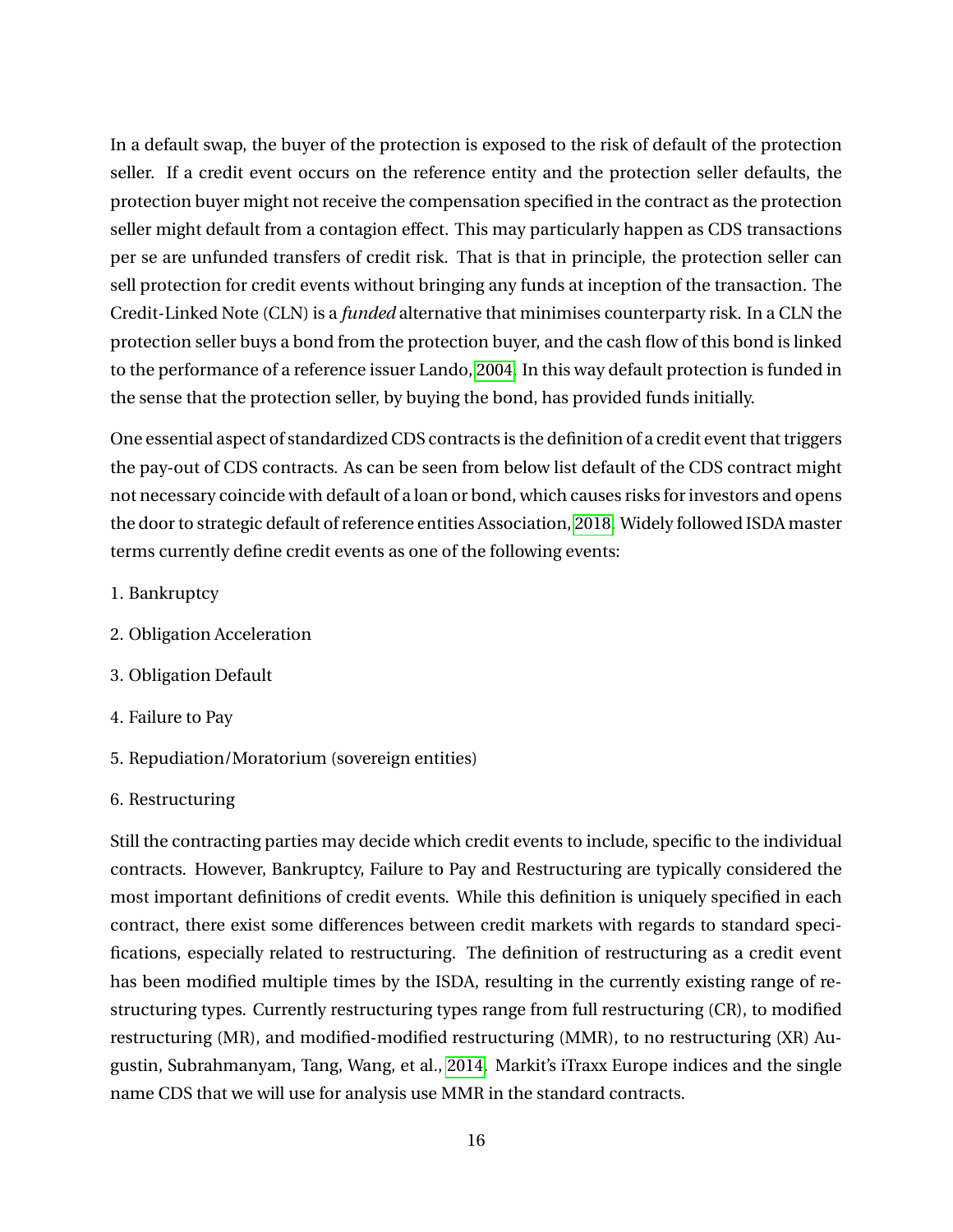In a default swap, the buyer of the protection is exposed to the risk of default of the protection seller. If a credit event occurs on the reference entity and the protection seller defaults, the protection buyer might not receive the compensation specified in the contract as the protection seller might default from a contagion effect. This may particularly happen as CDS transactions per se are unfunded transfers of credit risk. That is that in principle, the protection seller can sell protection for credit events without bringing any funds at inception of the transaction. The Credit-Linked Note (CLN) is a *funded* alternative that minimises counterparty risk. In a CLN the protection seller buys a bond from the protection buyer, and the cash flow of this bond is linked to the performance of a reference issuer Lando, 2004. In this way default protection is funded in the sense that the protection seller, by buying the bond, has provided funds initially.

One essential aspect of standardized CDS contracts is the definition of a credit event that triggers the pay-out of CDS contracts. As can be seen from below list default of the CDS contract might not necessary coincide with default of a loan or bond, which causes risks for investors and opens the door to strategic default of reference entities Association, 2018. Widely followed ISDA master terms currently define credit events as one of the following events:

1. Bankruptcy
2. Obligation Acceleration
3. Obligation Default
4. Failure to Pay
5. Repudiation/Moratorium (sovereign entities)
6. Restructuring

Still the contracting parties may decide which credit events to include, specific to the individual contracts. However, Bankruptcy, Failure to Pay and Restructuring are typically considered the most important definitions of credit events. While this definition is uniquely specified in each contract, there exist some differences between credit markets with regards to standard specifications, especially related to restructuring. The definition of restructuring as a credit event has been modified multiple times by the ISDA, resulting in the currently existing range of restructuring types. Currently restructuring types range from full restructuring (CR), to modified restructuring (MR), and modified-modified restructuring (MMR), to no restructuring (XR) Augustin, Subrahmanyam, Tang, Wang, et al., 2014. Markit's iTraxx Europe indices and the single name CDS that we will use for analysis use MMR in the standard contracts.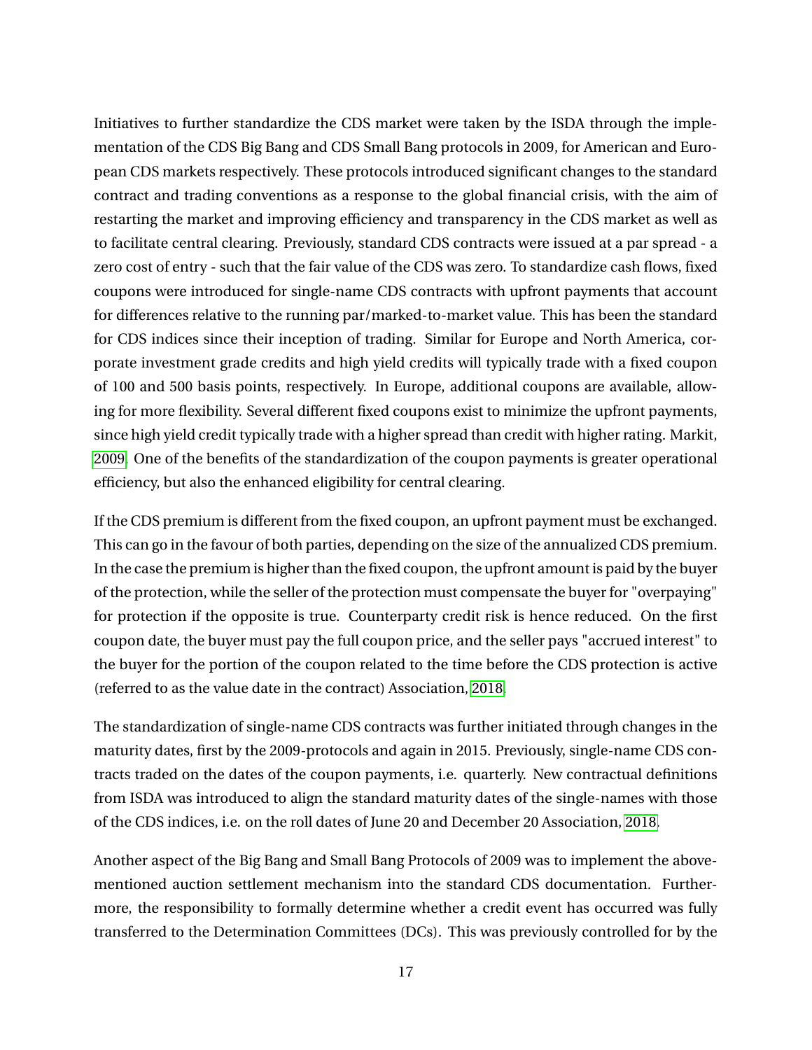Initiatives to further standardize the CDS market were taken by the ISDA through the implementation of the CDS Big Bang and CDS Small Bang protocols in 2009, for American and European CDS markets respectively. These protocols introduced significant changes to the standard contract and trading conventions as a response to the global financial crisis, with the aim of restarting the market and improving efficiency and transparency in the CDS market as well as to facilitate central clearing. Previously, standard CDS contracts were issued at a par spread - a zero cost of entry - such that the fair value of the CDS was zero. To standardize cash flows, fixed coupons were introduced for single-name CDS contracts with upfront payments that account for differences relative to the running par/marked-to-market value. This has been the standard for CDS indices since their inception of trading. Similar for Europe and North America, corporate investment grade credits and high yield credits will typically trade with a fixed coupon of 100 and 500 basis points, respectively. In Europe, additional coupons are available, allowing for more flexibility. Several different fixed coupons exist to minimize the upfront payments, since high yield credit typically trade with a higher spread than credit with higher rating. Markit, 2009. One of the benefits of the standardization of the coupon payments is greater operational efficiency, but also the enhanced eligibility for central clearing.

If the CDS premium is different from the fixed coupon, an upfront payment must be exchanged. This can go in the favour of both parties, depending on the size of the annualized CDS premium. In the case the premium is higher than the fixed coupon, the upfront amount is paid by the buyer of the protection, while the seller of the protection must compensate the buyer for "overpaying" for protection if the opposite is true. Counterparty credit risk is hence reduced. On the first coupon date, the buyer must pay the full coupon price, and the seller pays "accrued interest" to the buyer for the portion of the coupon related to the time before the CDS protection is active (referred to as the value date in the contract) Association, 2018.

The standardization of single-name CDS contracts was further initiated through changes in the maturity dates, first by the 2009-protocols and again in 2015. Previously, single-name CDS contracts traded on the dates of the coupon payments, i.e. quarterly. New contractual definitions from ISDA was introduced to align the standard maturity dates of the single-names with those of the CDS indices, i.e. on the roll dates of June 20 and December 20 Association, 2018.

Another aspect of the Big Bang and Small Bang Protocols of 2009 was to implement the above-mentioned auction settlement mechanism into the standard CDS documentation. Furthermore, the responsibility to formally determine whether a credit event has occurred was fully transferred to the Determination Committees (DCs). This was previously controlled for by the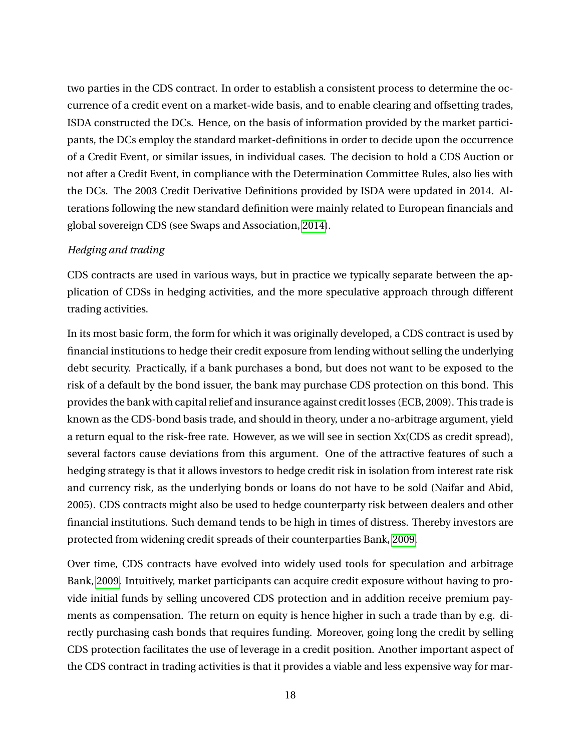two parties in the CDS contract. In order to establish a consistent process to determine the occurrence of a credit event on a market-wide basis, and to enable clearing and offsetting trades, ISDA constructed the DCs. Hence, on the basis of information provided by the market participants, the DCs employ the standard market-definitions in order to decide upon the occurrence of a Credit Event, or similar issues, in individual cases. The decision to hold a CDS Auction or not after a Credit Event, in compliance with the Determination Committee Rules, also lies with the DCs. The 2003 Credit Derivative Definitions provided by ISDA were updated in 2014. Alterations following the new standard definition were mainly related to European financials and global sovereign CDS (see Swaps and Association, 2014).

*Hedging and trading*

CDS contracts are used in various ways, but in practice we typically separate between the application of CDSs in hedging activities, and the more speculative approach through different trading activities.

In its most basic form, the form for which it was originally developed, a CDS contract is used by financial institutions to hedge their credit exposure from lending without selling the underlying debt security. Practically, if a bank purchases a bond, but does not want to be exposed to the risk of a default by the bond issuer, the bank may purchase CDS protection on this bond. This provides the bank with capital relief and insurance against credit losses (ECB, 2009). This trade is known as the CDS-bond basis trade, and should in theory, under a no-arbitrage argument, yield a return equal to the risk-free rate. However, as we will see in section Xx(CDS as credit spread), several factors cause deviations from this argument. One of the attractive features of such a hedging strategy is that it allows investors to hedge credit risk in isolation from interest rate risk and currency risk, as the underlying bonds or loans do not have to be sold (Naifar and Abid, 2005). CDS contracts might also be used to hedge counterparty risk between dealers and other financial institutions. Such demand tends to be high in times of distress. Thereby investors are protected from widening credit spreads of their counterparties Bank, 2009.

Over time, CDS contracts have evolved into widely used tools for speculation and arbitrage Bank, 2009. Intuitively, market participants can acquire credit exposure without having to provide initial funds by selling uncovered CDS protection and in addition receive premium payments as compensation. The return on equity is hence higher in such a trade than by e.g. directly purchasing cash bonds that requires funding. Moreover, going long the credit by selling CDS protection facilitates the use of leverage in a credit position. Another important aspect of the CDS contract in trading activities is that it provides a viable and less expensive way for mar-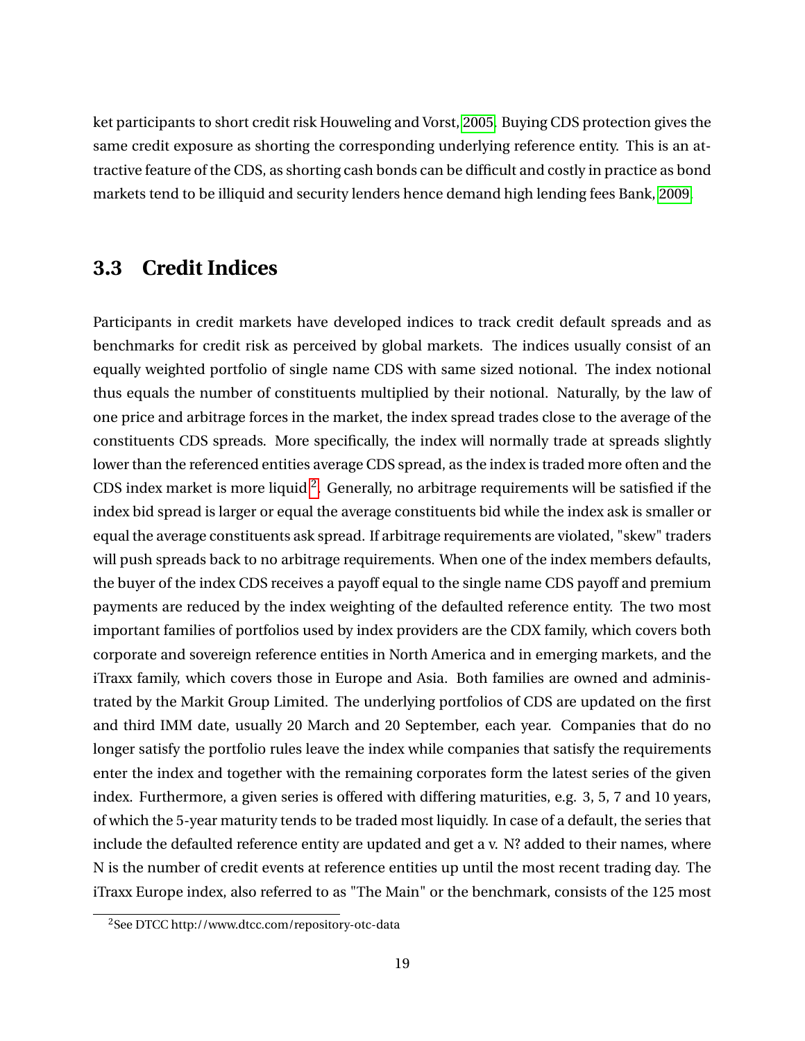ket participants to short credit risk Houweling and Vorst, 2005. Buying CDS protection gives the same credit exposure as shorting the corresponding underlying reference entity. This is an attractive feature of the CDS, as shorting cash bonds can be difficult and costly in practice as bond markets tend to be illiquid and security lenders hence demand high lending fees Bank, 2009.

## 3.3 Credit Indices

Participants in credit markets have developed indices to track credit default spreads and as benchmarks for credit risk as perceived by global markets. The indices usually consist of an equally weighted portfolio of single name CDS with same sized notional. The index notional thus equals the number of constituents multiplied by their notional. Naturally, by the law of one price and arbitrage forces in the market, the index spread trades close to the average of the constituents CDS spreads. More specifically, the index will normally trade at spreads slightly lower than the referenced entities average CDS spread, as the index is traded more often and the CDS index market is more liquid [2]. Generally, no arbitrage requirements will be satisfied if the index bid spread is larger or equal the average constituents bid while the index ask is smaller or equal the average constituents ask spread. If arbitrage requirements are violated, "skew" traders will push spreads back to no arbitrage requirements. When one of the index members defaults, the buyer of the index CDS receives a payoff equal to the single name CDS payoff and premium payments are reduced by the index weighting of the defaulted reference entity. The two most important families of portfolios used by index providers are the CDX family, which covers both corporate and sovereign reference entities in North America and in emerging markets, and the iTraxx family, which covers those in Europe and Asia. Both families are owned and administrated by the Markit Group Limited. The underlying portfolios of CDS are updated on the first and third IMM date, usually 20 March and 20 September, each year. Companies that do no longer satisfy the portfolio rules leave the index while companies that satisfy the requirements enter the index and together with the remaining corporates form the latest series of the given index. Furthermore, a given series is offered with differing maturities, e.g. 3, 5, 7 and 10 years, of which the 5-year maturity tends to be traded most liquidly. In case of a default, the series that include the defaulted reference entity are updated and get a v. N? added to their names, where N is the number of credit events at reference entities up until the most recent trading day. The iTraxx Europe index, also referred to as "The Main" or the benchmark, consists of the 125 most

[2] See DTCC http://www.dtcc.com/repository-otc-data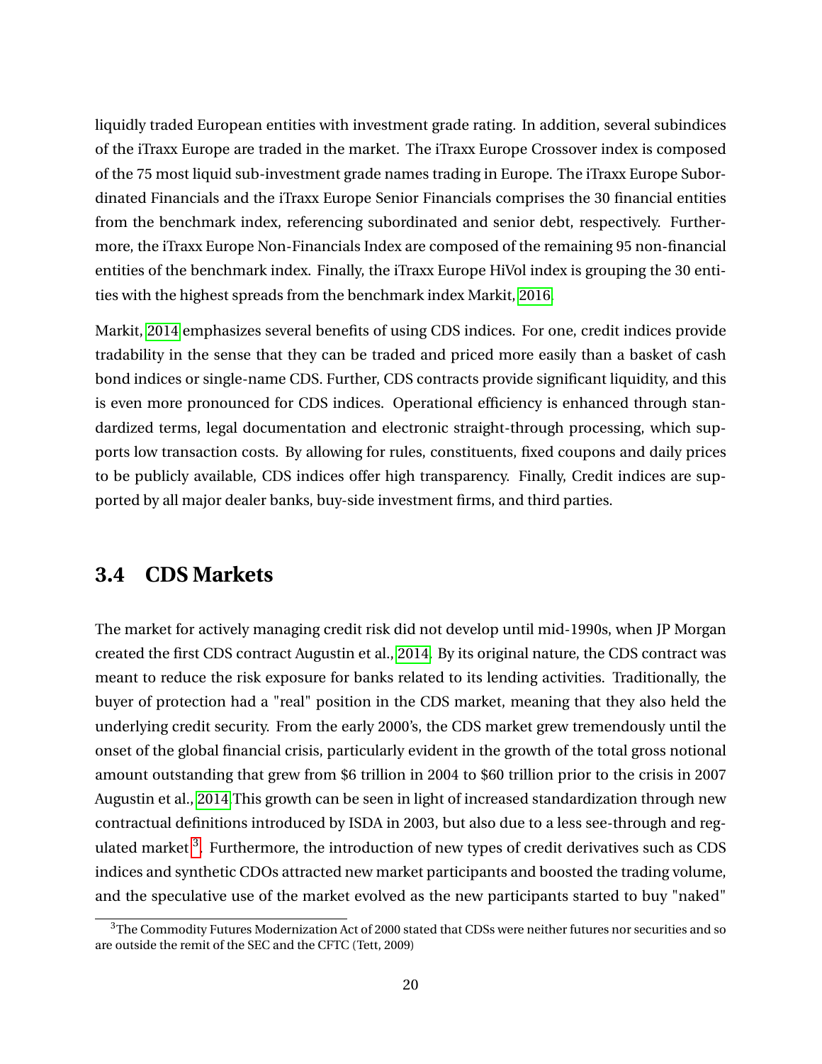liquidly traded European entities with investment grade rating. In addition, several subindices of the iTraxx Europe are traded in the market. The iTraxx Europe Crossover index is composed of the 75 most liquid sub-investment grade names trading in Europe. The iTraxx Europe Subordinated Financials and the iTraxx Europe Senior Financials comprises the 30 financial entities from the benchmark index, referencing subordinated and senior debt, respectively. Furthermore, the iTraxx Europe Non-Financials Index are composed of the remaining 95 non-financial entities of the benchmark index. Finally, the iTraxx Europe HiVol index is grouping the 30 entities with the highest spreads from the benchmark index Markit, 2016.

Markit, 2014 emphasizes several benefits of using CDS indices. For one, credit indices provide tradability in the sense that they can be traded and priced more easily than a basket of cash bond indices or single-name CDS. Further, CDS contracts provide significant liquidity, and this is even more pronounced for CDS indices. Operational efficiency is enhanced through standardized terms, legal documentation and electronic straight-through processing, which supports low transaction costs. By allowing for rules, constituents, fixed coupons and daily prices to be publicly available, CDS indices offer high transparency. Finally, Credit indices are supported by all major dealer banks, buy-side investment firms, and third parties.

## 3.4 CDS Markets

The market for actively managing credit risk did not develop until mid-1990s, when JP Morgan created the first CDS contract Augustin et al., 2014. By its original nature, the CDS contract was meant to reduce the risk exposure for banks related to its lending activities. Traditionally, the buyer of protection had a "real" position in the CDS market, meaning that they also held the underlying credit security. From the early 2000's, the CDS market grew tremendously until the onset of the global financial crisis, particularly evident in the growth of the total gross notional amount outstanding that grew from $6 trillion in 2004 to $60 trillion prior to the crisis in 2007 Augustin et al., 2014 This growth can be seen in light of increased standardization through new contractual definitions introduced by ISDA in 2003, but also due to a less see-through and regulated market [3]. Furthermore, the introduction of new types of credit derivatives such as CDS indices and synthetic CDOs attracted new market participants and boosted the trading volume, and the speculative use of the market evolved as the new participants started to buy "naked"

[3] The Commodity Futures Modernization Act of 2000 stated that CDSs were neither futures nor securities and so are outside the remit of the SEC and the CFTC (Tett, 2009)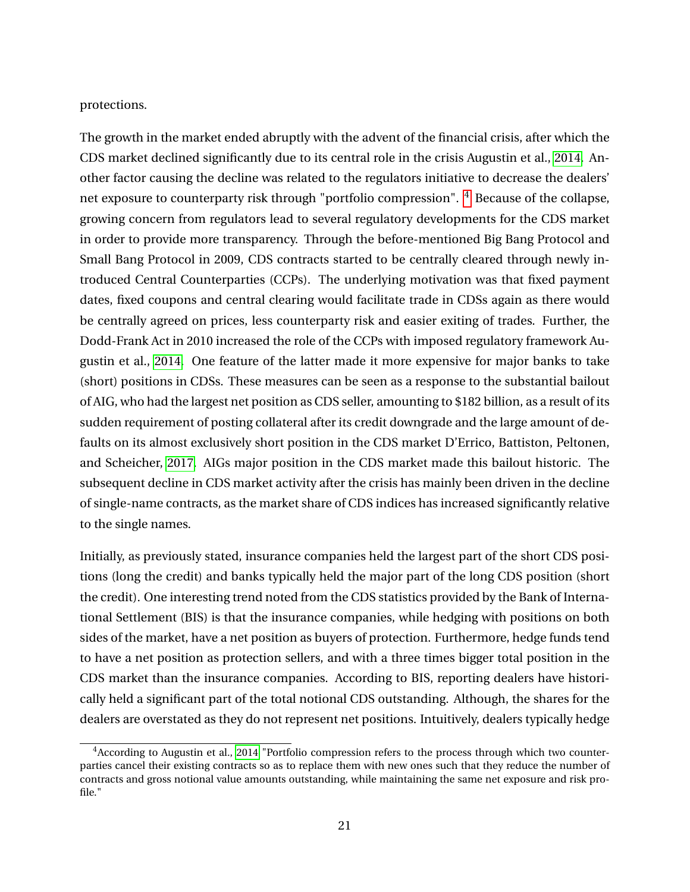protections.

The growth in the market ended abruptly with the advent of the financial crisis, after which the CDS market declined significantly due to its central role in the crisis Augustin et al., 2014. Another factor causing the decline was related to the regulators initiative to decrease the dealers' net exposure to counterparty risk through "portfolio compression". [4] Because of the collapse, growing concern from regulators lead to several regulatory developments for the CDS market in order to provide more transparency. Through the before-mentioned Big Bang Protocol and Small Bang Protocol in 2009, CDS contracts started to be centrally cleared through newly introduced Central Counterparties (CCPs). The underlying motivation was that fixed payment dates, fixed coupons and central clearing would facilitate trade in CDSs again as there would be centrally agreed on prices, less counterparty risk and easier exiting of trades. Further, the Dodd-Frank Act in 2010 increased the role of the CCPs with imposed regulatory framework Augustin et al., 2014. One feature of the latter made it more expensive for major banks to take (short) positions in CDSs. These measures can be seen as a response to the substantial bailout of AIG, who had the largest net position as CDS seller, amounting to $182 billion, as a result of its sudden requirement of posting collateral after its credit downgrade and the large amount of defaults on its almost exclusively short position in the CDS market D'Errico, Battiston, Peltonen, and Scheicher, 2017. AIGs major position in the CDS market made this bailout historic. The subsequent decline in CDS market activity after the crisis has mainly been driven in the decline of single-name contracts, as the market share of CDS indices has increased significantly relative to the single names.

Initially, as previously stated, insurance companies held the largest part of the short CDS positions (long the credit) and banks typically held the major part of the long CDS position (short the credit). One interesting trend noted from the CDS statistics provided by the Bank of International Settlement (BIS) is that the insurance companies, while hedging with positions on both sides of the market, have a net position as buyers of protection. Furthermore, hedge funds tend to have a net position as protection sellers, and with a three times bigger total position in the CDS market than the insurance companies. According to BIS, reporting dealers have historically held a significant part of the total notional CDS outstanding. Although, the shares for the dealers are overstated as they do not represent net positions. Intuitively, dealers typically hedge

[4] According to Augustin et al., 2014 "Portfolio compression refers to the process through which two counterparties cancel their existing contracts so as to replace them with new ones such that they reduce the number of contracts and gross notional value amounts outstanding, while maintaining the same net exposure and risk profile."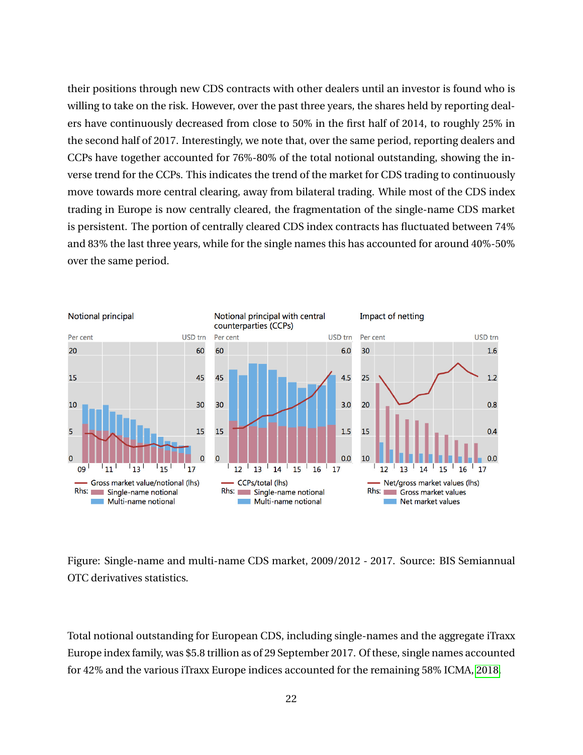their positions through new CDS contracts with other dealers until an investor is found who is willing to take on the risk. However, over the past three years, the shares held by reporting dealers have continuously decreased from close to 50% in the first half of 2014, to roughly 25% in the second half of 2017. Interestingly, we note that, over the same period, reporting dealers and CCPs have together accounted for 76%-80% of the total notional outstanding, showing the inverse trend for the CCPs. This indicates the trend of the market for CDS trading to continuously move towards more central clearing, away from bilateral trading. While most of the CDS index trading in Europe is now centrally cleared, the fragmentation of the single-name CDS market is persistent. The portion of centrally cleared CDS index contracts has fluctuated between 74% and 83% the last three years, while for the single names this has accounted for around 40%-50% over the same period.

Figure: Single-name and multi-name CDS market, 2009/2012 - 2017. Source: BIS Semiannual OTC derivatives statistics.

Total notional outstanding for European CDS, including single-names and the aggregate iTraxx Europe index family, was $5.8 trillion as of 29 September 2017. Of these, single names accounted for 42% and the various iTraxx Europe indices accounted for the remaining 58% ICMA, 2018.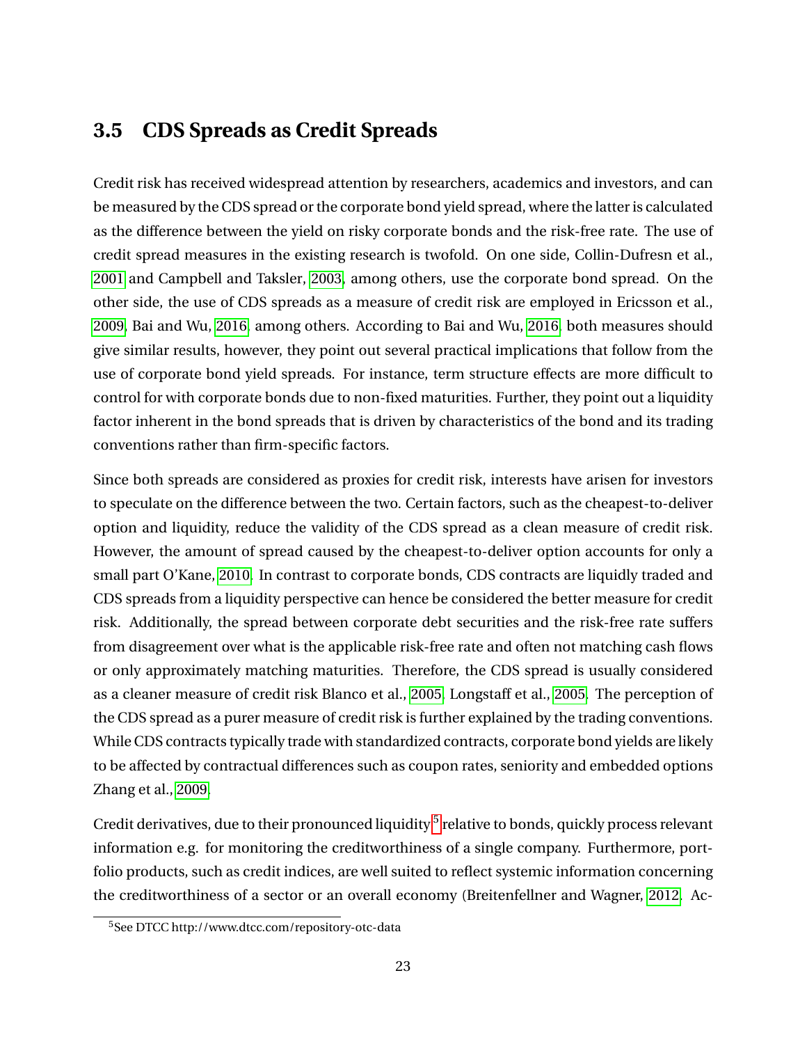### 3.5 CDS Spreads as Credit Spreads

Credit risk has received widespread attention by researchers, academics and investors, and can be measured by the CDS spread or the corporate bond yield spread, where the latter is calculated as the difference between the yield on risky corporate bonds and the risk-free rate. The use of credit spread measures in the existing research is twofold. On one side, Collin-Dufresn et al., 2001 and Campbell and Taksler, 2003, among others, use the corporate bond spread. On the other side, the use of CDS spreads as a measure of credit risk are employed in Ericsson et al., 2009, Bai and Wu, 2016, among others. According to Bai and Wu, 2016, both measures should give similar results, however, they point out several practical implications that follow from the use of corporate bond yield spreads. For instance, term structure effects are more difficult to control for with corporate bonds due to non-fixed maturities. Further, they point out a liquidity factor inherent in the bond spreads that is driven by characteristics of the bond and its trading conventions rather than firm-specific factors.

Since both spreads are considered as proxies for credit risk, interests have arisen for investors to speculate on the difference between the two. Certain factors, such as the cheapest-to-deliver option and liquidity, reduce the validity of the CDS spread as a clean measure of credit risk. However, the amount of spread caused by the cheapest-to-deliver option accounts for only a small part O'Kane, 2010. In contrast to corporate bonds, CDS contracts are liquidly traded and CDS spreads from a liquidity perspective can hence be considered the better measure for credit risk. Additionally, the spread between corporate debt securities and the risk-free rate suffers from disagreement over what is the applicable risk-free rate and often not matching cash flows or only approximately matching maturities. Therefore, the CDS spread is usually considered as a cleaner measure of credit risk Blanco et al., 2005, Longstaff et al., 2005. The perception of the CDS spread as a purer measure of credit risk is further explained by the trading conventions. While CDS contracts typically trade with standardized contracts, corporate bond yields are likely to be affected by contractual differences such as coupon rates, seniority and embedded options Zhang et al., 2009.

Credit derivatives, due to their pronounced liquidity[5] relative to bonds, quickly process relevant information e.g. for monitoring the creditworthiness of a single company. Furthermore, portfolio products, such as credit indices, are well suited to reflect systemic information concerning the creditworthiness of a sector or an overall economy (Breitenfellner and Wagner, 2012. Ac-

[5] See DTCC http://www.dtcc.com/repository-otc-data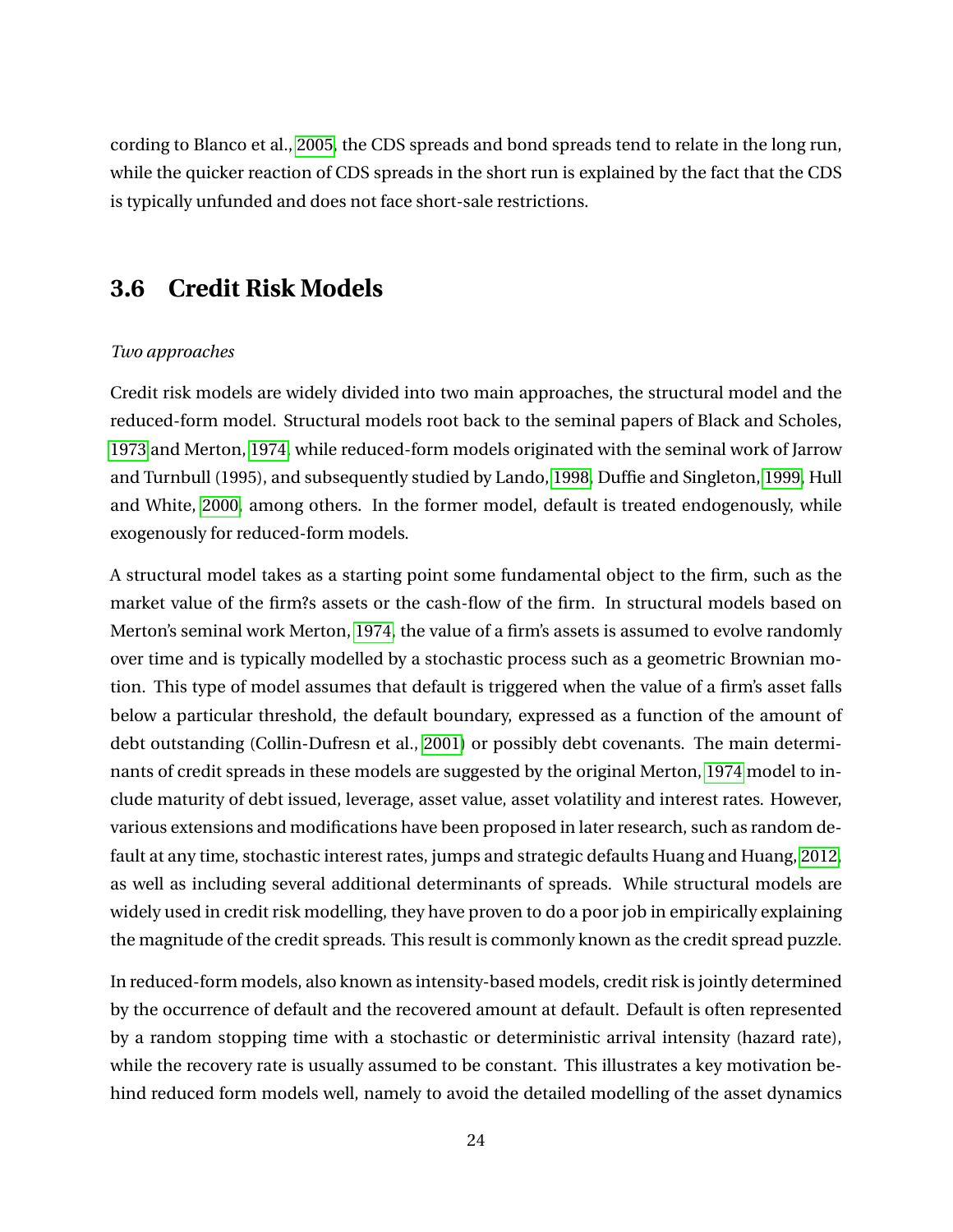cording to Blanco et al., 2005, the CDS spreads and bond spreads tend to relate in the long run, while the quicker reaction of CDS spreads in the short run is explained by the fact that the CDS is typically unfunded and does not face short-sale restrictions.

## 3.6 Credit Risk Models

*Two approaches*

Credit risk models are widely divided into two main approaches, the structural model and the reduced-form model. Structural models root back to the seminal papers of Black and Scholes, 1973 and Merton, 1974, while reduced-form models originated with the seminal work of Jarrow and Turnbull (1995), and subsequently studied by Lando, 1998, Duffie and Singleton, 1999, Hull and White, 2000, among others. In the former model, default is treated endogenously, while exogenously for reduced-form models.

A structural model takes as a starting point some fundamental object to the firm, such as the market value of the firm?s assets or the cash-flow of the firm. In structural models based on Merton's seminal work Merton, 1974, the value of a firm's assets is assumed to evolve randomly over time and is typically modelled by a stochastic process such as a geometric Brownian motion. This type of model assumes that default is triggered when the value of a firm's asset falls below a particular threshold, the default boundary, expressed as a function of the amount of debt outstanding (Collin-Dufresn et al., 2001) or possibly debt covenants. The main determinants of credit spreads in these models are suggested by the original Merton, 1974 model to include maturity of debt issued, leverage, asset value, asset volatility and interest rates. However, various extensions and modifications have been proposed in later research, such as random default at any time, stochastic interest rates, jumps and strategic defaults Huang and Huang, 2012, as well as including several additional determinants of spreads. While structural models are widely used in credit risk modelling, they have proven to do a poor job in empirically explaining the magnitude of the credit spreads. This result is commonly known as the credit spread puzzle.

In reduced-form models, also known as intensity-based models, credit risk is jointly determined by the occurrence of default and the recovered amount at default. Default is often represented by a random stopping time with a stochastic or deterministic arrival intensity (hazard rate), while the recovery rate is usually assumed to be constant. This illustrates a key motivation behind reduced form models well, namely to avoid the detailed modelling of the asset dynamics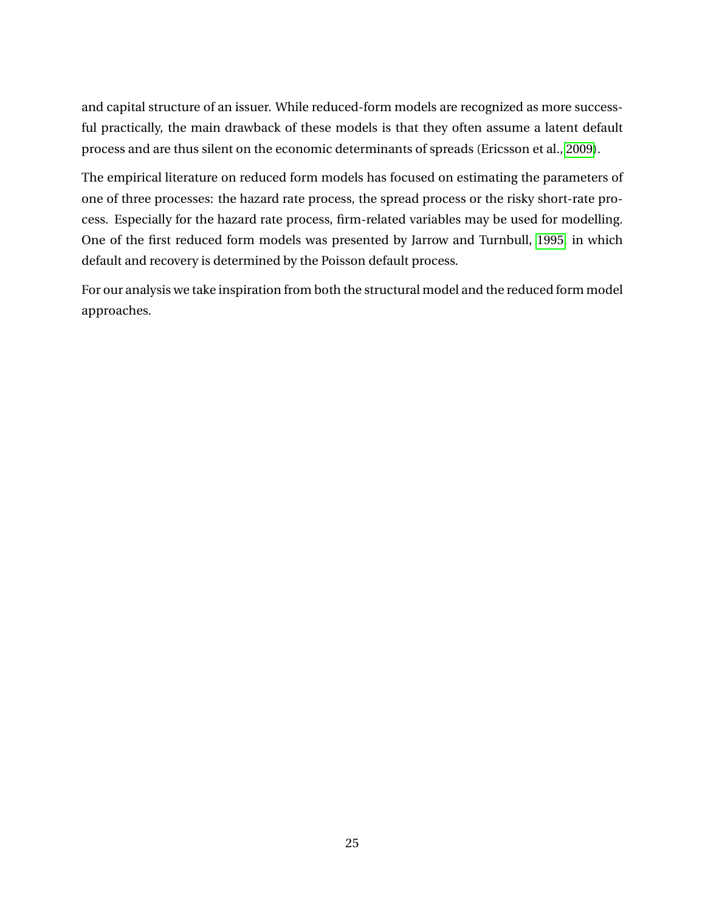and capital structure of an issuer. While reduced-form models are recognized as more successful practically, the main drawback of these models is that they often assume a latent default process and are thus silent on the economic determinants of spreads (Ericsson et al., 2009).

The empirical literature on reduced form models has focused on estimating the parameters of one of three processes: the hazard rate process, the spread process or the risky short-rate process. Especially for the hazard rate process, firm-related variables may be used for modelling. One of the first reduced form models was presented by Jarrow and Turnbull, 1995 in which default and recovery is determined by the Poisson default process.

For our analysis we take inspiration from both the structural model and the reduced form model approaches.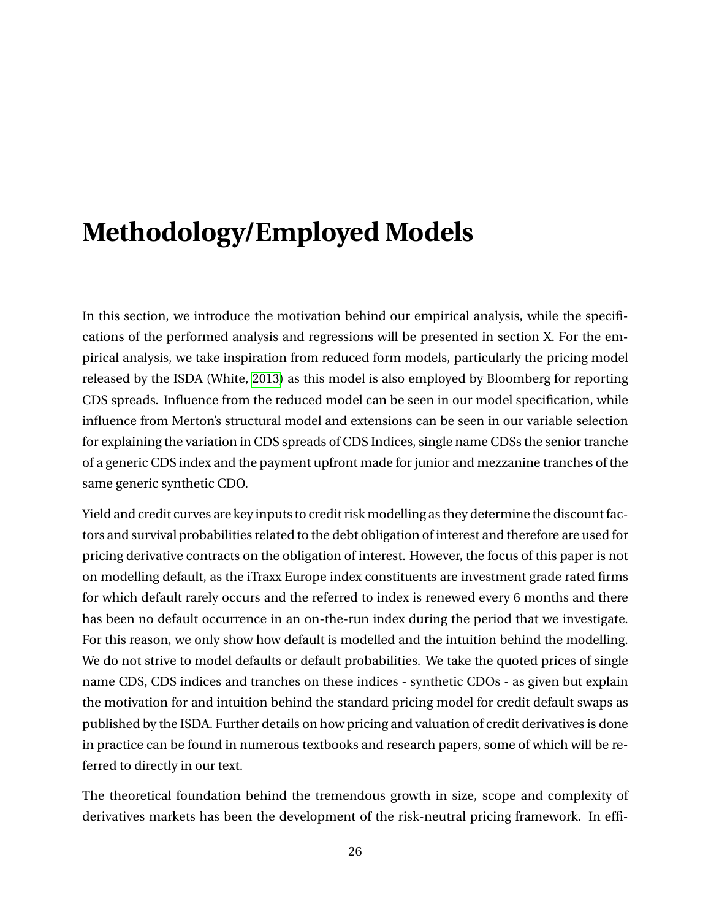# Methodology/Employed Models

In this section, we introduce the motivation behind our empirical analysis, while the specifications of the performed analysis and regressions will be presented in section X. For the empirical analysis, we take inspiration from reduced form models, particularly the pricing model released by the ISDA (White, 2013) as this model is also employed by Bloomberg for reporting CDS spreads. Influence from the reduced model can be seen in our model specification, while influence from Merton's structural model and extensions can be seen in our variable selection for explaining the variation in CDS spreads of CDS Indices, single name CDSs the senior tranche of a generic CDS index and the payment upfront made for junior and mezzanine tranches of the same generic synthetic CDO.

Yield and credit curves are key inputs to credit risk modelling as they determine the discount factors and survival probabilities related to the debt obligation of interest and therefore are used for pricing derivative contracts on the obligation of interest. However, the focus of this paper is not on modelling default, as the iTraxx Europe index constituents are investment grade rated firms for which default rarely occurs and the referred to index is renewed every 6 months and there has been no default occurrence in an on-the-run index during the period that we investigate. For this reason, we only show how default is modelled and the intuition behind the modelling. We do not strive to model defaults or default probabilities. We take the quoted prices of single name CDS, CDS indices and tranches on these indices - synthetic CDOs - as given but explain the motivation for and intuition behind the standard pricing model for credit default swaps as published by the ISDA. Further details on how pricing and valuation of credit derivatives is done in practice can be found in numerous textbooks and research papers, some of which will be referred to directly in our text.

The theoretical foundation behind the tremendous growth in size, scope and complexity of derivatives markets has been the development of the risk-neutral pricing framework. In effi-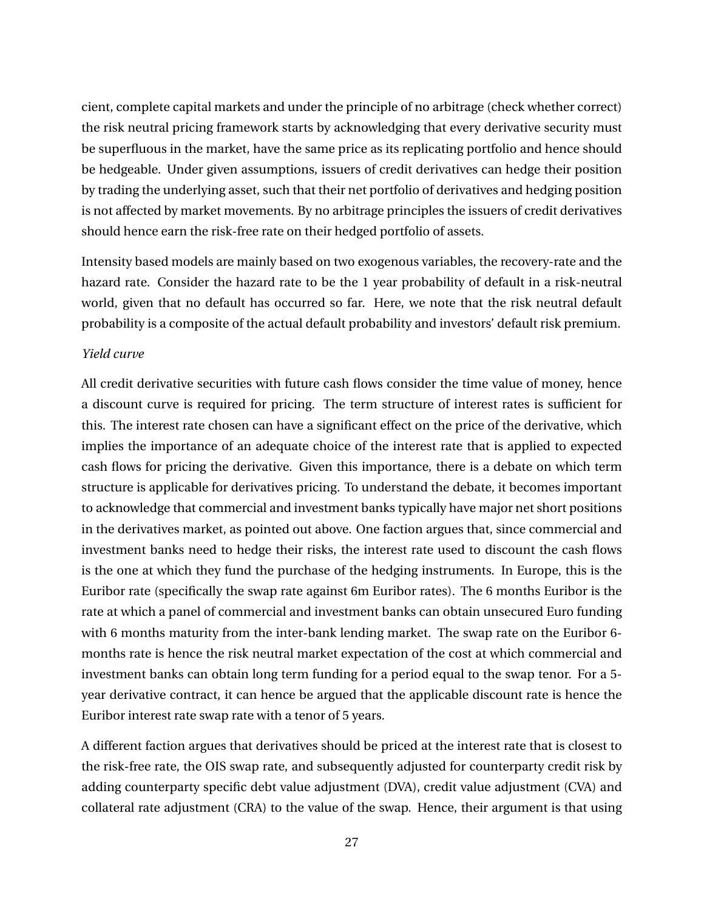cient, complete capital markets and under the principle of no arbitrage (check whether correct) the risk neutral pricing framework starts by acknowledging that every derivative security must be superfluous in the market, have the same price as its replicating portfolio and hence should be hedgeable. Under given assumptions, issuers of credit derivatives can hedge their position by trading the underlying asset, such that their net portfolio of derivatives and hedging position is not affected by market movements. By no arbitrage principles the issuers of credit derivatives should hence earn the risk-free rate on their hedged portfolio of assets.

Intensity based models are mainly based on two exogenous variables, the recovery-rate and the hazard rate. Consider the hazard rate to be the 1 year probability of default in a risk-neutral world, given that no default has occurred so far. Here, we note that the risk neutral default probability is a composite of the actual default probability and investors' default risk premium.

*Yield curve*

All credit derivative securities with future cash flows consider the time value of money, hence a discount curve is required for pricing. The term structure of interest rates is sufficient for this. The interest rate chosen can have a significant effect on the price of the derivative, which implies the importance of an adequate choice of the interest rate that is applied to expected cash flows for pricing the derivative. Given this importance, there is a debate on which term structure is applicable for derivatives pricing. To understand the debate, it becomes important to acknowledge that commercial and investment banks typically have major net short positions in the derivatives market, as pointed out above. One faction argues that, since commercial and investment banks need to hedge their risks, the interest rate used to discount the cash flows is the one at which they fund the purchase of the hedging instruments. In Europe, this is the Euribor rate (specifically the swap rate against 6m Euribor rates). The 6 months Euribor is the rate at which a panel of commercial and investment banks can obtain unsecured Euro funding with 6 months maturity from the inter-bank lending market. The swap rate on the Euribor 6-months rate is hence the risk neutral market expectation of the cost at which commercial and investment banks can obtain long term funding for a period equal to the swap tenor. For a 5-year derivative contract, it can hence be argued that the applicable discount rate is hence the Euribor interest rate swap rate with a tenor of 5 years.

A different faction argues that derivatives should be priced at the interest rate that is closest to the risk-free rate, the OIS swap rate, and subsequently adjusted for counterparty credit risk by adding counterparty specific debt value adjustment (DVA), credit value adjustment (CVA) and collateral rate adjustment (CRA) to the value of the swap. Hence, their argument is that using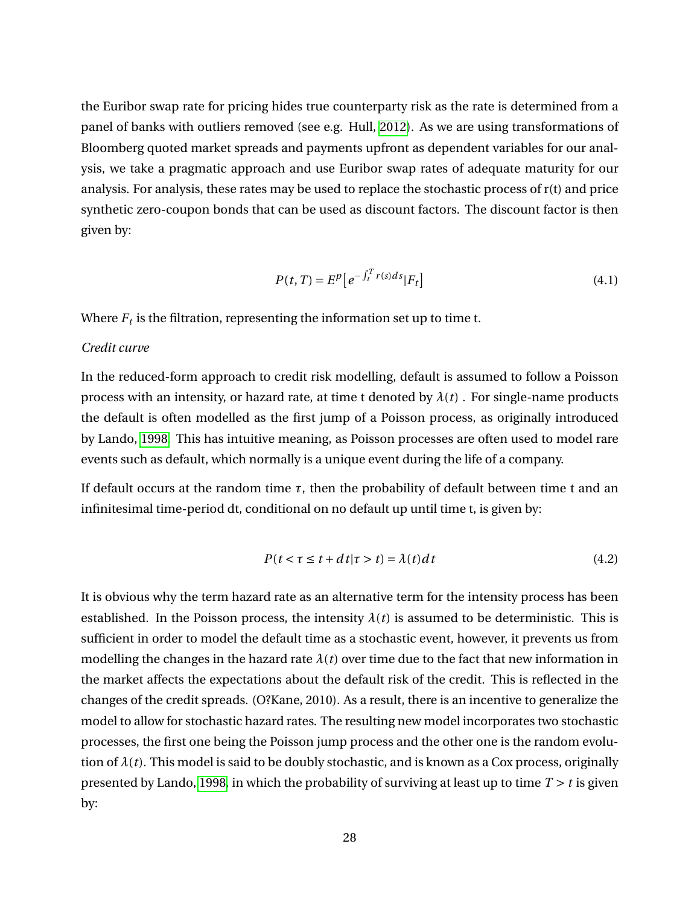the Euribor swap rate for pricing hides true counterparty risk as the rate is determined from a panel of banks with outliers removed (see e.g. Hull, 2012). As we are using transformations of Bloomberg quoted market spreads and payments upfront as dependent variables for our analysis, we take a pragmatic approach and use Euribor swap rates of adequate maturity for our analysis. For analysis, these rates may be used to replace the stochastic process of r(t) and price synthetic zero-coupon bonds that can be used as discount factors. The discount factor is then given by:

$$P(t,T) = E^{p}\left[e^{-\int_t^T r(s)ds} | F_t\right] \tag{4.1}$$

Where $F_t$ is the filtration, representing the information set up to time t.

*Credit curve*

In the reduced-form approach to credit risk modelling, default is assumed to follow a Poisson process with an intensity, or hazard rate, at time t denoted by $\lambda(t)$ . For single-name products the default is often modelled as the first jump of a Poisson process, as originally introduced by Lando, 1998. This has intuitive meaning, as Poisson processes are often used to model rare events such as default, which normally is a unique event during the life of a company.

If default occurs at the random time $\tau$, then the probability of default between time t and an infinitesimal time-period dt, conditional on no default up until time t, is given by:

$$P(t < \tau \leq t + dt | \tau > t) = \lambda(t)dt \tag{4.2}$$

It is obvious why the term hazard rate as an alternative term for the intensity process has been established. In the Poisson process, the intensity $\lambda(t)$ is assumed to be deterministic. This is sufficient in order to model the default time as a stochastic event, however, it prevents us from modelling the changes in the hazard rate $\lambda(t)$ over time due to the fact that new information in the market affects the expectations about the default risk of the credit. This is reflected in the changes of the credit spreads. (O?Kane, 2010). As a result, there is an incentive to generalize the model to allow for stochastic hazard rates. The resulting new model incorporates two stochastic processes, the first one being the Poisson jump process and the other one is the random evolution of $\lambda(t)$. This model is said to be doubly stochastic, and is known as a Cox process, originally presented by Lando, 1998, in which the probability of surviving at least up to time $T > t$ is given by: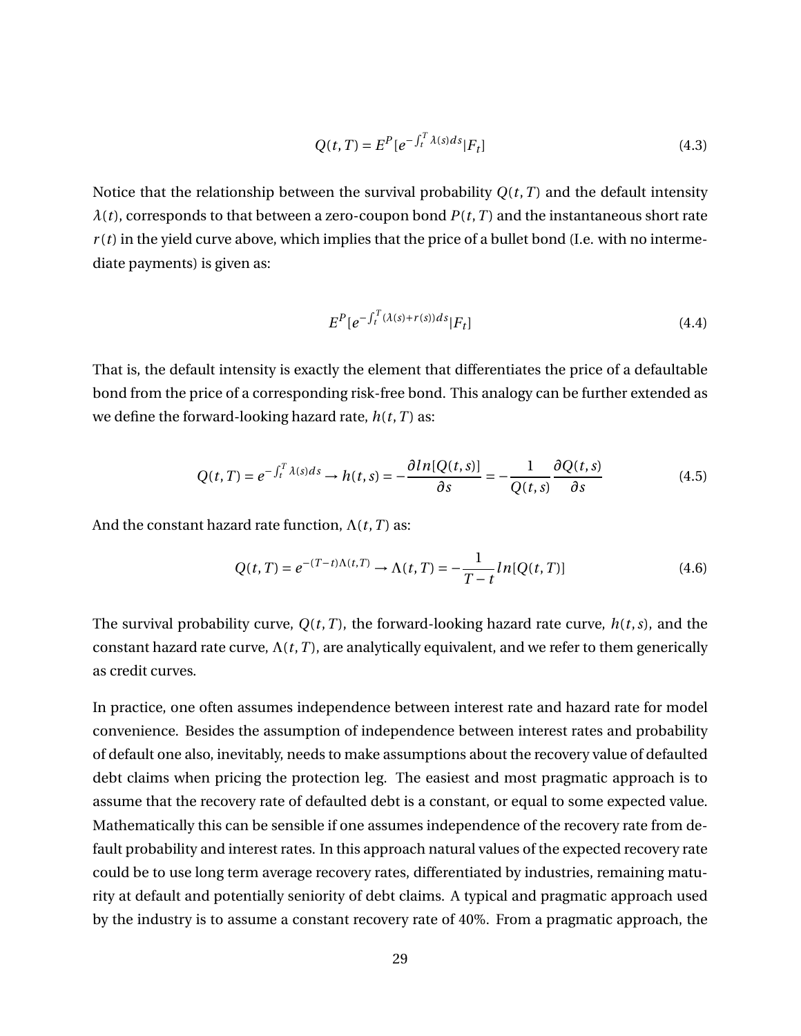$$Q(t,T) = E^P[e^{-\int_t^T \lambda(s)ds}|F_t] \tag{4.3}$$

Notice that the relationship between the survival probability $Q(t,T)$ and the default intensity $\lambda(t)$, corresponds to that between a zero-coupon bond $P(t,T)$ and the instantaneous short rate $r(t)$ in the yield curve above, which implies that the price of a bullet bond (I.e. with no intermediate payments) is given as:

$$E^P[e^{-\int_t^T (\lambda(s)+r(s))ds}|F_t] \tag{4.4}$$

That is, the default intensity is exactly the element that differentiates the price of a defaultable bond from the price of a corresponding risk-free bond. This analogy can be further extended as we define the forward-looking hazard rate, $h(t,T)$ as:

$$Q(t,T) = e^{-\int_t^T \lambda(s)ds} \rightarrow h(t,s) = -\frac{\partial ln[Q(t,s)]}{\partial s} = -\frac{1}{Q(t,s)}\frac{\partial Q(t,s)}{\partial s} \tag{4.5}$$

And the constant hazard rate function, $\Lambda(t,T)$ as:

$$Q(t,T) = e^{-(T-t)\Lambda(t,T)} \rightarrow \Lambda(t,T) = -\frac{1}{T-t}ln[Q(t,T)] \tag{4.6}$$

The survival probability curve, $Q(t,T)$, the forward-looking hazard rate curve, $h(t,s)$, and the constant hazard rate curve, $\Lambda(t,T)$, are analytically equivalent, and we refer to them generically as credit curves.

In practice, one often assumes independence between interest rate and hazard rate for model convenience. Besides the assumption of independence between interest rates and probability of default one also, inevitably, needs to make assumptions about the recovery value of defaulted debt claims when pricing the protection leg. The easiest and most pragmatic approach is to assume that the recovery rate of defaulted debt is a constant, or equal to some expected value. Mathematically this can be sensible if one assumes independence of the recovery rate from default probability and interest rates. In this approach natural values of the expected recovery rate could be to use long term average recovery rates, differentiated by industries, remaining maturity at default and potentially seniority of debt claims. A typical and pragmatic approach used by the industry is to assume a constant recovery rate of 40%. From a pragmatic approach, the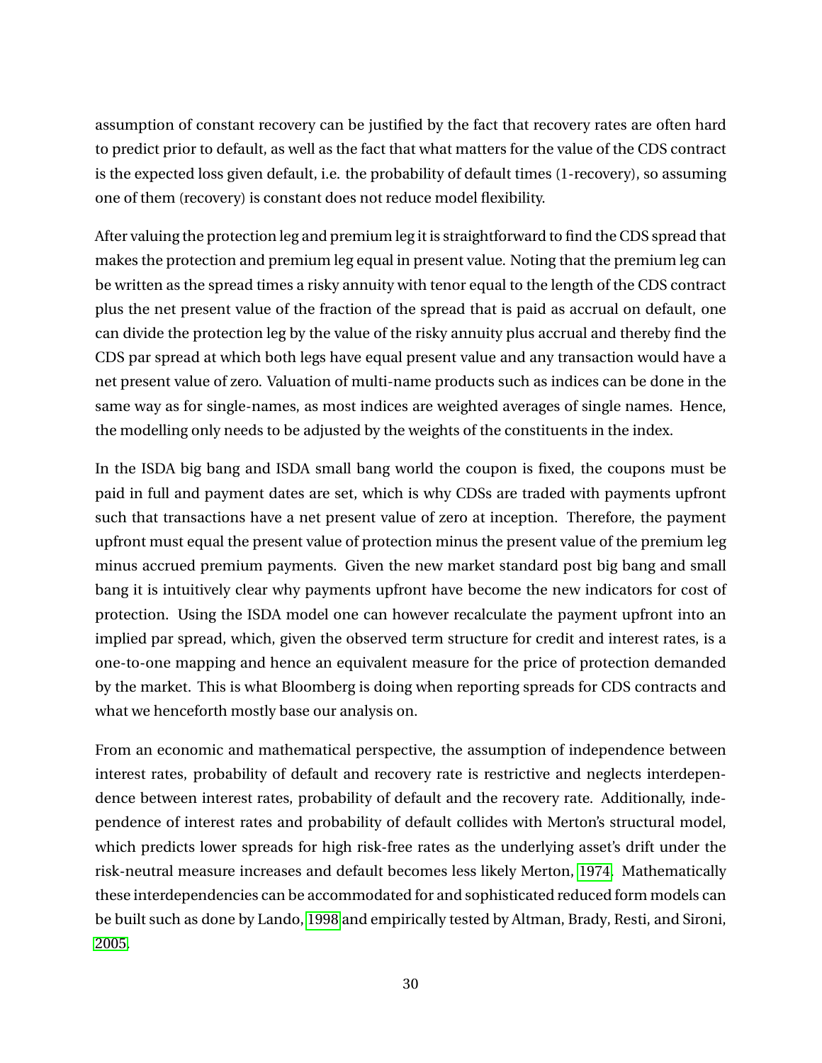assumption of constant recovery can be justified by the fact that recovery rates are often hard to predict prior to default, as well as the fact that what matters for the value of the CDS contract is the expected loss given default, i.e. the probability of default times (1-recovery), so assuming one of them (recovery) is constant does not reduce model flexibility.

After valuing the protection leg and premium leg it is straightforward to find the CDS spread that makes the protection and premium leg equal in present value. Noting that the premium leg can be written as the spread times a risky annuity with tenor equal to the length of the CDS contract plus the net present value of the fraction of the spread that is paid as accrual on default, one can divide the protection leg by the value of the risky annuity plus accrual and thereby find the CDS par spread at which both legs have equal present value and any transaction would have a net present value of zero. Valuation of multi-name products such as indices can be done in the same way as for single-names, as most indices are weighted averages of single names. Hence, the modelling only needs to be adjusted by the weights of the constituents in the index.

In the ISDA big bang and ISDA small bang world the coupon is fixed, the coupons must be paid in full and payment dates are set, which is why CDSs are traded with payments upfront such that transactions have a net present value of zero at inception. Therefore, the payment upfront must equal the present value of protection minus the present value of the premium leg minus accrued premium payments. Given the new market standard post big bang and small bang it is intuitively clear why payments upfront have become the new indicators for cost of protection. Using the ISDA model one can however recalculate the payment upfront into an implied par spread, which, given the observed term structure for credit and interest rates, is a one-to-one mapping and hence an equivalent measure for the price of protection demanded by the market. This is what Bloomberg is doing when reporting spreads for CDS contracts and what we henceforth mostly base our analysis on.

From an economic and mathematical perspective, the assumption of independence between interest rates, probability of default and recovery rate is restrictive and neglects interdependence between interest rates, probability of default and the recovery rate. Additionally, independence of interest rates and probability of default collides with Merton's structural model, which predicts lower spreads for high risk-free rates as the underlying asset's drift under the risk-neutral measure increases and default becomes less likely Merton, 1974. Mathematically these interdependencies can be accommodated for and sophisticated reduced form models can be built such as done by Lando, 1998 and empirically tested by Altman, Brady, Resti, and Sironi, 2005.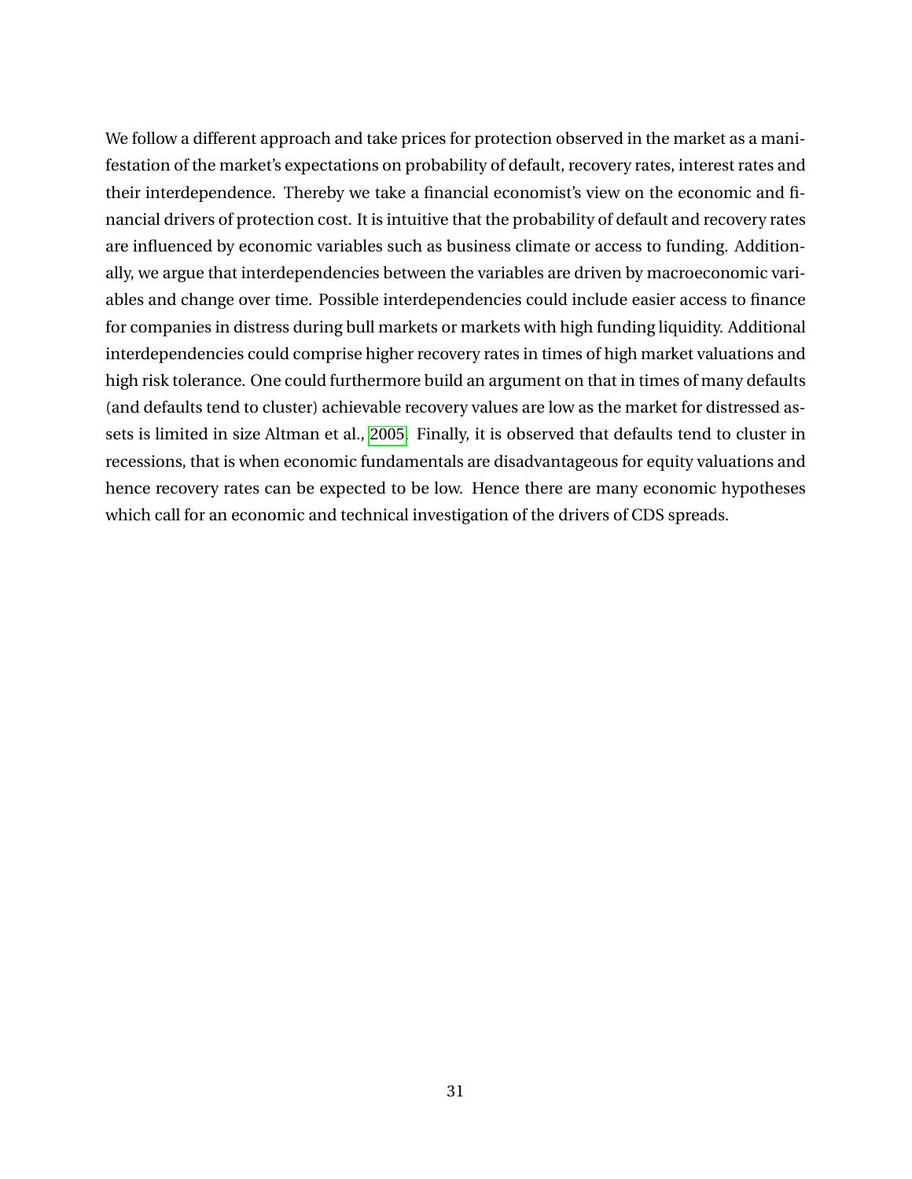We follow a different approach and take prices for protection observed in the market as a manifestation of the market's expectations on probability of default, recovery rates, interest rates and their interdependence. Thereby we take a financial economist's view on the economic and financial drivers of protection cost. It is intuitive that the probability of default and recovery rates are influenced by economic variables such as business climate or access to funding. Additionally, we argue that interdependencies between the variables are driven by macroeconomic variables and change over time. Possible interdependencies could include easier access to finance for companies in distress during bull markets or markets with high funding liquidity. Additional interdependencies could comprise higher recovery rates in times of high market valuations and high risk tolerance. One could furthermore build an argument on that in times of many defaults (and defaults tend to cluster) achievable recovery values are low as the market for distressed assets is limited in size Altman et al., 2005. Finally, it is observed that defaults tend to cluster in recessions, that is when economic fundamentals are disadvantageous for equity valuations and hence recovery rates can be expected to be low. Hence there are many economic hypotheses which call for an economic and technical investigation of the drivers of CDS spreads.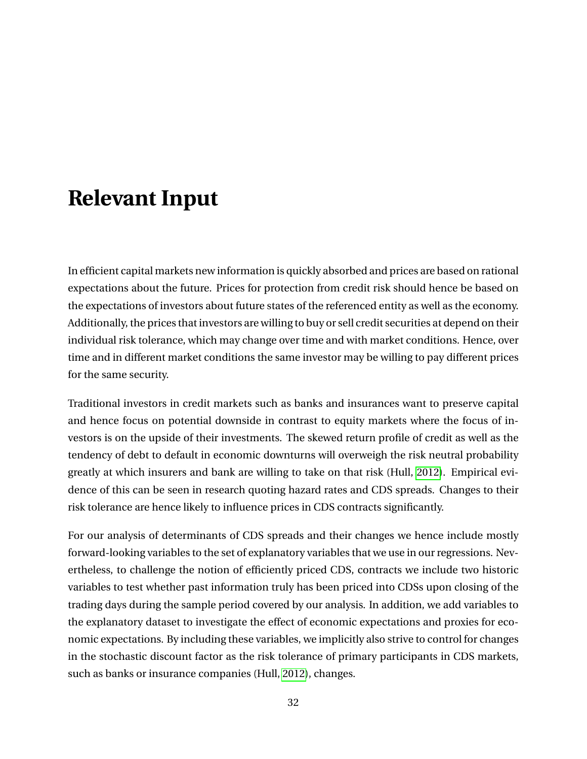# Relevant Input

In efficient capital markets new information is quickly absorbed and prices are based on rational expectations about the future. Prices for protection from credit risk should hence be based on the expectations of investors about future states of the referenced entity as well as the economy. Additionally, the prices that investors are willing to buy or sell credit securities at depend on their individual risk tolerance, which may change over time and with market conditions. Hence, over time and in different market conditions the same investor may be willing to pay different prices for the same security.

Traditional investors in credit markets such as banks and insurances want to preserve capital and hence focus on potential downside in contrast to equity markets where the focus of investors is on the upside of their investments. The skewed return profile of credit as well as the tendency of debt to default in economic downturns will overweigh the risk neutral probability greatly at which insurers and bank are willing to take on that risk (Hull, 2012). Empirical evidence of this can be seen in research quoting hazard rates and CDS spreads. Changes to their risk tolerance are hence likely to influence prices in CDS contracts significantly.

For our analysis of determinants of CDS spreads and their changes we hence include mostly forward-looking variables to the set of explanatory variables that we use in our regressions. Nevertheless, to challenge the notion of efficiently priced CDS, contracts we include two historic variables to test whether past information truly has been priced into CDSs upon closing of the trading days during the sample period covered by our analysis. In addition, we add variables to the explanatory dataset to investigate the effect of economic expectations and proxies for economic expectations. By including these variables, we implicitly also strive to control for changes in the stochastic discount factor as the risk tolerance of primary participants in CDS markets, such as banks or insurance companies (Hull, 2012), changes.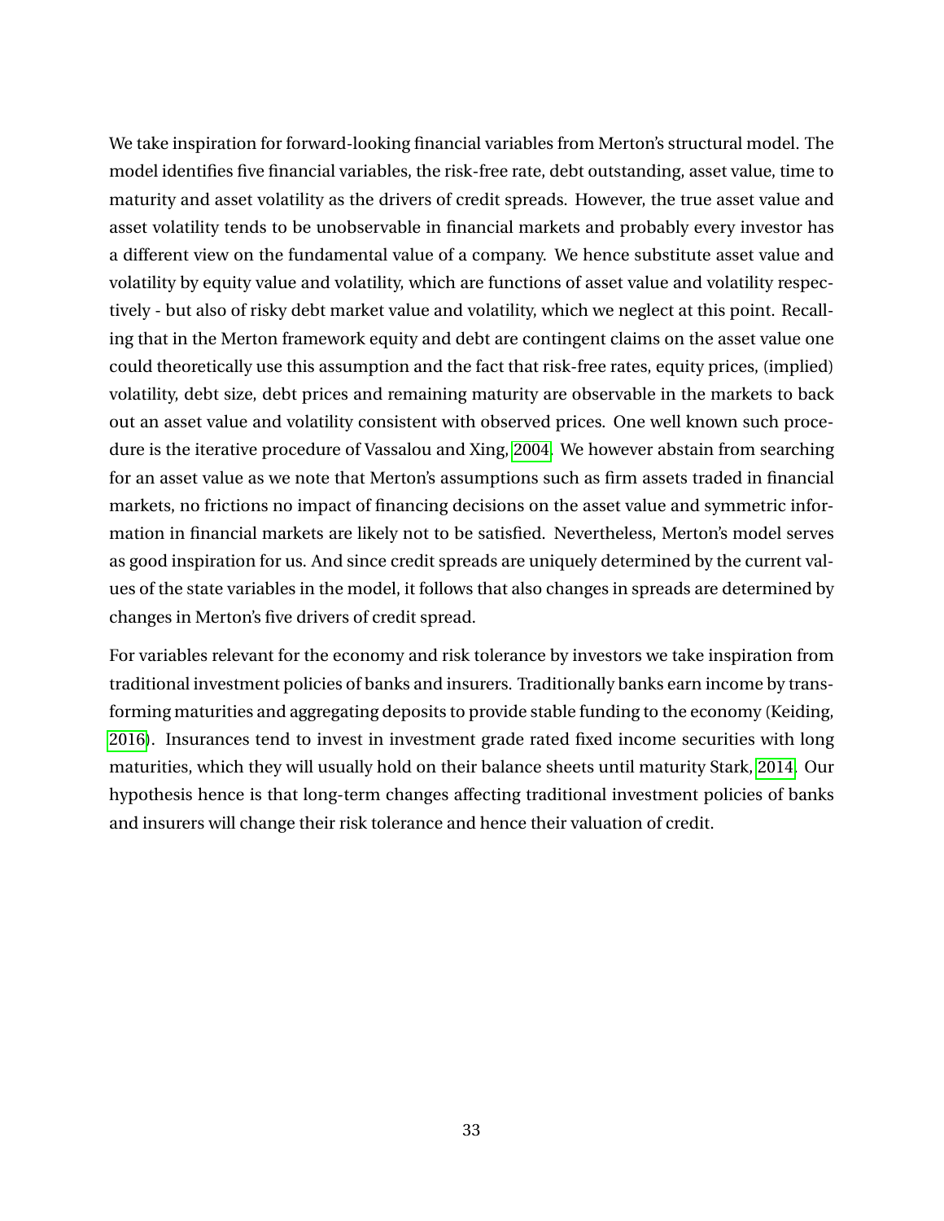We take inspiration for forward-looking financial variables from Merton's structural model. The model identifies five financial variables, the risk-free rate, debt outstanding, asset value, time to maturity and asset volatility as the drivers of credit spreads. However, the true asset value and asset volatility tends to be unobservable in financial markets and probably every investor has a different view on the fundamental value of a company. We hence substitute asset value and volatility by equity value and volatility, which are functions of asset value and volatility respectively - but also of risky debt market value and volatility, which we neglect at this point. Recalling that in the Merton framework equity and debt are contingent claims on the asset value one could theoretically use this assumption and the fact that risk-free rates, equity prices, (implied) volatility, debt size, debt prices and remaining maturity are observable in the markets to back out an asset value and volatility consistent with observed prices. One well known such procedure is the iterative procedure of Vassalou and Xing, 2004. We however abstain from searching for an asset value as we note that Merton's assumptions such as firm assets traded in financial markets, no frictions no impact of financing decisions on the asset value and symmetric information in financial markets are likely not to be satisfied. Nevertheless, Merton's model serves as good inspiration for us. And since credit spreads are uniquely determined by the current values of the state variables in the model, it follows that also changes in spreads are determined by changes in Merton's five drivers of credit spread.

For variables relevant for the economy and risk tolerance by investors we take inspiration from traditional investment policies of banks and insurers. Traditionally banks earn income by transforming maturities and aggregating deposits to provide stable funding to the economy (Keiding, 2016). Insurances tend to invest in investment grade rated fixed income securities with long maturities, which they will usually hold on their balance sheets until maturity Stark, 2014. Our hypothesis hence is that long-term changes affecting traditional investment policies of banks and insurers will change their risk tolerance and hence their valuation of credit.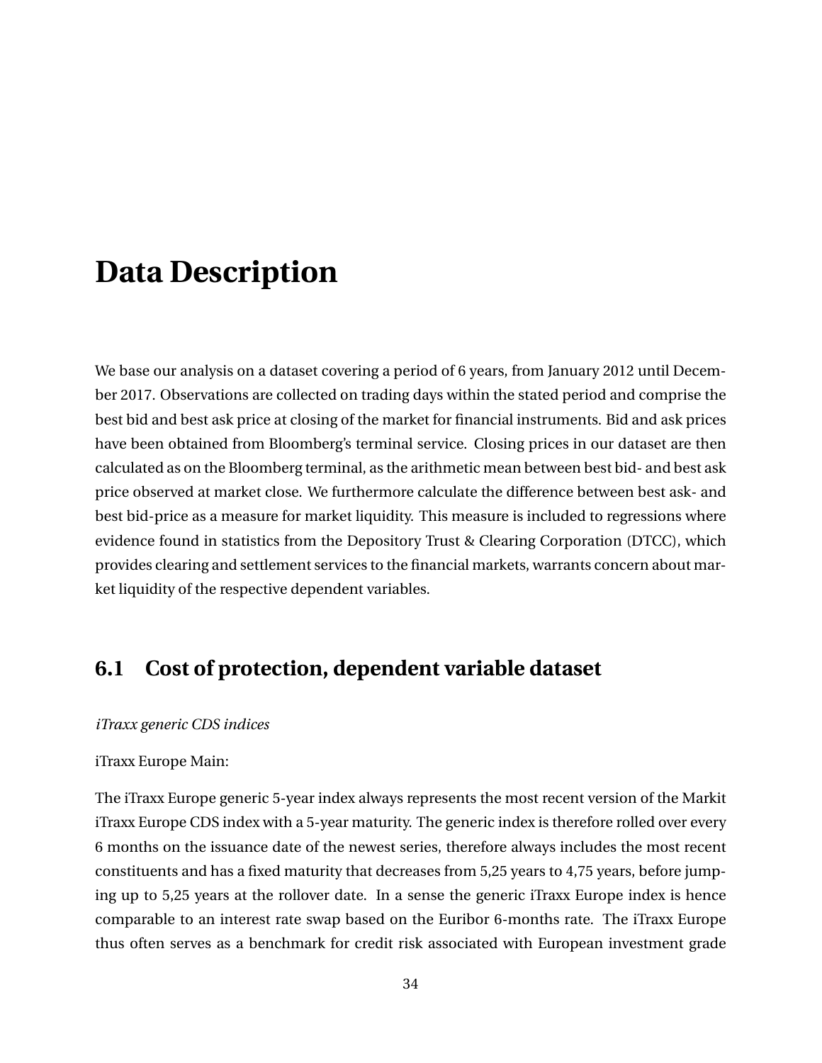# Data Description

We base our analysis on a dataset covering a period of 6 years, from January 2012 until December 2017. Observations are collected on trading days within the stated period and comprise the best bid and best ask price at closing of the market for financial instruments. Bid and ask prices have been obtained from Bloomberg's terminal service. Closing prices in our dataset are then calculated as on the Bloomberg terminal, as the arithmetic mean between best bid- and best ask price observed at market close. We furthermore calculate the difference between best ask- and best bid-price as a measure for market liquidity. This measure is included to regressions where evidence found in statistics from the Depository Trust & Clearing Corporation (DTCC), which provides clearing and settlement services to the financial markets, warrants concern about market liquidity of the respective dependent variables.

## 6.1 Cost of protection, dependent variable dataset

*iTraxx generic CDS indices*

iTraxx Europe Main:

The iTraxx Europe generic 5-year index always represents the most recent version of the Markit iTraxx Europe CDS index with a 5-year maturity. The generic index is therefore rolled over every 6 months on the issuance date of the newest series, therefore always includes the most recent constituents and has a fixed maturity that decreases from 5,25 years to 4,75 years, before jumping up to 5,25 years at the rollover date. In a sense the generic iTraxx Europe index is hence comparable to an interest rate swap based on the Euribor 6-months rate. The iTraxx Europe thus often serves as a benchmark for credit risk associated with European investment grade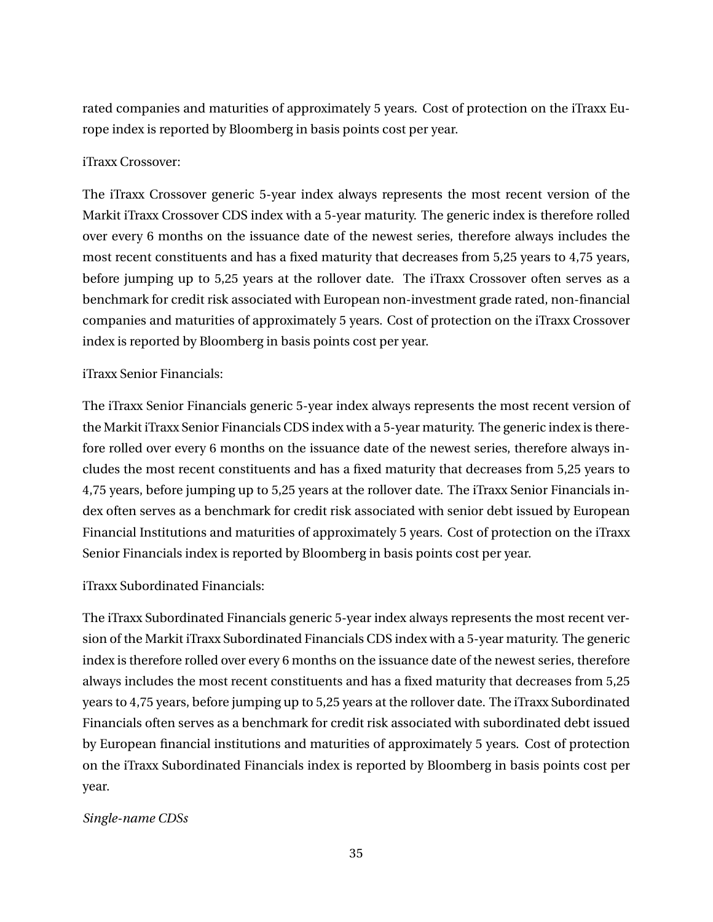rated companies and maturities of approximately 5 years. Cost of protection on the iTraxx Europe index is reported by Bloomberg in basis points cost per year.

iTraxx Crossover:

The iTraxx Crossover generic 5-year index always represents the most recent version of the Markit iTraxx Crossover CDS index with a 5-year maturity. The generic index is therefore rolled over every 6 months on the issuance date of the newest series, therefore always includes the most recent constituents and has a fixed maturity that decreases from 5,25 years to 4,75 years, before jumping up to 5,25 years at the rollover date. The iTraxx Crossover often serves as a benchmark for credit risk associated with European non-investment grade rated, non-financial companies and maturities of approximately 5 years. Cost of protection on the iTraxx Crossover index is reported by Bloomberg in basis points cost per year.

iTraxx Senior Financials:

The iTraxx Senior Financials generic 5-year index always represents the most recent version of the Markit iTraxx Senior Financials CDS index with a 5-year maturity. The generic index is therefore rolled over every 6 months on the issuance date of the newest series, therefore always includes the most recent constituents and has a fixed maturity that decreases from 5,25 years to 4,75 years, before jumping up to 5,25 years at the rollover date. The iTraxx Senior Financials index often serves as a benchmark for credit risk associated with senior debt issued by European Financial Institutions and maturities of approximately 5 years. Cost of protection on the iTraxx Senior Financials index is reported by Bloomberg in basis points cost per year.

iTraxx Subordinated Financials:

The iTraxx Subordinated Financials generic 5-year index always represents the most recent version of the Markit iTraxx Subordinated Financials CDS index with a 5-year maturity. The generic index is therefore rolled over every 6 months on the issuance date of the newest series, therefore always includes the most recent constituents and has a fixed maturity that decreases from 5,25 years to 4,75 years, before jumping up to 5,25 years at the rollover date. The iTraxx Subordinated Financials often serves as a benchmark for credit risk associated with subordinated debt issued by European financial institutions and maturities of approximately 5 years. Cost of protection on the iTraxx Subordinated Financials index is reported by Bloomberg in basis points cost per year.

*Single-name CDSs*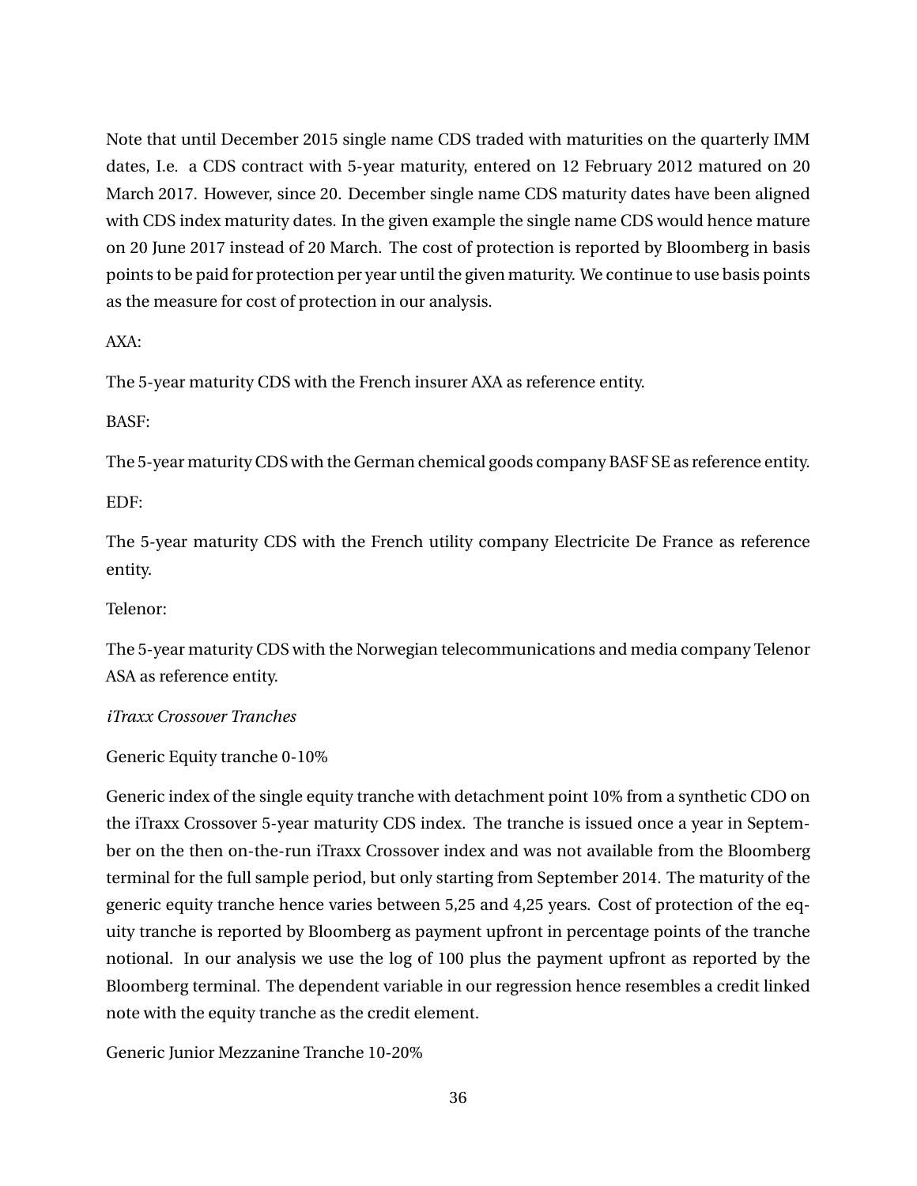Note that until December 2015 single name CDS traded with maturities on the quarterly IMM dates, I.e. a CDS contract with 5-year maturity, entered on 12 February 2012 matured on 20 March 2017. However, since 20. December single name CDS maturity dates have been aligned with CDS index maturity dates. In the given example the single name CDS would hence mature on 20 June 2017 instead of 20 March. The cost of protection is reported by Bloomberg in basis points to be paid for protection per year until the given maturity. We continue to use basis points as the measure for cost of protection in our analysis.

AXA:

The 5-year maturity CDS with the French insurer AXA as reference entity.

BASF:

The 5-year maturity CDS with the German chemical goods company BASF SE as reference entity.

EDF:

The 5-year maturity CDS with the French utility company Electricite De France as reference entity.

Telenor:

The 5-year maturity CDS with the Norwegian telecommunications and media company Telenor ASA as reference entity.

*iTraxx Crossover Tranches*

Generic Equity tranche 0-10%

Generic index of the single equity tranche with detachment point 10% from a synthetic CDO on the iTraxx Crossover 5-year maturity CDS index. The tranche is issued once a year in September on the then on-the-run iTraxx Crossover index and was not available from the Bloomberg terminal for the full sample period, but only starting from September 2014. The maturity of the generic equity tranche hence varies between 5,25 and 4,25 years. Cost of protection of the equity tranche is reported by Bloomberg as payment upfront in percentage points of the tranche notional. In our analysis we use the log of 100 plus the payment upfront as reported by the Bloomberg terminal. The dependent variable in our regression hence resembles a credit linked note with the equity tranche as the credit element.

Generic Junior Mezzanine Tranche 10-20%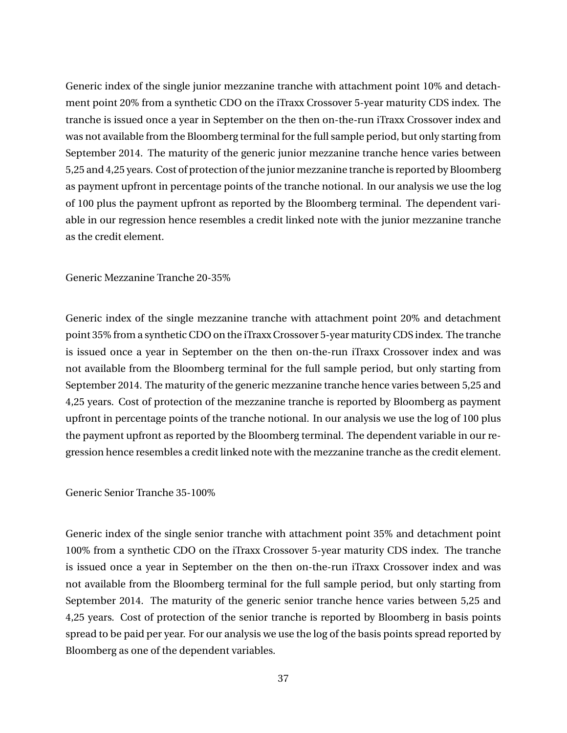Generic index of the single junior mezzanine tranche with attachment point 10% and detachment point 20% from a synthetic CDO on the iTraxx Crossover 5-year maturity CDS index. The tranche is issued once a year in September on the then on-the-run iTraxx Crossover index and was not available from the Bloomberg terminal for the full sample period, but only starting from September 2014. The maturity of the generic junior mezzanine tranche hence varies between 5,25 and 4,25 years. Cost of protection of the junior mezzanine tranche is reported by Bloomberg as payment upfront in percentage points of the tranche notional. In our analysis we use the log of 100 plus the payment upfront as reported by the Bloomberg terminal. The dependent variable in our regression hence resembles a credit linked note with the junior mezzanine tranche as the credit element.

Generic Mezzanine Tranche 20-35%

Generic index of the single mezzanine tranche with attachment point 20% and detachment point 35% from a synthetic CDO on the iTraxx Crossover 5-year maturity CDS index. The tranche is issued once a year in September on the then on-the-run iTraxx Crossover index and was not available from the Bloomberg terminal for the full sample period, but only starting from September 2014. The maturity of the generic mezzanine tranche hence varies between 5,25 and 4,25 years. Cost of protection of the mezzanine tranche is reported by Bloomberg as payment upfront in percentage points of the tranche notional. In our analysis we use the log of 100 plus the payment upfront as reported by the Bloomberg terminal. The dependent variable in our regression hence resembles a credit linked note with the mezzanine tranche as the credit element.

Generic Senior Tranche 35-100%

Generic index of the single senior tranche with attachment point 35% and detachment point 100% from a synthetic CDO on the iTraxx Crossover 5-year maturity CDS index. The tranche is issued once a year in September on the then on-the-run iTraxx Crossover index and was not available from the Bloomberg terminal for the full sample period, but only starting from September 2014. The maturity of the generic senior tranche hence varies between 5,25 and 4,25 years. Cost of protection of the senior tranche is reported by Bloomberg in basis points spread to be paid per year. For our analysis we use the log of the basis points spread reported by Bloomberg as one of the dependent variables.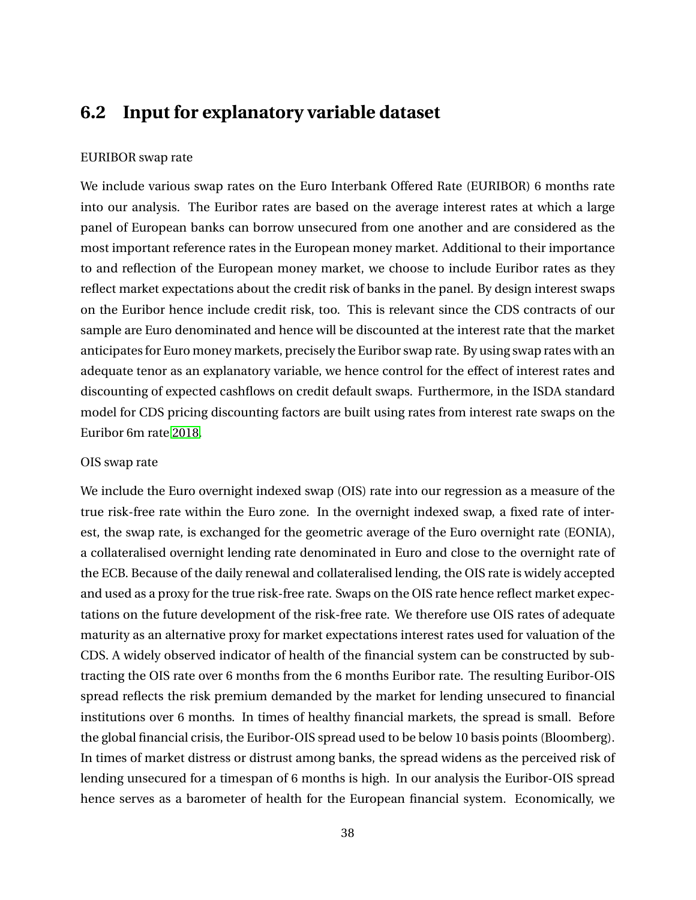## 6.2 Input for explanatory variable dataset

EURIBOR swap rate

We include various swap rates on the Euro Interbank Offered Rate (EURIBOR) 6 months rate into our analysis. The Euribor rates are based on the average interest rates at which a large panel of European banks can borrow unsecured from one another and are considered as the most important reference rates in the European money market. Additional to their importance to and reflection of the European money market, we choose to include Euribor rates as they reflect market expectations about the credit risk of banks in the panel. By design interest swaps on the Euribor hence include credit risk, too. This is relevant since the CDS contracts of our sample are Euro denominated and hence will be discounted at the interest rate that the market anticipates for Euro money markets, precisely the Euribor swap rate. By using swap rates with an adequate tenor as an explanatory variable, we hence control for the effect of interest rates and discounting of expected cashflows on credit default swaps. Furthermore, in the ISDA standard model for CDS pricing discounting factors are built using rates from interest rate swaps on the Euribor 6m rate 2018.

OIS swap rate

We include the Euro overnight indexed swap (OIS) rate into our regression as a measure of the true risk-free rate within the Euro zone. In the overnight indexed swap, a fixed rate of interest, the swap rate, is exchanged for the geometric average of the Euro overnight rate (EONIA), a collateralised overnight lending rate denominated in Euro and close to the overnight rate of the ECB. Because of the daily renewal and collateralised lending, the OIS rate is widely accepted and used as a proxy for the true risk-free rate. Swaps on the OIS rate hence reflect market expectations on the future development of the risk-free rate. We therefore use OIS rates of adequate maturity as an alternative proxy for market expectations interest rates used for valuation of the CDS. A widely observed indicator of health of the financial system can be constructed by subtracting the OIS rate over 6 months from the 6 months Euribor rate. The resulting Euribor-OIS spread reflects the risk premium demanded by the market for lending unsecured to financial institutions over 6 months. In times of healthy financial markets, the spread is small. Before the global financial crisis, the Euribor-OIS spread used to be below 10 basis points (Bloomberg). In times of market distress or distrust among banks, the spread widens as the perceived risk of lending unsecured for a timespan of 6 months is high. In our analysis the Euribor-OIS spread hence serves as a barometer of health for the European financial system. Economically, we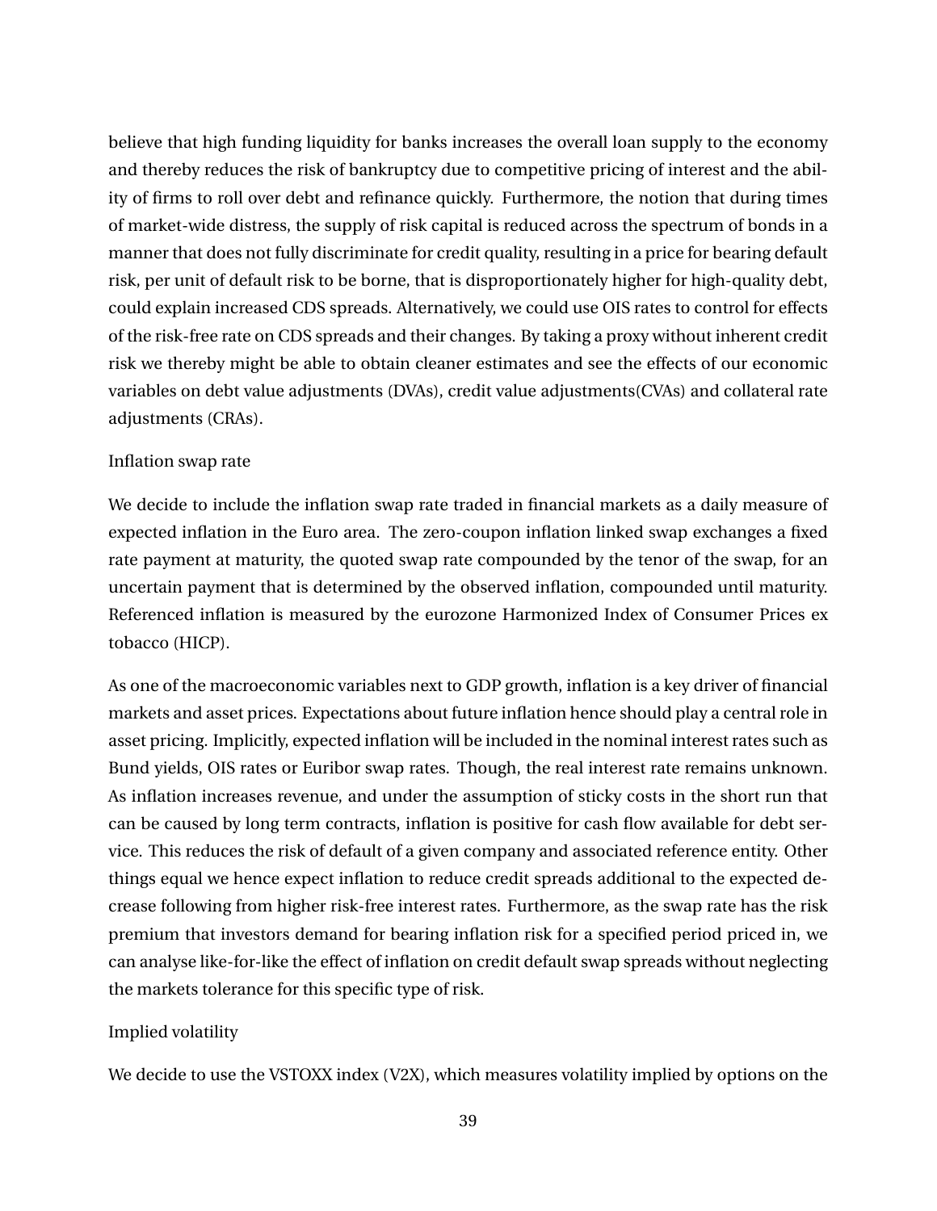believe that high funding liquidity for banks increases the overall loan supply to the economy and thereby reduces the risk of bankruptcy due to competitive pricing of interest and the ability of firms to roll over debt and refinance quickly. Furthermore, the notion that during times of market-wide distress, the supply of risk capital is reduced across the spectrum of bonds in a manner that does not fully discriminate for credit quality, resulting in a price for bearing default risk, per unit of default risk to be borne, that is disproportionately higher for high-quality debt, could explain increased CDS spreads. Alternatively, we could use OIS rates to control for effects of the risk-free rate on CDS spreads and their changes. By taking a proxy without inherent credit risk we thereby might be able to obtain cleaner estimates and see the effects of our economic variables on debt value adjustments (DVAs), credit value adjustments(CVAs) and collateral rate adjustments (CRAs).

Inflation swap rate

We decide to include the inflation swap rate traded in financial markets as a daily measure of expected inflation in the Euro area. The zero-coupon inflation linked swap exchanges a fixed rate payment at maturity, the quoted swap rate compounded by the tenor of the swap, for an uncertain payment that is determined by the observed inflation, compounded until maturity. Referenced inflation is measured by the eurozone Harmonized Index of Consumer Prices ex tobacco (HICP).

As one of the macroeconomic variables next to GDP growth, inflation is a key driver of financial markets and asset prices. Expectations about future inflation hence should play a central role in asset pricing. Implicitly, expected inflation will be included in the nominal interest rates such as Bund yields, OIS rates or Euribor swap rates. Though, the real interest rate remains unknown. As inflation increases revenue, and under the assumption of sticky costs in the short run that can be caused by long term contracts, inflation is positive for cash flow available for debt service. This reduces the risk of default of a given company and associated reference entity. Other things equal we hence expect inflation to reduce credit spreads additional to the expected decrease following from higher risk-free interest rates. Furthermore, as the swap rate has the risk premium that investors demand for bearing inflation risk for a specified period priced in, we can analyse like-for-like the effect of inflation on credit default swap spreads without neglecting the markets tolerance for this specific type of risk.

Implied volatility

We decide to use the VSTOXX index (V2X), which measures volatility implied by options on the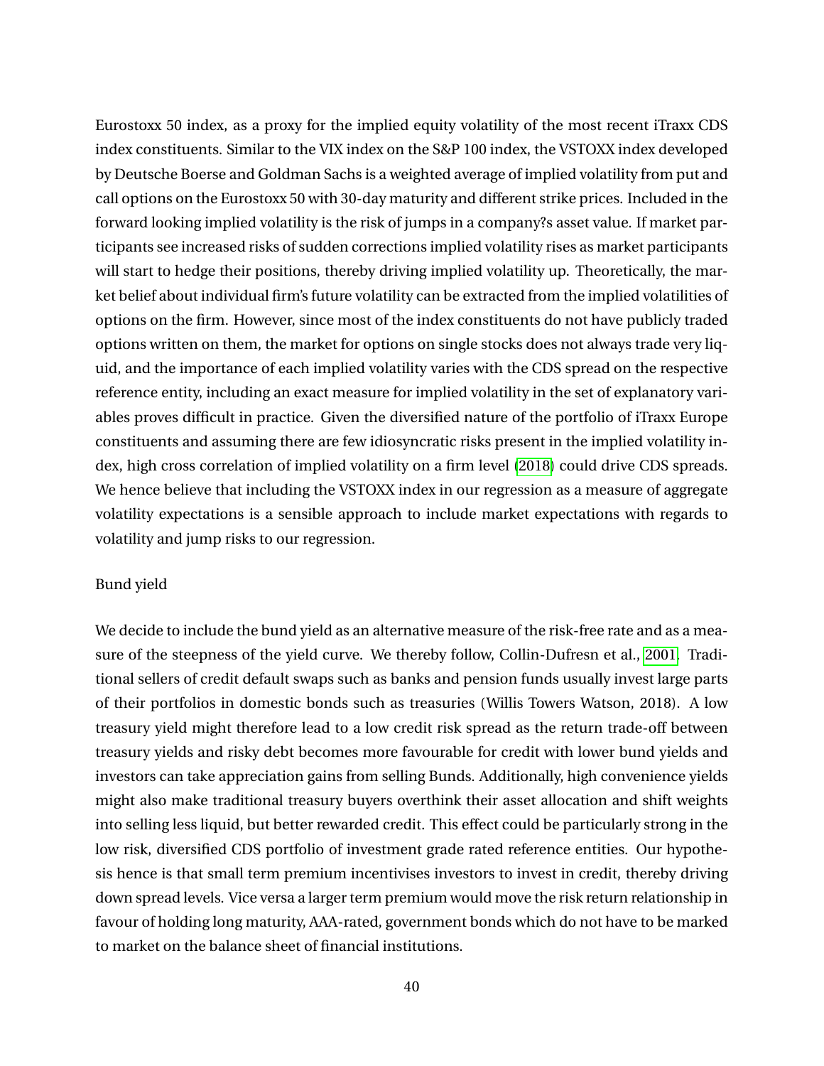Eurostoxx 50 index, as a proxy for the implied equity volatility of the most recent iTraxx CDS index constituents. Similar to the VIX index on the S&P 100 index, the VSTOXX index developed by Deutsche Boerse and Goldman Sachs is a weighted average of implied volatility from put and call options on the Eurostoxx 50 with 30-day maturity and different strike prices. Included in the forward looking implied volatility is the risk of jumps in a company?s asset value. If market participants see increased risks of sudden corrections implied volatility rises as market participants will start to hedge their positions, thereby driving implied volatility up. Theoretically, the market belief about individual firm's future volatility can be extracted from the implied volatilities of options on the firm. However, since most of the index constituents do not have publicly traded options written on them, the market for options on single stocks does not always trade very liquid, and the importance of each implied volatility varies with the CDS spread on the respective reference entity, including an exact measure for implied volatility in the set of explanatory variables proves difficult in practice. Given the diversified nature of the portfolio of iTraxx Europe constituents and assuming there are few idiosyncratic risks present in the implied volatility index, high cross correlation of implied volatility on a firm level (2018) could drive CDS spreads. We hence believe that including the VSTOXX index in our regression as a measure of aggregate volatility expectations is a sensible approach to include market expectations with regards to volatility and jump risks to our regression.

Bund yield

We decide to include the bund yield as an alternative measure of the risk-free rate and as a measure of the steepness of the yield curve. We thereby follow, Collin-Dufresn et al., 2001. Traditional sellers of credit default swaps such as banks and pension funds usually invest large parts of their portfolios in domestic bonds such as treasuries (Willis Towers Watson, 2018). A low treasury yield might therefore lead to a low credit risk spread as the return trade-off between treasury yields and risky debt becomes more favourable for credit with lower bund yields and investors can take appreciation gains from selling Bunds. Additionally, high convenience yields might also make traditional treasury buyers overthink their asset allocation and shift weights into selling less liquid, but better rewarded credit. This effect could be particularly strong in the low risk, diversified CDS portfolio of investment grade rated reference entities. Our hypothesis hence is that small term premium incentivises investors to invest in credit, thereby driving down spread levels. Vice versa a larger term premium would move the risk return relationship in favour of holding long maturity, AAA-rated, government bonds which do not have to be marked to market on the balance sheet of financial institutions.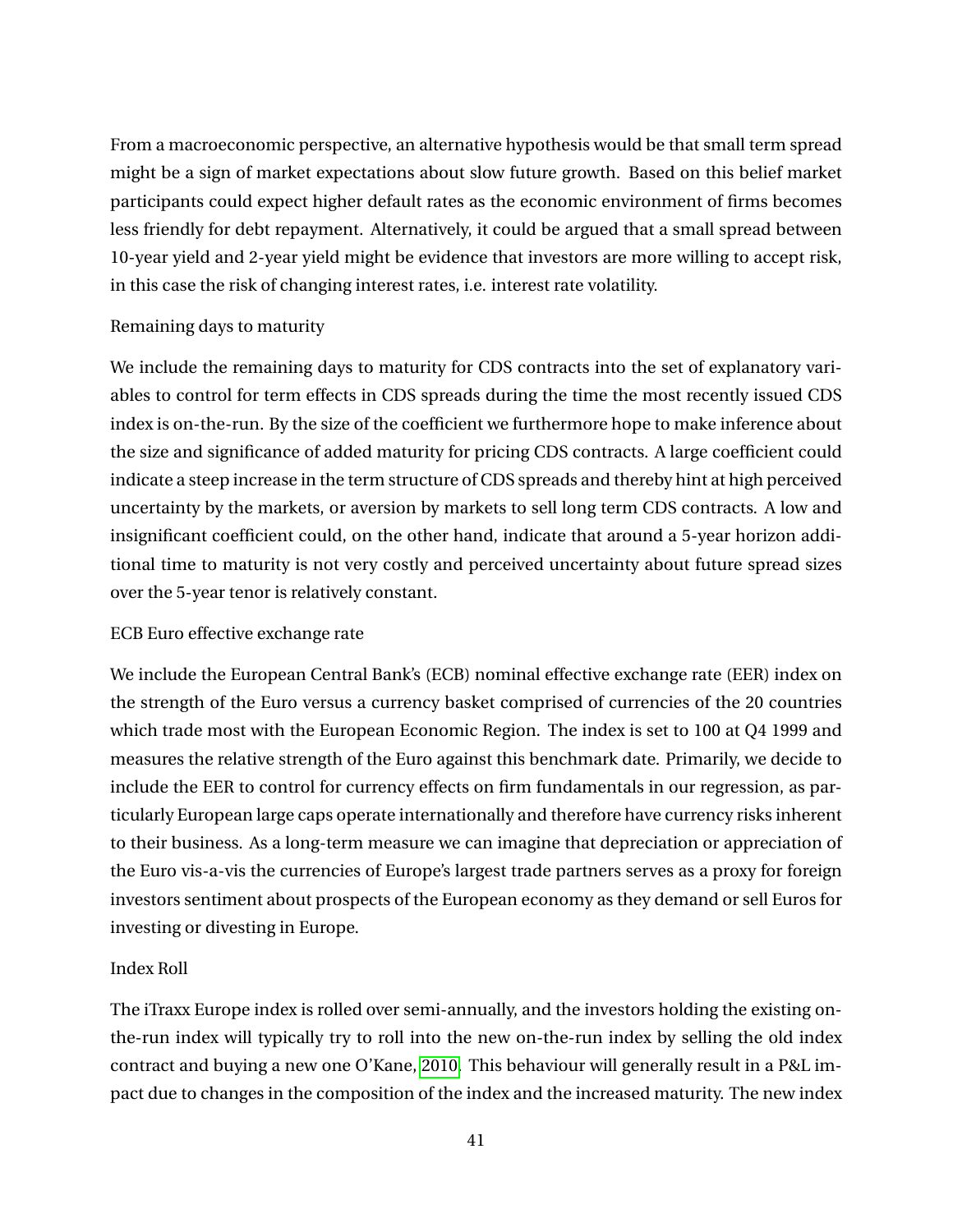From a macroeconomic perspective, an alternative hypothesis would be that small term spread might be a sign of market expectations about slow future growth. Based on this belief market participants could expect higher default rates as the economic environment of firms becomes less friendly for debt repayment. Alternatively, it could be argued that a small spread between 10-year yield and 2-year yield might be evidence that investors are more willing to accept risk, in this case the risk of changing interest rates, i.e. interest rate volatility.

Remaining days to maturity

We include the remaining days to maturity for CDS contracts into the set of explanatory variables to control for term effects in CDS spreads during the time the most recently issued CDS index is on-the-run. By the size of the coefficient we furthermore hope to make inference about the size and significance of added maturity for pricing CDS contracts. A large coefficient could indicate a steep increase in the term structure of CDS spreads and thereby hint at high perceived uncertainty by the markets, or aversion by markets to sell long term CDS contracts. A low and insignificant coefficient could, on the other hand, indicate that around a 5-year horizon additional time to maturity is not very costly and perceived uncertainty about future spread sizes over the 5-year tenor is relatively constant.

ECB Euro effective exchange rate

We include the European Central Bank's (ECB) nominal effective exchange rate (EER) index on the strength of the Euro versus a currency basket comprised of currencies of the 20 countries which trade most with the European Economic Region. The index is set to 100 at Q4 1999 and measures the relative strength of the Euro against this benchmark date. Primarily, we decide to include the EER to control for currency effects on firm fundamentals in our regression, as particularly European large caps operate internationally and therefore have currency risks inherent to their business. As a long-term measure we can imagine that depreciation or appreciation of the Euro vis-a-vis the currencies of Europe's largest trade partners serves as a proxy for foreign investors sentiment about prospects of the European economy as they demand or sell Euros for investing or divesting in Europe.

Index Roll

The iTraxx Europe index is rolled over semi-annually, and the investors holding the existing on-the-run index will typically try to roll into the new on-the-run index by selling the old index contract and buying a new one O'Kane, 2010. This behaviour will generally result in a P&L impact due to changes in the composition of the index and the increased maturity. The new index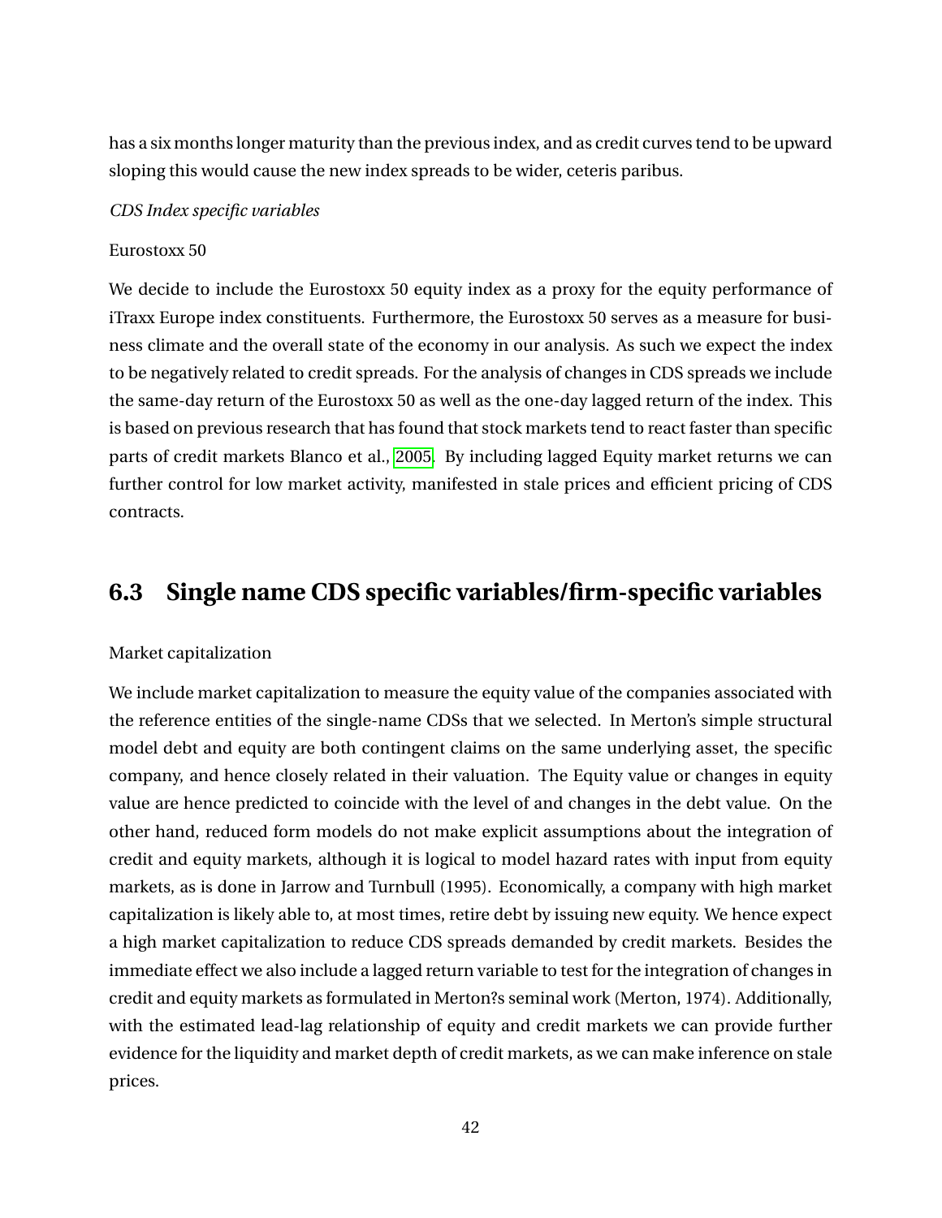has a six months longer maturity than the previous index, and as credit curves tend to be upward sloping this would cause the new index spreads to be wider, ceteris paribus.

*CDS Index specific variables*

Eurostoxx 50

We decide to include the Eurostoxx 50 equity index as a proxy for the equity performance of iTraxx Europe index constituents. Furthermore, the Eurostoxx 50 serves as a measure for business climate and the overall state of the economy in our analysis. As such we expect the index to be negatively related to credit spreads. For the analysis of changes in CDS spreads we include the same-day return of the Eurostoxx 50 as well as the one-day lagged return of the index. This is based on previous research that has found that stock markets tend to react faster than specific parts of credit markets Blanco et al., 2005. By including lagged Equity market returns we can further control for low market activity, manifested in stale prices and efficient pricing of CDS contracts.

## 6.3 Single name CDS specific variables/firm-specific variables

Market capitalization

We include market capitalization to measure the equity value of the companies associated with the reference entities of the single-name CDSs that we selected. In Merton's simple structural model debt and equity are both contingent claims on the same underlying asset, the specific company, and hence closely related in their valuation. The Equity value or changes in equity value are hence predicted to coincide with the level of and changes in the debt value. On the other hand, reduced form models do not make explicit assumptions about the integration of credit and equity markets, although it is logical to model hazard rates with input from equity markets, as is done in Jarrow and Turnbull (1995). Economically, a company with high market capitalization is likely able to, at most times, retire debt by issuing new equity. We hence expect a high market capitalization to reduce CDS spreads demanded by credit markets. Besides the immediate effect we also include a lagged return variable to test for the integration of changes in credit and equity markets as formulated in Merton?s seminal work (Merton, 1974). Additionally, with the estimated lead-lag relationship of equity and credit markets we can provide further evidence for the liquidity and market depth of credit markets, as we can make inference on stale prices.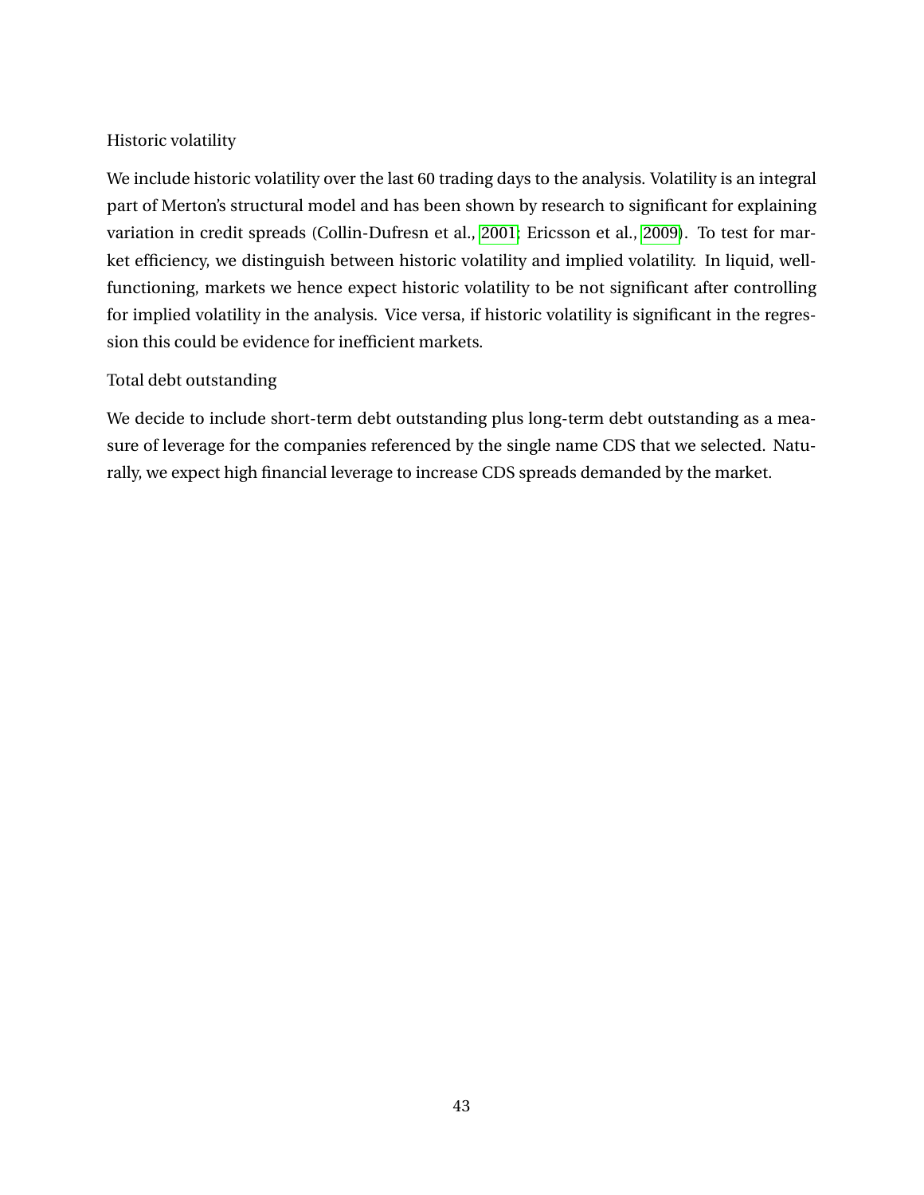Historic volatility

We include historic volatility over the last 60 trading days to the analysis. Volatility is an integral part of Merton's structural model and has been shown by research to significant for explaining variation in credit spreads (Collin-Dufresn et al., 2001; Ericsson et al., 2009). To test for market efficiency, we distinguish between historic volatility and implied volatility. In liquid, well-functioning, markets we hence expect historic volatility to be not significant after controlling for implied volatility in the analysis. Vice versa, if historic volatility is significant in the regression this could be evidence for inefficient markets.

Total debt outstanding

We decide to include short-term debt outstanding plus long-term debt outstanding as a measure of leverage for the companies referenced by the single name CDS that we selected. Naturally, we expect high financial leverage to increase CDS spreads demanded by the market.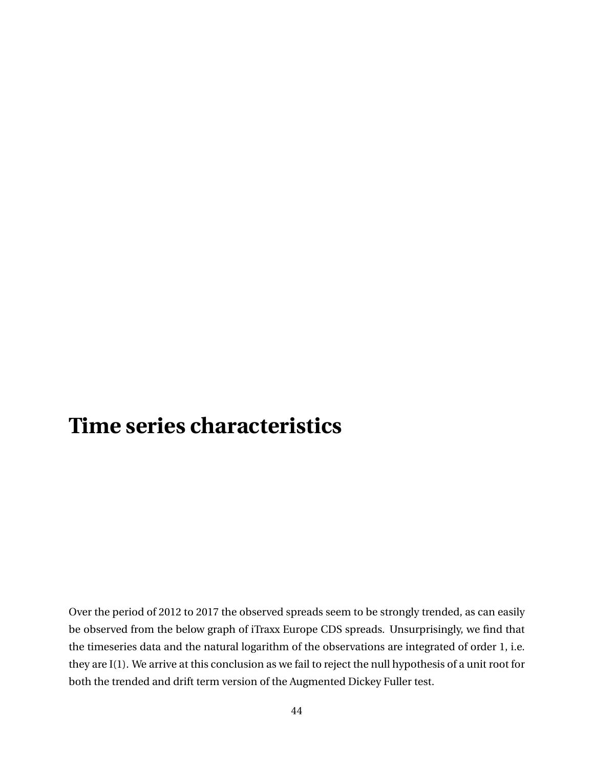# Time series characteristics

Over the period of 2012 to 2017 the observed spreads seem to be strongly trended, as can easily be observed from the below graph of iTraxx Europe CDS spreads. Unsurprisingly, we find that the timeseries data and the natural logarithm of the observations are integrated of order 1, i.e. they are I(1). We arrive at this conclusion as we fail to reject the null hypothesis of a unit root for both the trended and drift term version of the Augmented Dickey Fuller test.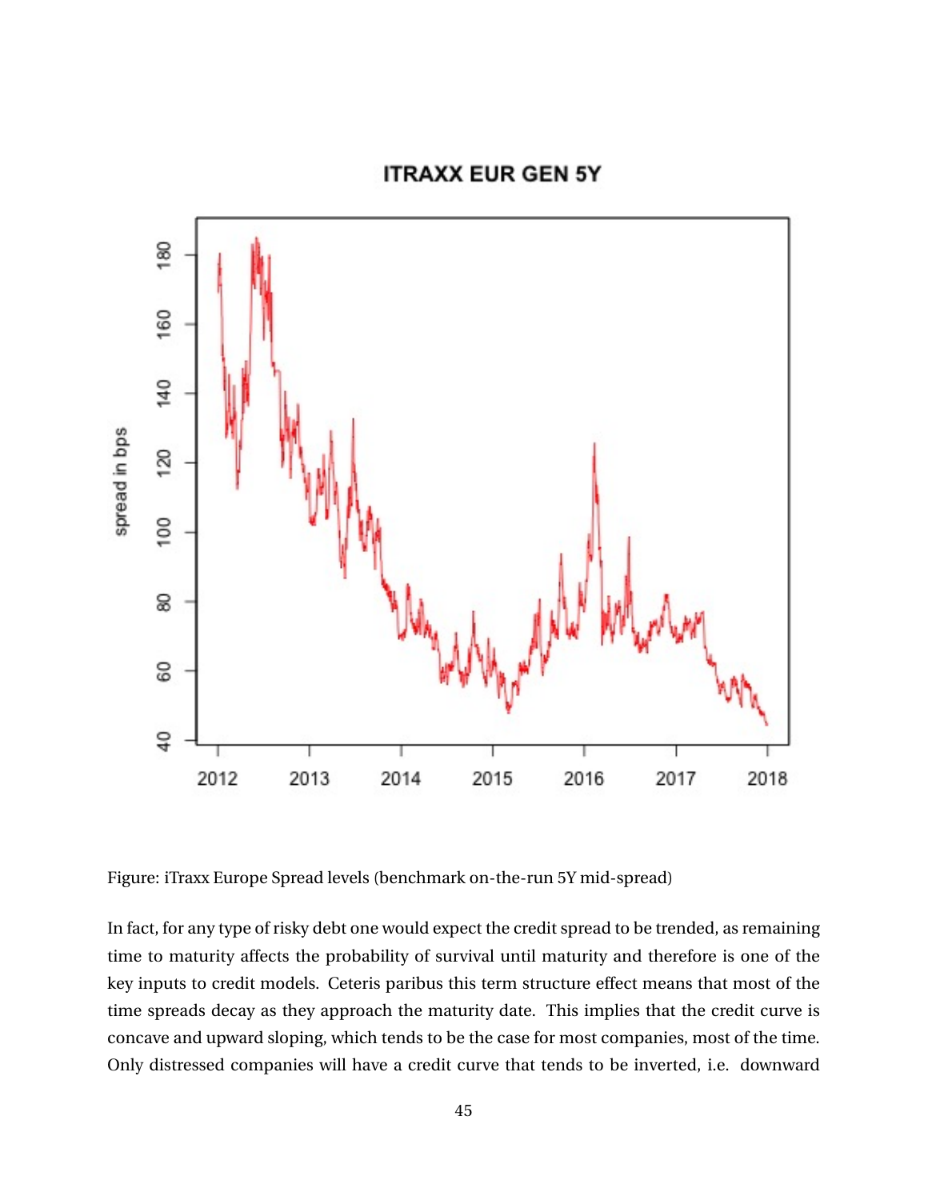Figure: iTraxx Europe Spread levels (benchmark on-the-run 5Y mid-spread)

In fact, for any type of risky debt one would expect the credit spread to be trended, as remaining time to maturity affects the probability of survival until maturity and therefore is one of the key inputs to credit models. Ceteris paribus this term structure effect means that most of the time spreads decay as they approach the maturity date. This implies that the credit curve is concave and upward sloping, which tends to be the case for most companies, most of the time. Only distressed companies will have a credit curve that tends to be inverted, i.e. downward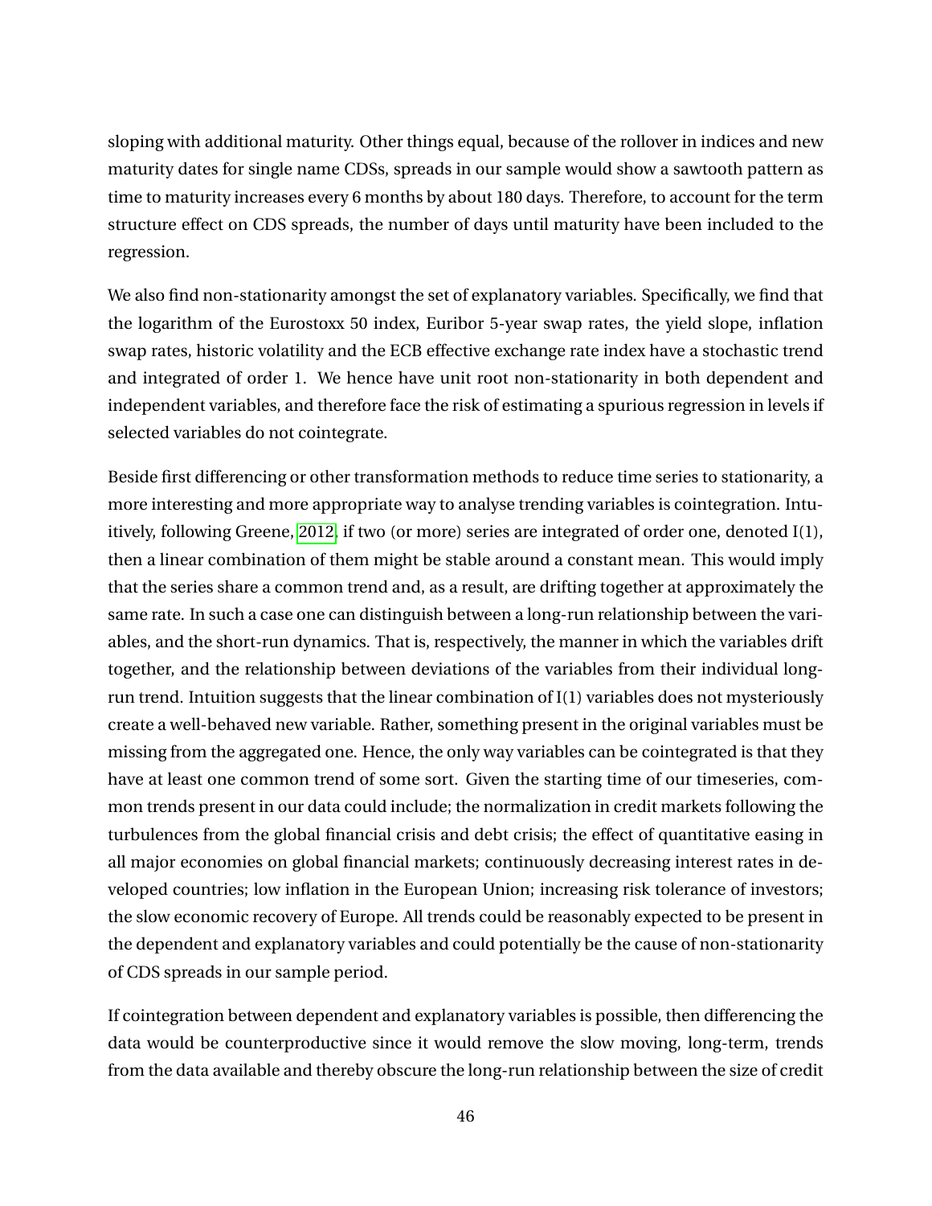sloping with additional maturity. Other things equal, because of the rollover in indices and new maturity dates for single name CDSs, spreads in our sample would show a sawtooth pattern as time to maturity increases every 6 months by about 180 days. Therefore, to account for the term structure effect on CDS spreads, the number of days until maturity have been included to the regression.

We also find non-stationarity amongst the set of explanatory variables. Specifically, we find that the logarithm of the Eurostoxx 50 index, Euribor 5-year swap rates, the yield slope, inflation swap rates, historic volatility and the ECB effective exchange rate index have a stochastic trend and integrated of order 1. We hence have unit root non-stationarity in both dependent and independent variables, and therefore face the risk of estimating a spurious regression in levels if selected variables do not cointegrate.

Beside first differencing or other transformation methods to reduce time series to stationarity, a more interesting and more appropriate way to analyse trending variables is cointegration. Intuitively, following Greene, 2012, if two (or more) series are integrated of order one, denoted I(1), then a linear combination of them might be stable around a constant mean. This would imply that the series share a common trend and, as a result, are drifting together at approximately the same rate. In such a case one can distinguish between a long-run relationship between the variables, and the short-run dynamics. That is, respectively, the manner in which the variables drift together, and the relationship between deviations of the variables from their individual long-run trend. Intuition suggests that the linear combination of I(1) variables does not mysteriously create a well-behaved new variable. Rather, something present in the original variables must be missing from the aggregated one. Hence, the only way variables can be cointegrated is that they have at least one common trend of some sort. Given the starting time of our timeseries, common trends present in our data could include; the normalization in credit markets following the turbulences from the global financial crisis and debt crisis; the effect of quantitative easing in all major economies on global financial markets; continuously decreasing interest rates in developed countries; low inflation in the European Union; increasing risk tolerance of investors; the slow economic recovery of Europe. All trends could be reasonably expected to be present in the dependent and explanatory variables and could potentially be the cause of non-stationarity of CDS spreads in our sample period.

If cointegration between dependent and explanatory variables is possible, then differencing the data would be counterproductive since it would remove the slow moving, long-term, trends from the data available and thereby obscure the long-run relationship between the size of credit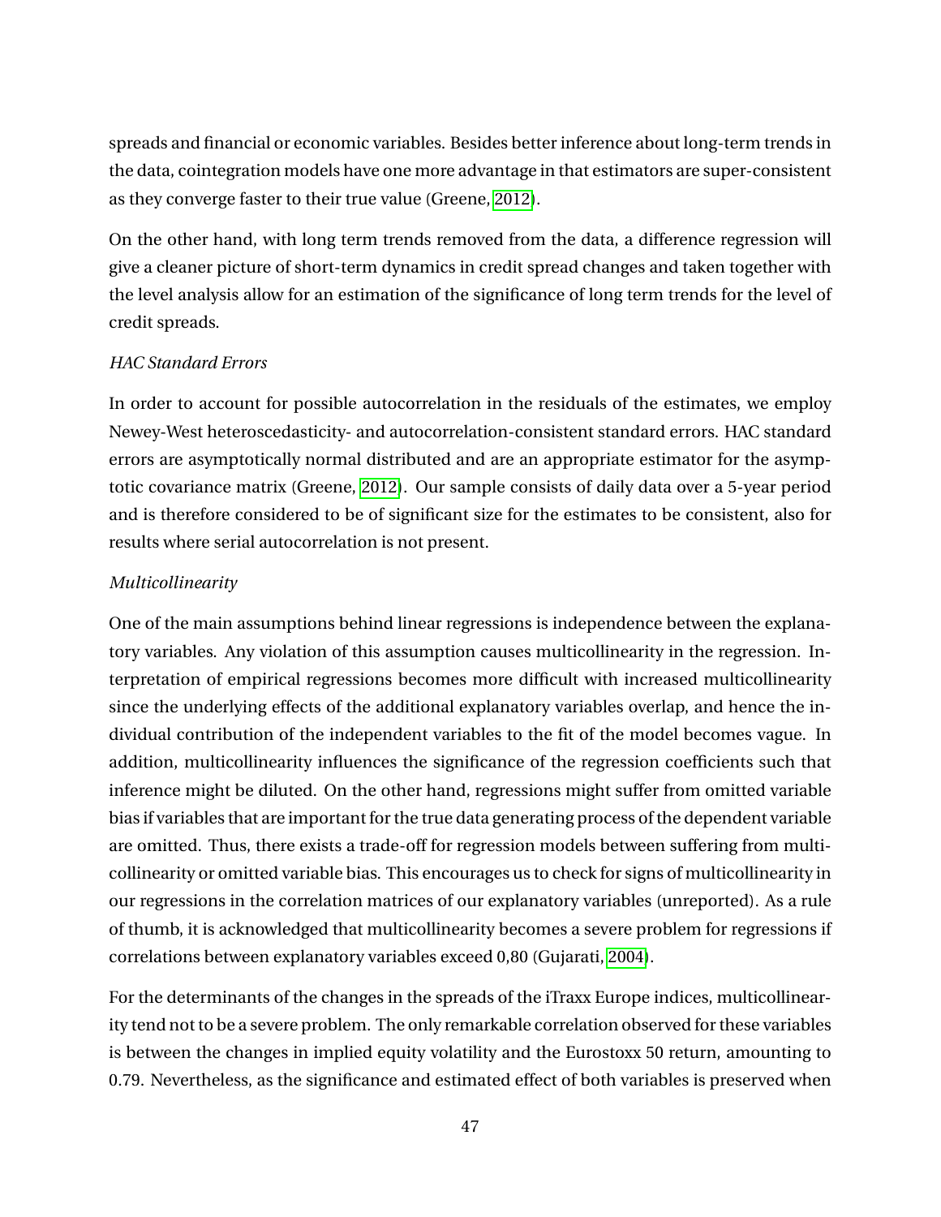spreads and financial or economic variables. Besides better inference about long-term trends in the data, cointegration models have one more advantage in that estimators are super-consistent as they converge faster to their true value (Greene, 2012).

On the other hand, with long term trends removed from the data, a difference regression will give a cleaner picture of short-term dynamics in credit spread changes and taken together with the level analysis allow for an estimation of the significance of long term trends for the level of credit spreads.

*HAC Standard Errors*

In order to account for possible autocorrelation in the residuals of the estimates, we employ Newey-West heteroscedasticity- and autocorrelation-consistent standard errors. HAC standard errors are asymptotically normal distributed and are an appropriate estimator for the asymptotic covariance matrix (Greene, 2012). Our sample consists of daily data over a 5-year period and is therefore considered to be of significant size for the estimates to be consistent, also for results where serial autocorrelation is not present.

*Multicollinearity*

One of the main assumptions behind linear regressions is independence between the explanatory variables. Any violation of this assumption causes multicollinearity in the regression. Interpretation of empirical regressions becomes more difficult with increased multicollinearity since the underlying effects of the additional explanatory variables overlap, and hence the individual contribution of the independent variables to the fit of the model becomes vague. In addition, multicollinearity influences the significance of the regression coefficients such that inference might be diluted. On the other hand, regressions might suffer from omitted variable bias if variables that are important for the true data generating process of the dependent variable are omitted. Thus, there exists a trade-off for regression models between suffering from multicollinearity or omitted variable bias. This encourages us to check for signs of multicollinearity in our regressions in the correlation matrices of our explanatory variables (unreported). As a rule of thumb, it is acknowledged that multicollinearity becomes a severe problem for regressions if correlations between explanatory variables exceed 0,80 (Gujarati, 2004).

For the determinants of the changes in the spreads of the iTraxx Europe indices, multicollinearity tend not to be a severe problem. The only remarkable correlation observed for these variables is between the changes in implied equity volatility and the Eurostoxx 50 return, amounting to 0.79. Nevertheless, as the significance and estimated effect of both variables is preserved when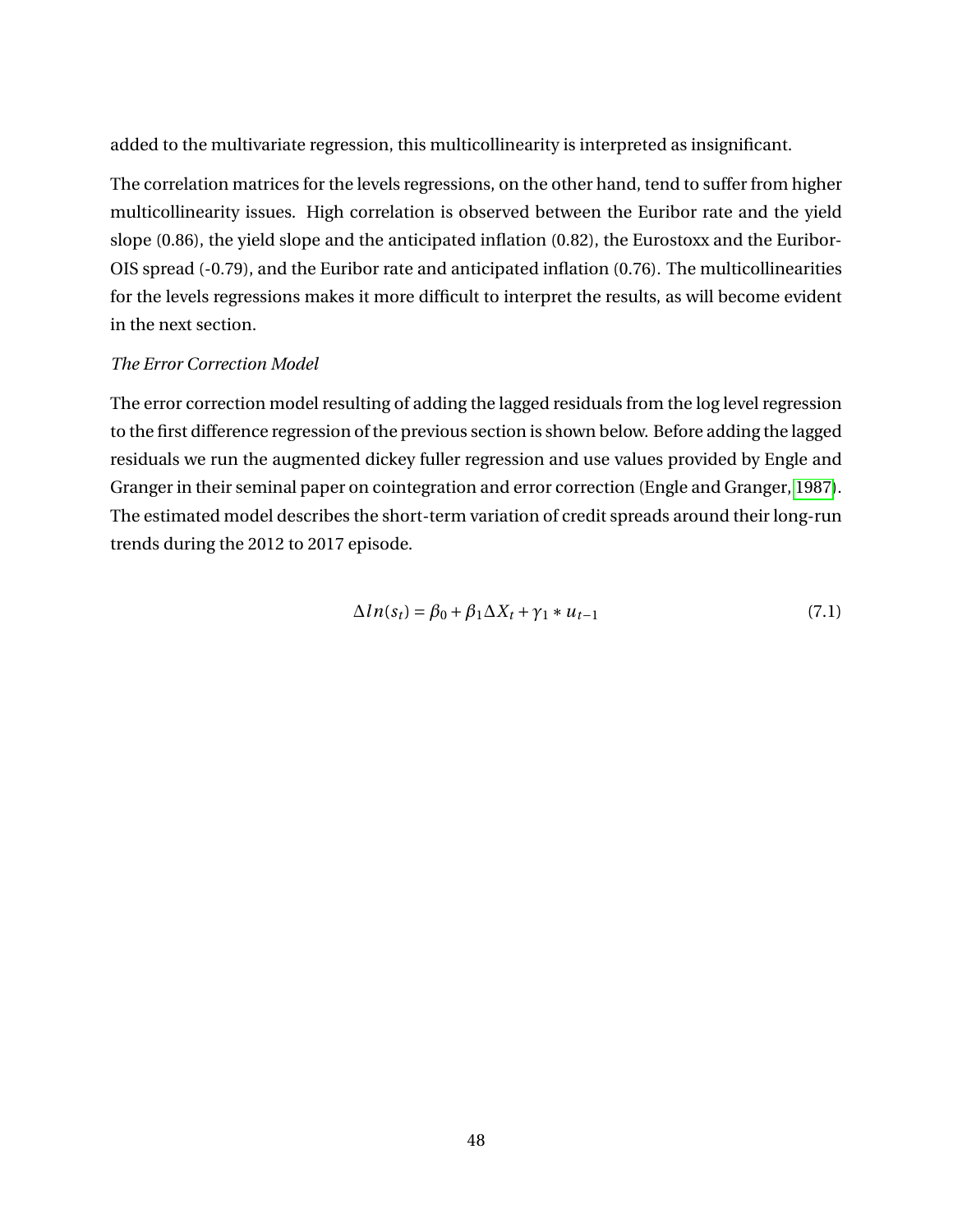added to the multivariate regression, this multicollinearity is interpreted as insignificant.

The correlation matrices for the levels regressions, on the other hand, tend to suffer from higher multicollinearity issues. High correlation is observed between the Euribor rate and the yield slope (0.86), the yield slope and the anticipated inflation (0.82), the Eurostoxx and the Euribor-OIS spread (-0.79), and the Euribor rate and anticipated inflation (0.76). The multicollinearities for the levels regressions makes it more difficult to interpret the results, as will become evident in the next section.

*The Error Correction Model*

The error correction model resulting of adding the lagged residuals from the log level regression to the first difference regression of the previous section is shown below. Before adding the lagged residuals we run the augmented dickey fuller regression and use values provided by Engle and Granger in their seminal paper on cointegration and error correction (Engle and Granger, 1987). The estimated model describes the short-term variation of credit spreads around their long-run trends during the 2012 to 2017 episode.

$$\Delta ln(s_t) = \beta_0 + \beta_1 \Delta X_t + \gamma_1 * u_{t-1} \tag{7.1}$$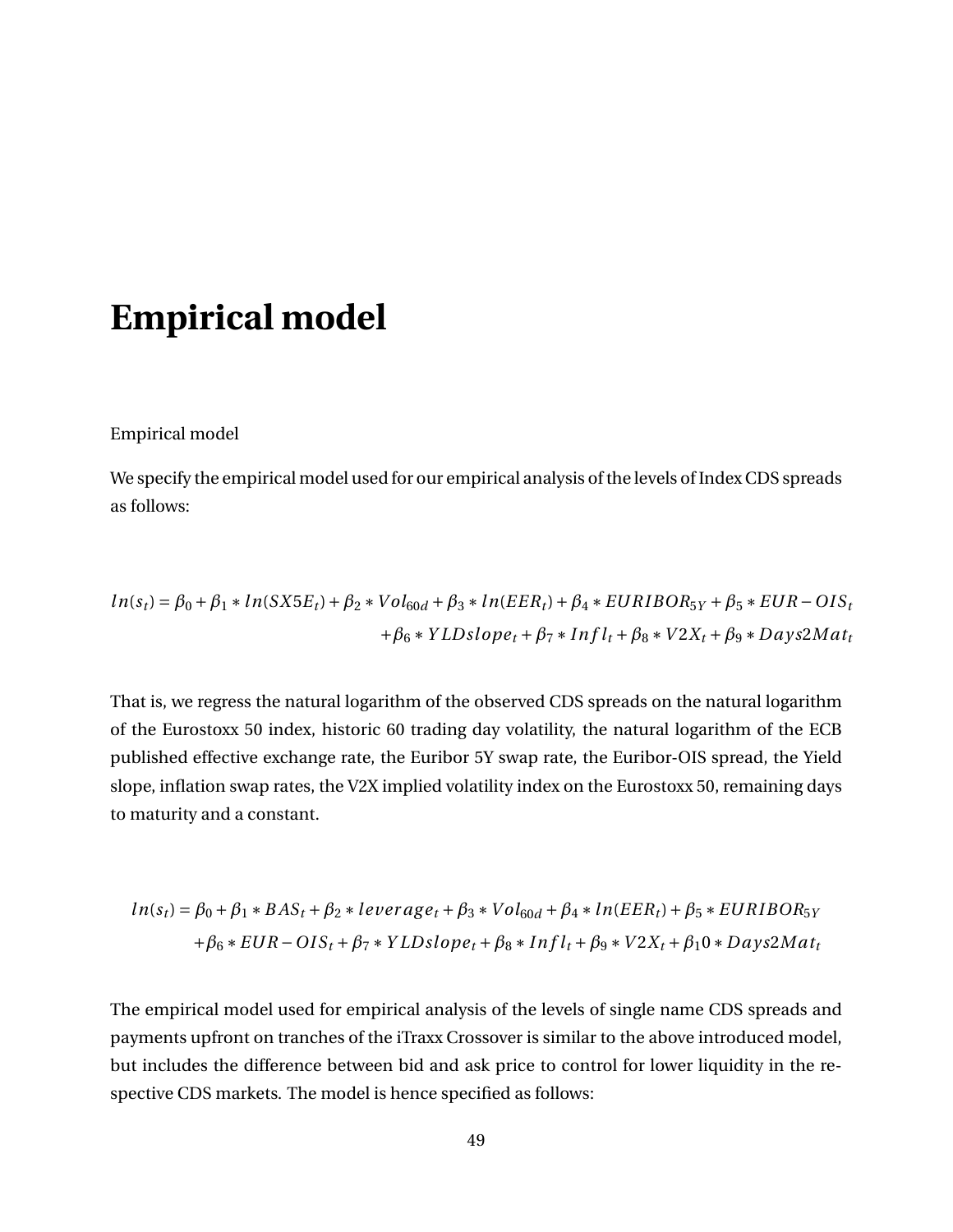# Empirical model

Empirical model

We specify the empirical model used for our empirical analysis of the levels of Index CDS spreads as follows:

$$
\begin{aligned}
ln(s_t) = \beta_0 + \beta_1 * ln(SX5E_t) + \beta_2 * Vol_{60d} + \beta_3 * ln(EER_t) + \beta_4 * EURIBOR_{5Y} + \beta_5 * EUR-OIS_t \\
+ \beta_6 * YLDslope_t + \beta_7 * Infl_t + \beta_8 * V2X_t + \beta_9 * Days2Mat_t
\end{aligned}
$$

That is, we regress the natural logarithm of the observed CDS spreads on the natural logarithm of the Eurostoxx 50 index, historic 60 trading day volatility, the natural logarithm of the ECB published effective exchange rate, the Euribor 5Y swap rate, the Euribor-OIS spread, the Yield slope, inflation swap rates, the V2X implied volatility index on the Eurostoxx 50, remaining days to maturity and a constant.

$$
\begin{aligned}
ln(s_t) = \beta_0 + \beta_1 * BAS_t + \beta_2 * leverage_t + \beta_3 * Vol_{60d} + \beta_4 * ln(EER_t) + \beta_5 * EURIBOR_{5Y} \\
+ \beta_6 * EUR-OIS_t + \beta_7 * YLDslope_t + \beta_8 * Infl_t + \beta_9 * V2X_t + \beta_10 * Days2Mat_t
\end{aligned}
$$

The empirical model used for empirical analysis of the levels of single name CDS spreads and payments upfront on tranches of the iTraxx Crossover is similar to the above introduced model, but includes the difference between bid and ask price to control for lower liquidity in the respective CDS markets. The model is hence specified as follows: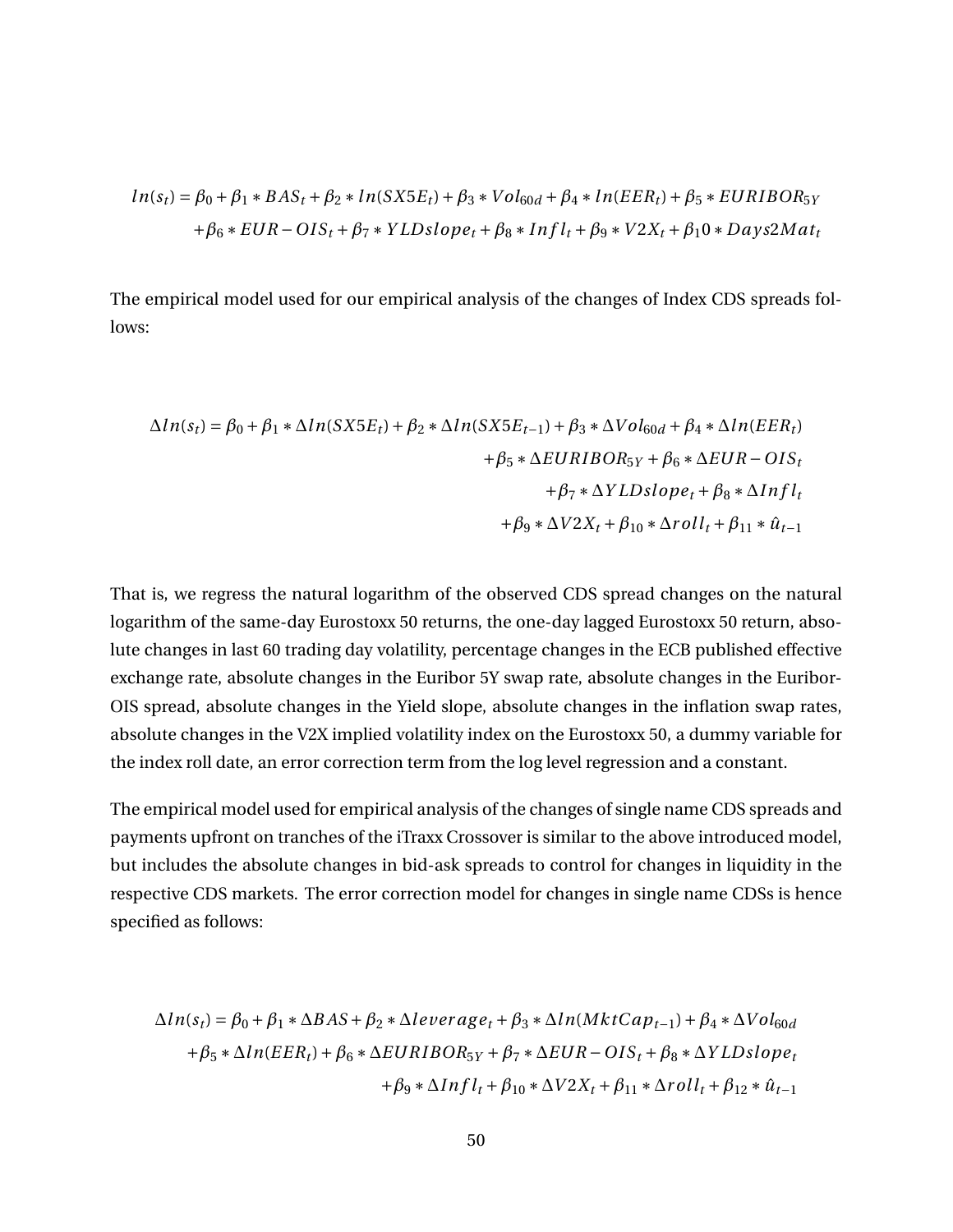$$
\begin{aligned}
ln(s_t) = \beta_0 + \beta_1 * BAS_t + \beta_2 * ln(SX5E_t) + \beta_3 * Vol_{60d} + \beta_4 * ln(EER_t) + \beta_5 * EURIBOR_{5Y} \\
+ \beta_6 * EUR - OIS_t + \beta_7 * YLDslope_t + \beta_8 * Infl_t + \beta_9 * V2X_t + \beta_1 0 * Days2Mat_t
\end{aligned}
$$

The empirical model used for our empirical analysis of the changes of Index CDS spreads follows:

$$
\begin{aligned}
\Delta ln(s_t) = \beta_0 + \beta_1 * \Delta ln(SX5E_t) + \beta_2 * \Delta ln(SX5E_{t-1}) + \beta_3 * \Delta Vol_{60d} + \beta_4 * \Delta ln(EER_t) \\
+ \beta_5 * \Delta EURIBOR_{5Y} + \beta_6 * \Delta EUR - OIS_t \\
+ \beta_7 * \Delta YLDslope_t + \beta_8 * \Delta Infl_t \\
+ \beta_9 * \Delta V2X_t + \beta_{10} * \Delta roll_t + \beta_{11} * \hat{u}_{t-1}
\end{aligned}
$$

That is, we regress the natural logarithm of the observed CDS spread changes on the natural logarithm of the same-day Eurostoxx 50 returns, the one-day lagged Eurostoxx 50 return, absolute changes in last 60 trading day volatility, percentage changes in the ECB published effective exchange rate, absolute changes in the Euribor 5Y swap rate, absolute changes in the Euribor-OIS spread, absolute changes in the Yield slope, absolute changes in the inflation swap rates, absolute changes in the V2X implied volatility index on the Eurostoxx 50, a dummy variable for the index roll date, an error correction term from the log level regression and a constant.

The empirical model used for empirical analysis of the changes of single name CDS spreads and payments upfront on tranches of the iTraxx Crossover is similar to the above introduced model, but includes the absolute changes in bid-ask spreads to control for changes in liquidity in the respective CDS markets. The error correction model for changes in single name CDSs is hence specified as follows:

$$
\begin{aligned}
\Delta ln(s_t) = \beta_0 + \beta_1 * \Delta BAS + \beta_2 * \Delta leverage_t + \beta_3 * \Delta ln(MktCap_{t-1}) + \beta_4 * \Delta Vol_{60d} \\
+ \beta_5 * \Delta ln(EER_t) + \beta_6 * \Delta EURIBOR_{5Y} + \beta_7 * \Delta EUR - OIS_t + \beta_8 * \Delta YLDslope_t \\
+ \beta_9 * \Delta Infl_t + \beta_{10} * \Delta V2X_t + \beta_{11} * \Delta roll_t + \beta_{12} * \hat{u}_{t-1}
\end{aligned}
$$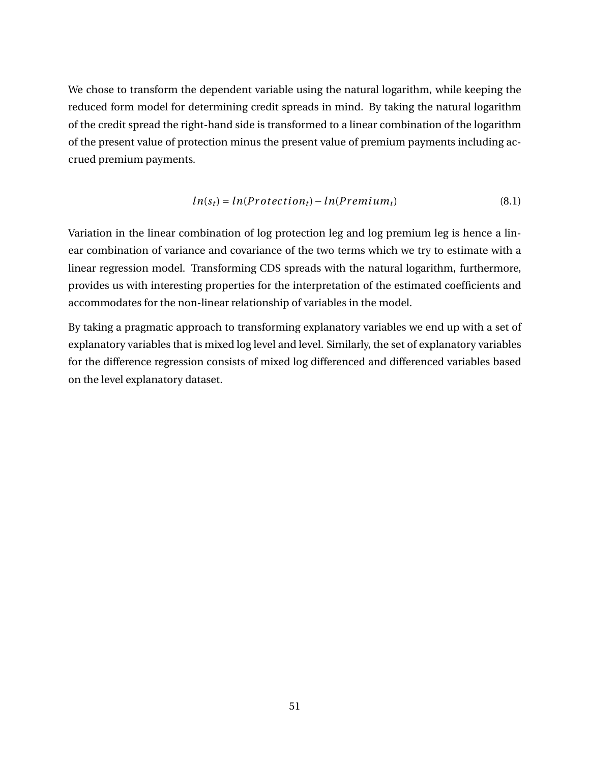We chose to transform the dependent variable using the natural logarithm, while keeping the reduced form model for determining credit spreads in mind. By taking the natural logarithm of the credit spread the right-hand side is transformed to a linear combination of the logarithm of the present value of protection minus the present value of premium payments including accrued premium payments.

$$ln(s_t) = ln(Protection_t) - ln(Premium_t) \tag{8.1}$$

Variation in the linear combination of log protection leg and log premium leg is hence a linear combination of variance and covariance of the two terms which we try to estimate with a linear regression model. Transforming CDS spreads with the natural logarithm, furthermore, provides us with interesting properties for the interpretation of the estimated coefficients and accommodates for the non-linear relationship of variables in the model.

By taking a pragmatic approach to transforming explanatory variables we end up with a set of explanatory variables that is mixed log level and level. Similarly, the set of explanatory variables for the difference regression consists of mixed log differenced and differenced variables based on the level explanatory dataset.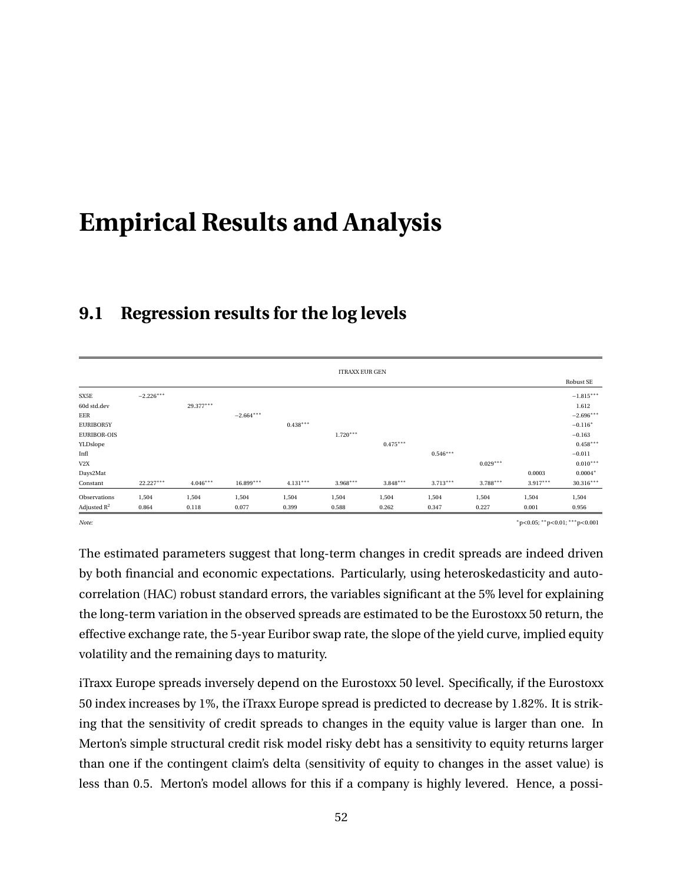# Empirical Results and Analysis

## 9.1 Regression results for the log levels

| | ITRAXX EUR GEN | | | | | | | | | |
|---|---|---|---|---|---|---|---|---|---|---|
| | | | | | | | | | | Robust SE |
| SX5E | $-2.226^{***}$ | | | | | | | | | $-1.815^{***}$ |
| 60d std.dev | | $29.377^{***}$ | | | | | | | | 1.612 |
| EER | | | $-2.664^{***}$ | | | | | | | $-2.696^{***}$ |
| EURIBOR5Y | | | | $0.438^{***}$ | | | | | | $-0.116^{*}$ |
| EURIBOR-OIS | | | | | $1.720^{***}$ | | | | | $-0.163$ |
| YLDslope | | | | | | $0.475^{***}$ | | | | $0.458^{***}$ |
| Infl | | | | | | | $0.546^{***}$ | | | $-0.011$ |
| V2X | | | | | | | | $0.029^{***}$ | | $0.010^{***}$ |
| Days2Mat | | | | | | | | | 0.0003 | $0.0004^{*}$ |
| Constant | $22.227^{***}$ | $4.046^{***}$ | $16.899^{***}$ | $4.131^{***}$ | $3.968^{***}$ | $3.848^{***}$ | $3.713^{***}$ | $3.788^{***}$ | $3.917^{***}$ | $30.316^{***}$ |
| Observations | 1,504 | 1,504 | 1,504 | 1,504 | 1,504 | 1,504 | 1,504 | 1,504 | 1,504 | 1,504 |
| Adjusted $R^2$ | 0.864 | 0.118 | 0.077 | 0.399 | 0.588 | 0.262 | 0.347 | 0.227 | 0.001 | 0.956 |

*Note:* $^{*}p<0.05$; $^{**}p<0.01$; $^{***}p<0.001$

The estimated parameters suggest that long-term changes in credit spreads are indeed driven by both financial and economic expectations. Particularly, using heteroskedasticity and autocorrelation (HAC) robust standard errors, the variables significant at the 5% level for explaining the long-term variation in the observed spreads are estimated to be the Eurostoxx 50 return, the effective exchange rate, the 5-year Euribor swap rate, the slope of the yield curve, implied equity volatility and the remaining days to maturity.

iTraxx Europe spreads inversely depend on the Eurostoxx 50 level. Specifically, if the Eurostoxx 50 index increases by 1%, the iTraxx Europe spread is predicted to decrease by 1.82%. It is striking that the sensitivity of credit spreads to changes in the equity value is larger than one. In Merton's simple structural credit risk model risky debt has a sensitivity to equity returns larger than one if the contingent claim's delta (sensitivity of equity to changes in the asset value) is less than 0.5. Merton's model allows for this if a company is highly levered. Hence, a possi-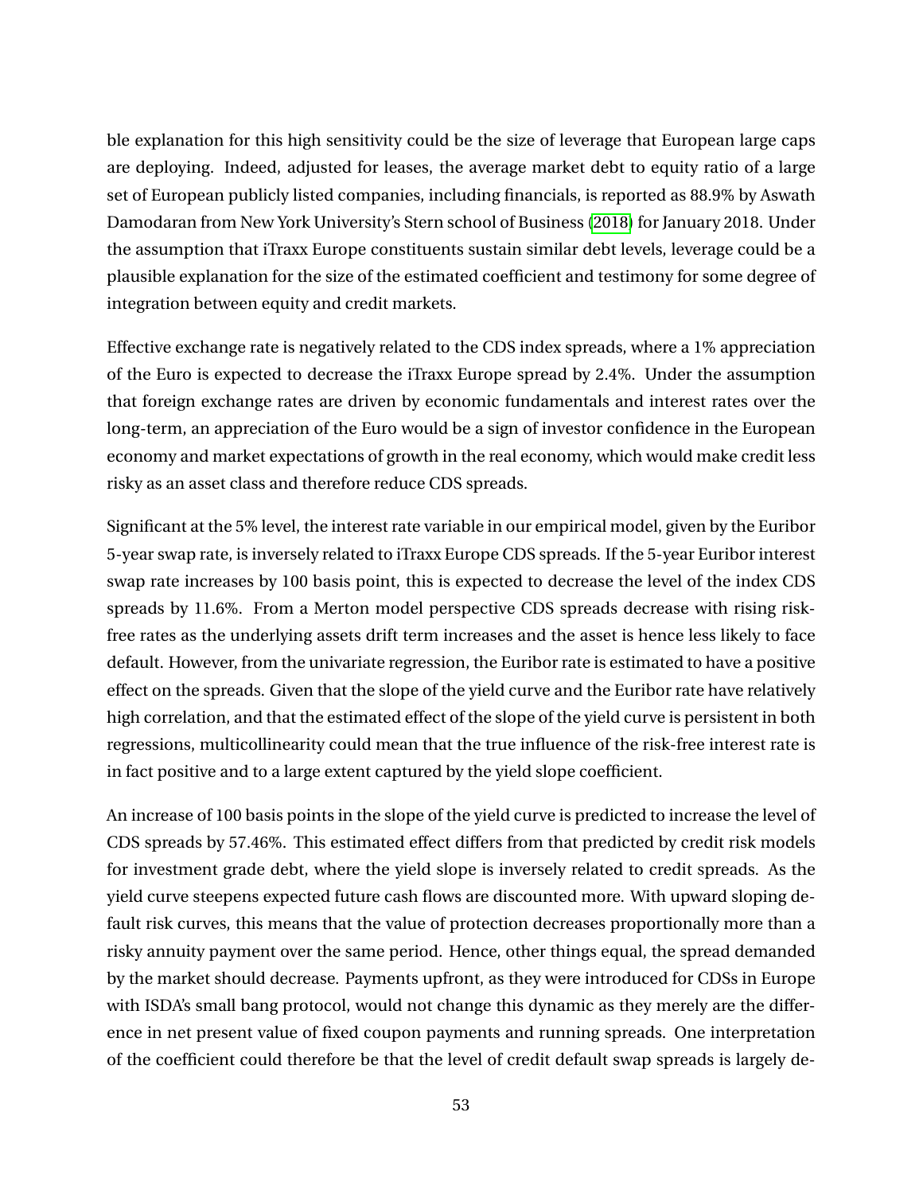ble explanation for this high sensitivity could be the size of leverage that European large caps are deploying. Indeed, adjusted for leases, the average market debt to equity ratio of a large set of European publicly listed companies, including financials, is reported as 88.9% by Aswath Damodaran from New York University's Stern school of Business (2018) for January 2018. Under the assumption that iTraxx Europe constituents sustain similar debt levels, leverage could be a plausible explanation for the size of the estimated coefficient and testimony for some degree of integration between equity and credit markets.

Effective exchange rate is negatively related to the CDS index spreads, where a 1% appreciation of the Euro is expected to decrease the iTraxx Europe spread by 2.4%. Under the assumption that foreign exchange rates are driven by economic fundamentals and interest rates over the long-term, an appreciation of the Euro would be a sign of investor confidence in the European economy and market expectations of growth in the real economy, which would make credit less risky as an asset class and therefore reduce CDS spreads.

Significant at the 5% level, the interest rate variable in our empirical model, given by the Euribor 5-year swap rate, is inversely related to iTraxx Europe CDS spreads. If the 5-year Euribor interest swap rate increases by 100 basis point, this is expected to decrease the level of the index CDS spreads by 11.6%. From a Merton model perspective CDS spreads decrease with rising risk-free rates as the underlying assets drift term increases and the asset is hence less likely to face default. However, from the univariate regression, the Euribor rate is estimated to have a positive effect on the spreads. Given that the slope of the yield curve and the Euribor rate have relatively high correlation, and that the estimated effect of the slope of the yield curve is persistent in both regressions, multicollinearity could mean that the true influence of the risk-free interest rate is in fact positive and to a large extent captured by the yield slope coefficient.

An increase of 100 basis points in the slope of the yield curve is predicted to increase the level of CDS spreads by 57.46%. This estimated effect differs from that predicted by credit risk models for investment grade debt, where the yield slope is inversely related to credit spreads. As the yield curve steepens expected future cash flows are discounted more. With upward sloping default risk curves, this means that the value of protection decreases proportionally more than a risky annuity payment over the same period. Hence, other things equal, the spread demanded by the market should decrease. Payments upfront, as they were introduced for CDSs in Europe with ISDA's small bang protocol, would not change this dynamic as they merely are the difference in net present value of fixed coupon payments and running spreads. One interpretation of the coefficient could therefore be that the level of credit default swap spreads is largely de-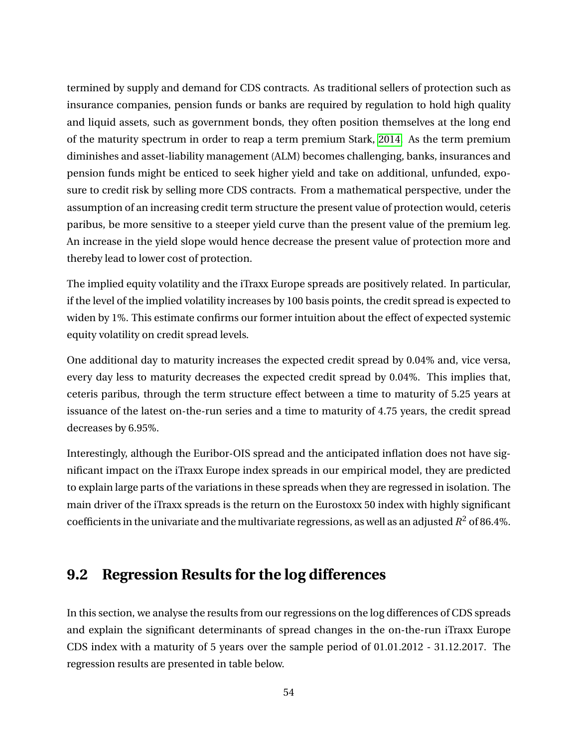termined by supply and demand for CDS contracts. As traditional sellers of protection such as insurance companies, pension funds or banks are required by regulation to hold high quality and liquid assets, such as government bonds, they often position themselves at the long end of the maturity spectrum in order to reap a term premium Stark, 2014. As the term premium diminishes and asset-liability management (ALM) becomes challenging, banks, insurances and pension funds might be enticed to seek higher yield and take on additional, unfunded, exposure to credit risk by selling more CDS contracts. From a mathematical perspective, under the assumption of an increasing credit term structure the present value of protection would, ceteris paribus, be more sensitive to a steeper yield curve than the present value of the premium leg. An increase in the yield slope would hence decrease the present value of protection more and thereby lead to lower cost of protection.

The implied equity volatility and the iTraxx Europe spreads are positively related. In particular, if the level of the implied volatility increases by 100 basis points, the credit spread is expected to widen by 1%. This estimate confirms our former intuition about the effect of expected systemic equity volatility on credit spread levels.

One additional day to maturity increases the expected credit spread by 0.04% and, vice versa, every day less to maturity decreases the expected credit spread by 0.04%. This implies that, ceteris paribus, through the term structure effect between a time to maturity of 5.25 years at issuance of the latest on-the-run series and a time to maturity of 4.75 years, the credit spread decreases by 6.95%.

Interestingly, although the Euribor-OIS spread and the anticipated inflation does not have significant impact on the iTraxx Europe index spreads in our empirical model, they are predicted to explain large parts of the variations in these spreads when they are regressed in isolation. The main driver of the iTraxx spreads is the return on the Eurostoxx 50 index with highly significant coefficients in the univariate and the multivariate regressions, as well as an adjusted $R^2$ of 86.4%.

## 9.2 Regression Results for the log differences

In this section, we analyse the results from our regressions on the log differences of CDS spreads and explain the significant determinants of spread changes in the on-the-run iTraxx Europe CDS index with a maturity of 5 years over the sample period of 01.01.2012 - 31.12.2017. The regression results are presented in table below.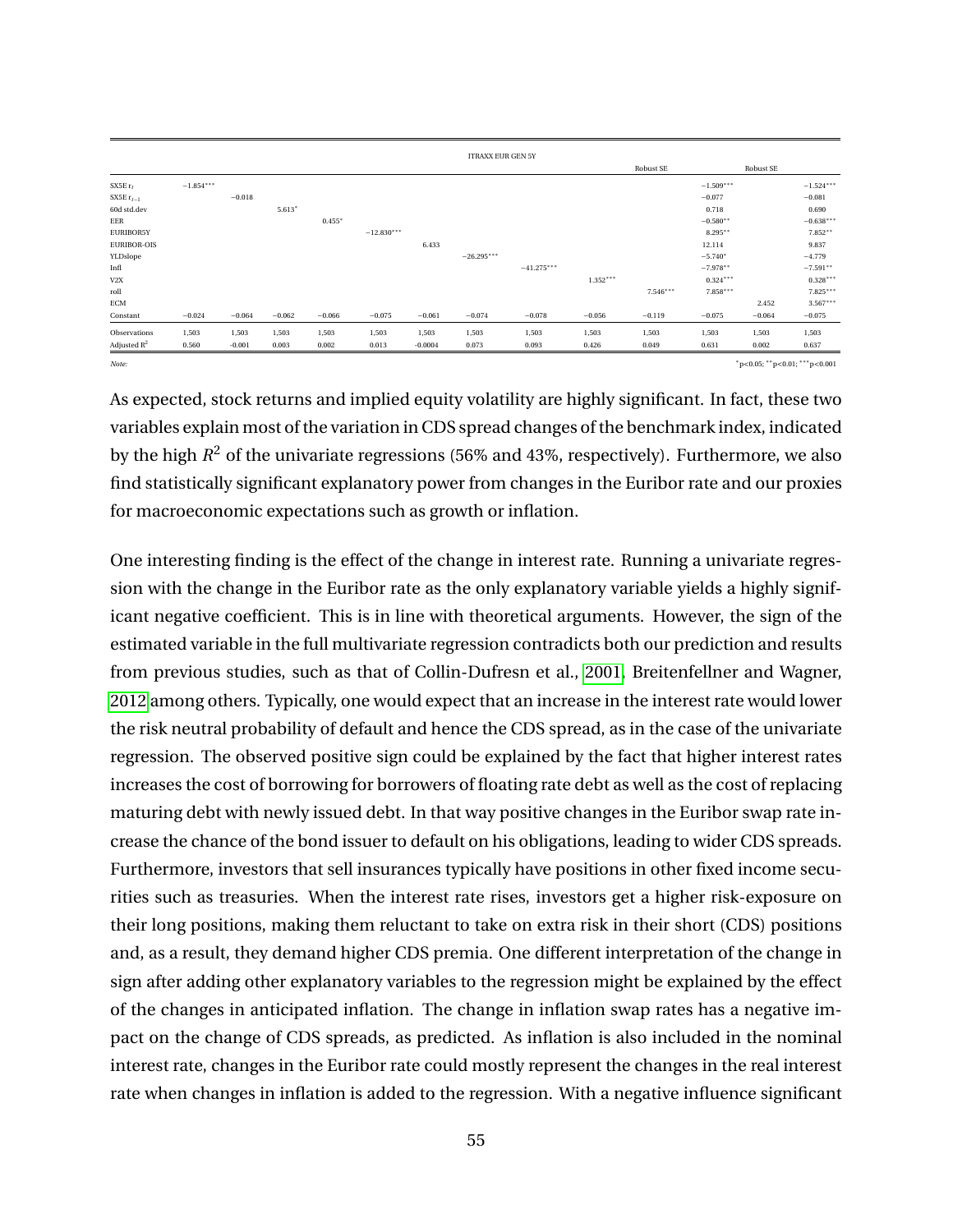| | ITRAXX EUR GEN 5Y | | | | | | | | | | | | |
|---|---|---|---|---|---|---|---|---|---|---|---|---|---|
| | | | | | | | | | | Robust SE | | Robust SE | |
| SX5E $r_t$ | $-1.854^{***}$ | | | | | | | | | | $-1.509^{***}$ | | $-1.524^{***}$ |
| SX5E $r_{t-1}$ | | $-0.018$ | | | | | | | | | $-0.077$ | | $-0.081$ |
| 60d std.dev | | | $5.613^{*}$ | | | | | | | | 0.718 | | 0.690 |
| EER | | | | $0.455^{*}$ | | | | | | | $-0.580^{**}$ | | $-0.638^{***}$ |
| EURIBOR5Y | | | | | $-12.830^{***}$ | | | | | | $8.295^{**}$ | | $7.852^{**}$ |
| EURIBOR-OIS | | | | | | 6.433 | | | | | 12.114 | | 9.837 |
| YLDslope | | | | | | | $-26.295^{***}$ | | | | $-5.740^{*}$ | | $-4.779$ |
| Infl | | | | | | | | $-41.275^{***}$ | | | $-7.978^{**}$ | | $-7.591^{**}$ |
| V2X | | | | | | | | | $1.352^{***}$ | | $0.324^{***}$ | | $0.328^{***}$ |
| roll | | | | | | | | | | $7.546^{***}$ | $7.858^{***}$ | | $7.825^{***}$ |
| ECM | | | | | | | | | | | | 2.452 | $3.567^{***}$ |
| Constant | $-0.024$ | $-0.064$ | $-0.062$ | $-0.066$ | $-0.075$ | $-0.061$ | $-0.074$ | $-0.078$ | $-0.056$ | $-0.119$ | $-0.075$ | $-0.064$ | $-0.075$ |
| Observations | 1,503 | 1,503 | 1,503 | 1,503 | 1,503 | 1,503 | 1,503 | 1,503 | 1,503 | 1,503 | 1,503 | 1,503 | 1,503 |
| Adjusted $R^2$ | 0.560 | -0.001 | 0.003 | 0.002 | 0.013 | -0.0004 | 0.073 | 0.093 | 0.426 | 0.049 | 0.631 | 0.002 | 0.637 |

*Note:* $^{*}$p<0.05; $^{**}$p<0.01; $^{***}$p<0.001

As expected, stock returns and implied equity volatility are highly significant. In fact, these two variables explain most of the variation in CDS spread changes of the benchmark index, indicated by the high $R^2$ of the univariate regressions (56% and 43%, respectively). Furthermore, we also find statistically significant explanatory power from changes in the Euribor rate and our proxies for macroeconomic expectations such as growth or inflation.

One interesting finding is the effect of the change in interest rate. Running a univariate regression with the change in the Euribor rate as the only explanatory variable yields a highly significant negative coefficient. This is in line with theoretical arguments. However, the sign of the estimated variable in the full multivariate regression contradicts both our prediction and results from previous studies, such as that of Collin-Dufresn et al., 2001, Breitenfellner and Wagner, 2012 among others. Typically, one would expect that an increase in the interest rate would lower the risk neutral probability of default and hence the CDS spread, as in the case of the univariate regression. The observed positive sign could be explained by the fact that higher interest rates increases the cost of borrowing for borrowers of floating rate debt as well as the cost of replacing maturing debt with newly issued debt. In that way positive changes in the Euribor swap rate increase the chance of the bond issuer to default on his obligations, leading to wider CDS spreads. Furthermore, investors that sell insurances typically have positions in other fixed income securities such as treasuries. When the interest rate rises, investors get a higher risk-exposure on their long positions, making them reluctant to take on extra risk in their short (CDS) positions and, as a result, they demand higher CDS premia. One different interpretation of the change in sign after adding other explanatory variables to the regression might be explained by the effect of the changes in anticipated inflation. The change in inflation swap rates has a negative impact on the change of CDS spreads, as predicted. As inflation is also included in the nominal interest rate, changes in the Euribor rate could mostly represent the changes in the real interest rate when changes in inflation is added to the regression. With a negative influence significant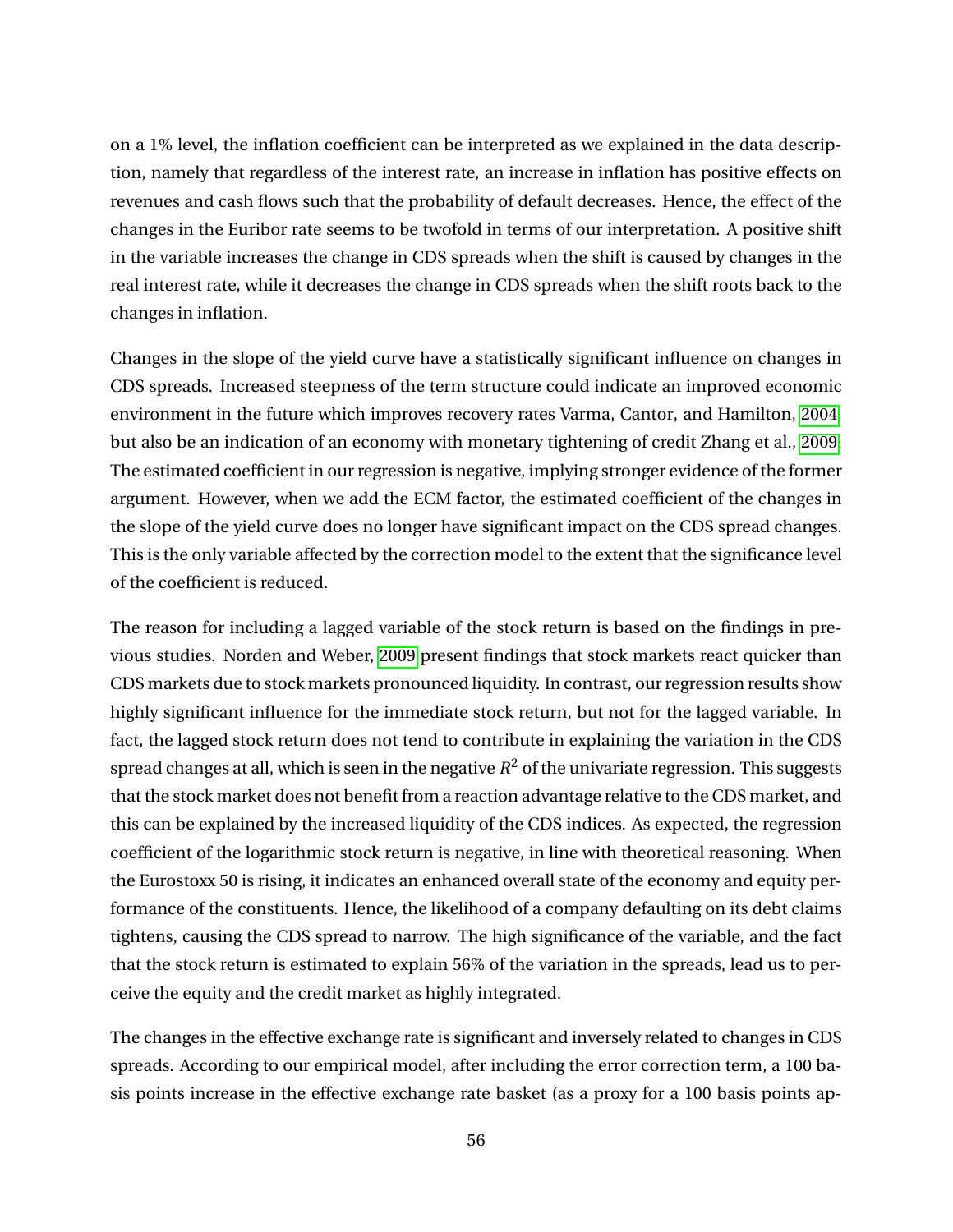on a 1% level, the inflation coefficient can be interpreted as we explained in the data description, namely that regardless of the interest rate, an increase in inflation has positive effects on revenues and cash flows such that the probability of default decreases. Hence, the effect of the changes in the Euribor rate seems to be twofold in terms of our interpretation. A positive shift in the variable increases the change in CDS spreads when the shift is caused by changes in the real interest rate, while it decreases the change in CDS spreads when the shift roots back to the changes in inflation.

Changes in the slope of the yield curve have a statistically significant influence on changes in CDS spreads. Increased steepness of the term structure could indicate an improved economic environment in the future which improves recovery rates Varma, Cantor, and Hamilton, 2004, but also be an indication of an economy with monetary tightening of credit Zhang et al., 2009. The estimated coefficient in our regression is negative, implying stronger evidence of the former argument. However, when we add the ECM factor, the estimated coefficient of the changes in the slope of the yield curve does no longer have significant impact on the CDS spread changes. This is the only variable affected by the correction model to the extent that the significance level of the coefficient is reduced.

The reason for including a lagged variable of the stock return is based on the findings in previous studies. Norden and Weber, 2009 present findings that stock markets react quicker than CDS markets due to stock markets pronounced liquidity. In contrast, our regression results show highly significant influence for the immediate stock return, but not for the lagged variable. In fact, the lagged stock return does not tend to contribute in explaining the variation in the CDS spread changes at all, which is seen in the negative $R^2$ of the univariate regression. This suggests that the stock market does not benefit from a reaction advantage relative to the CDS market, and this can be explained by the increased liquidity of the CDS indices. As expected, the regression coefficient of the logarithmic stock return is negative, in line with theoretical reasoning. When the Eurostoxx 50 is rising, it indicates an enhanced overall state of the economy and equity performance of the constituents. Hence, the likelihood of a company defaulting on its debt claims tightens, causing the CDS spread to narrow. The high significance of the variable, and the fact that the stock return is estimated to explain 56% of the variation in the spreads, lead us to perceive the equity and the credit market as highly integrated.

The changes in the effective exchange rate is significant and inversely related to changes in CDS spreads. According to our empirical model, after including the error correction term, a 100 basis points increase in the effective exchange rate basket (as a proxy for a 100 basis points ap-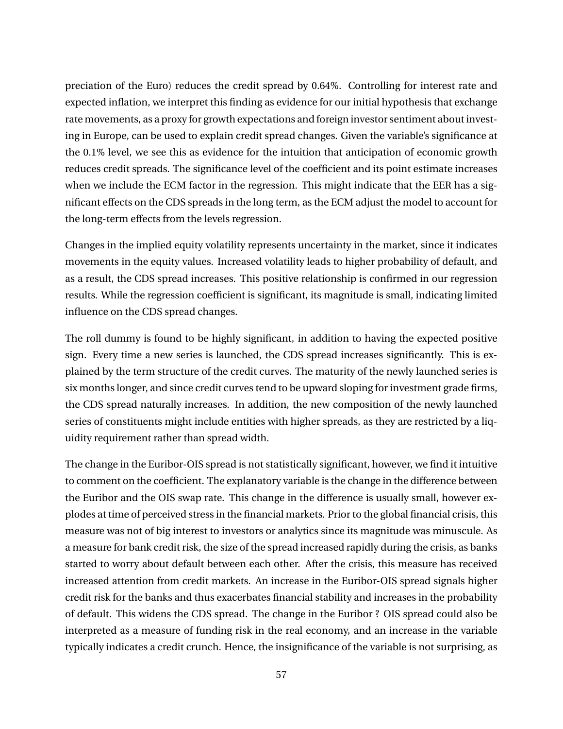preciation of the Euro) reduces the credit spread by 0.64%. Controlling for interest rate and expected inflation, we interpret this finding as evidence for our initial hypothesis that exchange rate movements, as a proxy for growth expectations and foreign investor sentiment about investing in Europe, can be used to explain credit spread changes. Given the variable's significance at the 0.1% level, we see this as evidence for the intuition that anticipation of economic growth reduces credit spreads. The significance level of the coefficient and its point estimate increases when we include the ECM factor in the regression. This might indicate that the EER has a significant effects on the CDS spreads in the long term, as the ECM adjust the model to account for the long-term effects from the levels regression.

Changes in the implied equity volatility represents uncertainty in the market, since it indicates movements in the equity values. Increased volatility leads to higher probability of default, and as a result, the CDS spread increases. This positive relationship is confirmed in our regression results. While the regression coefficient is significant, its magnitude is small, indicating limited influence on the CDS spread changes.

The roll dummy is found to be highly significant, in addition to having the expected positive sign. Every time a new series is launched, the CDS spread increases significantly. This is explained by the term structure of the credit curves. The maturity of the newly launched series is six months longer, and since credit curves tend to be upward sloping for investment grade firms, the CDS spread naturally increases. In addition, the new composition of the newly launched series of constituents might include entities with higher spreads, as they are restricted by a liquidity requirement rather than spread width.

The change in the Euribor-OIS spread is not statistically significant, however, we find it intuitive to comment on the coefficient. The explanatory variable is the change in the difference between the Euribor and the OIS swap rate. This change in the difference is usually small, however explodes at time of perceived stress in the financial markets. Prior to the global financial crisis, this measure was not of big interest to investors or analytics since its magnitude was minuscule. As a measure for bank credit risk, the size of the spread increased rapidly during the crisis, as banks started to worry about default between each other. After the crisis, this measure has received increased attention from credit markets. An increase in the Euribor-OIS spread signals higher credit risk for the banks and thus exacerbates financial stability and increases in the probability of default. This widens the CDS spread. The change in the Euribor ? OIS spread could also be interpreted as a measure of funding risk in the real economy, and an increase in the variable typically indicates a credit crunch. Hence, the insignificance of the variable is not surprising, as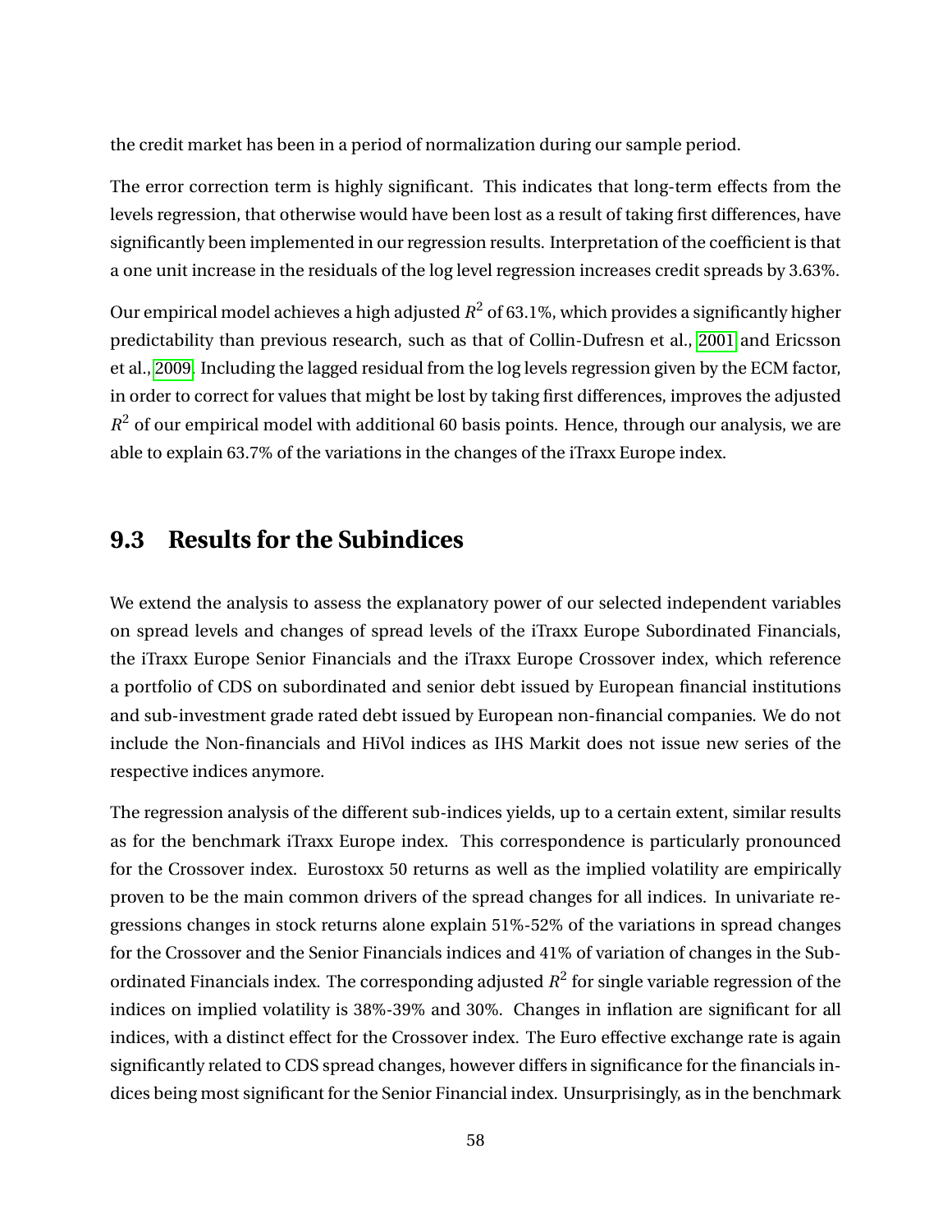the credit market has been in a period of normalization during our sample period.

The error correction term is highly significant. This indicates that long-term effects from the levels regression, that otherwise would have been lost as a result of taking first differences, have significantly been implemented in our regression results. Interpretation of the coefficient is that a one unit increase in the residuals of the log level regression increases credit spreads by 3.63%.

Our empirical model achieves a high adjusted $R^2$ of 63.1%, which provides a significantly higher predictability than previous research, such as that of Collin-Dufresn et al., 2001 and Ericsson et al., 2009. Including the lagged residual from the log levels regression given by the ECM factor, in order to correct for values that might be lost by taking first differences, improves the adjusted $R^2$ of our empirical model with additional 60 basis points. Hence, through our analysis, we are able to explain 63.7% of the variations in the changes of the iTraxx Europe index.

## 9.3 Results for the Subindices

We extend the analysis to assess the explanatory power of our selected independent variables on spread levels and changes of spread levels of the iTraxx Europe Subordinated Financials, the iTraxx Europe Senior Financials and the iTraxx Europe Crossover index, which reference a portfolio of CDS on subordinated and senior debt issued by European financial institutions and sub-investment grade rated debt issued by European non-financial companies. We do not include the Non-financials and HiVol indices as IHS Markit does not issue new series of the respective indices anymore.

The regression analysis of the different sub-indices yields, up to a certain extent, similar results as for the benchmark iTraxx Europe index. This correspondence is particularly pronounced for the Crossover index. Eurostoxx 50 returns as well as the implied volatility are empirically proven to be the main common drivers of the spread changes for all indices. In univariate regressions changes in stock returns alone explain 51%-52% of the variations in spread changes for the Crossover and the Senior Financials indices and 41% of variation of changes in the Subordinated Financials index. The corresponding adjusted $R^2$ for single variable regression of the indices on implied volatility is 38%-39% and 30%. Changes in inflation are significant for all indices, with a distinct effect for the Crossover index. The Euro effective exchange rate is again significantly related to CDS spread changes, however differs in significance for the financials indices being most significant for the Senior Financial index. Unsurprisingly, as in the benchmark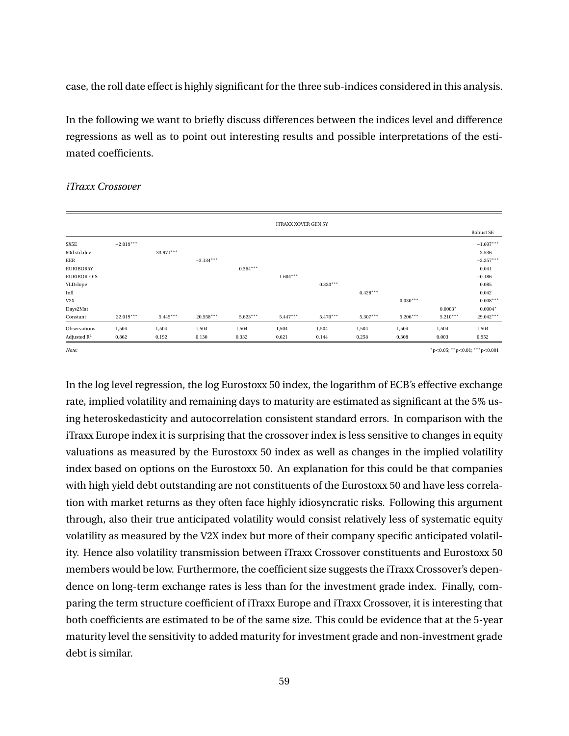case, the roll date effect is highly significant for the three sub-indices considered in this analysis.

In the following we want to briefly discuss differences between the indices level and difference regressions as well as to point out interesting results and possible interpretations of the estimated coefficients.

*iTraxx Crossover*

| | ITRAXX XOVER GEN 5Y | | | | | | | | | |
|---|---|---|---|---|---|---|---|---|---|---|
| | | | | | | | | | | Robust SE |
| SX5E | $-2.019^{***}$ | | | | | | | | | $-1.697^{***}$ |
| 60d std.dev | | $33.971^{***}$ | | | | | | | | 2.536 |
| EER | | | $-3.134^{***}$ | | | | | | | $-2.257^{***}$ |
| EURIBOR5Y | | | | $0.364^{***}$ | | | | | | 0.041 |
| EURIBOR-OIS | | | | | $1.604^{***}$ | | | | | $-0.186$ |
| YLDslope | | | | | | $0.320^{***}$ | | | | 0.085 |
| Infl | | | | | | | $0.428^{***}$ | | | 0.042 |
| V2X | | | | | | | | $0.030^{***}$ | | $0.008^{***}$ |
| Days2Mat | | | | | | | | | $0.0003^{*}$ | $0.0004^{*}$ |
| Constant | $22.019^{***}$ | $5.445^{***}$ | $20.558^{***}$ | $5.623^{***}$ | $5.447^{***}$ | $5.470^{***}$ | $5.307^{***}$ | $5.206^{***}$ | $5.210^{***}$ | $29.042^{***}$ |
| Observations | 1,504 | 1,504 | 1,504 | 1,504 | 1,504 | 1,504 | 1,504 | 1,504 | 1,504 | 1,504 |
| Adjusted $R^2$ | 0.862 | 0.192 | 0.130 | 0.332 | 0.621 | 0.144 | 0.258 | 0.308 | 0.003 | 0.952 |

*Note:* $^{*}p<0.05$; $^{**}p<0.01$; $^{***}p<0.001$

In the log level regression, the log Eurostoxx 50 index, the logarithm of ECB's effective exchange rate, implied volatility and remaining days to maturity are estimated as significant at the 5% using heteroskedasticity and autocorrelation consistent standard errors. In comparison with the iTraxx Europe index it is surprising that the crossover index is less sensitive to changes in equity valuations as measured by the Eurostoxx 50 index as well as changes in the implied volatility index based on options on the Eurostoxx 50. An explanation for this could be that companies with high yield debt outstanding are not constituents of the Eurostoxx 50 and have less correlation with market returns as they often face highly idiosyncratic risks. Following this argument through, also their true anticipated volatility would consist relatively less of systematic equity volatility as measured by the V2X index but more of their company specific anticipated volatility. Hence also volatility transmission between iTraxx Crossover constituents and Eurostoxx 50 members would be low. Furthermore, the coefficient size suggests the iTraxx Crossover's dependence on long-term exchange rates is less than for the investment grade index. Finally, comparing the term structure coefficient of iTraxx Europe and iTraxx Crossover, it is interesting that both coefficients are estimated to be of the same size. This could be evidence that at the 5-year maturity level the sensitivity to added maturity for investment grade and non-investment grade debt is similar.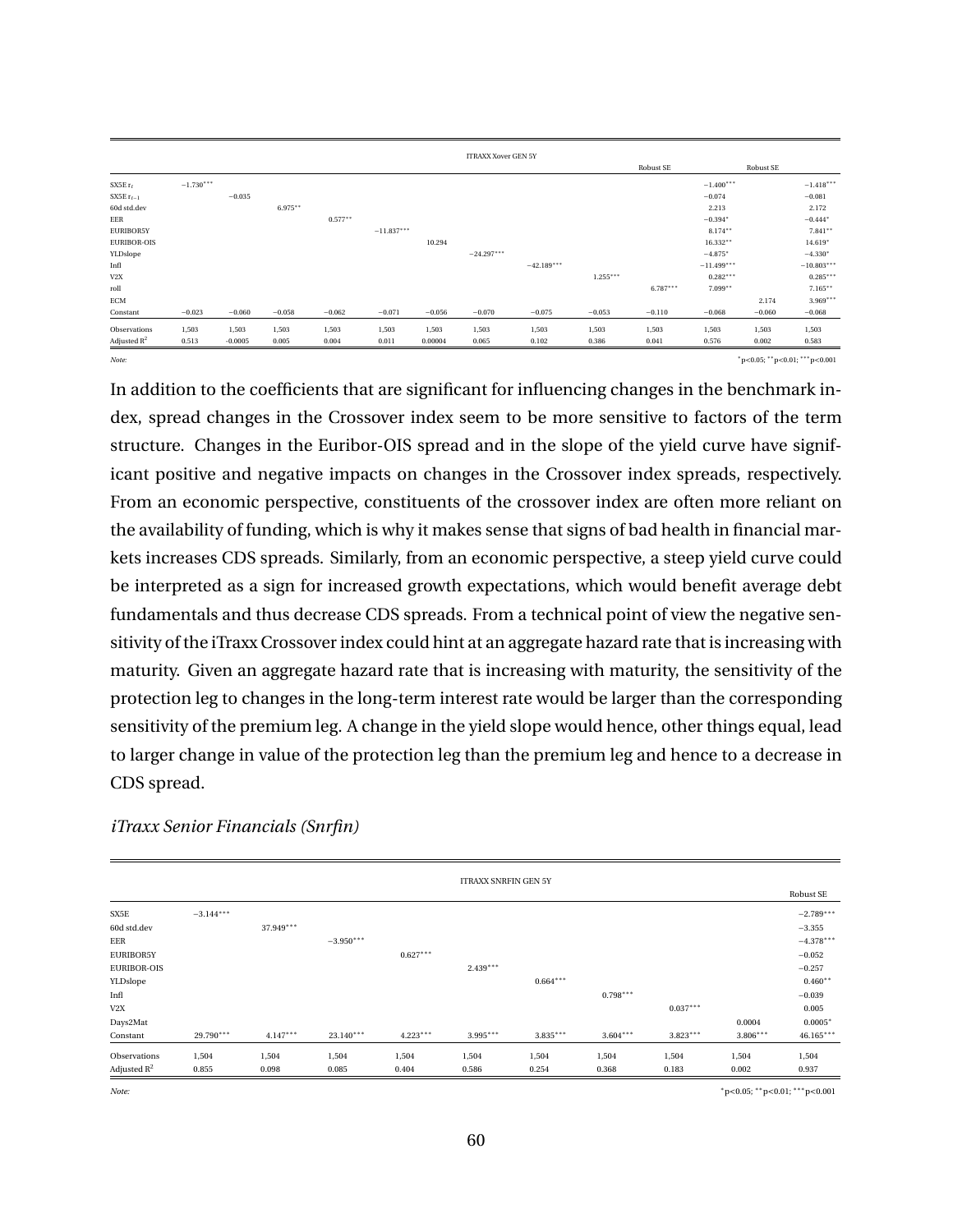| | ITRAXX Xover GEN 5Y | | | | | | | | | | | | | |
|---|---|---|---|---|---|---|---|---|---|---|---|---|---|---|
| | | | | | | | | | | | Robust SE | | Robust SE | |
| SX5E $r_t$ | $-1.730^{***}$ | | | | | | | | | | | $-1.400^{***}$ | | $-1.418^{***}$ |
| SX5E $r_{t-1}$ | | $-0.035$ | | | | | | | | | | $-0.074$ | | $-0.081$ |
| 60d std.dev | | | $6.975^{**}$ | | | | | | | | | 2.213 | | 2.172 |
| EER | | | | $0.577^{**}$ | | | | | | | | $-0.394^{*}$ | | $-0.444^{*}$ |
| EURIBOR5Y | | | | | $-11.837^{***}$ | | | | | | | $8.174^{**}$ | | $7.841^{**}$ |
| EURIBOR-OIS | | | | | | 10.294 | | | | | | $16.332^{**}$ | | $14.619^{*}$ |
| YLDslope | | | | | | | $-24.297^{***}$ | | | | | $-4.875^{*}$ | | $-4.330^{*}$ |
| Infl | | | | | | | | $-42.189^{***}$ | | | | $-11.499^{***}$ | | $-10.803^{***}$ |
| V2X | | | | | | | | | $1.255^{***}$ | | | $0.282^{***}$ | | $0.285^{***}$ |
| roll | | | | | | | | | | $6.787^{***}$ | | $7.099^{**}$ | | $7.165^{**}$ |
| ECM | | | | | | | | | | | | | 2.174 | $3.969^{***}$ |
| Constant | $-0.023$ | $-0.060$ | $-0.058$ | $-0.062$ | $-0.071$ | $-0.056$ | $-0.070$ | $-0.075$ | $-0.053$ | $-0.110$ | | $-0.068$ | $-0.060$ | $-0.068$ |
| Observations | 1,503 | 1,503 | 1,503 | 1,503 | 1,503 | 1,503 | 1,503 | 1,503 | 1,503 | 1,503 | | 1,503 | 1,503 | 1,503 |
| Adjusted $R^2$ | 0.513 | $-0.0005$ | 0.005 | 0.004 | 0.011 | 0.00004 | 0.065 | 0.102 | 0.386 | 0.041 | | 0.576 | 0.002 | 0.583 |

*Note:* $^{*}$p<0.05; $^{**}$p<0.01; $^{***}$p<0.001

In addition to the coefficients that are significant for influencing changes in the benchmark index, spread changes in the Crossover index seem to be more sensitive to factors of the term structure. Changes in the Euribor-OIS spread and in the slope of the yield curve have significant positive and negative impacts on changes in the Crossover index spreads, respectively. From an economic perspective, constituents of the crossover index are often more reliant on the availability of funding, which is why it makes sense that signs of bad health in financial markets increases CDS spreads. Similarly, from an economic perspective, a steep yield curve could be interpreted as a sign for increased growth expectations, which would benefit average debt fundamentals and thus decrease CDS spreads. From a technical point of view the negative sensitivity of the iTraxx Crossover index could hint at an aggregate hazard rate that is increasing with maturity. Given an aggregate hazard rate that is increasing with maturity, the sensitivity of the protection leg to changes in the long-term interest rate would be larger than the corresponding sensitivity of the premium leg. A change in the yield slope would hence, other things equal, lead to larger change in value of the protection leg than the premium leg and hence to a decrease in CDS spread.

*iTraxx Senior Financials (Snrfin)*

| | ITRAXX SNRFIN GEN 5Y | | | | | | | | | |
|---|---|---|---|---|---|---|---|---|---|---|
| | | | | | | | | | | Robust SE |
| SX5E | $-3.144^{***}$ | | | | | | | | | $-2.789^{***}$ |
| 60d std.dev | | $37.949^{***}$ | | | | | | | | $-3.355$ |
| EER | | | $-3.950^{***}$ | | | | | | | $-4.378^{***}$ |
| EURIBOR5Y | | | | $0.627^{***}$ | | | | | | $-0.052$ |
| EURIBOR-OIS | | | | | $2.439^{***}$ | | | | | $-0.257$ |
| YLDslope | | | | | | $0.664^{***}$ | | | | $0.460^{**}$ |
| Infl | | | | | | | $0.798^{***}$ | | | $-0.039$ |
| V2X | | | | | | | | $0.037^{***}$ | | 0.005 |
| Days2Mat | | | | | | | | | 0.0004 | $0.0005^{*}$ |
| Constant | $29.790^{***}$ | $4.147^{***}$ | $23.140^{***}$ | $4.223^{***}$ | $3.995^{***}$ | $3.835^{***}$ | $3.604^{***}$ | $3.823^{***}$ | $3.806^{***}$ | $46.165^{***}$ |
| Observations | 1,504 | 1,504 | 1,504 | 1,504 | 1,504 | 1,504 | 1,504 | 1,504 | 1,504 | 1,504 |
| Adjusted $R^2$ | 0.855 | 0.098 | 0.085 | 0.404 | 0.586 | 0.254 | 0.368 | 0.183 | 0.002 | 0.937 |

*Note:* $^{*}$p<0.05; $^{**}$p<0.01; $^{***}$p<0.001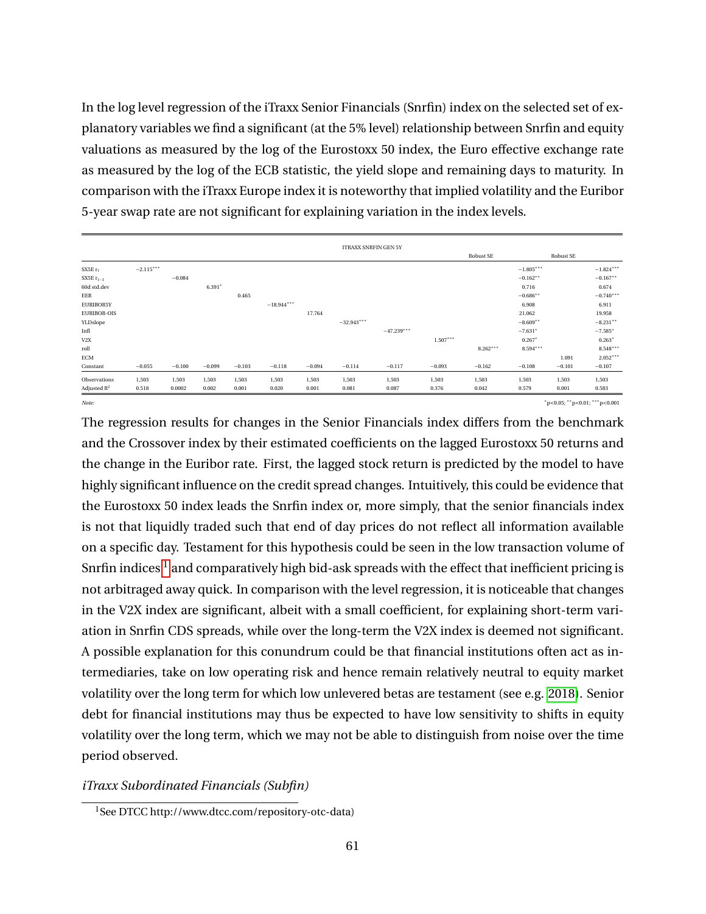In the log level regression of the iTraxx Senior Financials (Snrfin) index on the selected set of explanatory variables we find a significant (at the 5% level) relationship between Snrfin and equity valuations as measured by the log of the Eurostoxx 50 index, the Euro effective exchange rate as measured by the log of the ECB statistic, the yield slope and remaining days to maturity. In comparison with the iTraxx Europe index it is noteworthy that implied volatility and the Euribor 5-year swap rate are not significant for explaining variation in the index levels.

| | ITRAXX SNRFIN GEN 5Y | | | | | | | | | | | | |
|---|---|---|---|---|---|---|---|---|---|---|---|---|---|
| | | | | | | | | | | Robust SE | | Robust SE | |
| SX5E $r_t$ | $-2.115^{***}$ | | | | | | | | | | $-1.805^{***}$ | | $-1.824^{***}$ |
| SX5E $r_{t-1}$ | | $-0.084$ | | | | | | | | | $-0.162^{**}$ | | $-0.167^{**}$ |
| 60d std.dev | | | $6.391^{*}$ | | | | | | | | 0.716 | | 0.674 |
| EER | | | | 0.465 | | | | | | | $-0.686^{**}$ | | $-0.740^{***}$ |
| EURIBOR5Y | | | | | $-18.944^{***}$ | | | | | | 6.908 | | 6.911 |
| EURIBOR-OIS | | | | | | 17.764 | | | | | 21.062 | | 19.958 |
| YLDslope | | | | | | | $-32.943^{***}$ | | | | $-8.609^{**}$ | | $-8.231^{**}$ |
| Infl | | | | | | | | $-47.239^{***}$ | | | $-7.631^{*}$ | | $-7.585^{*}$ |
| V2X | | | | | | | | | $1.507^{***}$ | | $0.267^{*}$ | | $0.263^{*}$ |
| roll | | | | | | | | | | $8.262^{***}$ | $8.594^{***}$ | | $8.548^{***}$ |
| ECM | | | | | | | | | | | | 1.091 | $2.052^{***}$ |
| Constant | $-0.055$ | $-0.100$ | $-0.099$ | $-0.103$ | $-0.118$ | $-0.094$ | $-0.114$ | $-0.117$ | $-0.093$ | $-0.162$ | $-0.108$ | $-0.101$ | $-0.107$ |
| Observations | 1,503 | 1,503 | 1,503 | 1,503 | 1,503 | 1,503 | 1,503 | 1,503 | 1,503 | 1,503 | 1,503 | 1,503 | 1,503 |
| Adjusted $R^2$ | 0.518 | 0.0002 | 0.002 | 0.001 | 0.020 | 0.001 | 0.081 | 0.087 | 0.376 | 0.042 | 0.579 | 0.001 | 0.583 |

*Note:* $^{*}$p<0.05; $^{**}$p<0.01; $^{***}$p<0.001

The regression results for changes in the Senior Financials index differs from the benchmark and the Crossover index by their estimated coefficients on the lagged Eurostoxx 50 returns and the change in the Euribor rate. First, the lagged stock return is predicted by the model to have highly significant influence on the credit spread changes. Intuitively, this could be evidence that the Eurostoxx 50 index leads the Snrfin index or, more simply, that the senior financials index is not that liquidly traded such that end of day prices do not reflect all information available on a specific day. Testament for this hypothesis could be seen in the low transaction volume of Snrfin indices[1] and comparatively high bid-ask spreads with the effect that inefficient pricing is not arbitraged away quick. In comparison with the level regression, it is noticeable that changes in the V2X index are significant, albeit with a small coefficient, for explaining short-term variation in Snrfin CDS spreads, while over the long-term the V2X index is deemed not significant. A possible explanation for this conundrum could be that financial institutions often act as intermediaries, take on low operating risk and hence remain relatively neutral to equity market volatility over the long term for which low unlevered betas are testament (see e.g. 2018). Senior debt for financial institutions may thus be expected to have low sensitivity to shifts in equity volatility over the long term, which we may not be able to distinguish from noise over the time period observed.

*iTraxx Subordinated Financials (Subfin)*

[1] See DTCC http://www.dtcc.com/repository-otc-data)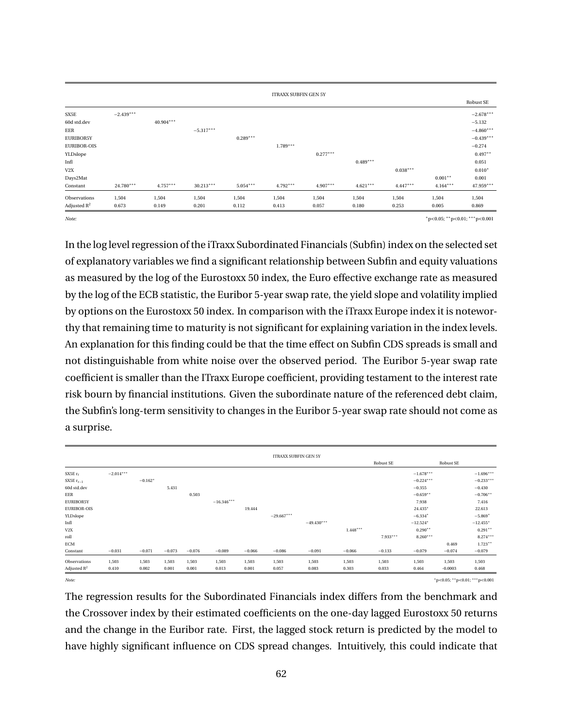| | ITRAXX SUBFIN GEN 5Y | | | | | | | | | |
|---|---|---|---|---|---|---|---|---|---|---|
| | | | | | | | | | | Robust SE |
| SX5E | $-2.439^{***}$ | | | | | | | | | $-2.678^{***}$ |
| 60d std.dev | | $40.904^{***}$ | | | | | | | | $-5.132$ |
| EER | | | $-5.317^{***}$ | | | | | | | $-4.860^{***}$ |
| EURIBOR5Y | | | | $0.289^{***}$ | | | | | | $-0.439^{***}$ |
| EURIBOR-OIS | | | | | $1.789^{***}$ | | | | | $-0.274$ |
| YLDslope | | | | | | $0.277^{***}$ | | | | $0.497^{**}$ |
| Infl | | | | | | | $0.489^{***}$ | | | 0.051 |
| V2X | | | | | | | | $0.038^{***}$ | | $0.010^{*}$ |
| Days2Mat | | | | | | | | | $0.001^{**}$ | 0.001 |
| Constant | $24.780^{***}$ | $4.757^{***}$ | $30.213^{***}$ | $5.054^{***}$ | $4.792^{***}$ | $4.907^{***}$ | $4.621^{***}$ | $4.447^{***}$ | $4.164^{***}$ | $47.959^{***}$ |
| Observations | 1,504 | 1,504 | 1,504 | 1,504 | 1,504 | 1,504 | 1,504 | 1,504 | 1,504 | 1,504 |
| Adjusted $R^2$ | 0.673 | 0.149 | 0.201 | 0.112 | 0.413 | 0.057 | 0.180 | 0.253 | 0.005 | 0.869 |

*Note:* $^{*}$p<0.05; $^{**}$p<0.01; $^{***}$p<0.001

In the log level regression of the iTraxx Subordinated Financials (Subfin) index on the selected set of explanatory variables we find a significant relationship between Subfin and equity valuations as measured by the log of the Eurostoxx 50 index, the Euro effective exchange rate as measured by the log of the ECB statistic, the Euribor 5-year swap rate, the yield slope and volatility implied by options on the Eurostoxx 50 index. In comparison with the iTraxx Europe index it is noteworthy that remaining time to maturity is not significant for explaining variation in the index levels. An explanation for this finding could be that the time effect on Subfin CDS spreads is small and not distinguishable from white noise over the observed period. The Euribor 5-year swap rate coefficient is smaller than the ITraxx Europe coefficient, providing testament to the interest rate risk bourn by financial institutions. Given the subordinate nature of the referenced debt claim, the Subfin's long-term sensitivity to changes in the Euribor 5-year swap rate should not come as a surprise.

| | ITRAXX SUBFIN GEN 5Y | | | | | | | | | | | | |
|---|---|---|---|---|---|---|---|---|---|---|---|---|---|
| | | | | | | | | | | Robust SE | | Robust SE | |
| SX5E $r_t$ | $-2.014^{***}$ | | | | | | | | | | $-1.678^{***}$ | | $-1.696^{***}$ |
| SX5E $r_{t-1}$ | | $-0.162^{*}$ | | | | | | | | | $-0.224^{***}$ | | $-0.233^{***}$ |
| 60d std.dev | | | 5.431 | | | | | | | | $-0.355$ | | $-0.430$ |
| EER | | | | 0.503 | | | | | | | $-0.659^{**}$ | | $-0.706^{**}$ |
| EURIBOR5Y | | | | | $-16.346^{***}$ | | | | | | 7.938 | | 7.416 |
| EURIBOR-OIS | | | | | | 19.444 | | | | | $24.435^{*}$ | | 22.613 |
| YLDslope | | | | | | | $-29.667^{***}$ | | | | $-6.334^{*}$ | | $-5.869^{*}$ |
| Infl | | | | | | | | $-49.430^{***}$ | | | $-12.524^{*}$ | | $-12.455^{*}$ |
| V2X | | | | | | | | | $1.448^{***}$ | | $0.290^{**}$ | | $0.291^{**}$ |
| roll | | | | | | | | | | $7.933^{***}$ | $8.260^{***}$ | | $8.274^{***}$ |
| ECM | | | | | | | | | | | | 0.469 | $1.723^{**}$ |
| Constant | $-0.031$ | $-0.071$ | $-0.073$ | $-0.076$ | $-0.089$ | $-0.066$ | $-0.086$ | $-0.091$ | $-0.066$ | $-0.133$ | $-0.079$ | $-0.074$ | $-0.079$ |
| Observations | 1,503 | 1,503 | 1,503 | 1,503 | 1,503 | 1,503 | 1,503 | 1,503 | 1,503 | 1,503 | 1,503 | 1,503 | 1,503 |
| Adjusted $R^2$ | 0.410 | 0.002 | 0.001 | 0.001 | 0.013 | 0.001 | 0.057 | 0.083 | 0.303 | 0.033 | 0.464 | $-0.0003$ | 0.468 |

*Note:* $^{*}$p<0.05; $^{**}$p<0.01; $^{***}$p<0.001

The regression results for the Subordinated Financials index differs from the benchmark and the Crossover index by their estimated coefficients on the one-day lagged Eurostoxx 50 returns and the change in the Euribor rate. First, the lagged stock return is predicted by the model to have highly significant influence on CDS spread changes. Intuitively, this could indicate that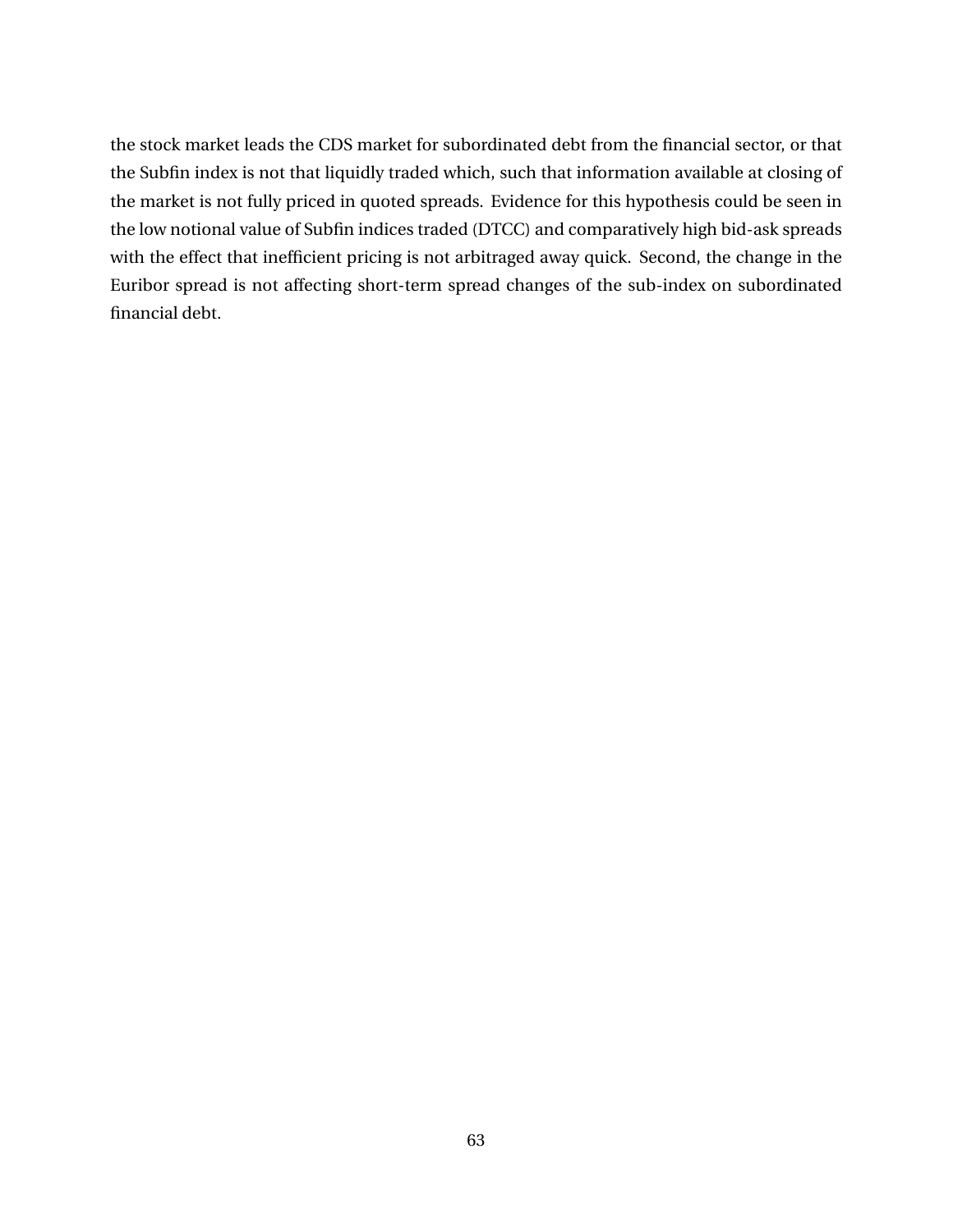the stock market leads the CDS market for subordinated debt from the financial sector, or that the Subfin index is not that liquidly traded which, such that information available at closing of the market is not fully priced in quoted spreads. Evidence for this hypothesis could be seen in the low notional value of Subfin indices traded (DTCC) and comparatively high bid-ask spreads with the effect that inefficient pricing is not arbitraged away quick. Second, the change in the Euribor spread is not affecting short-term spread changes of the sub-index on subordinated financial debt.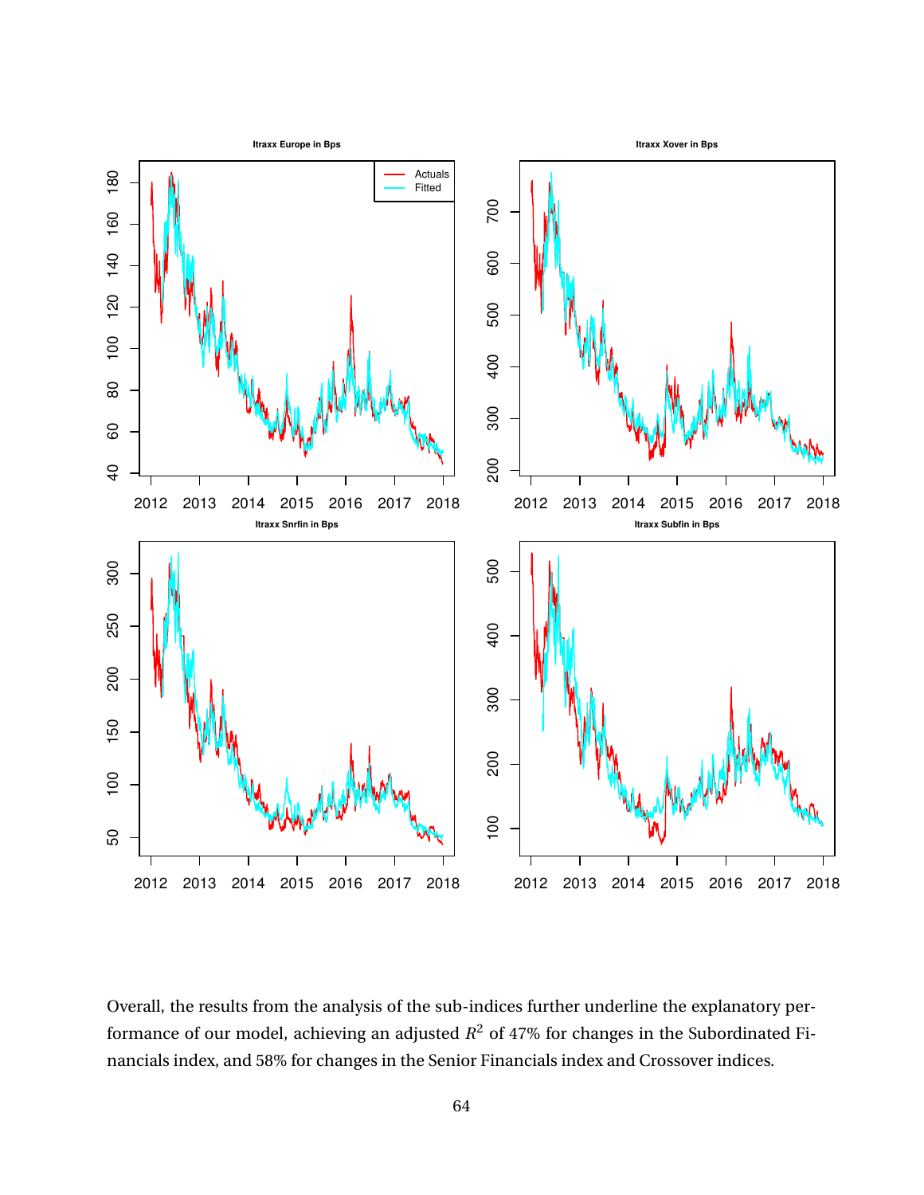Overall, the results from the analysis of the sub-indices further underline the explanatory performance of our model, achieving an adjusted $R^2$ of 47% for changes in the Subordinated Financials index, and 58% for changes in the Senior Financials index and Crossover indices.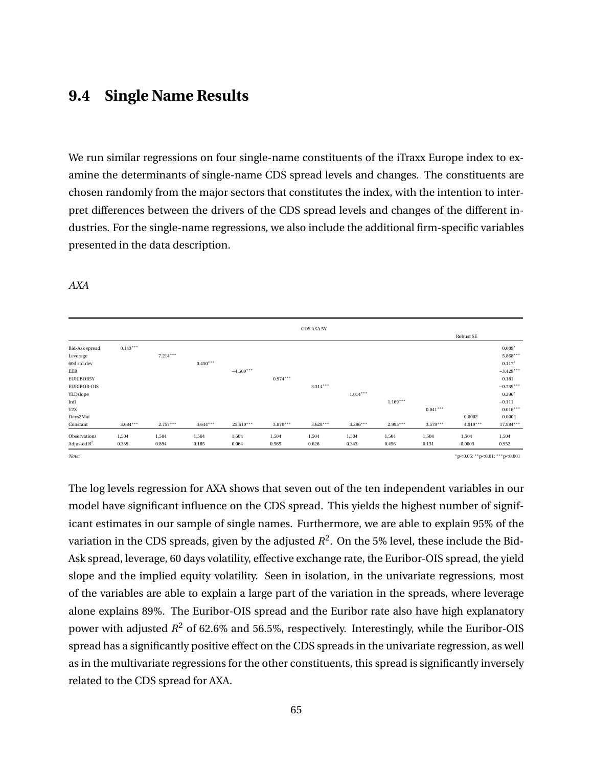## 9.4 Single Name Results

We run similar regressions on four single-name constituents of the iTraxx Europe index to examine the determinants of single-name CDS spread levels and changes. The constituents are chosen randomly from the major sectors that constitutes the index, with the intention to interpret differences between the drivers of the CDS spread levels and changes of the different industries. For the single-name regressions, we also include the additional firm-specific variables presented in the data description.

*AXA*

| | CDS AXA 5Y | | | | | | | | | | |
|---|---|---|---|---|---|---|---|---|---|---|---|
| | | | | | | | | | | Robust SE | |
| Bid-Ask spread | $0.143^{***}$ | | | | | | | | | | $0.009^{*}$ |
| Leverage | | $7.214^{***}$ | | | | | | | | | $5.868^{***}$ |
| 60d std.dev | | | $0.450^{***}$ | | | | | | | | $0.117^{*}$ |
| EER | | | | $-4.509^{***}$ | | | | | | | $-3.429^{***}$ |
| EURIBOR5Y | | | | | $0.974^{***}$ | | | | | | 0.181 |
| EURIBOR-OIS | | | | | | $3.314^{***}$ | | | | | $-0.739^{***}$ |
| YLDslope | | | | | | | $1.014^{***}$ | | | | $0.396^{*}$ |
| Infl | | | | | | | | $1.169^{***}$ | | | $-0.111$ |
| V2X | | | | | | | | | $0.041^{***}$ | | $0.016^{***}$ |
| Days2Mat | | | | | | | | | | 0.0002 | 0.0002 |
| Constant | $3.684^{***}$ | $2.757^{***}$ | $3.644^{***}$ | $25.610^{***}$ | $3.870^{***}$ | $3.628^{***}$ | $3.286^{***}$ | $2.995^{***}$ | $3.579^{***}$ | $4.019^{***}$ | $17.984^{***}$ |
| Observations | 1,504 | 1,504 | 1,504 | 1,504 | 1,504 | 1,504 | 1,504 | 1,504 | 1,504 | 1,504 | 1,504 |
| Adjusted $R^2$ | 0.339 | 0.894 | 0.185 | 0.064 | 0.565 | 0.626 | 0.343 | 0.456 | 0.131 | -0.0003 | 0.952 |

*Note:* $^{*}$p<0.05; $^{**}$p<0.01; $^{***}$p<0.001

The log levels regression for AXA shows that seven out of the ten independent variables in our model have significant influence on the CDS spread. This yields the highest number of significant estimates in our sample of single names. Furthermore, we are able to explain 95% of the variation in the CDS spreads, given by the adjusted $R^2$. On the 5% level, these include the Bid-Ask spread, leverage, 60 days volatility, effective exchange rate, the Euribor-OIS spread, the yield slope and the implied equity volatility. Seen in isolation, in the univariate regressions, most of the variables are able to explain a large part of the variation in the spreads, where leverage alone explains 89%. The Euribor-OIS spread and the Euribor rate also have high explanatory power with adjusted $R^2$ of 62.6% and 56.5%, respectively. Interestingly, while the Euribor-OIS spread has a significantly positive effect on the CDS spreads in the univariate regression, as well as in the multivariate regressions for the other constituents, this spread is significantly inversely related to the CDS spread for AXA.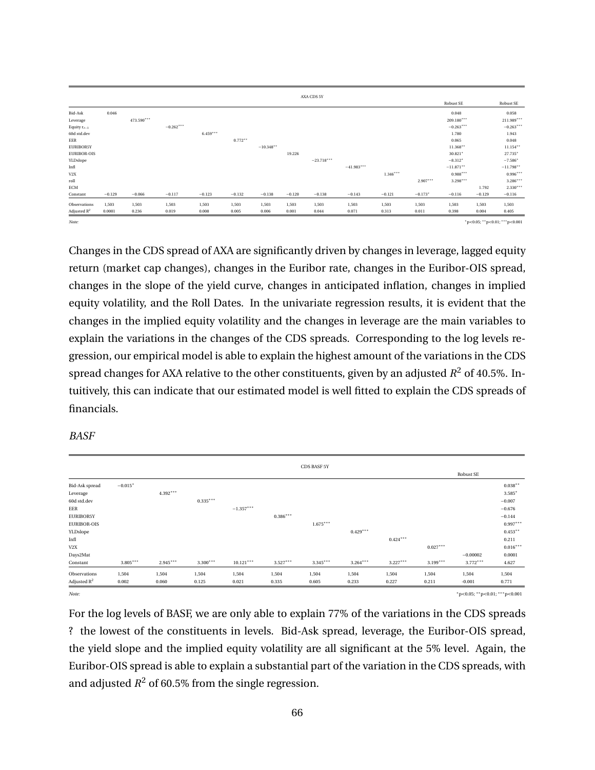| | AXA CDS 5Y | | | | | | | | | | | | | |
|---|---|---|---|---|---|---|---|---|---|---|---|---|---|---|
| | | | | | | | | | | | | Robust SE | | Robust SE |
| Bid-Ask | 0.046 | | | | | | | | | | | 0.048 | | 0.058 |
| Leverage | | 473.590*** | | | | | | | | | | 209.180*** | | 211.989*** |
| Equity $r_{t-1}$ | | | −0.262*** | | | | | | | | | −0.263*** | | −0.263*** |
| 60d std.dev | | | | 6.459*** | | | | | | | | 1.780 | | 1.943 |
| EER | | | | | 0.772** | | | | | | | 0.065 | | 0.048 |
| EURIBOR5Y | | | | | | −10.348** | | | | | | 11.368** | | 11.154** |
| EURIBOR-OIS | | | | | | | 19.226 | | | | | 30.821* | | 27.735* |
| YLDslope | | | | | | | | −23.718*** | | | | −8.312* | | −7.586* |
| Infl | | | | | | | | | −41.983*** | | | −11.871** | | −11.798** |
| V2X | | | | | | | | | | 1.346*** | | 0.988*** | | 0.996*** |
| roll | | | | | | | | | | | 2.907*** | 3.298*** | | 3.286*** |
| ECM | | | | | | | | | | | | | 1.792 | 2.330*** |
| Constant | −0.129 | −0.066 | −0.117 | −0.123 | −0.132 | −0.138 | −0.120 | −0.138 | −0.143 | −0.121 | −0.173* | −0.116 | −0.129 | −0.116 |
| Observations | 1,503 | 1,503 | 1,503 | 1,503 | 1,503 | 1,503 | 1,503 | 1,503 | 1,503 | 1,503 | 1,503 | 1,503 | 1,503 | 1,503 |
| Adjusted $R^2$ | 0.0001 | 0.236 | 0.019 | 0.008 | 0.005 | 0.006 | 0.001 | 0.044 | 0.071 | 0.313 | 0.011 | 0.398 | 0.004 | 0.405 |

*Note:* *p<0.05; **p<0.01; ***p<0.001

Changes in the CDS spread of AXA are significantly driven by changes in leverage, lagged equity return (market cap changes), changes in the Euribor rate, changes in the Euribor-OIS spread, changes in the slope of the yield curve, changes in anticipated inflation, changes in implied equity volatility, and the Roll Dates. In the univariate regression results, it is evident that the changes in the implied equity volatility and the changes in leverage are the main variables to explain the variations in the changes of the CDS spreads. Corresponding to the log levels regression, our empirical model is able to explain the highest amount of the variations in the CDS spread changes for AXA relative to the other constituents, given by an adjusted $R^2$ of 40.5%. Intuitively, this can indicate that our estimated model is well fitted to explain the CDS spreads of financials.

*BASF*

| | CDS BASF 5Y | | | | | | | | | | |
|---|---|---|---|---|---|---|---|---|---|---|---|
| | | | | | | | | | | Robust SE | |
| Bid-Ask spread | −0.015* | | | | | | | | | | 0.038** |
| Leverage | | 4.392*** | | | | | | | | | 3.585* |
| 60d std.dev | | | 0.335*** | | | | | | | | −0.007 |
| EER | | | | −1.357*** | | | | | | | −0.676 |
| EURIBOR5Y | | | | | 0.386*** | | | | | | −0.144 |
| EURIBOR-OIS | | | | | | 1.675*** | | | | | 0.997*** |
| YLDslope | | | | | | | 0.429*** | | | | 0.453** |
| Infl | | | | | | | | 0.424*** | | | 0.211 |
| V2X | | | | | | | | | 0.027*** | | 0.016*** |
| Days2Mat | | | | | | | | | | −0.00002 | 0.0001 |
| Constant | 3.805*** | 2.945*** | 3.300*** | 10.121*** | 3.527*** | 3.345*** | 3.264*** | 3.227*** | 3.199*** | 3.772*** | 4.627 |
| Observations | 1,504 | 1,504 | 1,504 | 1,504 | 1,504 | 1,504 | 1,504 | 1,504 | 1,504 | 1,504 | 1,504 |
| Adjusted $R^2$ | 0.002 | 0.060 | 0.125 | 0.021 | 0.335 | 0.605 | 0.233 | 0.227 | 0.211 | −0.001 | 0.771 |

*Note:* *p<0.05; **p<0.01; ***p<0.001

For the log levels of BASF, we are only able to explain 77% of the variations in the CDS spreads ? the lowest of the constituents in levels. Bid-Ask spread, leverage, the Euribor-OIS spread, the yield slope and the implied equity volatility are all significant at the 5% level. Again, the Euribor-OIS spread is able to explain a substantial part of the variation in the CDS spreads, with and adjusted $R^2$ of 60.5% from the single regression.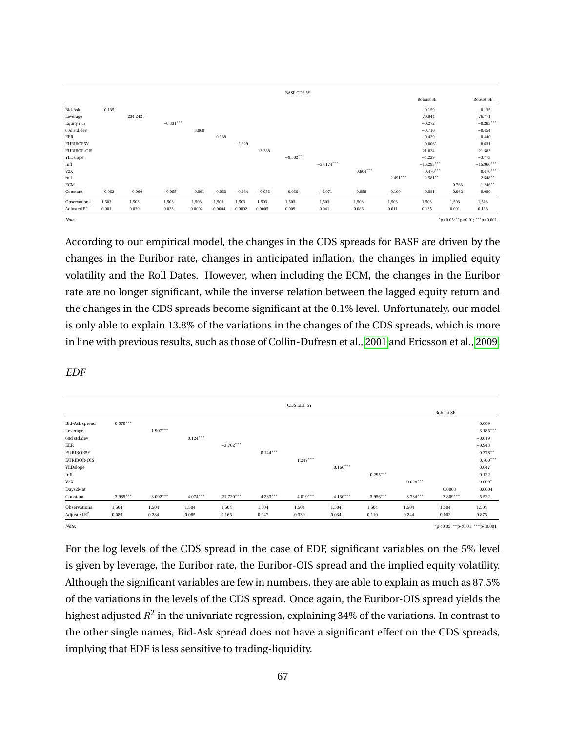| | BASF CDS 5Y | | | | | | | | | | | | | |
|---|---|---|---|---|---|---|---|---|---|---|---|---|---|---|
| | | | | | | | | | | | | Robust SE | | Robust SE |
| Bid-Ask | −0.135 | | | | | | | | | | | −0.159 | | −0.135 |
| Leverage | | 234.242*** | | | | | | | | | | 70.944 | | 76.771 |
| Equity $r_{t-1}$ | | | −0.331*** | | | | | | | | | −0.272 | | −0.283*** |
| 60d std.dev | | | | 3.060 | | | | | | | | −0.710 | | −0.454 |
| EER | | | | | 0.139 | | | | | | | −0.429 | | −0.440 |
| EURIBOR5Y | | | | | | −2.329 | | | | | | 9.006* | | 8.631 |
| EURIBOR-OIS | | | | | | | 13.288 | | | | | 21.024 | | 21.583 |
| YLDslope | | | | | | | | −9.502*** | | | | −4.229 | | −3.773 |
| Infl | | | | | | | | | −27.174*** | | | −16.293*** | | −15.966*** |
| V2X | | | | | | | | | | 0.604*** | | 0.470*** | | 0.476*** |
| roll | | | | | | | | | | | 2.491*** | 2.581** | | 2.548** |
| ECM | | | | | | | | | | | | | 0.763 | 1.246** |
| Constant | −0.062 | −0.060 | −0.055 | −0.061 | −0.063 | −0.064 | −0.056 | −0.066 | −0.071 | −0.058 | −0.100 | −0.081 | −0.062 | −0.080 |
| Observations | 1,503 | 1,503 | 1,503 | 1,503 | 1,503 | 1,503 | 1,503 | 1,503 | 1,503 | 1,503 | 1,503 | 1,503 | 1,503 | 1,503 |
| Adjusted $R^2$ | 0.001 | 0.039 | 0.023 | 0.0002 | −0.0004 | −0.0002 | 0.0005 | 0.009 | 0.041 | 0.086 | 0.011 | 0.135 | 0.001 | 0.138 |

*Note:* *p<0.05; **p<0.01; ***p<0.001

According to our empirical model, the changes in the CDS spreads for BASF are driven by the changes in the Euribor rate, changes in anticipated inflation, the changes in implied equity volatility and the Roll Dates. However, when including the ECM, the changes in the Euribor rate are no longer significant, while the inverse relation between the lagged equity return and the changes in the CDS spreads become significant at the 0.1% level. Unfortunately, our model is only able to explain 13.8% of the variations in the changes of the CDS spreads, which is more in line with previous results, such as those of Collin-Dufresn et al., 2001 and Ericsson et al., 2009.

*EDF*

| | CDS EDF 5Y | | | | | | | | | | |
|---|---|---|---|---|---|---|---|---|---|---|---|
| | | | | | | | | | | Robust SE | |
| Bid-Ask spread | 0.070*** | | | | | | | | | | 0.009 |
| Leverage | | 1.907*** | | | | | | | | | 3.185*** |
| 60d std.dev | | | 0.124*** | | | | | | | | −0.019 |
| EER | | | | −3.702*** | | | | | | | −0.943 |
| EURIBOR5Y | | | | | 0.144*** | | | | | | 0.378** |
| EURIBOR-OIS | | | | | | 1.247*** | | | | | 0.700*** |
| YLDslope | | | | | | | 0.166*** | | | | 0.047 |
| Infl | | | | | | | | 0.295*** | | | −0.122 |
| V2X | | | | | | | | | 0.028*** | | 0.009* |
| Days2Mat | | | | | | | | | | 0.0003 | 0.0004 |
| Constant | 3.985*** | 3.092*** | 4.074*** | 21.720*** | 4.233*** | 4.019*** | 4.130*** | 3.956*** | 3.734*** | 3.809*** | 5.522 |
| Observations | 1,504 | 1,504 | 1,504 | 1,504 | 1,504 | 1,504 | 1,504 | 1,504 | 1,504 | 1,504 | 1,504 |
| Adjusted $R^2$ | 0.089 | 0.284 | 0.085 | 0.165 | 0.047 | 0.339 | 0.034 | 0.110 | 0.244 | 0.002 | 0.875 |

*Note:* *p<0.05; **p<0.01; ***p<0.001

For the log levels of the CDS spread in the case of EDF, significant variables on the 5% level is given by leverage, the Euribor rate, the Euribor-OIS spread and the implied equity volatility. Although the significant variables are few in numbers, they are able to explain as much as 87.5% of the variations in the levels of the CDS spread. Once again, the Euribor-OIS spread yields the highest adjusted $R^2$ in the univariate regression, explaining 34% of the variations. In contrast to the other single names, Bid-Ask spread does not have a significant effect on the CDS spreads, implying that EDF is less sensitive to trading-liquidity.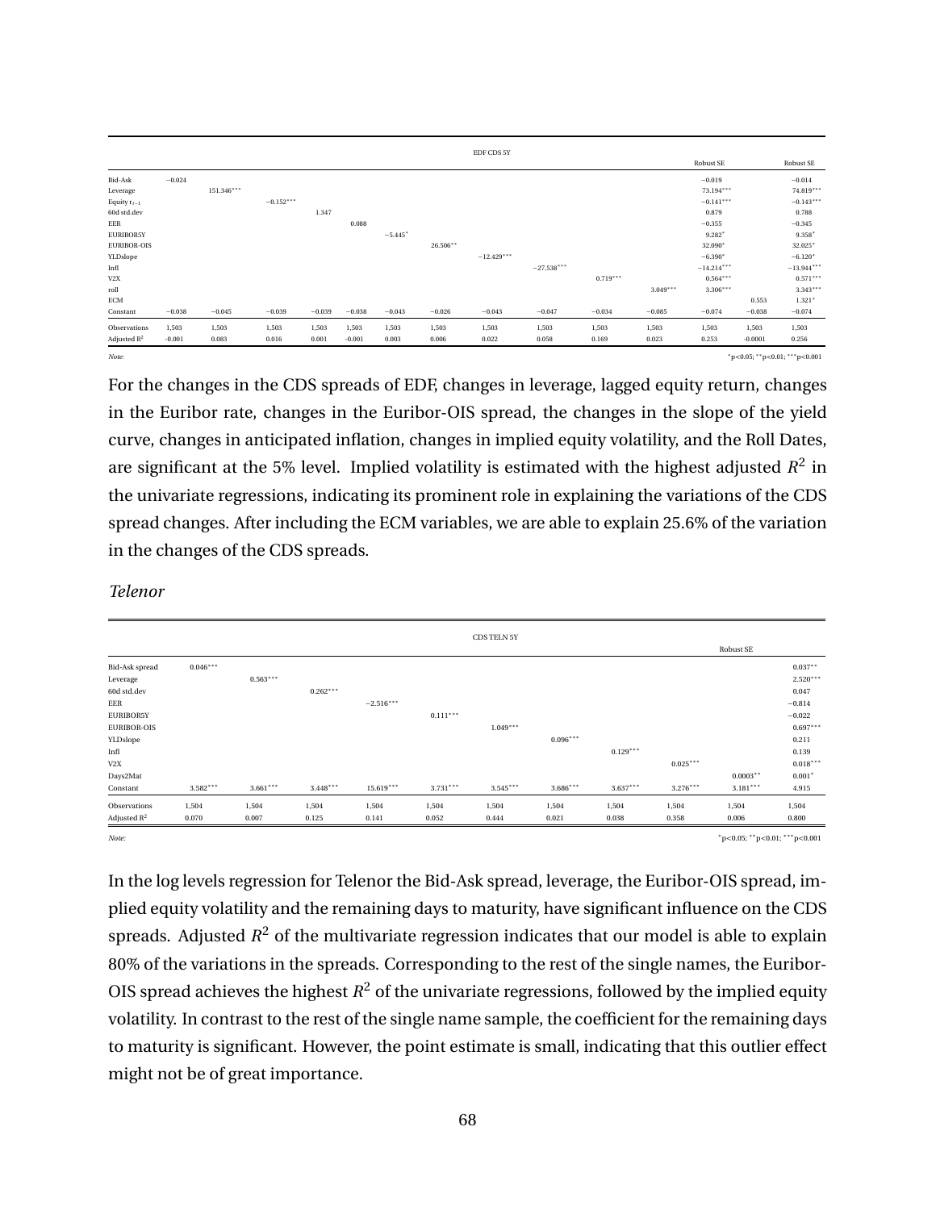|  | EDF CDS 5Y | | | | | | | | | | | | | |
|---|---|---|---|---|---|---|---|---|---|---|---|---|---|---|
|  | | | | | | | | | | | | Robust SE | | Robust SE |
| Bid-Ask | −0.024 | | | | | | | | | | | −0.019 | | −0.014 |
| Leverage | | 151.346*** | | | | | | | | | | 73.194*** | | 74.819*** |
| Equity $r_{t-1}$ | | | −0.152*** | | | | | | | | | −0.141*** | | −0.143*** |
| 60d std.dev | | | | 1.347 | | | | | | | | 0.879 | | 0.788 |
| EER | | | | | 0.088 | | | | | | | −0.355 | | −0.345 |
| EURIBOR5Y | | | | | | −5.445* | | | | | | 9.282* | | 9.358* |
| EURIBOR-OIS | | | | | | | 26.506** | | | | | 32.090* | | 32.025* |
| YLDslope | | | | | | | | −12.429*** | | | | −6.390* | | −6.120* |
| Infl | | | | | | | | | −27.538*** | | | −14.214*** | | −13.944*** |
| V2X | | | | | | | | | | 0.719*** | | 0.564*** | | 0.571*** |
| roll | | | | | | | | | | | 3.049*** | 3.306*** | | 3.343*** |
| ECM | | | | | | | | | | | | | 0.553 | 1.321* |
| Constant | −0.038 | −0.045 | −0.039 | −0.039 | −0.038 | −0.043 | −0.026 | −0.043 | −0.047 | −0.034 | −0.085 | −0.074 | −0.038 | −0.074 |
| Observations | 1,503 | 1,503 | 1,503 | 1,503 | 1,503 | 1,503 | 1,503 | 1,503 | 1,503 | 1,503 | 1,503 | 1,503 | 1,503 | 1,503 |
| Adjusted $R^2$ | -0.001 | 0.083 | 0.016 | 0.001 | -0.001 | 0.003 | 0.006 | 0.022 | 0.058 | 0.169 | 0.023 | 0.253 | -0.0001 | 0.256 |

*Note:* *p<0.05; **p<0.01; ***p<0.001

For the changes in the CDS spreads of EDF, changes in leverage, lagged equity return, changes in the Euribor rate, changes in the Euribor-OIS spread, the changes in the slope of the yield curve, changes in anticipated inflation, changes in implied equity volatility, and the Roll Dates, are significant at the 5% level. Implied volatility is estimated with the highest adjusted $R^2$ in the univariate regressions, indicating its prominent role in explaining the variations of the CDS spread changes. After including the ECM variables, we are able to explain 25.6% of the variation in the changes of the CDS spreads.

*Telenor*

|  | CDS TELN 5Y | | | | | | | | | | |
|---|---|---|---|---|---|---|---|---|---|---|---|
|  | | | | | | | | | | Robust SE | |
| Bid-Ask spread | 0.046*** | | | | | | | | | | 0.037** |
| Leverage | | 0.563*** | | | | | | | | | 2.520*** |
| 60d std.dev | | | 0.262*** | | | | | | | | 0.047 |
| EER | | | | −2.516*** | | | | | | | −0.814 |
| EURIBOR5Y | | | | | 0.111*** | | | | | | −0.022 |
| EURIBOR-OIS | | | | | | 1.049*** | | | | | 0.697*** |
| YLDslope | | | | | | | 0.096*** | | | | 0.211 |
| Infl | | | | | | | | 0.129*** | | | 0.139 |
| V2X | | | | | | | | | 0.025*** | | 0.018*** |
| Days2Mat | | | | | | | | | | 0.0003** | 0.001* |
| Constant | 3.582*** | 3.661*** | 3.448*** | 15.619*** | 3.731*** | 3.545*** | 3.686*** | 3.637*** | 3.276*** | 3.181*** | 4.915 |
| Observations | 1,504 | 1,504 | 1,504 | 1,504 | 1,504 | 1,504 | 1,504 | 1,504 | 1,504 | 1,504 | 1,504 |
| Adjusted $R^2$ | 0.070 | 0.007 | 0.125 | 0.141 | 0.052 | 0.444 | 0.021 | 0.038 | 0.358 | 0.006 | 0.800 |

*Note:* *p<0.05; **p<0.01; ***p<0.001

In the log levels regression for Telenor the Bid-Ask spread, leverage, the Euribor-OIS spread, implied equity volatility and the remaining days to maturity, have significant influence on the CDS spreads. Adjusted $R^2$ of the multivariate regression indicates that our model is able to explain 80% of the variations in the spreads. Corresponding to the rest of the single names, the Euribor-OIS spread achieves the highest $R^2$ of the univariate regressions, followed by the implied equity volatility. In contrast to the rest of the single name sample, the coefficient for the remaining days to maturity is significant. However, the point estimate is small, indicating that this outlier effect might not be of great importance.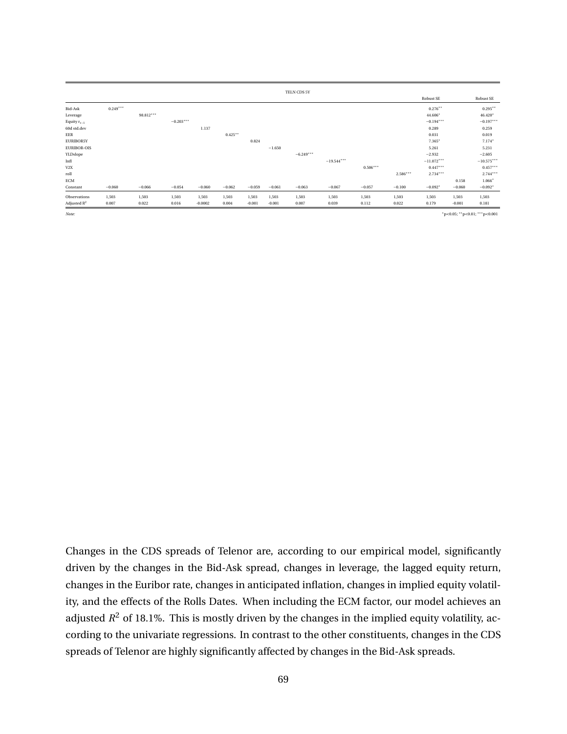| | TELN CDS 5Y | | | | | | | | | | | | | |
|---|---|---|---|---|---|---|---|---|---|---|---|---|---|---|
| | | | | | | | | | | | | Robust SE | | Robust SE |
| Bid-Ask | $0.249^{***}$ | | | | | | | | | | | $0.276^{**}$ | | $0.295^{**}$ |
| Leverage | | $98.812^{***}$ | | | | | | | | | | $44.606^{*}$ | | $46.420^{*}$ |
| Equity $r_{t-1}$ | | | $-0.203^{***}$ | | | | | | | | | $-0.194^{***}$ | | $-0.197^{***}$ |
| 60d std.dev | | | | 1.137 | | | | | | | | 0.289 | | 0.259 |
| EER | | | | | $0.425^{**}$ | | | | | | | 0.031 | | 0.019 |
| EURIBOR5Y | | | | | | 0.824 | | | | | | $7.365^{*}$ | | $7.174^{*}$ |
| EURIBOR-OIS | | | | | | | $-1.650$ | | | | | 5.261 | | 5.231 |
| YLDslope | | | | | | | | $-6.249^{***}$ | | | | $-2.932$ | | $-2.605$ |
| Infl | | | | | | | | | $-19.544^{***}$ | | | $-11.072^{***}$ | | $-10.575^{***}$ |
| V2X | | | | | | | | | | $0.506^{***}$ | | $0.447^{***}$ | | $0.457^{***}$ |
| roll | | | | | | | | | | | $2.586^{***}$ | $2.734^{***}$ | | $2.744^{***}$ |
| ECM | | | | | | | | | | | | | 0.158 | $1.066^{*}$ |
| Constant | $-0.060$ | $-0.066$ | $-0.054$ | $-0.060$ | $-0.062$ | $-0.059$ | $-0.061$ | $-0.063$ | $-0.067$ | $-0.057$ | $-0.100$ | $-0.092^{*}$ | $-0.060$ | $-0.092^{*}$ |
| Observations | 1,503 | 1,503 | 1,503 | 1,503 | 1,503 | 1,503 | 1,503 | 1,503 | 1,503 | 1,503 | 1,503 | 1,503 | 1,503 | 1,503 |
| Adjusted $R^2$ | 0.007 | 0.022 | 0.016 | -0.0002 | 0.004 | -0.001 | -0.001 | 0.007 | 0.039 | 0.112 | 0.022 | 0.179 | -0.001 | 0.181 |

*Note:* $^{*}$p<0.05; $^{**}$p<0.01; $^{***}$p<0.001

Changes in the CDS spreads of Telenor are, according to our empirical model, significantly driven by the changes in the Bid-Ask spread, changes in leverage, the lagged equity return, changes in the Euribor rate, changes in anticipated inflation, changes in implied equity volatility, and the effects of the Rolls Dates. When including the ECM factor, our model achieves an adjusted $R^2$ of 18.1%. This is mostly driven by the changes in the implied equity volatility, according to the univariate regressions. In contrast to the other constituents, changes in the CDS spreads of Telenor are highly significantly affected by changes in the Bid-Ask spreads.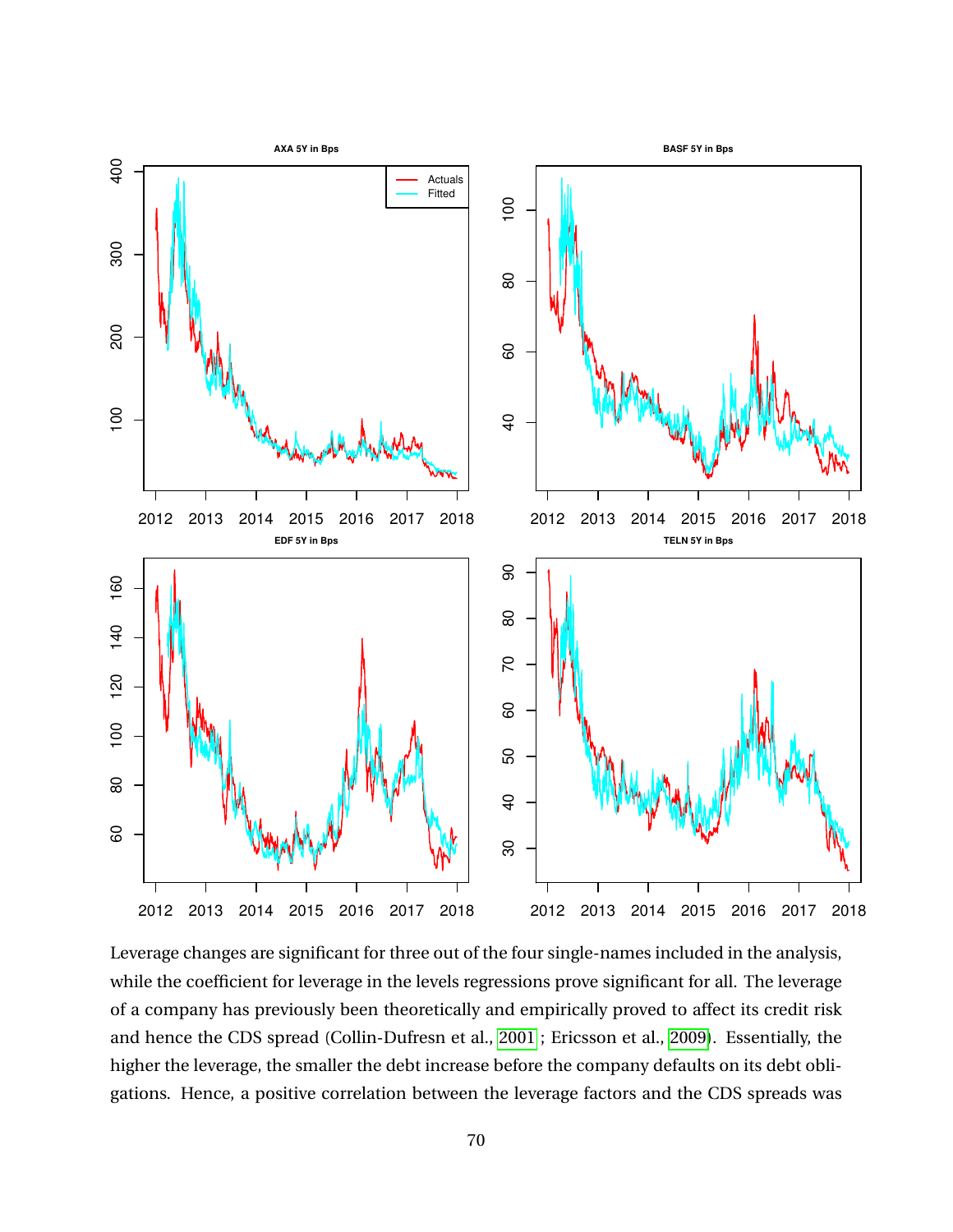Leverage changes are significant for three out of the four single-names included in the analysis, while the coefficient for leverage in the levels regressions prove significant for all. The leverage of a company has previously been theoretically and empirically proved to affect its credit risk and hence the CDS spread (Collin-Dufresn et al., 2001; Ericsson et al., 2009). Essentially, the higher the leverage, the smaller the debt increase before the company defaults on its debt obligations. Hence, a positive correlation between the leverage factors and the CDS spreads was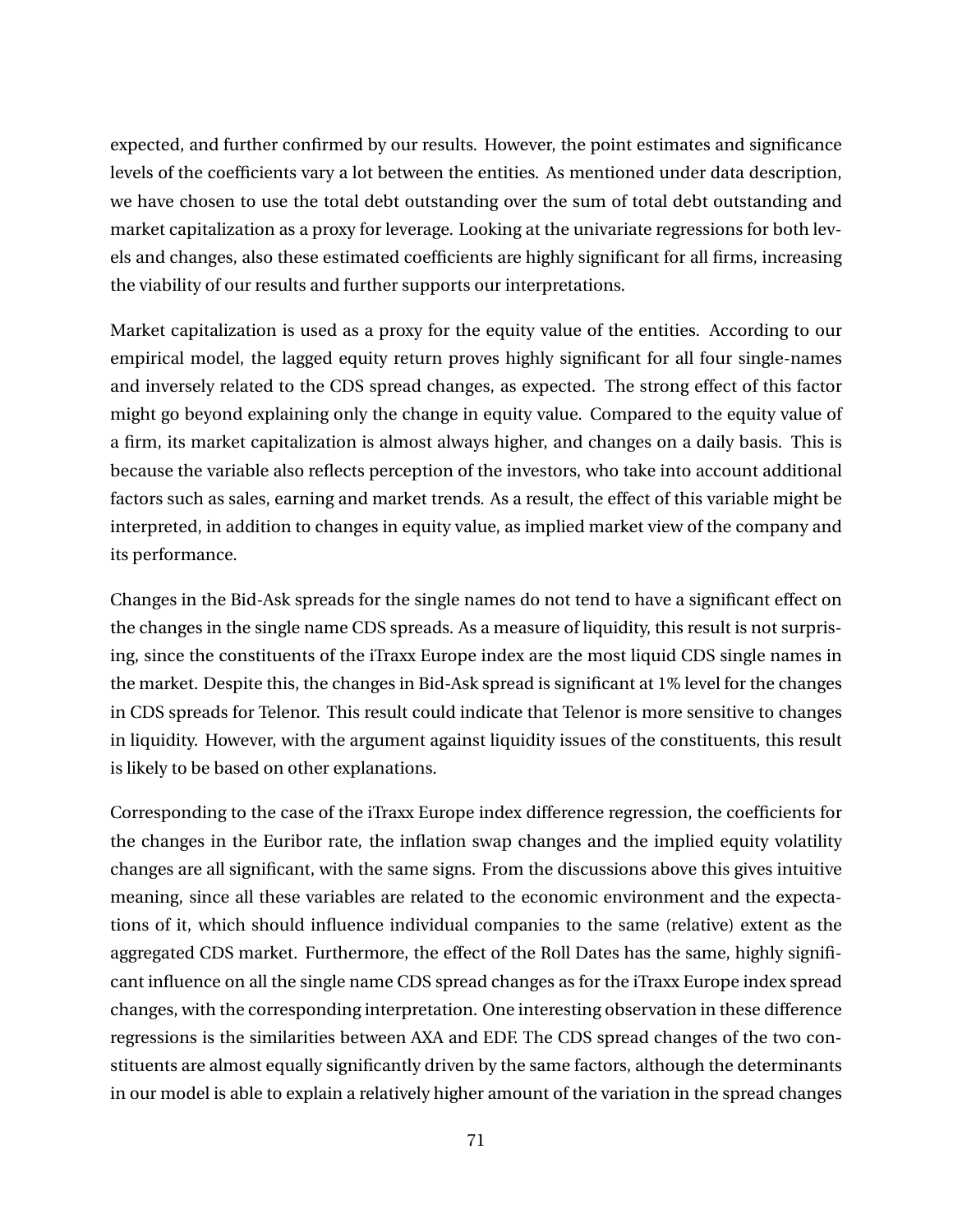expected, and further confirmed by our results. However, the point estimates and significance levels of the coefficients vary a lot between the entities. As mentioned under data description, we have chosen to use the total debt outstanding over the sum of total debt outstanding and market capitalization as a proxy for leverage. Looking at the univariate regressions for both levels and changes, also these estimated coefficients are highly significant for all firms, increasing the viability of our results and further supports our interpretations.

Market capitalization is used as a proxy for the equity value of the entities. According to our empirical model, the lagged equity return proves highly significant for all four single-names and inversely related to the CDS spread changes, as expected. The strong effect of this factor might go beyond explaining only the change in equity value. Compared to the equity value of a firm, its market capitalization is almost always higher, and changes on a daily basis. This is because the variable also reflects perception of the investors, who take into account additional factors such as sales, earning and market trends. As a result, the effect of this variable might be interpreted, in addition to changes in equity value, as implied market view of the company and its performance.

Changes in the Bid-Ask spreads for the single names do not tend to have a significant effect on the changes in the single name CDS spreads. As a measure of liquidity, this result is not surprising, since the constituents of the iTraxx Europe index are the most liquid CDS single names in the market. Despite this, the changes in Bid-Ask spread is significant at 1% level for the changes in CDS spreads for Telenor. This result could indicate that Telenor is more sensitive to changes in liquidity. However, with the argument against liquidity issues of the constituents, this result is likely to be based on other explanations.

Corresponding to the case of the iTraxx Europe index difference regression, the coefficients for the changes in the Euribor rate, the inflation swap changes and the implied equity volatility changes are all significant, with the same signs. From the discussions above this gives intuitive meaning, since all these variables are related to the economic environment and the expectations of it, which should influence individual companies to the same (relative) extent as the aggregated CDS market. Furthermore, the effect of the Roll Dates has the same, highly significant influence on all the single name CDS spread changes as for the iTraxx Europe index spread changes, with the corresponding interpretation. One interesting observation in these difference regressions is the similarities between AXA and EDF. The CDS spread changes of the two constituents are almost equally significantly driven by the same factors, although the determinants in our model is able to explain a relatively higher amount of the variation in the spread changes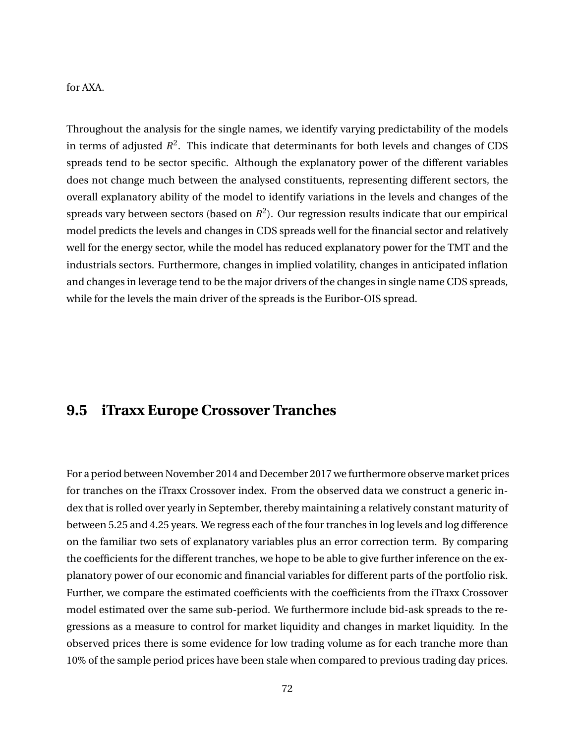for AXA.

Throughout the analysis for the single names, we identify varying predictability of the models in terms of adjusted $R^2$. This indicate that determinants for both levels and changes of CDS spreads tend to be sector specific. Although the explanatory power of the different variables does not change much between the analysed constituents, representing different sectors, the overall explanatory ability of the model to identify variations in the levels and changes of the spreads vary between sectors (based on $R^2$). Our regression results indicate that our empirical model predicts the levels and changes in CDS spreads well for the financial sector and relatively well for the energy sector, while the model has reduced explanatory power for the TMT and the industrials sectors. Furthermore, changes in implied volatility, changes in anticipated inflation and changes in leverage tend to be the major drivers of the changes in single name CDS spreads, while for the levels the main driver of the spreads is the Euribor-OIS spread.

## 9.5 iTraxx Europe Crossover Tranches

For a period between November 2014 and December 2017 we furthermore observe market prices for tranches on the iTraxx Crossover index. From the observed data we construct a generic index that is rolled over yearly in September, thereby maintaining a relatively constant maturity of between 5.25 and 4.25 years. We regress each of the four tranches in log levels and log difference on the familiar two sets of explanatory variables plus an error correction term. By comparing the coefficients for the different tranches, we hope to be able to give further inference on the explanatory power of our economic and financial variables for different parts of the portfolio risk. Further, we compare the estimated coefficients with the coefficients from the iTraxx Crossover model estimated over the same sub-period. We furthermore include bid-ask spreads to the regressions as a measure to control for market liquidity and changes in market liquidity. In the observed prices there is some evidence for low trading volume as for each tranche more than 10% of the sample period prices have been stale when compared to previous trading day prices.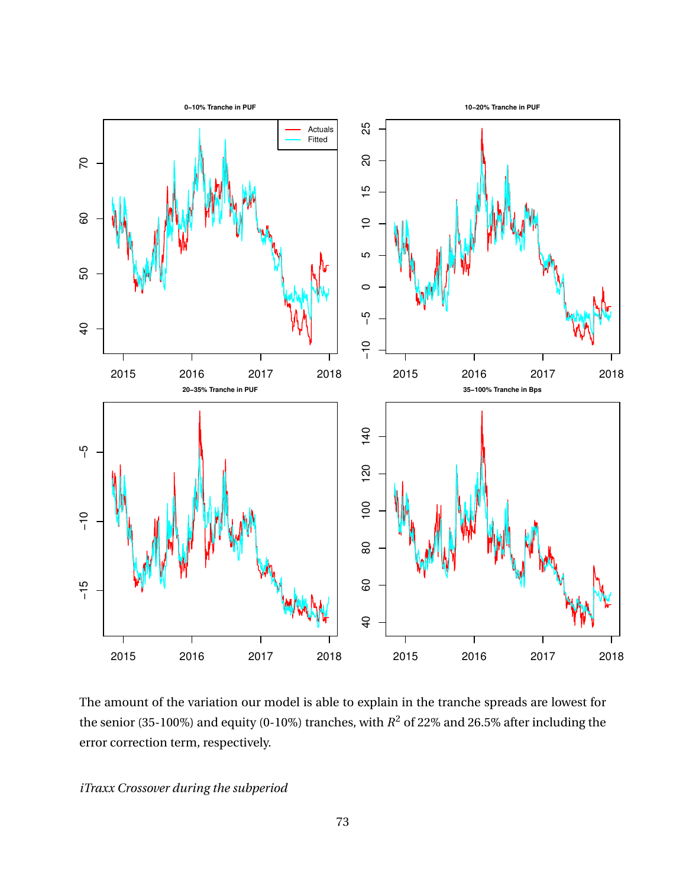The amount of the variation our model is able to explain in the tranche spreads are lowest for the senior (35-100%) and equity (0-10%) tranches, with $R^2$ of 22% and 26.5% after including the error correction term, respectively.

*iTraxx Crossover during the subperiod*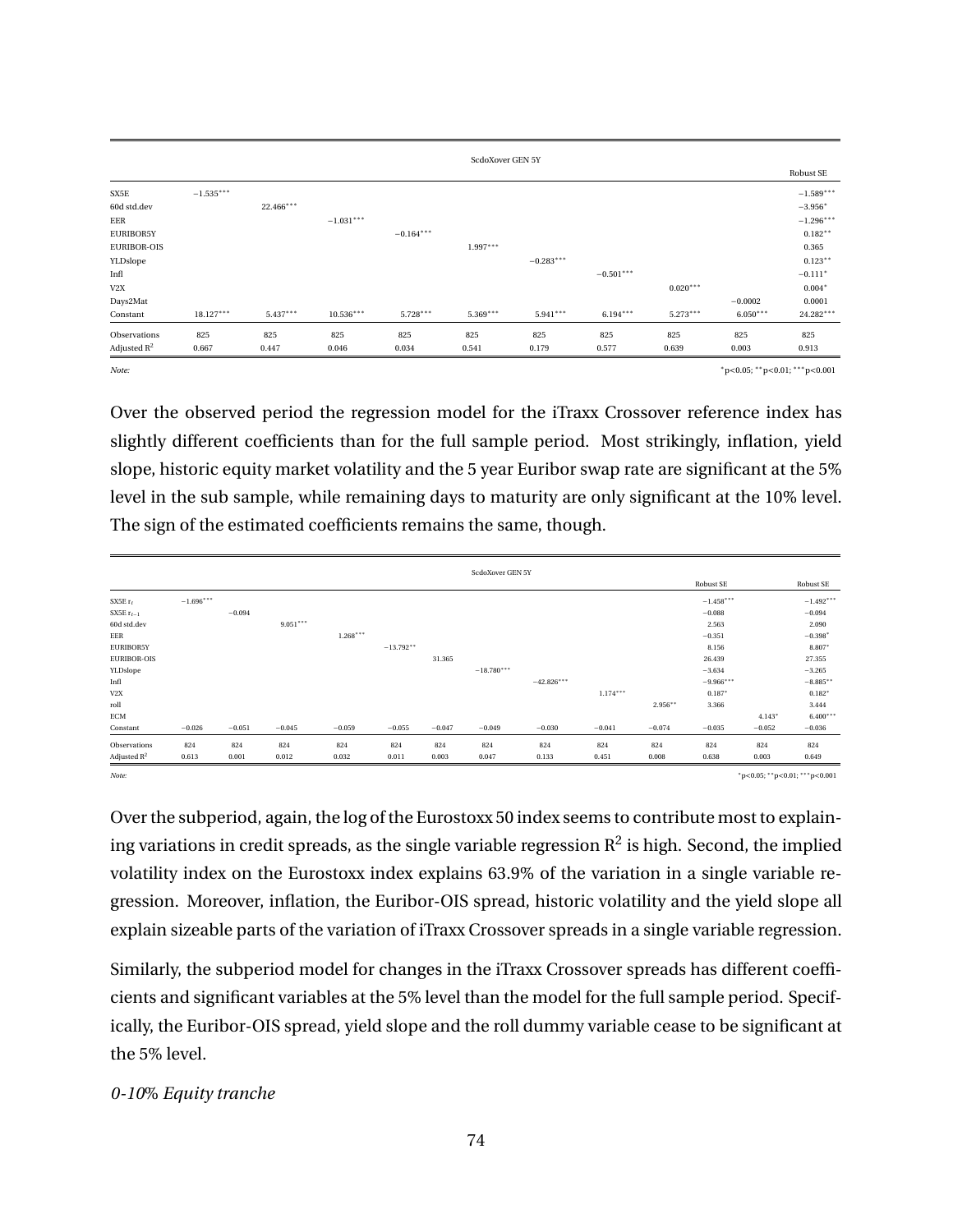| | ScdoXover GEN 5Y | | | | | | | | | |
|---|---|---|---|---|---|---|---|---|---|---|
| | | | | | | | | | | Robust SE |
| SX5E | $-1.535^{***}$ | | | | | | | | | $-1.589^{***}$ |
| 60d std.dev | | $22.466^{***}$ | | | | | | | | $-3.956^{*}$ |
| EER | | | $-1.031^{***}$ | | | | | | | $-1.296^{***}$ |
| EURIBOR5Y | | | | $-0.164^{***}$ | | | | | | $0.182^{**}$ |
| EURIBOR-OIS | | | | | $1.997^{***}$ | | | | | 0.365 |
| YLDslope | | | | | | $-0.283^{***}$ | | | | $0.123^{**}$ |
| Infl | | | | | | | $-0.501^{***}$ | | | $-0.111^{*}$ |
| V2X | | | | | | | | $0.020^{***}$ | | $0.004^{*}$ |
| Days2Mat | | | | | | | | | $-0.0002$ | 0.0001 |
| Constant | $18.127^{***}$ | $5.437^{***}$ | $10.536^{***}$ | $5.728^{***}$ | $5.369^{***}$ | $5.941^{***}$ | $6.194^{***}$ | $5.273^{***}$ | $6.050^{***}$ | $24.282^{***}$ |
| Observations | 825 | 825 | 825 | 825 | 825 | 825 | 825 | 825 | 825 | 825 |
| Adjusted $R^2$ | 0.667 | 0.447 | 0.046 | 0.034 | 0.541 | 0.179 | 0.577 | 0.639 | 0.003 | 0.913 |

*Note:* $^{*}p<0.05$; $^{**}p<0.01$; $^{***}p<0.001$

Over the observed period the regression model for the iTraxx Crossover reference index has slightly different coefficients than for the full sample period. Most strikingly, inflation, yield slope, historic equity market volatility and the 5 year Euribor swap rate are significant at the 5% level in the sub sample, while remaining days to maturity are only significant at the 10% level. The sign of the estimated coefficients remains the same, though.

| | ScdoXover GEN 5Y | | | | | | | | | | | | |
|---|---|---|---|---|---|---|---|---|---|---|---|---|---|
| | | | | | | | | | | | Robust SE | | Robust SE |
| SX5E $r_t$ | $-1.696^{***}$ | | | | | | | | | | $-1.458^{***}$ | | $-1.492^{***}$ |
| SX5E $r_{t-1}$ | | $-0.094$ | | | | | | | | | $-0.088$ | | $-0.094$ |
| 60d std.dev | | | $9.051^{***}$ | | | | | | | | 2.563 | | 2.090 |
| EER | | | | $1.268^{***}$ | | | | | | | $-0.351$ | | $-0.398^{*}$ |
| EURIBOR5Y | | | | | $-13.792^{**}$ | | | | | | 8.156 | | $8.807^{*}$ |
| EURIBOR-OIS | | | | | | 31.365 | | | | | 26.439 | | 27.355 |
| YLDslope | | | | | | | $-18.780^{***}$ | | | | $-3.634$ | | $-3.265$ |
| Infl | | | | | | | | $-42.826^{***}$ | | | $-9.966^{***}$ | | $-8.885^{**}$ |
| V2X | | | | | | | | | $1.174^{***}$ | | $0.187^{*}$ | | $0.182^{*}$ |
| roll | | | | | | | | | | $2.956^{**}$ | 3.366 | | 3.444 |
| ECM | | | | | | | | | | | | $4.143^{*}$ | $6.400^{***}$ |
| Constant | $-0.026$ | $-0.051$ | $-0.045$ | $-0.059$ | $-0.055$ | $-0.047$ | $-0.049$ | $-0.030$ | $-0.041$ | $-0.074$ | $-0.035$ | $-0.052$ | $-0.036$ |
| Observations | 824 | 824 | 824 | 824 | 824 | 824 | 824 | 824 | 824 | 824 | 824 | 824 | 824 |
| Adjusted $R^2$ | 0.613 | 0.001 | 0.012 | 0.032 | 0.011 | 0.003 | 0.047 | 0.133 | 0.451 | 0.008 | 0.638 | 0.003 | 0.649 |

*Note:* $^{*}p<0.05$; $^{**}p<0.01$; $^{***}p<0.001$

Over the subperiod, again, the log of the Eurostoxx 50 index seems to contribute most to explaining variations in credit spreads, as the single variable regression $R^2$ is high. Second, the implied volatility index on the Eurostoxx index explains 63.9% of the variation in a single variable regression. Moreover, inflation, the Euribor-OIS spread, historic volatility and the yield slope all explain sizeable parts of the variation of iTraxx Crossover spreads in a single variable regression.

Similarly, the subperiod model for changes in the iTraxx Crossover spreads has different coefficients and significant variables at the 5% level than the model for the full sample period. Specifically, the Euribor-OIS spread, yield slope and the roll dummy variable cease to be significant at the 5% level.

*0-10% Equity tranche*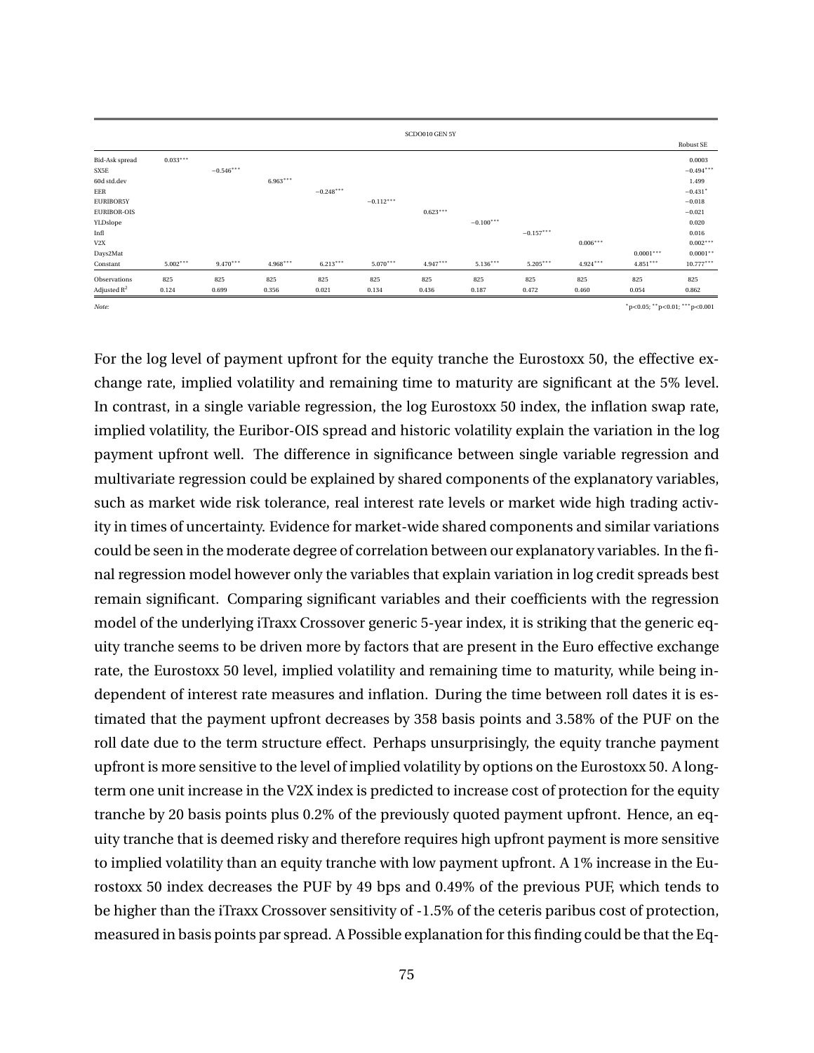| | SCDO010 GEN 5Y | | | | | | | | | | |
|---|---|---|---|---|---|---|---|---|---|---|---|
| | | | | | | | | | | | Robust SE |
| Bid-Ask spread | $0.033^{***}$ | | | | | | | | | | 0.0003 |
| SX5E | | $-0.546^{***}$ | | | | | | | | | $-0.494^{***}$ |
| 60d std.dev | | | $6.963^{***}$ | | | | | | | | 1.499 |
| EER | | | | $-0.248^{***}$ | | | | | | | $-0.431^{*}$ |
| EURIBOR5Y | | | | | $-0.112^{***}$ | | | | | | $-0.018$ |
| EURIBOR-OIS | | | | | | $0.623^{***}$ | | | | | $-0.021$ |
| YLDslope | | | | | | | $-0.100^{***}$ | | | | 0.020 |
| Infl | | | | | | | | $-0.157^{***}$ | | | 0.016 |
| V2X | | | | | | | | | $0.006^{***}$ | | $0.002^{***}$ |
| Days2Mat | | | | | | | | | | $0.0001^{***}$ | $0.0001^{**}$ |
| Constant | $5.002^{***}$ | $9.470^{***}$ | $4.968^{***}$ | $6.213^{***}$ | $5.070^{***}$ | $4.947^{***}$ | $5.136^{***}$ | $5.205^{***}$ | $4.924^{***}$ | $4.851^{***}$ | $10.777^{***}$ |
| Observations | 825 | 825 | 825 | 825 | 825 | 825 | 825 | 825 | 825 | 825 | 825 |
| Adjusted $R^2$ | 0.124 | 0.699 | 0.356 | 0.021 | 0.134 | 0.436 | 0.187 | 0.472 | 0.460 | 0.054 | 0.862 |

*Note:* $^{*}p<0.05$; $^{**}p<0.01$; $^{***}p<0.001$

For the log level of payment upfront for the equity tranche the Eurostoxx 50, the effective exchange rate, implied volatility and remaining time to maturity are significant at the 5% level. In contrast, in a single variable regression, the log Eurostoxx 50 index, the inflation swap rate, implied volatility, the Euribor-OIS spread and historic volatility explain the variation in the log payment upfront well. The difference in significance between single variable regression and multivariate regression could be explained by shared components of the explanatory variables, such as market wide risk tolerance, real interest rate levels or market wide high trading activity in times of uncertainty. Evidence for market-wide shared components and similar variations could be seen in the moderate degree of correlation between our explanatory variables. In the final regression model however only the variables that explain variation in log credit spreads best remain significant. Comparing significant variables and their coefficients with the regression model of the underlying iTraxx Crossover generic 5-year index, it is striking that the generic equity tranche seems to be driven more by factors that are present in the Euro effective exchange rate, the Eurostoxx 50 level, implied volatility and remaining time to maturity, while being independent of interest rate measures and inflation. During the time between roll dates it is estimated that the payment upfront decreases by 358 basis points and 3.58% of the PUF on the roll date due to the term structure effect. Perhaps unsurprisingly, the equity tranche payment upfront is more sensitive to the level of implied volatility by options on the Eurostoxx 50. A long-term one unit increase in the V2X index is predicted to increase cost of protection for the equity tranche by 20 basis points plus 0.2% of the previously quoted payment upfront. Hence, an equity tranche that is deemed risky and therefore requires high upfront payment is more sensitive to implied volatility than an equity tranche with low payment upfront. A 1% increase in the Eurostoxx 50 index decreases the PUF by 49 bps and 0.49% of the previous PUF, which tends to be higher than the iTraxx Crossover sensitivity of -1.5% of the ceteris paribus cost of protection, measured in basis points par spread. A Possible explanation for this finding could be that the Eq-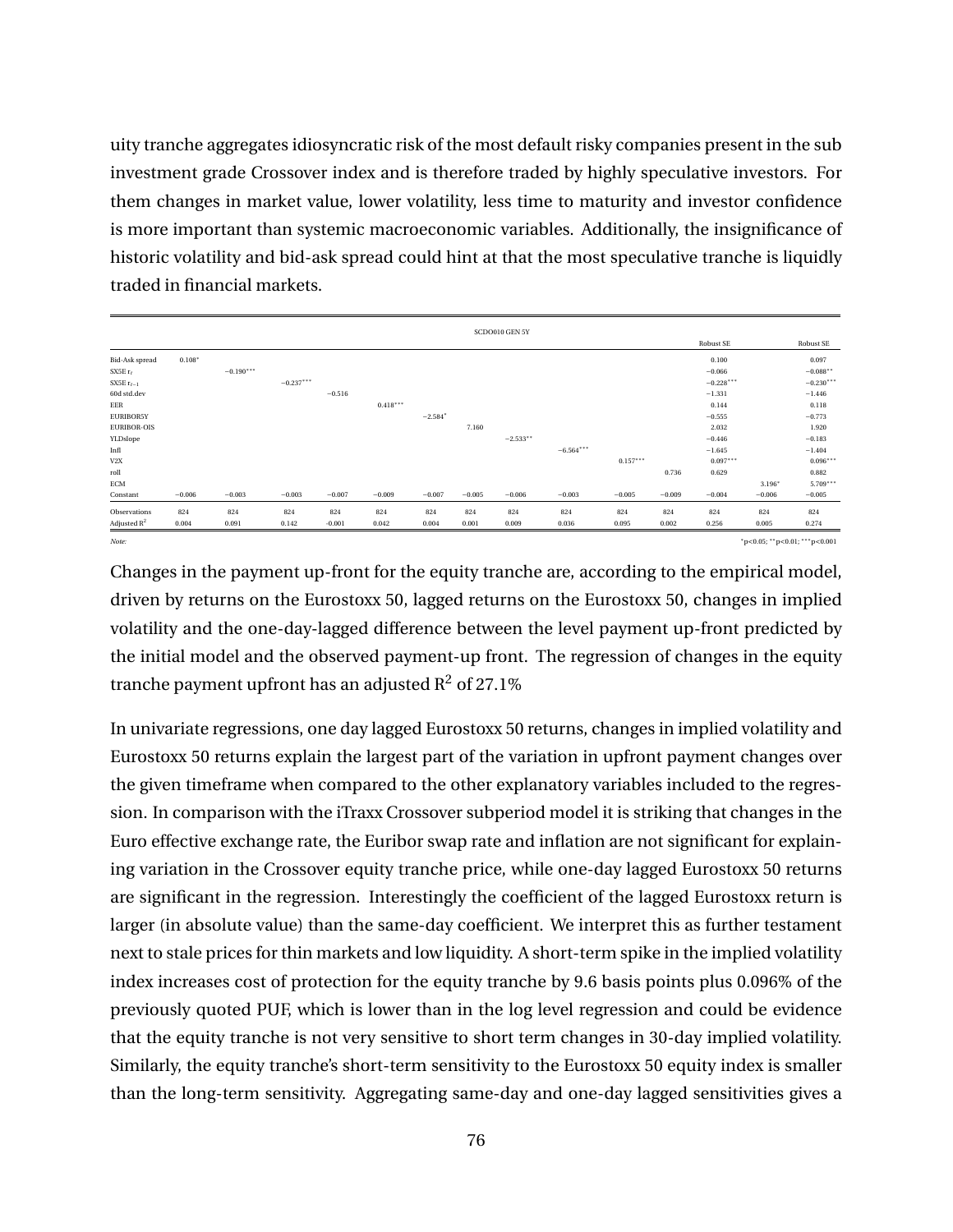uity tranche aggregates idiosyncratic risk of the most default risky companies present in the sub investment grade Crossover index and is therefore traded by highly speculative investors. For them changes in market value, lower volatility, less time to maturity and investor confidence is more important than systemic macroeconomic variables. Additionally, the insignificance of historic volatility and bid-ask spread could hint at that the most speculative tranche is liquidly traded in financial markets.

| | SCDO010 GEN 5Y | | | | | | | | | | | | | |
|---|---|---|---|---|---|---|---|---|---|---|---|---|---|---|
| | | | | | | | | | | | | Robust SE | | Robust SE |
| Bid-Ask spread | 0.108* | | | | | | | | | | | 0.100 | | 0.097 |
| SX5E $r_t$ | | −0.190*** | | | | | | | | | | −0.066 | | −0.088** |
| SX5E $r_{t-1}$ | | | −0.237*** | | | | | | | | | −0.228*** | | −0.230*** |
| 60d std.dev | | | | −0.516 | | | | | | | | −1.331 | | −1.446 |
| EER | | | | | 0.418*** | | | | | | | 0.144 | | 0.118 |
| EURIBOR5Y | | | | | | −2.584* | | | | | | −0.555 | | −0.773 |
| EURIBOR-OIS | | | | | | | 7.160 | | | | | 2.032 | | 1.920 |
| YLDslope | | | | | | | | −2.533** | | | | −0.446 | | −0.183 |
| Infl | | | | | | | | | −6.564*** | | | −1.645 | | −1.404 |
| V2X | | | | | | | | | | 0.157*** | | 0.097*** | | 0.096*** |
| roll | | | | | | | | | | | 0.736 | 0.629 | | 0.882 |
| ECM | | | | | | | | | | | | | 3.196* | 5.709*** |
| Constant | −0.006 | −0.003 | −0.003 | −0.007 | −0.009 | −0.007 | −0.005 | −0.006 | −0.003 | −0.005 | −0.009 | −0.004 | −0.006 | −0.005 |
| Observations | 824 | 824 | 824 | 824 | 824 | 824 | 824 | 824 | 824 | 824 | 824 | 824 | 824 | 824 |
| Adjusted $R^2$ | 0.004 | 0.091 | 0.142 | -0.001 | 0.042 | 0.004 | 0.001 | 0.009 | 0.036 | 0.095 | 0.002 | 0.256 | 0.005 | 0.274 |

*Note:* *p<0.05; **p<0.01; ***p<0.001

Changes in the payment up-front for the equity tranche are, according to the empirical model, driven by returns on the Eurostoxx 50, lagged returns on the Eurostoxx 50, changes in implied volatility and the one-day-lagged difference between the level payment up-front predicted by the initial model and the observed payment-up front. The regression of changes in the equity tranche payment upfront has an adjusted $R^2$ of 27.1%

In univariate regressions, one day lagged Eurostoxx 50 returns, changes in implied volatility and Eurostoxx 50 returns explain the largest part of the variation in upfront payment changes over the given timeframe when compared to the other explanatory variables included to the regression. In comparison with the iTraxx Crossover subperiod model it is striking that changes in the Euro effective exchange rate, the Euribor swap rate and inflation are not significant for explaining variation in the Crossover equity tranche price, while one-day lagged Eurostoxx 50 returns are significant in the regression. Interestingly the coefficient of the lagged Eurostoxx return is larger (in absolute value) than the same-day coefficient. We interpret this as further testament next to stale prices for thin markets and low liquidity. A short-term spike in the implied volatility index increases cost of protection for the equity tranche by 9.6 basis points plus 0.096% of the previously quoted PUF, which is lower than in the log level regression and could be evidence that the equity tranche is not very sensitive to short term changes in 30-day implied volatility. Similarly, the equity tranche's short-term sensitivity to the Eurostoxx 50 equity index is smaller than the long-term sensitivity. Aggregating same-day and one-day lagged sensitivities gives a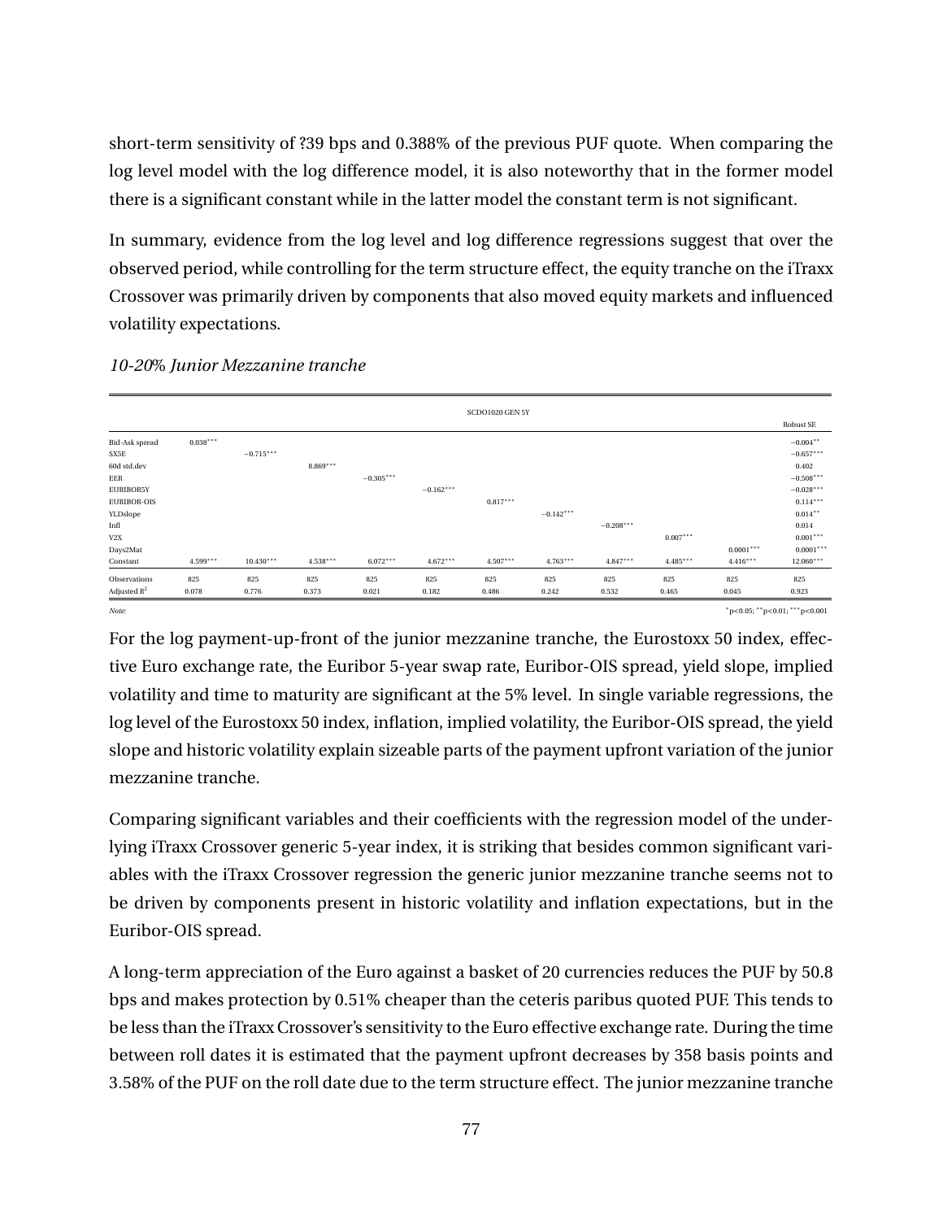short-term sensitivity of ?39 bps and 0.388% of the previous PUF quote. When comparing the log level model with the log difference model, it is also noteworthy that in the former model there is a significant constant while in the latter model the constant term is not significant.

In summary, evidence from the log level and log difference regressions suggest that over the observed period, while controlling for the term structure effect, the equity tranche on the iTraxx Crossover was primarily driven by components that also moved equity markets and influenced volatility expectations.

*10-20% Junior Mezzanine tranche*

| | SCDO1020 GEN 5Y | | | | | | | | | | |
|---|---|---|---|---|---|---|---|---|---|---|---|
| | | | | | | | | | | | Robust SE |
| Bid-Ask spread | $0.038^{***}$ | | | | | | | | | | $-0.004^{**}$ |
| SX5E | | $-0.715^{***}$ | | | | | | | | | $-0.657^{***}$ |
| 60d std.dev | | | $8.869^{***}$ | | | | | | | | 0.402 |
| EER | | | | $-0.305^{***}$ | | | | | | | $-0.508^{***}$ |
| EURIBOR5Y | | | | | $-0.162^{***}$ | | | | | | $-0.028^{***}$ |
| EURIBOR-OIS | | | | | | $0.817^{***}$ | | | | | $0.114^{***}$ |
| YLDslope | | | | | | | $-0.142^{***}$ | | | | $0.014^{**}$ |
| Infl | | | | | | | | $-0.208^{***}$ | | | 0.014 |
| V2X | | | | | | | | | $0.007^{***}$ | | $0.001^{***}$ |
| Days2Mat | | | | | | | | | | $0.0001^{***}$ | $0.0001^{***}$ |
| Constant | $4.599^{***}$ | $10.430^{***}$ | $4.538^{***}$ | $6.072^{***}$ | $4.672^{***}$ | $4.507^{***}$ | $4.763^{***}$ | $4.847^{***}$ | $4.485^{***}$ | $4.416^{***}$ | $12.060^{***}$ |
| Observations | 825 | 825 | 825 | 825 | 825 | 825 | 825 | 825 | 825 | 825 | 825 |
| Adjusted $R^2$ | 0.078 | 0.776 | 0.373 | 0.021 | 0.182 | 0.486 | 0.242 | 0.532 | 0.465 | 0.045 | 0.923 |

*Note:* $^{*}p<0.05$; $^{**}p<0.01$; $^{***}p<0.001$

For the log payment-up-front of the junior mezzanine tranche, the Eurostoxx 50 index, effective Euro exchange rate, the Euribor 5-year swap rate, Euribor-OIS spread, yield slope, implied volatility and time to maturity are significant at the 5% level. In single variable regressions, the log level of the Eurostoxx 50 index, inflation, implied volatility, the Euribor-OIS spread, the yield slope and historic volatility explain sizeable parts of the payment upfront variation of the junior mezzanine tranche.

Comparing significant variables and their coefficients with the regression model of the underlying iTraxx Crossover generic 5-year index, it is striking that besides common significant variables with the iTraxx Crossover regression the generic junior mezzanine tranche seems not to be driven by components present in historic volatility and inflation expectations, but in the Euribor-OIS spread.

A long-term appreciation of the Euro against a basket of 20 currencies reduces the PUF by 50.8 bps and makes protection by 0.51% cheaper than the ceteris paribus quoted PUF. This tends to be less than the iTraxx Crossover's sensitivity to the Euro effective exchange rate. During the time between roll dates it is estimated that the payment upfront decreases by 358 basis points and 3.58% of the PUF on the roll date due to the term structure effect. The junior mezzanine tranche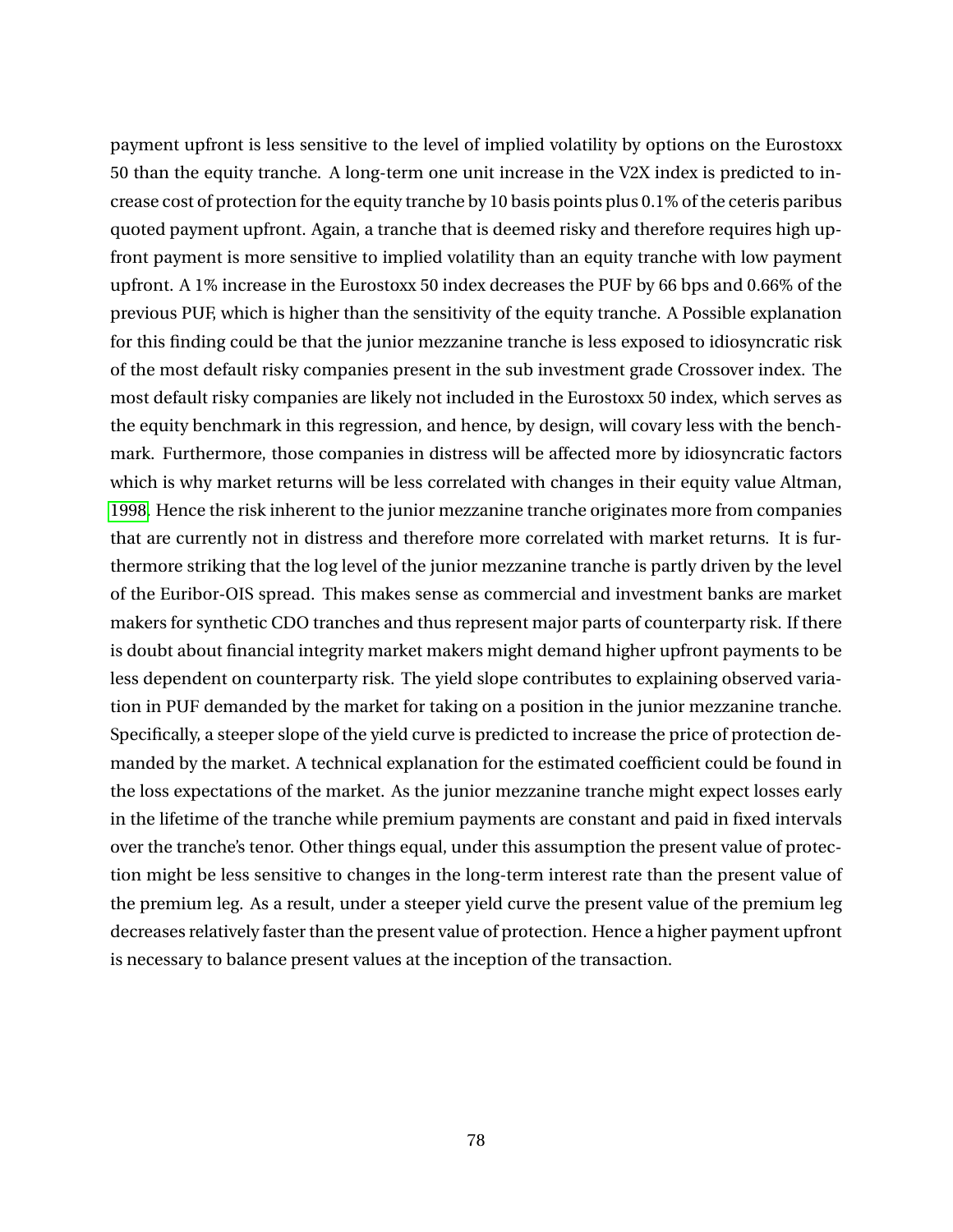payment upfront is less sensitive to the level of implied volatility by options on the Eurostoxx 50 than the equity tranche. A long-term one unit increase in the V2X index is predicted to increase cost of protection for the equity tranche by 10 basis points plus 0.1% of the ceteris paribus quoted payment upfront. Again, a tranche that is deemed risky and therefore requires high upfront payment is more sensitive to implied volatility than an equity tranche with low payment upfront. A 1% increase in the Eurostoxx 50 index decreases the PUF by 66 bps and 0.66% of the previous PUF, which is higher than the sensitivity of the equity tranche. A Possible explanation for this finding could be that the junior mezzanine tranche is less exposed to idiosyncratic risk of the most default risky companies present in the sub investment grade Crossover index. The most default risky companies are likely not included in the Eurostoxx 50 index, which serves as the equity benchmark in this regression, and hence, by design, will covary less with the benchmark. Furthermore, those companies in distress will be affected more by idiosyncratic factors which is why market returns will be less correlated with changes in their equity value Altman, 1998. Hence the risk inherent to the junior mezzanine tranche originates more from companies that are currently not in distress and therefore more correlated with market returns. It is furthermore striking that the log level of the junior mezzanine tranche is partly driven by the level of the Euribor-OIS spread. This makes sense as commercial and investment banks are market makers for synthetic CDO tranches and thus represent major parts of counterparty risk. If there is doubt about financial integrity market makers might demand higher upfront payments to be less dependent on counterparty risk. The yield slope contributes to explaining observed variation in PUF demanded by the market for taking on a position in the junior mezzanine tranche. Specifically, a steeper slope of the yield curve is predicted to increase the price of protection demanded by the market. A technical explanation for the estimated coefficient could be found in the loss expectations of the market. As the junior mezzanine tranche might expect losses early in the lifetime of the tranche while premium payments are constant and paid in fixed intervals over the tranche's tenor. Other things equal, under this assumption the present value of protection might be less sensitive to changes in the long-term interest rate than the present value of the premium leg. As a result, under a steeper yield curve the present value of the premium leg decreases relatively faster than the present value of protection. Hence a higher payment upfront is necessary to balance present values at the inception of the transaction.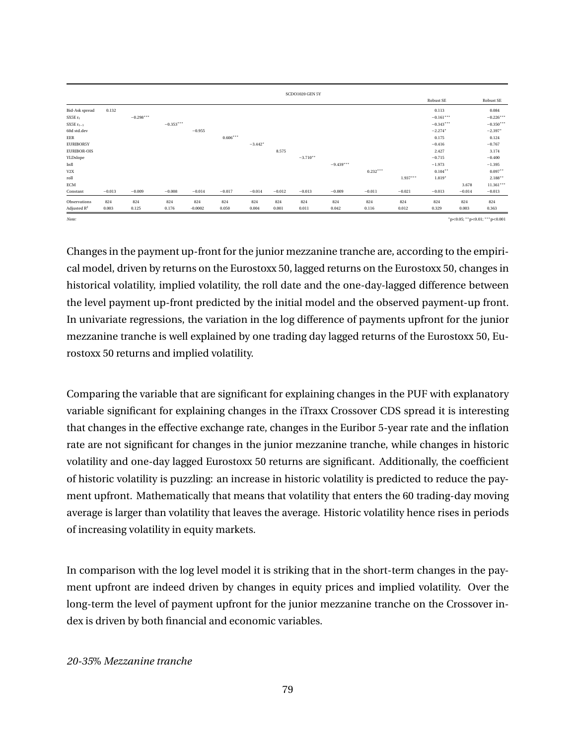|  | SCDO1020 GEN 5Y | | | | | | | | | | | | | |
|---|---|---|---|---|---|---|---|---|---|---|---|---|---|---|
|  |  |  |  |  |  |  |  |  |  |  |  | Robust SE |  | Robust SE |
| Bid-Ask spread | 0.132 |  |  |  |  |  |  |  |  |  |  | 0.113 |  | 0.084 |
| SX5E $r_t$ |  | $-0.298^{***}$ |  |  |  |  |  |  |  |  |  | $-0.161^{***}$ |  | $-0.226^{***}$ |
| SX5E $r_{t-1}$ |  |  | $-0.353^{***}$ |  |  |  |  |  |  |  |  | $-0.343^{***}$ |  | $-0.350^{***}$ |
| 60d std.dev |  |  |  | $-0.955$ |  |  |  |  |  |  |  | $-2.274^{*}$ |  | $-2.397^{*}$ |
| EER |  |  |  |  | $0.606^{***}$ |  |  |  |  |  |  | 0.175 |  | 0.124 |
| EURIBOR5Y |  |  |  |  |  | $-3.442^{*}$ |  |  |  |  |  | $-0.416$ |  | $-0.767$ |
| EURIBOR-OIS |  |  |  |  |  |  | 8.575 |  |  |  |  | 2.427 |  | 3.174 |
| YLDslope |  |  |  |  |  |  |  | $-3.710^{**}$ |  |  |  | $-0.715$ |  | $-0.400$ |
| Infl |  |  |  |  |  |  |  |  | $-9.439^{***}$ |  |  | $-1.973$ |  | $-1.395$ |
| V2X |  |  |  |  |  |  |  |  |  | $0.232^{***}$ |  | $0.104^{**}$ |  | $0.097^{**}$ |
| roll |  |  |  |  |  |  |  |  |  |  | $1.937^{***}$ | $1.819^{*}$ |  | $2.188^{**}$ |
| ECM |  |  |  |  |  |  |  |  |  |  |  |  | 3.678 | $11.361^{***}$ |
| Constant | $-0.013$ | $-0.009$ | $-0.008$ | $-0.014$ | $-0.017$ | $-0.014$ | $-0.012$ | $-0.013$ | $-0.009$ | $-0.011$ | $-0.021$ | $-0.013$ | $-0.014$ | $-0.013$ |
| Observations | 824 | 824 | 824 | 824 | 824 | 824 | 824 | 824 | 824 | 824 | 824 | 824 | 824 | 824 |
| Adjusted $R^2$ | 0.003 | 0.125 | 0.176 | $-0.0002$ | 0.050 | 0.004 | 0.001 | 0.011 | 0.042 | 0.116 | 0.012 | 0.329 | 0.003 | 0.363 |

*Note:* $^{*}$p<0.05; $^{**}$p<0.01; $^{***}$p<0.001

Changes in the payment up-front for the junior mezzanine tranche are, according to the empirical model, driven by returns on the Eurostoxx 50, lagged returns on the Eurostoxx 50, changes in historical volatility, implied volatility, the roll date and the one-day-lagged difference between the level payment up-front predicted by the initial model and the observed payment-up front. In univariate regressions, the variation in the log difference of payments upfront for the junior mezzanine tranche is well explained by one trading day lagged returns of the Eurostoxx 50, Eurostoxx 50 returns and implied volatility.

Comparing the variable that are significant for explaining changes in the PUF with explanatory variable significant for explaining changes in the iTraxx Crossover CDS spread it is interesting that changes in the effective exchange rate, changes in the Euribor 5-year rate and the inflation rate are not significant for changes in the junior mezzanine tranche, while changes in historic volatility and one-day lagged Eurostoxx 50 returns are significant. Additionally, the coefficient of historic volatility is puzzling: an increase in historic volatility is predicted to reduce the payment upfront. Mathematically that means that volatility that enters the 60 trading-day moving average is larger than volatility that leaves the average. Historic volatility hence rises in periods of increasing volatility in equity markets.

In comparison with the log level model it is striking that in the short-term changes in the payment upfront are indeed driven by changes in equity prices and implied volatility. Over the long-term the level of payment upfront for the junior mezzanine tranche on the Crossover index is driven by both financial and economic variables.

*20-35% Mezzanine tranche*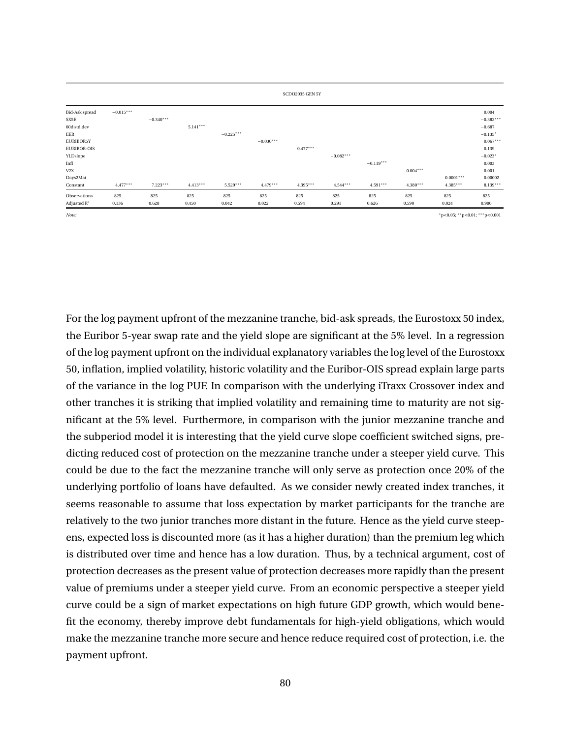| | SCDO2035 GEN 5Y | | | | | | | | | | |
|---|---|---|---|---|---|---|---|---|---|---|---|
| Bid-Ask spread | $-0.015^{***}$ | | | | | | | | | | 0.004 |
| SX5E | | $-0.340^{***}$ | | | | | | | | | $-0.382^{***}$ |
| 60d std.dev | | | $5.141^{***}$ | | | | | | | | $-0.687$ |
| EER | | | | $-0.225^{***}$ | | | | | | | $-0.135^{*}$ |
| EURIBOR5Y | | | | | $-0.030^{***}$ | | | | | | $0.067^{***}$ |
| EURIBOR-OIS | | | | | | $0.477^{***}$ | | | | | 0.139 |
| YLDslope | | | | | | | $-0.082^{***}$ | | | | $-0.023^{*}$ |
| Infl | | | | | | | | $-0.119^{***}$ | | | 0.003 |
| V2X | | | | | | | | | $0.004^{***}$ | | 0.001 |
| Days2Mat | | | | | | | | | | $0.0001^{***}$ | 0.00002 |
| Constant | $4.477^{***}$ | $7.223^{***}$ | $4.413^{***}$ | $5.529^{***}$ | $4.479^{***}$ | $4.395^{***}$ | $4.544^{***}$ | $4.591^{***}$ | $4.380^{***}$ | $4.385^{***}$ | $8.139^{***}$ |
| Observations | 825 | 825 | 825 | 825 | 825 | 825 | 825 | 825 | 825 | 825 | 825 |
| Adjusted $R^2$ | 0.136 | 0.628 | 0.450 | 0.042 | 0.022 | 0.594 | 0.291 | 0.626 | 0.590 | 0.024 | 0.906 |

*Note:* $^{*}$p<0.05; $^{**}$p<0.01; $^{***}$p<0.001

For the log payment upfront of the mezzanine tranche, bid-ask spreads, the Eurostoxx 50 index, the Euribor 5-year swap rate and the yield slope are significant at the 5% level. In a regression of the log payment upfront on the individual explanatory variables the log level of the Eurostoxx 50, inflation, implied volatility, historic volatility and the Euribor-OIS spread explain large parts of the variance in the log PUF. In comparison with the underlying iTraxx Crossover index and other tranches it is striking that implied volatility and remaining time to maturity are not significant at the 5% level. Furthermore, in comparison with the junior mezzanine tranche and the subperiod model it is interesting that the yield curve slope coefficient switched signs, predicting reduced cost of protection on the mezzanine tranche under a steeper yield curve. This could be due to the fact the mezzanine tranche will only serve as protection once 20% of the underlying portfolio of loans have defaulted. As we consider newly created index tranches, it seems reasonable to assume that loss expectation by market participants for the tranche are relatively to the two junior tranches more distant in the future. Hence as the yield curve steepens, expected loss is discounted more (as it has a higher duration) than the premium leg which is distributed over time and hence has a low duration. Thus, by a technical argument, cost of protection decreases as the present value of protection decreases more rapidly than the present value of premiums under a steeper yield curve. From an economic perspective a steeper yield curve could be a sign of market expectations on high future GDP growth, which would benefit the economy, thereby improve debt fundamentals for high-yield obligations, which would make the mezzanine tranche more secure and hence reduce required cost of protection, i.e. the payment upfront.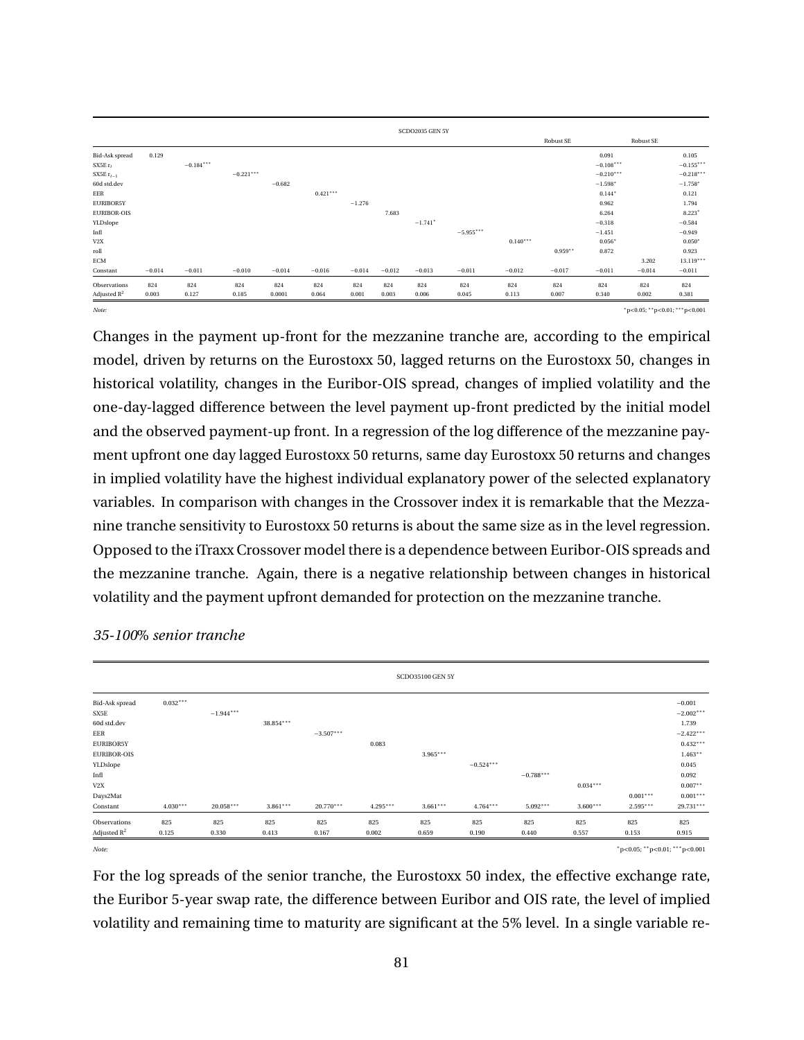| | SCDO2035 GEN 5Y | | | | | | | | | | | | | |
|---|---|---|---|---|---|---|---|---|---|---|---|---|---|---|
| | | | | | | | | | | | Robust SE | | Robust SE | |
| Bid-Ask spread | 0.129 | | | | | | | | | | | 0.091 | | 0.105 |
| SX5E $r_t$ | | $-0.184^{***}$ | | | | | | | | | | $-0.108^{***}$ | | $-0.155^{***}$ |
| SX5E $r_{t-1}$ | | | $-0.221^{***}$ | | | | | | | | | $-0.210^{***}$ | | $-0.218^{***}$ |
| 60d std.dev | | | | $-0.682$ | | | | | | | | $-1.598^{*}$ | | $-1.758^{*}$ |
| EER | | | | | $0.421^{***}$ | | | | | | | $0.144^{*}$ | | 0.121 |
| EURIBOR5Y | | | | | | $-1.276$ | | | | | | 0.962 | | 1.794 |
| EURIBOR-OIS | | | | | | | 7.683 | | | | | 6.264 | | $8.223^{*}$ |
| YLDslope | | | | | | | | $-1.741^{*}$ | | | | $-0.318$ | | $-0.584$ |
| Infl | | | | | | | | | $-5.955^{***}$ | | | $-1.451$ | | $-0.949$ |
| V2X | | | | | | | | | | $0.140^{***}$ | | $0.056^{*}$ | | $0.050^{*}$ |
| roll | | | | | | | | | | | $0.959^{**}$ | 0.872 | | 0.923 |
| ECM | | | | | | | | | | | | | 3.202 | $13.119^{***}$ |
| Constant | $-0.014$ | $-0.011$ | $-0.010$ | $-0.014$ | $-0.016$ | $-0.014$ | $-0.012$ | $-0.013$ | $-0.011$ | $-0.012$ | $-0.017$ | $-0.011$ | $-0.014$ | $-0.011$ |
| Observations | 824 | 824 | 824 | 824 | 824 | 824 | 824 | 824 | 824 | 824 | 824 | 824 | 824 | 824 |
| Adjusted $R^2$ | 0.003 | 0.127 | 0.185 | 0.0001 | 0.064 | 0.001 | 0.003 | 0.006 | 0.045 | 0.113 | 0.007 | 0.340 | 0.002 | 0.381 |

*Note:* $^{*}$p<0.05; $^{**}$p<0.01; $^{***}$p<0.001

Changes in the payment up-front for the mezzanine tranche are, according to the empirical model, driven by returns on the Eurostoxx 50, lagged returns on the Eurostoxx 50, changes in historical volatility, changes in the Euribor-OIS spread, changes of implied volatility and the one-day-lagged difference between the level payment up-front predicted by the initial model and the observed payment-up front. In a regression of the log difference of the mezzanine payment upfront one day lagged Eurostoxx 50 returns, same day Eurostoxx 50 returns and changes in implied volatility have the highest individual explanatory power of the selected explanatory variables. In comparison with changes in the Crossover index it is remarkable that the Mezzanine tranche sensitivity to Eurostoxx 50 returns is about the same size as in the level regression. Opposed to the iTraxx Crossover model there is a dependence between Euribor-OIS spreads and the mezzanine tranche. Again, there is a negative relationship between changes in historical volatility and the payment upfront demanded for protection on the mezzanine tranche.

*35-100% senior tranche*

| | SCDO35100 GEN 5Y | | | | | | | | | | |
|---|---|---|---|---|---|---|---|---|---|---|---|
| Bid-Ask spread | $0.032^{***}$ | | | | | | | | | | $-0.001$ |
| SX5E | | $-1.944^{***}$ | | | | | | | | | $-2.002^{***}$ |
| 60d std.dev | | | $38.854^{***}$ | | | | | | | | 1.739 |
| EER | | | | $-3.507^{***}$ | | | | | | | $-2.422^{***}$ |
| EURIBOR5Y | | | | | 0.083 | | | | | | $0.432^{***}$ |
| EURIBOR-OIS | | | | | | $3.965^{***}$ | | | | | $1.463^{**}$ |
| YLDslope | | | | | | | $-0.524^{***}$ | | | | 0.045 |
| Infl | | | | | | | | $-0.788^{***}$ | | | 0.092 |
| V2X | | | | | | | | | $0.034^{***}$ | | $0.007^{**}$ |
| Days2Mat | | | | | | | | | | $0.001^{***}$ | $0.001^{***}$ |
| Constant | $4.030^{***}$ | $20.058^{***}$ | $3.861^{***}$ | $20.770^{***}$ | $4.295^{***}$ | $3.661^{***}$ | $4.764^{***}$ | $5.092^{***}$ | $3.600^{***}$ | $2.595^{***}$ | $29.731^{***}$ |
| Observations | 825 | 825 | 825 | 825 | 825 | 825 | 825 | 825 | 825 | 825 | 825 |
| Adjusted $R^2$ | 0.125 | 0.330 | 0.413 | 0.167 | 0.002 | 0.659 | 0.190 | 0.440 | 0.557 | 0.153 | 0.915 |

*Note:* $^{*}$p<0.05; $^{**}$p<0.01; $^{***}$p<0.001

For the log spreads of the senior tranche, the Eurostoxx 50 index, the effective exchange rate, the Euribor 5-year swap rate, the difference between Euribor and OIS rate, the level of implied volatility and remaining time to maturity are significant at the 5% level. In a single variable re-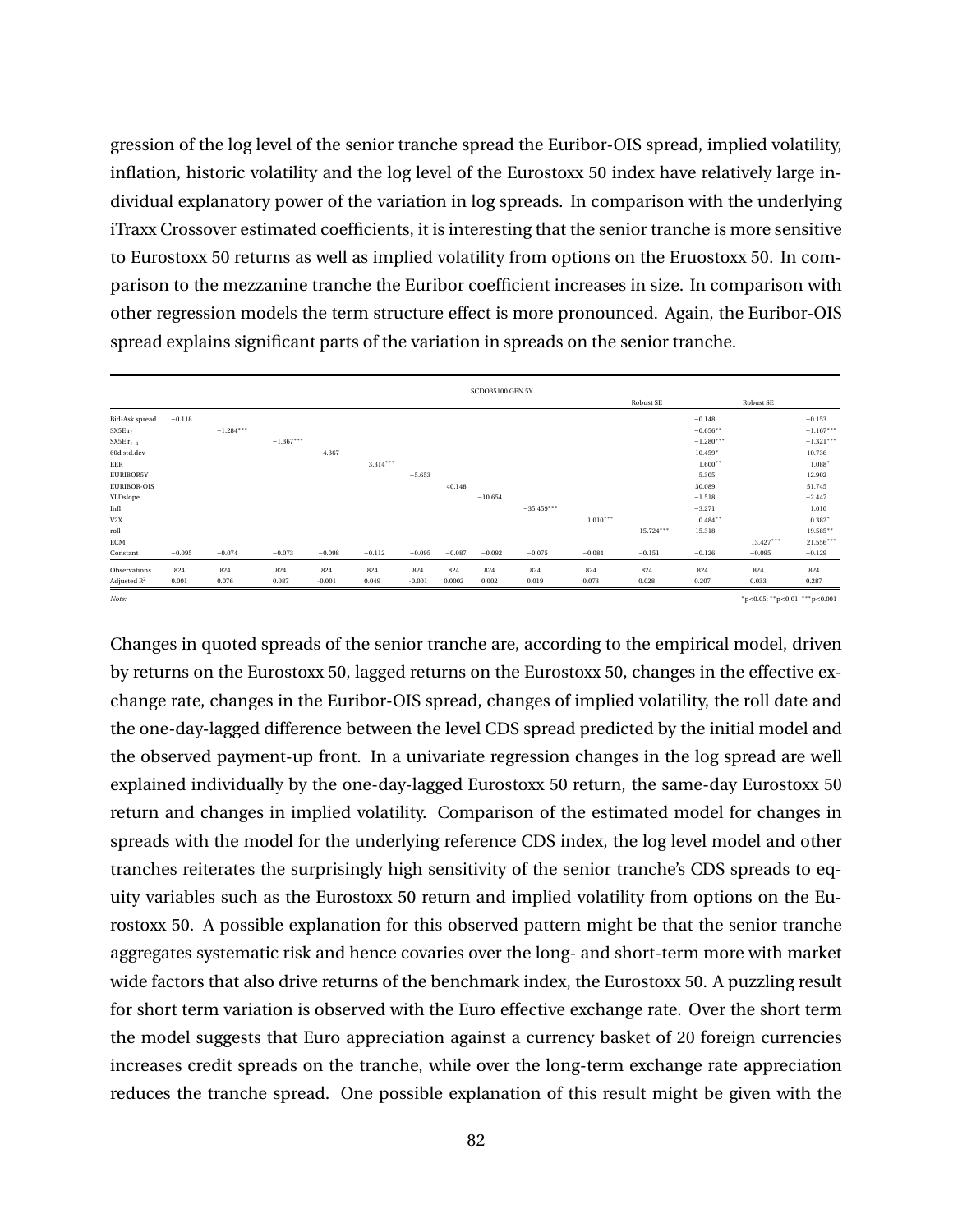gression of the log level of the senior tranche spread the Euribor-OIS spread, implied volatility, inflation, historic volatility and the log level of the Eurostoxx 50 index have relatively large individual explanatory power of the variation in log spreads. In comparison with the underlying iTraxx Crossover estimated coefficients, it is interesting that the senior tranche is more sensitive to Eurostoxx 50 returns as well as implied volatility from options on the Eruostoxx 50. In comparison to the mezzanine tranche the Euribor coefficient increases in size. In comparison with other regression models the term structure effect is more pronounced. Again, the Euribor-OIS spread explains significant parts of the variation in spreads on the senior tranche.

| | SCDO35100 GEN 5Y | | | | | | | | | | | | | |
|---|---|---|---|---|---|---|---|---|---|---|---|---|---|---|
| | | | | | | | | | | | Robust SE | | Robust SE | |
| Bid-Ask spread | −0.118 | | | | | | | | | | | −0.148 | | −0.153 |
| SX5E $r_t$ | | $-1.284^{***}$ | | | | | | | | | | $-0.656^{**}$ | | $-1.167^{***}$ |
| SX5E $r_{t-1}$ | | | $-1.367^{***}$ | | | | | | | | | $-1.280^{***}$ | | $-1.321^{***}$ |
| 60d std.dev | | | | −4.367 | | | | | | | | $-10.459^{*}$ | | −10.736 |
| EER | | | | | $3.314^{***}$ | | | | | | | $1.600^{**}$ | | $1.088^{*}$ |
| EURIBOR5Y | | | | | | −5.653 | | | | | | 5.305 | | 12.902 |
| EURIBOR-OIS | | | | | | | 40.148 | | | | | 30.089 | | 51.745 |
| YLDslope | | | | | | | | −10.654 | | | | −1.518 | | −2.447 |
| Infl | | | | | | | | | $-35.459^{***}$ | | | −3.271 | | 1.010 |
| V2X | | | | | | | | | | $1.010^{***}$ | | $0.484^{**}$ | | $0.382^{*}$ |
| roll | | | | | | | | | | | $15.724^{***}$ | 15.318 | | $19.585^{**}$ |
| ECM | | | | | | | | | | | | | $13.427^{***}$ | $21.556^{***}$ |
| Constant | −0.095 | −0.074 | −0.073 | −0.098 | −0.112 | −0.095 | −0.087 | −0.092 | −0.075 | −0.084 | −0.151 | −0.126 | −0.095 | −0.129 |
| Observations | 824 | 824 | 824 | 824 | 824 | 824 | 824 | 824 | 824 | 824 | 824 | 824 | 824 | 824 |
| Adjusted $R^2$ | 0.001 | 0.076 | 0.087 | -0.001 | 0.049 | -0.001 | 0.0002 | 0.002 | 0.019 | 0.073 | 0.028 | 0.207 | 0.033 | 0.287 |

*Note:* $^{*}$p<0.05; $^{**}$p<0.01; $^{***}$p<0.001

Changes in quoted spreads of the senior tranche are, according to the empirical model, driven by returns on the Eurostoxx 50, lagged returns on the Eurostoxx 50, changes in the effective exchange rate, changes in the Euribor-OIS spread, changes of implied volatility, the roll date and the one-day-lagged difference between the level CDS spread predicted by the initial model and the observed payment-up front. In a univariate regression changes in the log spread are well explained individually by the one-day-lagged Eurostoxx 50 return, the same-day Eurostoxx 50 return and changes in implied volatility. Comparison of the estimated model for changes in spreads with the model for the underlying reference CDS index, the log level model and other tranches reiterates the surprisingly high sensitivity of the senior tranche's CDS spreads to equity variables such as the Eurostoxx 50 return and implied volatility from options on the Eurostoxx 50. A possible explanation for this observed pattern might be that the senior tranche aggregates systematic risk and hence covaries over the long- and short-term more with market wide factors that also drive returns of the benchmark index, the Eurostoxx 50. A puzzling result for short term variation is observed with the Euro effective exchange rate. Over the short term the model suggests that Euro appreciation against a currency basket of 20 foreign currencies increases credit spreads on the tranche, while over the long-term exchange rate appreciation reduces the tranche spread. One possible explanation of this result might be given with the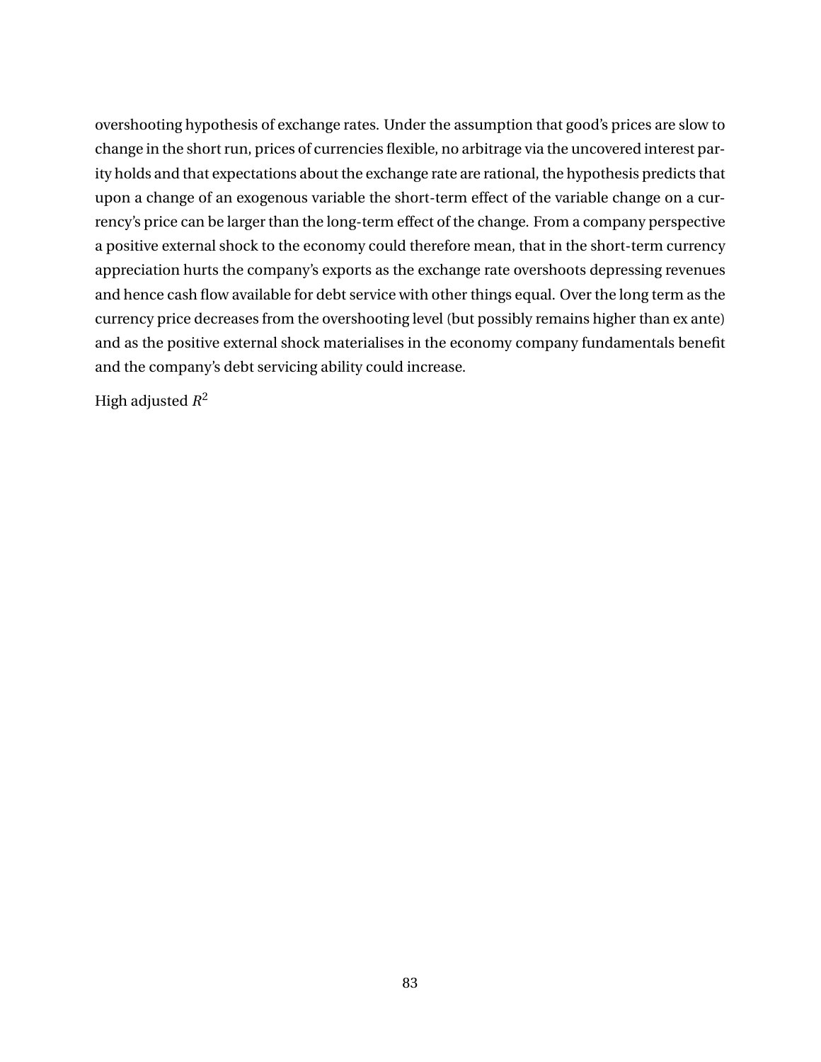overshooting hypothesis of exchange rates. Under the assumption that good's prices are slow to change in the short run, prices of currencies flexible, no arbitrage via the uncovered interest parity holds and that expectations about the exchange rate are rational, the hypothesis predicts that upon a change of an exogenous variable the short-term effect of the variable change on a currency's price can be larger than the long-term effect of the change. From a company perspective a positive external shock to the economy could therefore mean, that in the short-term currency appreciation hurts the company's exports as the exchange rate overshoots depressing revenues and hence cash flow available for debt service with other things equal. Over the long term as the currency price decreases from the overshooting level (but possibly remains higher than ex ante) and as the positive external shock materialises in the economy company fundamentals benefit and the company's debt servicing ability could increase.

High adjusted $R^2$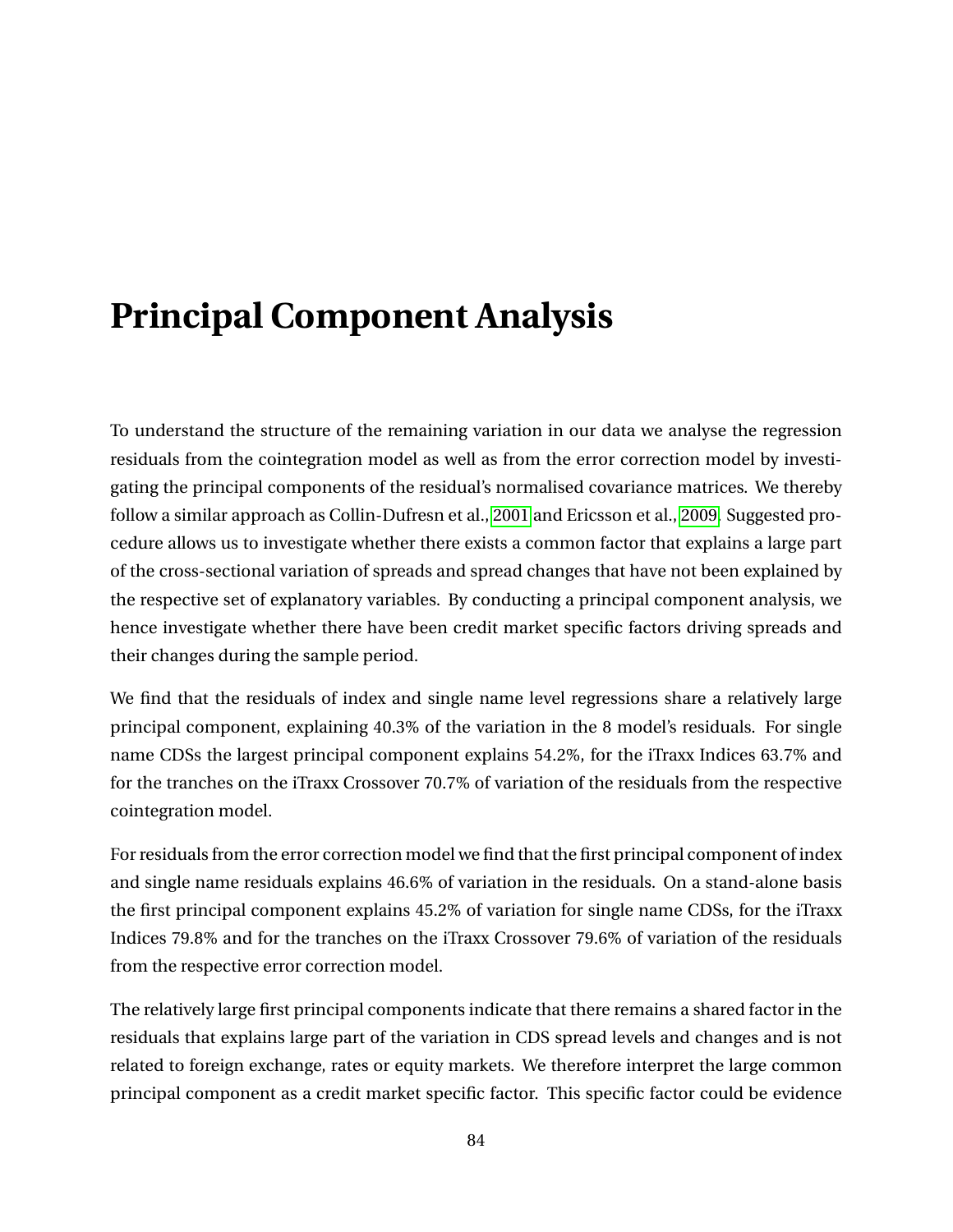# Principal Component Analysis

To understand the structure of the remaining variation in our data we analyse the regression residuals from the cointegration model as well as from the error correction model by investigating the principal components of the residual's normalised covariance matrices. We thereby follow a similar approach as Collin-Dufresn et al., 2001 and Ericsson et al., 2009. Suggested procedure allows us to investigate whether there exists a common factor that explains a large part of the cross-sectional variation of spreads and spread changes that have not been explained by the respective set of explanatory variables. By conducting a principal component analysis, we hence investigate whether there have been credit market specific factors driving spreads and their changes during the sample period.

We find that the residuals of index and single name level regressions share a relatively large principal component, explaining 40.3% of the variation in the 8 model's residuals. For single name CDSs the largest principal component explains 54.2%, for the iTraxx Indices 63.7% and for the tranches on the iTraxx Crossover 70.7% of variation of the residuals from the respective cointegration model.

For residuals from the error correction model we find that the first principal component of index and single name residuals explains 46.6% of variation in the residuals. On a stand-alone basis the first principal component explains 45.2% of variation for single name CDSs, for the iTraxx Indices 79.8% and for the tranches on the iTraxx Crossover 79.6% of variation of the residuals from the respective error correction model.

The relatively large first principal components indicate that there remains a shared factor in the residuals that explains large part of the variation in CDS spread levels and changes and is not related to foreign exchange, rates or equity markets. We therefore interpret the large common principal component as a credit market specific factor. This specific factor could be evidence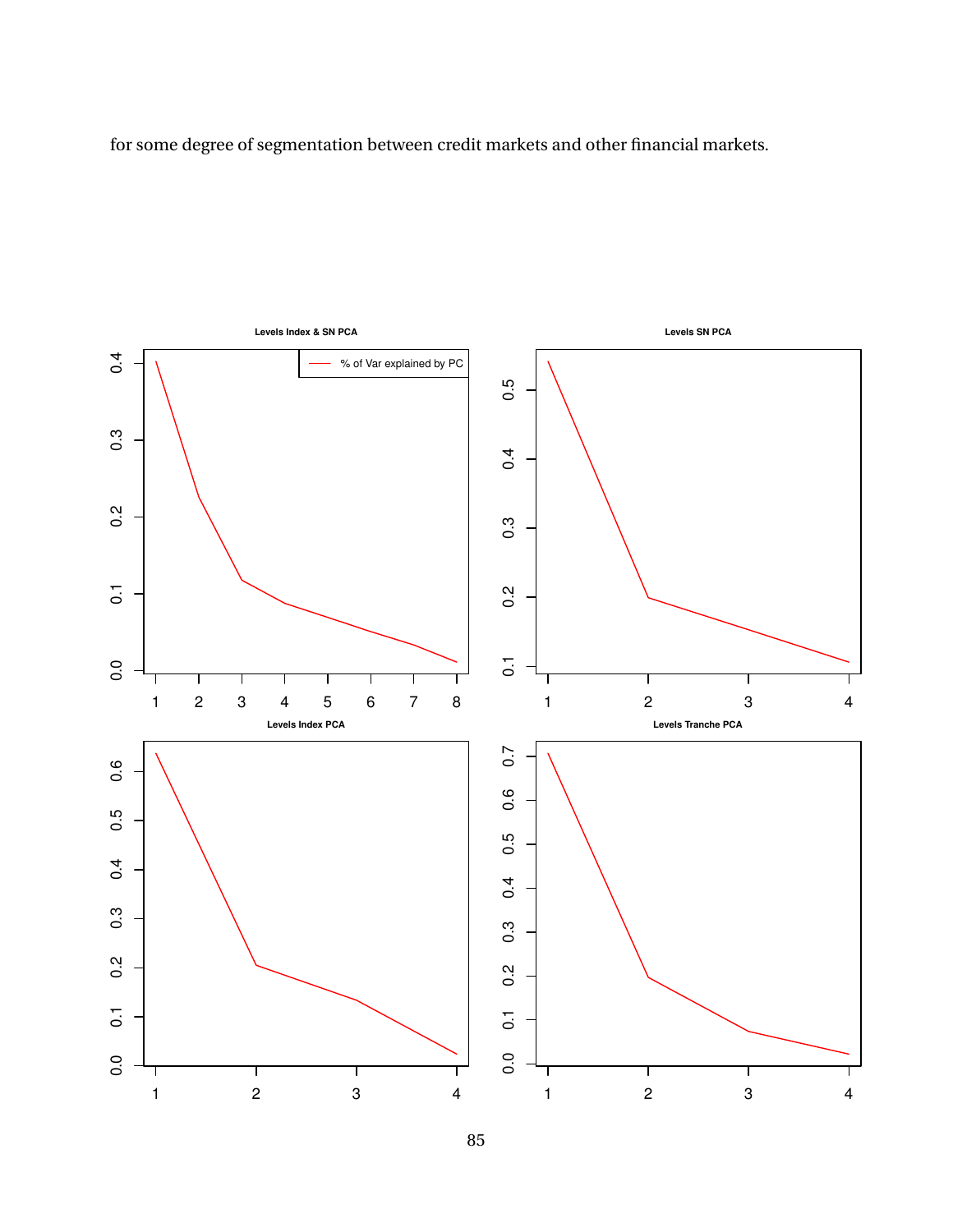for some degree of segmentation between credit markets and other financial markets.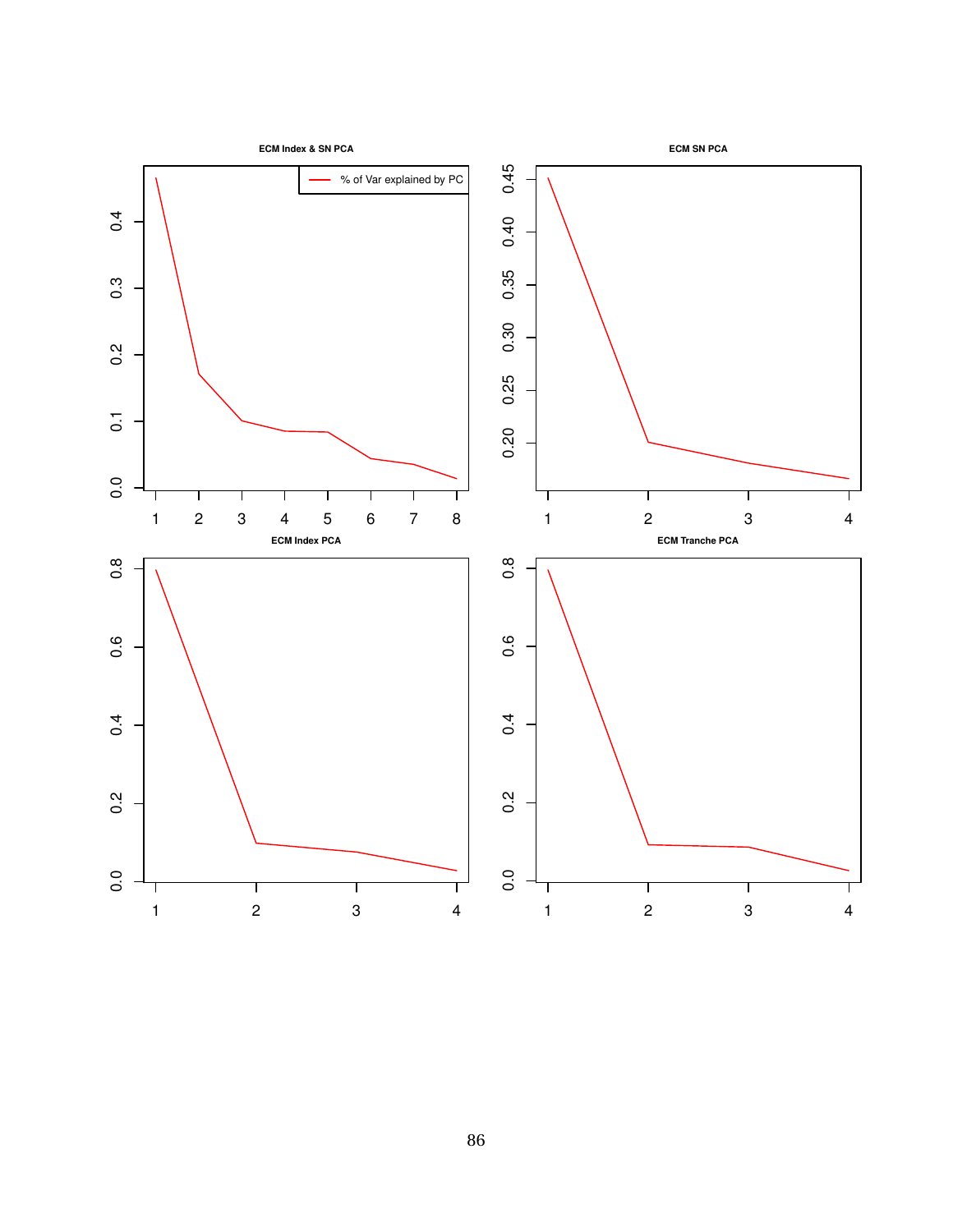ECM Index & SN PCA

% of Var explained by PC

ECM SN PCA

ECM Index PCA

ECM Tranche PCA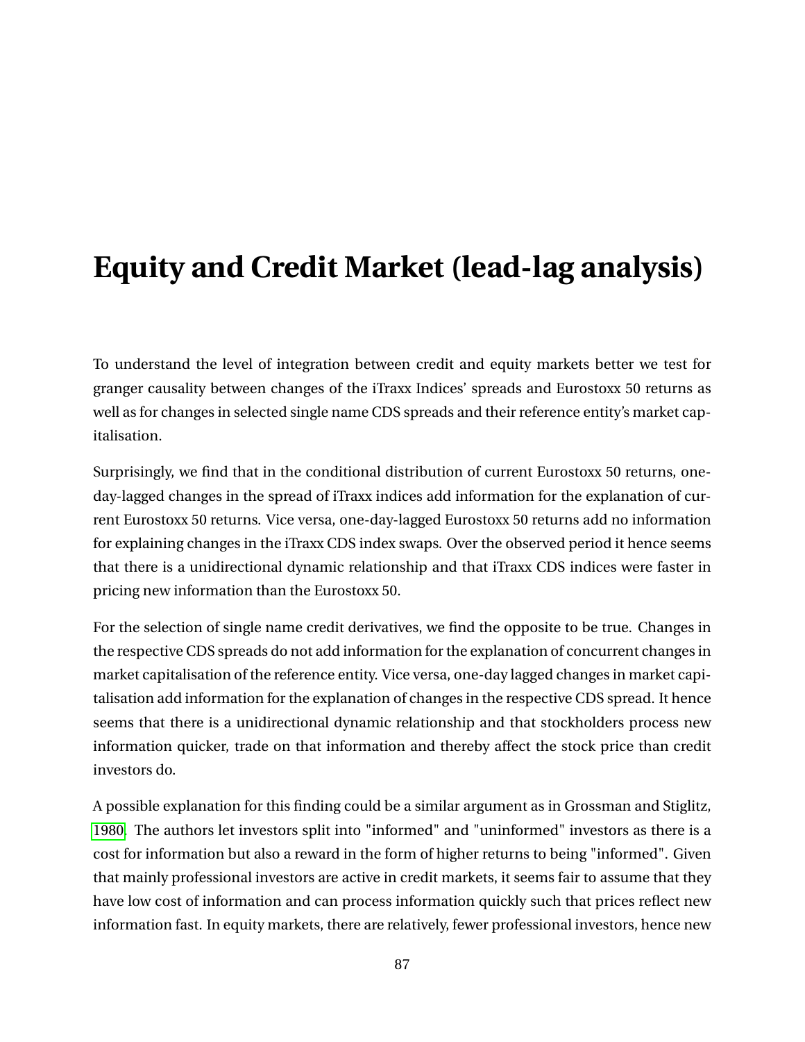# Equity and Credit Market (lead-lag analysis)

To understand the level of integration between credit and equity markets better we test for granger causality between changes of the iTraxx Indices' spreads and Eurostoxx 50 returns as well as for changes in selected single name CDS spreads and their reference entity's market capitalisation.

Surprisingly, we find that in the conditional distribution of current Eurostoxx 50 returns, one-day-lagged changes in the spread of iTraxx indices add information for the explanation of current Eurostoxx 50 returns. Vice versa, one-day-lagged Eurostoxx 50 returns add no information for explaining changes in the iTraxx CDS index swaps. Over the observed period it hence seems that there is a unidirectional dynamic relationship and that iTraxx CDS indices were faster in pricing new information than the Eurostoxx 50.

For the selection of single name credit derivatives, we find the opposite to be true. Changes in the respective CDS spreads do not add information for the explanation of concurrent changes in market capitalisation of the reference entity. Vice versa, one-day lagged changes in market capitalisation add information for the explanation of changes in the respective CDS spread. It hence seems that there is a unidirectional dynamic relationship and that stockholders process new information quicker, trade on that information and thereby affect the stock price than credit investors do.

A possible explanation for this finding could be a similar argument as in Grossman and Stiglitz, 1980. The authors let investors split into "informed" and "uninformed" investors as there is a cost for information but also a reward in the form of higher returns to being "informed". Given that mainly professional investors are active in credit markets, it seems fair to assume that they have low cost of information and can process information quickly such that prices reflect new information fast. In equity markets, there are relatively, fewer professional investors, hence new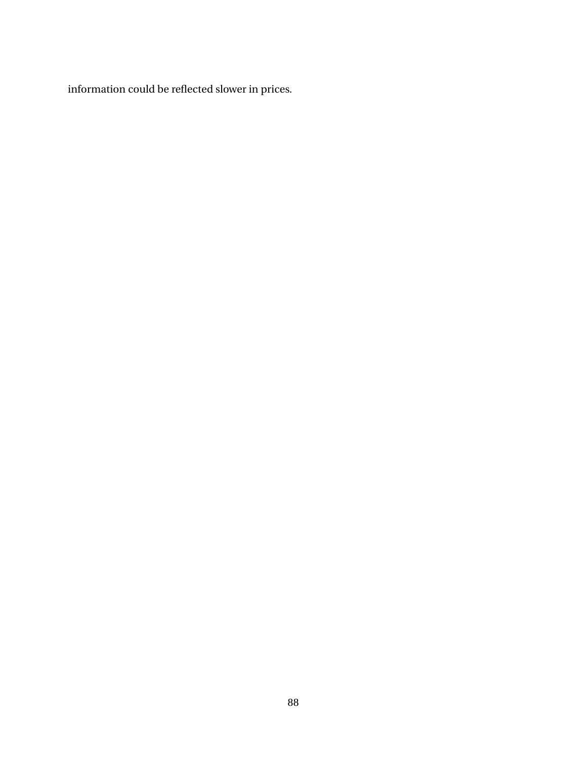information could be reflected slower in prices.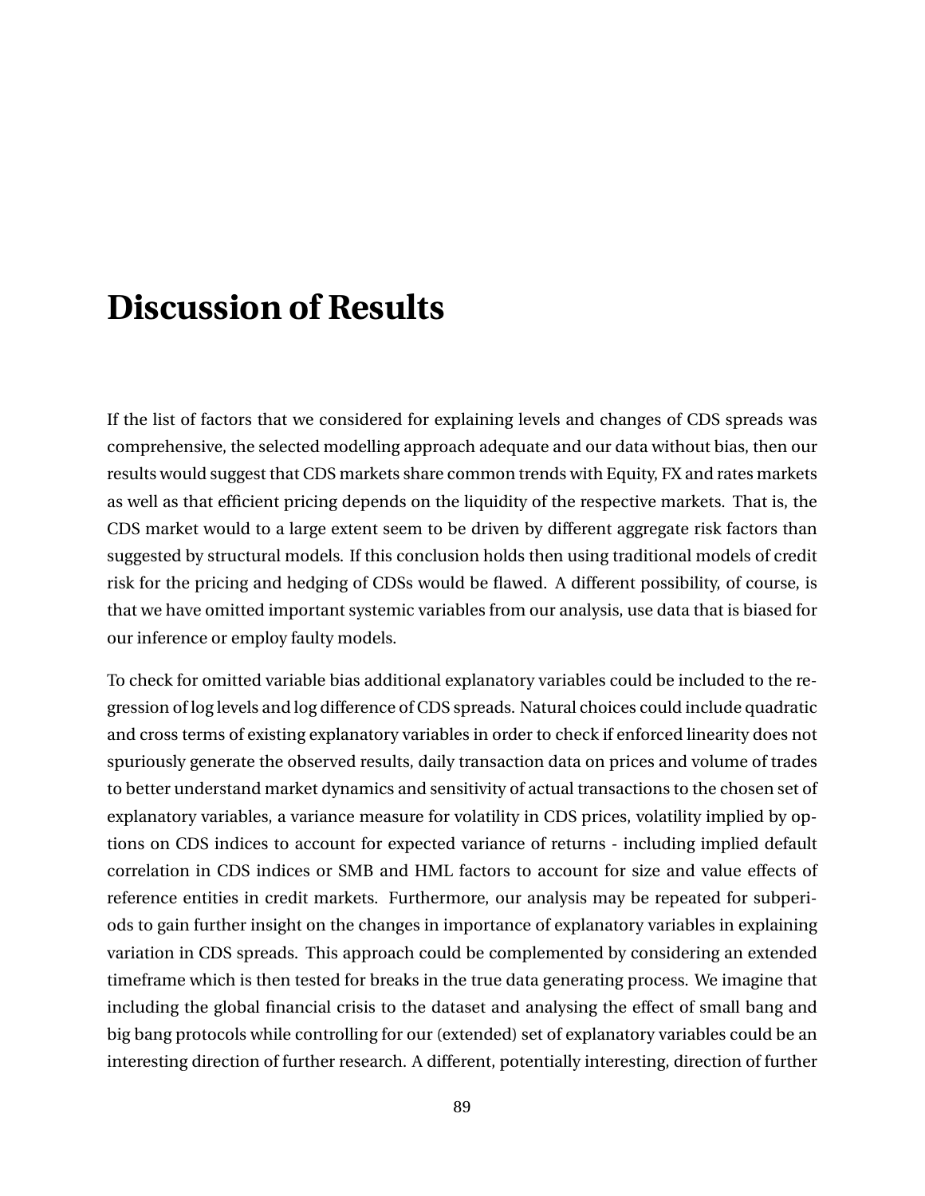# Discussion of Results

If the list of factors that we considered for explaining levels and changes of CDS spreads was comprehensive, the selected modelling approach adequate and our data without bias, then our results would suggest that CDS markets share common trends with Equity, FX and rates markets as well as that efficient pricing depends on the liquidity of the respective markets. That is, the CDS market would to a large extent seem to be driven by different aggregate risk factors than suggested by structural models. If this conclusion holds then using traditional models of credit risk for the pricing and hedging of CDSs would be flawed. A different possibility, of course, is that we have omitted important systemic variables from our analysis, use data that is biased for our inference or employ faulty models.

To check for omitted variable bias additional explanatory variables could be included to the regression of log levels and log difference of CDS spreads. Natural choices could include quadratic and cross terms of existing explanatory variables in order to check if enforced linearity does not spuriously generate the observed results, daily transaction data on prices and volume of trades to better understand market dynamics and sensitivity of actual transactions to the chosen set of explanatory variables, a variance measure for volatility in CDS prices, volatility implied by options on CDS indices to account for expected variance of returns - including implied default correlation in CDS indices or SMB and HML factors to account for size and value effects of reference entities in credit markets. Furthermore, our analysis may be repeated for subperiods to gain further insight on the changes in importance of explanatory variables in explaining variation in CDS spreads. This approach could be complemented by considering an extended timeframe which is then tested for breaks in the true data generating process. We imagine that including the global financial crisis to the dataset and analysing the effect of small bang and big bang protocols while controlling for our (extended) set of explanatory variables could be an interesting direction of further research. A different, potentially interesting, direction of further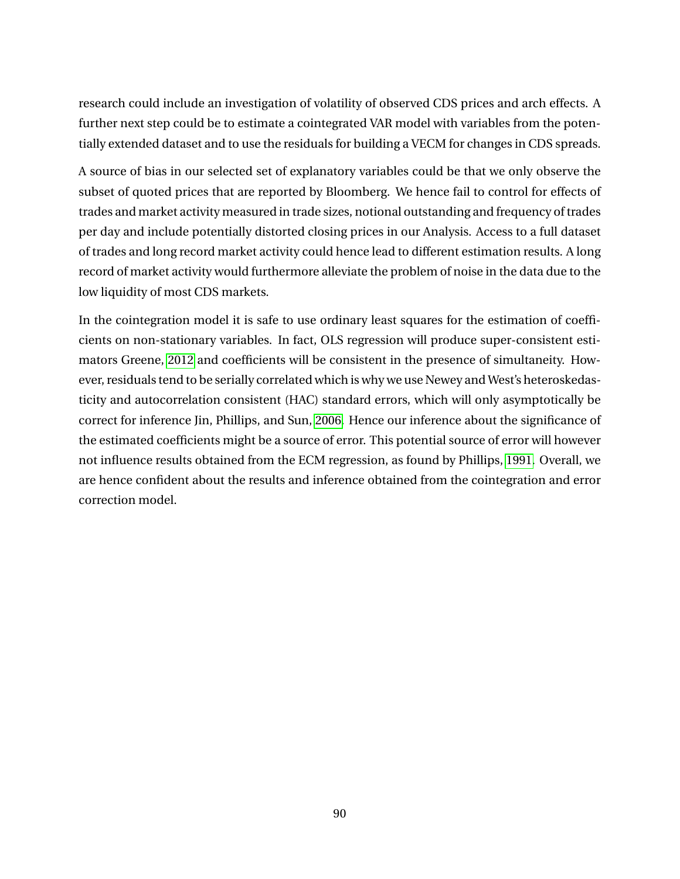research could include an investigation of volatility of observed CDS prices and arch effects. A further next step could be to estimate a cointegrated VAR model with variables from the potentially extended dataset and to use the residuals for building a VECM for changes in CDS spreads.

A source of bias in our selected set of explanatory variables could be that we only observe the subset of quoted prices that are reported by Bloomberg. We hence fail to control for effects of trades and market activity measured in trade sizes, notional outstanding and frequency of trades per day and include potentially distorted closing prices in our Analysis. Access to a full dataset of trades and long record market activity could hence lead to different estimation results. A long record of market activity would furthermore alleviate the problem of noise in the data due to the low liquidity of most CDS markets.

In the cointegration model it is safe to use ordinary least squares for the estimation of coefficients on non-stationary variables. In fact, OLS regression will produce super-consistent estimators Greene, 2012 and coefficients will be consistent in the presence of simultaneity. However, residuals tend to be serially correlated which is why we use Newey and West's heteroskedasticity and autocorrelation consistent (HAC) standard errors, which will only asymptotically be correct for inference Jin, Phillips, and Sun, 2006. Hence our inference about the significance of the estimated coefficients might be a source of error. This potential source of error will however not influence results obtained from the ECM regression, as found by Phillips, 1991. Overall, we are hence confident about the results and inference obtained from the cointegration and error correction model.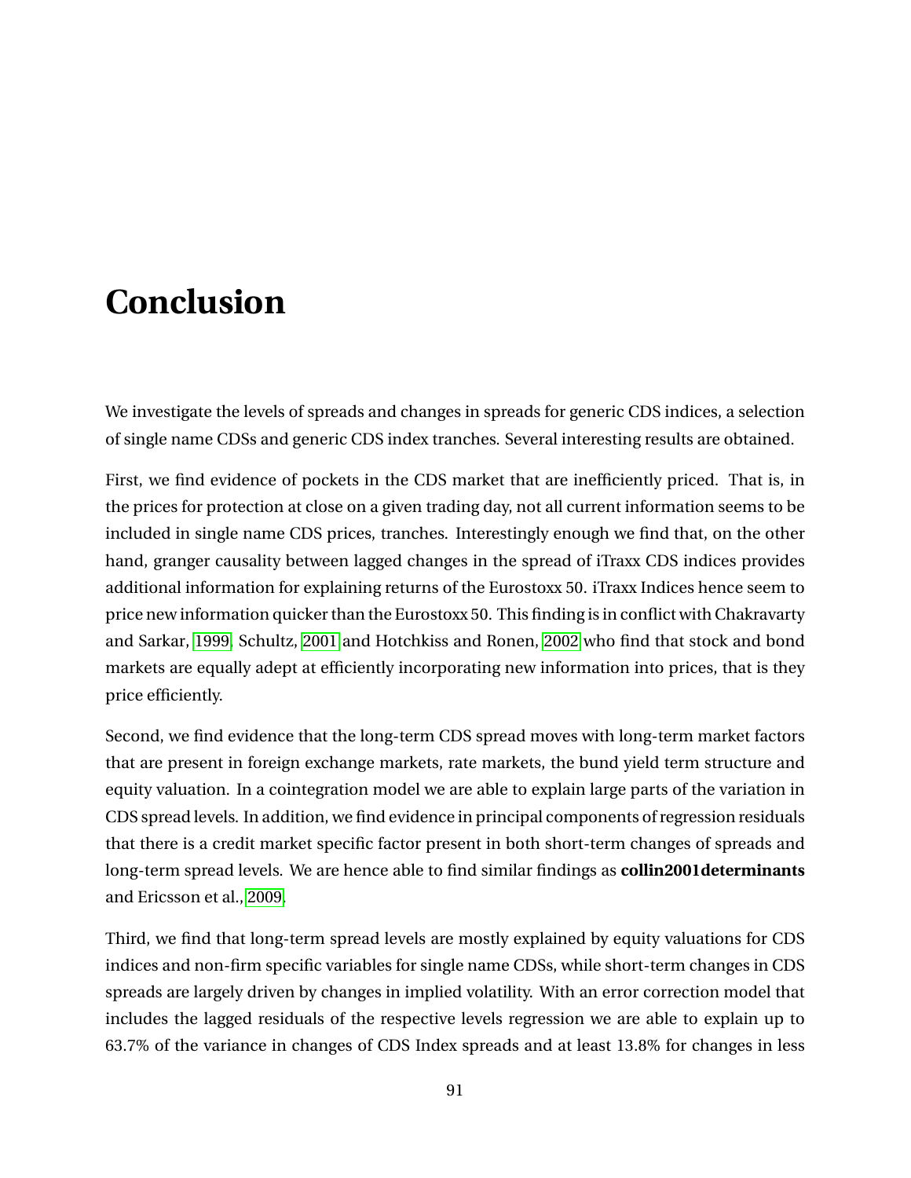# Conclusion

We investigate the levels of spreads and changes in spreads for generic CDS indices, a selection of single name CDSs and generic CDS index tranches. Several interesting results are obtained.

First, we find evidence of pockets in the CDS market that are inefficiently priced. That is, in the prices for protection at close on a given trading day, not all current information seems to be included in single name CDS prices, tranches. Interestingly enough we find that, on the other hand, granger causality between lagged changes in the spread of iTraxx CDS indices provides additional information for explaining returns of the Eurostoxx 50. iTraxx Indices hence seem to price new information quicker than the Eurostoxx 50. This finding is in conflict with Chakravarty and Sarkar, 1999, Schultz, 2001 and Hotchkiss and Ronen, 2002 who find that stock and bond markets are equally adept at efficiently incorporating new information into prices, that is they price efficiently.

Second, we find evidence that the long-term CDS spread moves with long-term market factors that are present in foreign exchange markets, rate markets, the bund yield term structure and equity valuation. In a cointegration model we are able to explain large parts of the variation in CDS spread levels. In addition, we find evidence in principal components of regression residuals that there is a credit market specific factor present in both short-term changes of spreads and long-term spread levels. We are hence able to find similar findings as **collin2001determinants** and Ericsson et al., 2009.

Third, we find that long-term spread levels are mostly explained by equity valuations for CDS indices and non-firm specific variables for single name CDSs, while short-term changes in CDS spreads are largely driven by changes in implied volatility. With an error correction model that includes the lagged residuals of the respective levels regression we are able to explain up to 63.7% of the variance in changes of CDS Index spreads and at least 13.8% for changes in less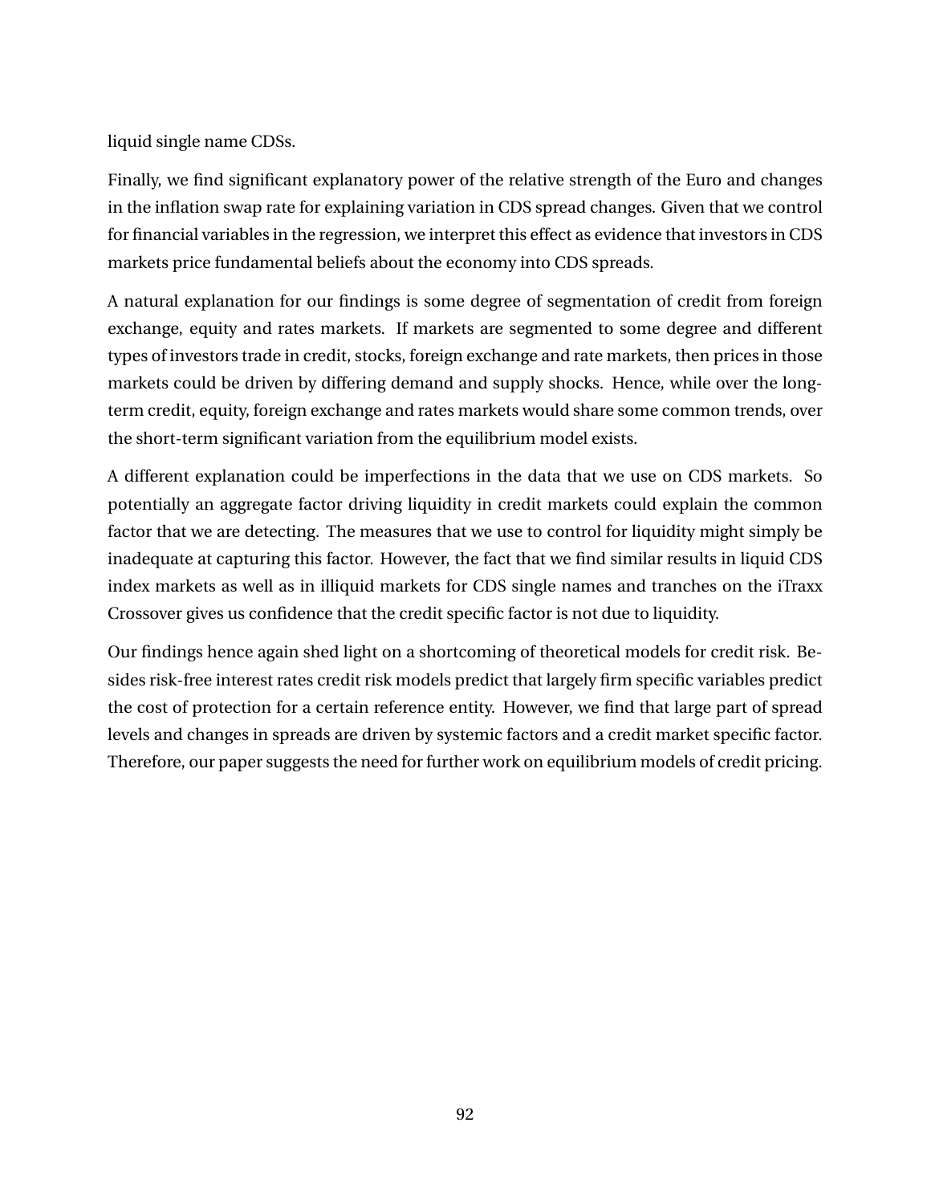liquid single name CDSs.

Finally, we find significant explanatory power of the relative strength of the Euro and changes in the inflation swap rate for explaining variation in CDS spread changes. Given that we control for financial variables in the regression, we interpret this effect as evidence that investors in CDS markets price fundamental beliefs about the economy into CDS spreads.

A natural explanation for our findings is some degree of segmentation of credit from foreign exchange, equity and rates markets. If markets are segmented to some degree and different types of investors trade in credit, stocks, foreign exchange and rate markets, then prices in those markets could be driven by differing demand and supply shocks. Hence, while over the long-term credit, equity, foreign exchange and rates markets would share some common trends, over the short-term significant variation from the equilibrium model exists.

A different explanation could be imperfections in the data that we use on CDS markets. So potentially an aggregate factor driving liquidity in credit markets could explain the common factor that we are detecting. The measures that we use to control for liquidity might simply be inadequate at capturing this factor. However, the fact that we find similar results in liquid CDS index markets as well as in illiquid markets for CDS single names and tranches on the iTraxx Crossover gives us confidence that the credit specific factor is not due to liquidity.

Our findings hence again shed light on a shortcoming of theoretical models for credit risk. Besides risk-free interest rates credit risk models predict that largely firm specific variables predict the cost of protection for a certain reference entity. However, we find that large part of spread levels and changes in spreads are driven by systemic factors and a credit market specific factor. Therefore, our paper suggests the need for further work on equilibrium models of credit pricing.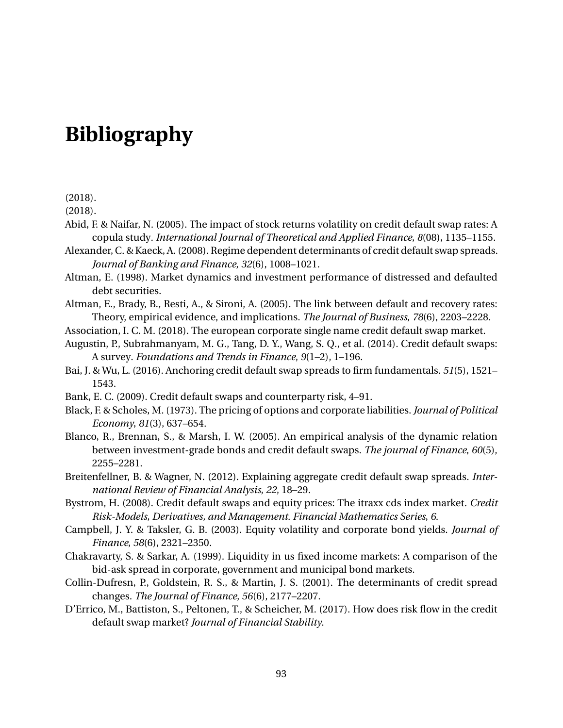# Bibliography

(2018).

(2018).

Abid, F. & Naifar, N. (2005). The impact of stock returns volatility on credit default swap rates: A copula study. *International Journal of Theoretical and Applied Finance*, *8*(08), 1135–1155.

Alexander, C. & Kaeck, A. (2008). Regime dependent determinants of credit default swap spreads. *Journal of Banking and Finance*, *32*(6), 1008–1021.

Altman, E. (1998). Market dynamics and investment performance of distressed and defaulted debt securities.

Altman, E., Brady, B., Resti, A., & Sironi, A. (2005). The link between default and recovery rates: Theory, empirical evidence, and implications. *The Journal of Business*, *78*(6), 2203–2228.

Association, I. C. M. (2018). The european corporate single name credit default swap market.

Augustin, P., Subrahmanyam, M. G., Tang, D. Y., Wang, S. Q., et al. (2014). Credit default swaps: A survey. *Foundations and Trends in Finance*, *9*(1–2), 1–196.

Bai, J. & Wu, L. (2016). Anchoring credit default swap spreads to firm fundamentals. *51*(5), 1521–1543.

Bank, E. C. (2009). Credit default swaps and counterparty risk, 4–91.

Black, F. & Scholes, M. (1973). The pricing of options and corporate liabilities. *Journal of Political Economy*, *81*(3), 637–654.

Blanco, R., Brennan, S., & Marsh, I. W. (2005). An empirical analysis of the dynamic relation between investment-grade bonds and credit default swaps. *The journal of Finance*, *60*(5), 2255–2281.

Breitenfellner, B. & Wagner, N. (2012). Explaining aggregate credit default swap spreads. *International Review of Financial Analysis*, *22*, 18–29.

Bystrom, H. (2008). Credit default swaps and equity prices: The itraxx cds index market. *Credit Risk-Models, Derivatives, and Management. Financial Mathematics Series*, *6*.

Campbell, J. Y. & Taksler, G. B. (2003). Equity volatility and corporate bond yields. *Journal of Finance*, *58*(6), 2321–2350.

Chakravarty, S. & Sarkar, A. (1999). Liquidity in us fixed income markets: A comparison of the bid-ask spread in corporate, government and municipal bond markets.

Collin-Dufresn, P., Goldstein, R. S., & Martin, J. S. (2001). The determinants of credit spread changes. *The Journal of Finance*, *56*(6), 2177–2207.

D'Errico, M., Battiston, S., Peltonen, T., & Scheicher, M. (2017). How does risk flow in the credit default swap market? *Journal of Financial Stability*.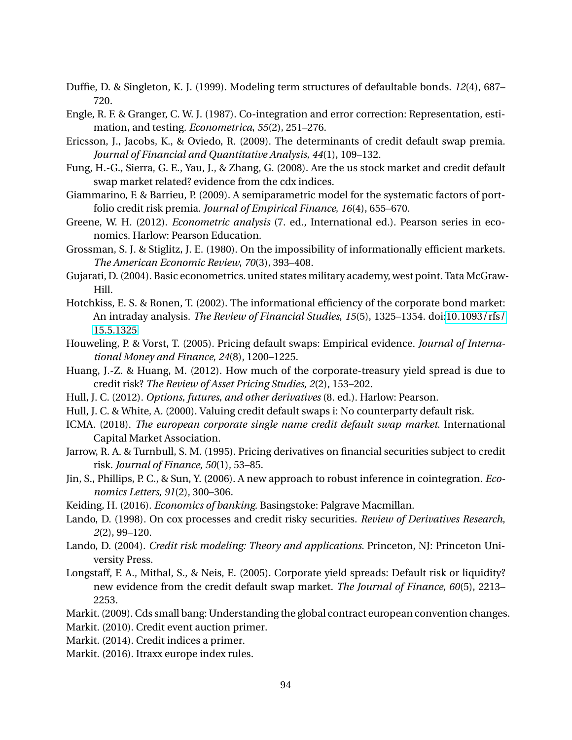Duffie, D. & Singleton, K. J. (1999). Modeling term structures of defaultable bonds. *12*(4), 687–720.

Engle, R. F. & Granger, C. W. J. (1987). Co-integration and error correction: Representation, estimation, and testing. *Econometrica*, *55*(2), 251–276.

Ericsson, J., Jacobs, K., & Oviedo, R. (2009). The determinants of credit default swap premia. *Journal of Financial and Quantitative Analysis*, *44*(1), 109–132.

Fung, H.-G., Sierra, G. E., Yau, J., & Zhang, G. (2008). Are the us stock market and credit default swap market related? evidence from the cdx indices.

Giammarino, F. & Barrieu, P. (2009). A semiparametric model for the systematic factors of portfolio credit risk premia. *Journal of Empirical Finance*, *16*(4), 655–670.

Greene, W. H. (2012). *Econometric analysis* (7. ed., International ed.). Pearson series in economics. Harlow: Pearson Education.

Grossman, S. J. & Stiglitz, J. E. (1980). On the impossibility of informationally efficient markets. *The American Economic Review*, *70*(3), 393–408.

Gujarati, D. (2004). Basic econometrics. united states military academy, west point. Tata McGraw-Hill.

Hotchkiss, E. S. & Ronen, T. (2002). The informational efficiency of the corporate bond market: An intraday analysis. *The Review of Financial Studies*, *15*(5), 1325–1354. doi:10.1093/rfs/15.5.1325

Houweling, P. & Vorst, T. (2005). Pricing default swaps: Empirical evidence. *Journal of International Money and Finance*, *24*(8), 1200–1225.

Huang, J.-Z. & Huang, M. (2012). How much of the corporate-treasury yield spread is due to credit risk? *The Review of Asset Pricing Studies*, *2*(2), 153–202.

Hull, J. C. (2012). *Options, futures, and other derivatives* (8. ed.). Harlow: Pearson.

Hull, J. C. & White, A. (2000). Valuing credit default swaps i: No counterparty default risk.

ICMA. (2018). *The european corporate single name credit default swap market*. International Capital Market Association.

Jarrow, R. A. & Turnbull, S. M. (1995). Pricing derivatives on financial securities subject to credit risk. *Journal of Finance*, *50*(1), 53–85.

Jin, S., Phillips, P. C., & Sun, Y. (2006). A new approach to robust inference in cointegration. *Economics Letters*, *91*(2), 300–306.

Keiding, H. (2016). *Economics of banking*. Basingstoke: Palgrave Macmillan.

Lando, D. (1998). On cox processes and credit risky securities. *Review of Derivatives Research*, *2*(2), 99–120.

Lando, D. (2004). *Credit risk modeling: Theory and applications*. Princeton, NJ: Princeton University Press.

Longstaff, F. A., Mithal, S., & Neis, E. (2005). Corporate yield spreads: Default risk or liquidity? new evidence from the credit default swap market. *The Journal of Finance*, *60*(5), 2213–2253.

Markit. (2009). Cds small bang: Understanding the global contract european convention changes.

Markit. (2010). Credit event auction primer.

Markit. (2014). Credit indices a primer.

Markit. (2016). Itraxx europe index rules.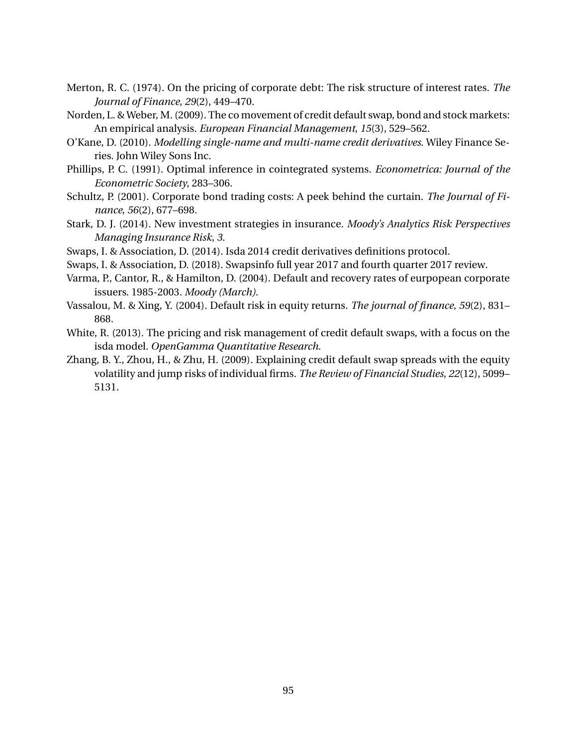Merton, R. C. (1974). On the pricing of corporate debt: The risk structure of interest rates. *The Journal of Finance*, *29*(2), 449–470.

Norden, L. & Weber, M. (2009). The co movement of credit default swap, bond and stock markets: An empirical analysis. *European Financial Management*, *15*(3), 529–562.

O'Kane, D. (2010). *Modelling single-name and multi-name credit derivatives*. Wiley Finance Series. John Wiley Sons Inc.

Phillips, P. C. (1991). Optimal inference in cointegrated systems. *Econometrica: Journal of the Econometric Society*, 283–306.

Schultz, P. (2001). Corporate bond trading costs: A peek behind the curtain. *The Journal of Finance*, *56*(2), 677–698.

Stark, D. J. (2014). New investment strategies in insurance. *Moody's Analytics Risk Perspectives Managing Insurance Risk*, *3*.

Swaps, I. & Association, D. (2014). Isda 2014 credit derivatives definitions protocol.

Swaps, I. & Association, D. (2018). Swapsinfo full year 2017 and fourth quarter 2017 review.

Varma, P., Cantor, R., & Hamilton, D. (2004). Default and recovery rates of eurpopean corporate issuers. 1985-2003. *Moody (March)*.

Vassalou, M. & Xing, Y. (2004). Default risk in equity returns. *The journal of finance*, *59*(2), 831–868.

White, R. (2013). The pricing and risk management of credit default swaps, with a focus on the isda model. *OpenGamma Quantitative Research*.

Zhang, B. Y., Zhou, H., & Zhu, H. (2009). Explaining credit default swap spreads with the equity volatility and jump risks of individual firms. *The Review of Financial Studies*, *22*(12), 5099–5131.